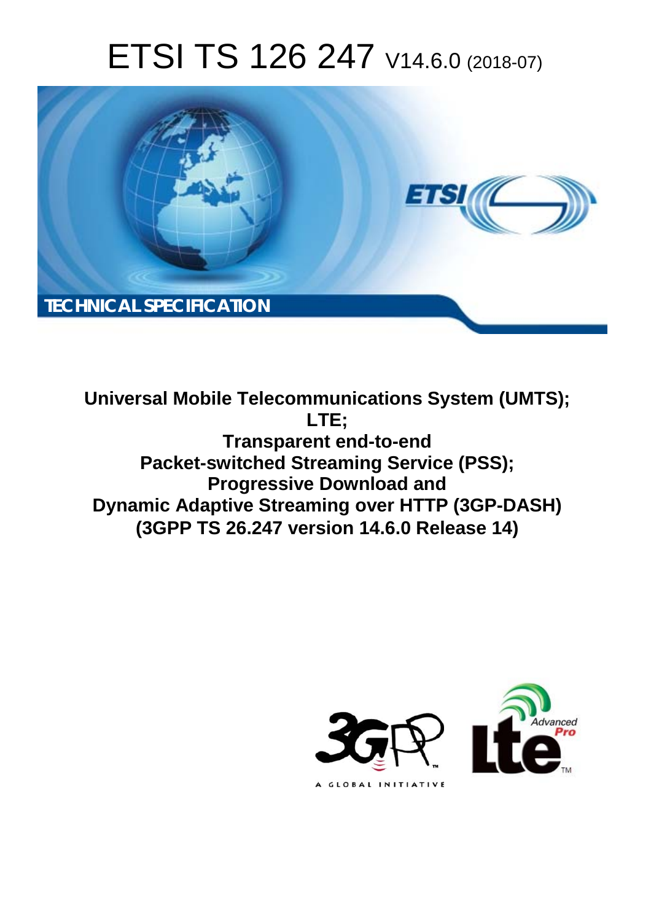# ETSI TS 126 247 V14.6.0 (2018-07)

TECHNICAL SPECIFICATION

**Universal Mobile Telecommunications System (UMTS); LTE; Transparent end-to-end Packet-switched Streaming Service (PSS); Progressive Download and Dynamic Adaptive Streaming over HTTP (3GP-DASH) (3GPP TS 26.247 version 14.6.0 Release 14)**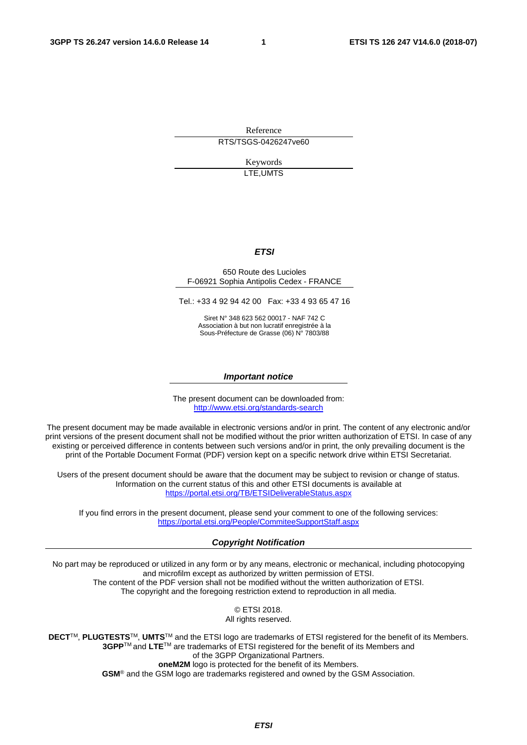Reference

RTS/TSGS-0426247ve60

Keywords

LTE,UMTS

***ETSI***

650 Route des Lucioles
F-06921 Sophia Antipolis Cedex - FRANCE

Tel.: +33 4 92 94 42 00 Fax: +33 4 93 65 47 16

Siret N° 348 623 562 00017 - NAF 742 C
Association à but non lucratif enregistrée à la
Sous-Préfecture de Grasse (06) N° 7803/88

***Important notice***

The present document can be downloaded from:
http://www.etsi.org/standards-search

The present document may be made available in electronic versions and/or in print. The content of any electronic and/or print versions of the present document shall not be modified without the prior written authorization of ETSI. In case of any existing or perceived difference in contents between such versions and/or in print, the only prevailing document is the print of the Portable Document Format (PDF) version kept on a specific network drive within ETSI Secretariat.

Users of the present document should be aware that the document may be subject to revision or change of status. Information on the current status of this and other ETSI documents is available at
https://portal.etsi.org/TB/ETSIDeliverableStatus.aspx

If you find errors in the present document, please send your comment to one of the following services:
https://portal.etsi.org/People/CommiteeSupportStaff.aspx

***Copyright Notification***

No part may be reproduced or utilized in any form or by any means, electronic or mechanical, including photocopying and microfilm except as authorized by written permission of ETSI.
The content of the PDF version shall not be modified without the written authorization of ETSI.
The copyright and the foregoing restriction extend to reproduction in all media.

© ETSI 2018.
All rights reserved.

**DECT**™, **PLUGTESTS**™, **UMTS**™ and the ETSI logo are trademarks of ETSI registered for the benefit of its Members.
**3GPP**™ and **LTE**™ are trademarks of ETSI registered for the benefit of its Members and of the 3GPP Organizational Partners.
**oneM2M** logo is protected for the benefit of its Members.
**GSM**® and the GSM logo are trademarks registered and owned by the GSM Association.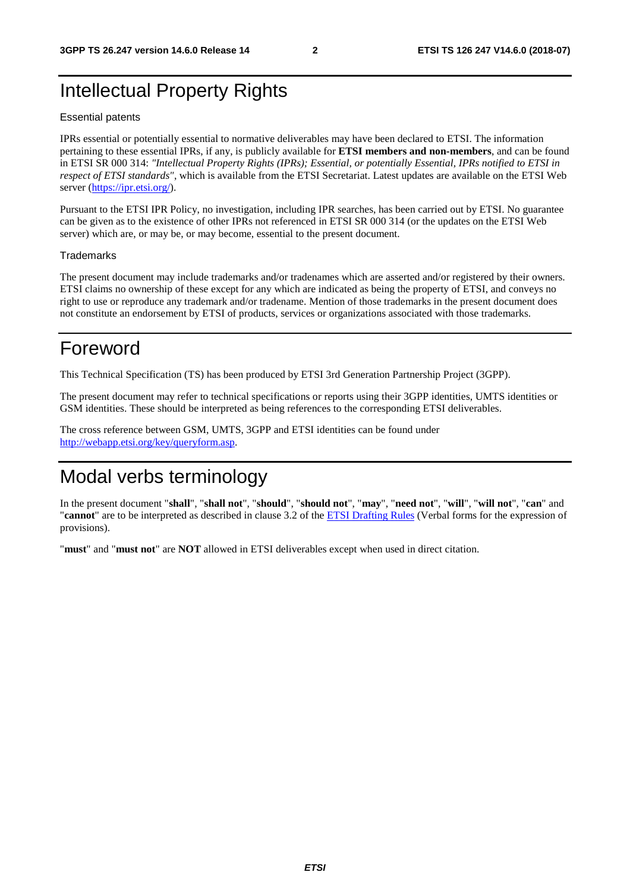# Intellectual Property Rights

Essential patents

IPRs essential or potentially essential to normative deliverables may have been declared to ETSI. The information pertaining to these essential IPRs, if any, is publicly available for **ETSI members and non-members**, and can be found in ETSI SR 000 314: *"Intellectual Property Rights (IPRs); Essential, or potentially Essential, IPRs notified to ETSI in respect of ETSI standards"*, which is available from the ETSI Secretariat. Latest updates are available on the ETSI Web server (https://ipr.etsi.org/).

Pursuant to the ETSI IPR Policy, no investigation, including IPR searches, has been carried out by ETSI. No guarantee can be given as to the existence of other IPRs not referenced in ETSI SR 000 314 (or the updates on the ETSI Web server) which are, or may be, or may become, essential to the present document.

Trademarks

The present document may include trademarks and/or tradenames which are asserted and/or registered by their owners. ETSI claims no ownership of these except for any which are indicated as being the property of ETSI, and conveys no right to use or reproduce any trademark and/or tradename. Mention of those trademarks in the present document does not constitute an endorsement by ETSI of products, services or organizations associated with those trademarks.

# Foreword

This Technical Specification (TS) has been produced by ETSI 3rd Generation Partnership Project (3GPP).

The present document may refer to technical specifications or reports using their 3GPP identities, UMTS identities or GSM identities. These should be interpreted as being references to the corresponding ETSI deliverables.

The cross reference between GSM, UMTS, 3GPP and ETSI identities can be found under http://webapp.etsi.org/key/queryform.asp.

# Modal verbs terminology

In the present document "**shall**", "**shall not**", "**should**", "**should not**", "**may**", "**need not**", "**will**", "**will not**", "**can**" and "**cannot**" are to be interpreted as described in clause 3.2 of the ETSI Drafting Rules (Verbal forms for the expression of provisions).

"**must**" and "**must not**" are **NOT** allowed in ETSI deliverables except when used in direct citation.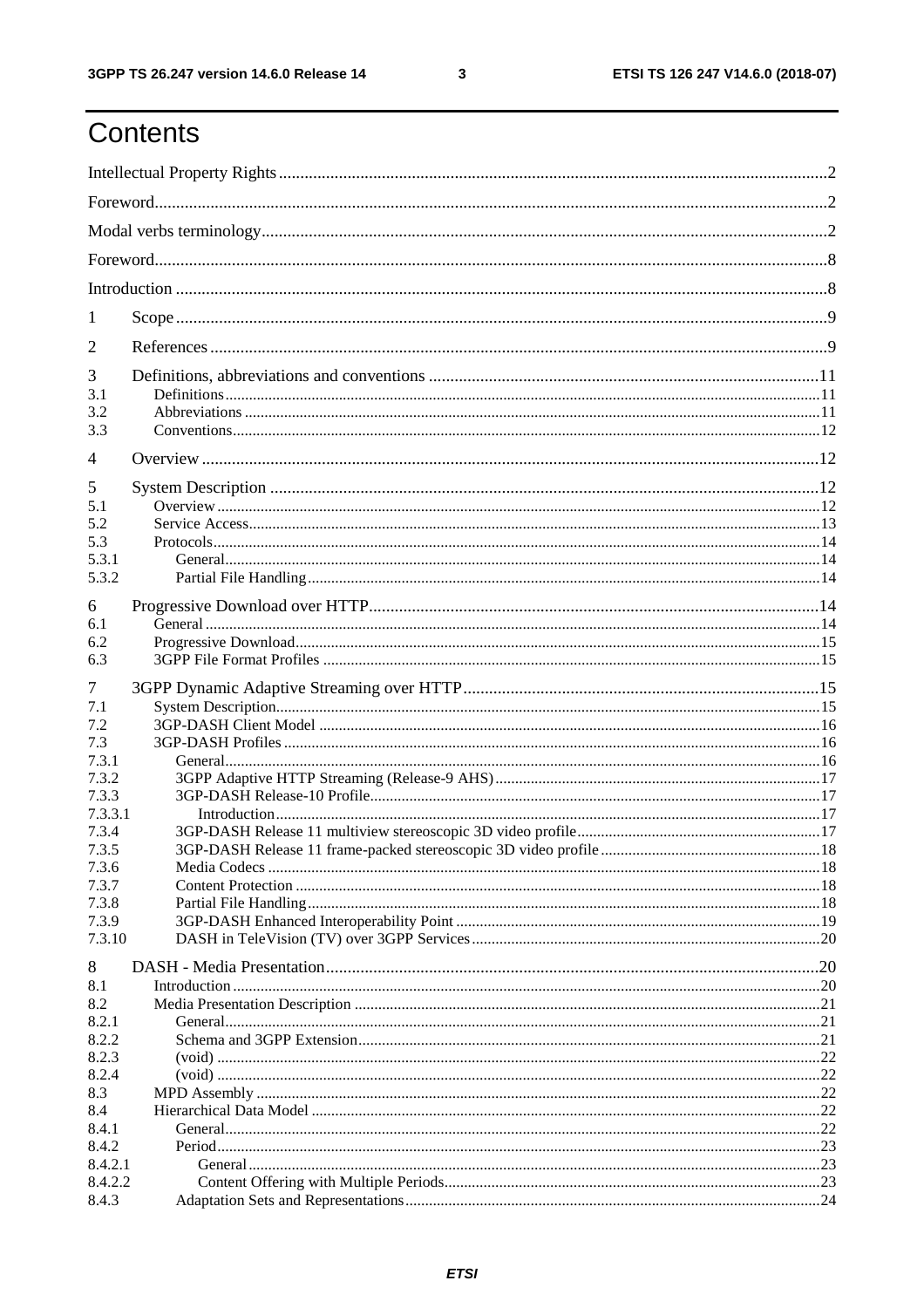# Contents

Intellectual Property Rights ..... 2
Foreword ..... 2
Modal verbs terminology ..... 2
Foreword ..... 8
Introduction ..... 8

1 Scope ..... 9

2 References ..... 9

3 Definitions, abbreviations and conventions ..... 11
3.1 Definitions ..... 11
3.2 Abbreviations ..... 11
3.3 Conventions ..... 12

4 Overview ..... 12

5 System Description ..... 12
5.1 Overview ..... 12
5.2 Service Access ..... 13
5.3 Protocols ..... 14
5.3.1 General ..... 14
5.3.2 Partial File Handling ..... 14

6 Progressive Download over HTTP ..... 14
6.1 General ..... 14
6.2 Progressive Download ..... 15
6.3 3GPP File Format Profiles ..... 15

7 3GPP Dynamic Adaptive Streaming over HTTP ..... 15
7.1 System Description ..... 15
7.2 3GP-DASH Client Model ..... 16
7.3 3GP-DASH Profiles ..... 16
7.3.1 General ..... 16
7.3.2 3GPP Adaptive HTTP Streaming (Release-9 AHS) ..... 17
7.3.3 3GP-DASH Release-10 Profile ..... 17
7.3.3.1 Introduction ..... 17
7.3.4 3GP-DASH Release 11 multiview stereoscopic 3D video profile ..... 17
7.3.5 3GP-DASH Release 11 frame-packed stereoscopic 3D video profile ..... 18
7.3.6 Media Codecs ..... 18
7.3.7 Content Protection ..... 18
7.3.8 Partial File Handling ..... 18
7.3.9 3GP-DASH Enhanced Interoperability Point ..... 19
7.3.10 DASH in TeleVision (TV) over 3GPP Services ..... 20

8 DASH - Media Presentation ..... 20
8.1 Introduction ..... 20
8.2 Media Presentation Description ..... 21
8.2.1 General ..... 21
8.2.2 Schema and 3GPP Extension ..... 21
8.2.3 (void) ..... 22
8.2.4 (void) ..... 22
8.3 MPD Assembly ..... 22
8.4 Hierarchical Data Model ..... 22
8.4.1 General ..... 22
8.4.2 Period ..... 23
8.4.2.1 General ..... 23
8.4.2.2 Content Offering with Multiple Periods ..... 23
8.4.3 Adaptation Sets and Representations ..... 24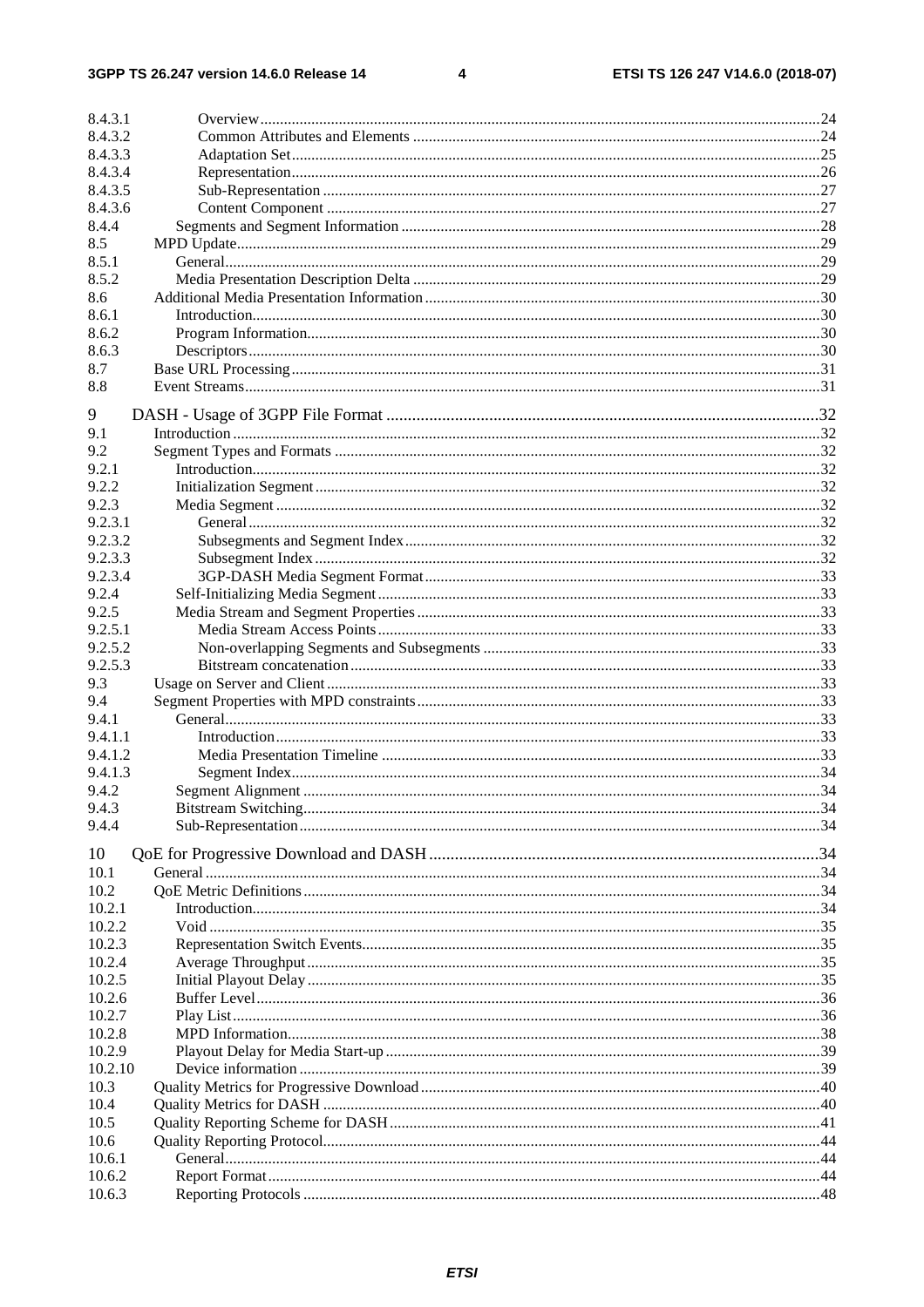8.4.3.1 Overview ........ 24
8.4.3.2 Common Attributes and Elements ........ 24
8.4.3.3 Adaptation Set ........ 25
8.4.3.4 Representation ........ 26
8.4.3.5 Sub-Representation ........ 27
8.4.3.6 Content Component ........ 27
8.4.4 Segments and Segment Information ........ 28
8.5 MPD Update ........ 29
8.5.1 General ........ 29
8.5.2 Media Presentation Description Delta ........ 29
8.6 Additional Media Presentation Information ........ 30
8.6.1 Introduction ........ 30
8.6.2 Program Information ........ 30
8.6.3 Descriptors ........ 30
8.7 Base URL Processing ........ 31
8.8 Event Streams ........ 31

9 DASH - Usage of 3GPP File Format ........ 32
9.1 Introduction ........ 32
9.2 Segment Types and Formats ........ 32
9.2.1 Introduction ........ 32
9.2.2 Initialization Segment ........ 32
9.2.3 Media Segment ........ 32
9.2.3.1 General ........ 32
9.2.3.2 Subsegments and Segment Index ........ 32
9.2.3.3 Subsegment Index ........ 32
9.2.3.4 3GP-DASH Media Segment Format ........ 33
9.2.4 Self-Initializing Media Segment ........ 33
9.2.5 Media Stream and Segment Properties ........ 33
9.2.5.1 Media Stream Access Points ........ 33
9.2.5.2 Non-overlapping Segments and Subsegments ........ 33
9.2.5.3 Bitstream concatenation ........ 33
9.3 Usage on Server and Client ........ 33
9.4 Segment Properties with MPD constraints ........ 33
9.4.1 General ........ 33
9.4.1.1 Introduction ........ 33
9.4.1.2 Media Presentation Timeline ........ 33
9.4.1.3 Segment Index ........ 34
9.4.2 Segment Alignment ........ 34
9.4.3 Bitstream Switching ........ 34
9.4.4 Sub-Representation ........ 34

10 QoE for Progressive Download and DASH ........ 34
10.1 General ........ 34
10.2 QoE Metric Definitions ........ 34
10.2.1 Introduction ........ 34
10.2.2 Void ........ 35
10.2.3 Representation Switch Events ........ 35
10.2.4 Average Throughput ........ 35
10.2.5 Initial Playout Delay ........ 35
10.2.6 Buffer Level ........ 36
10.2.7 Play List ........ 36
10.2.8 MPD Information ........ 38
10.2.9 Playout Delay for Media Start-up ........ 39
10.2.10 Device information ........ 39
10.3 Quality Metrics for Progressive Download ........ 40
10.4 Quality Metrics for DASH ........ 40
10.5 Quality Reporting Scheme for DASH ........ 41
10.6 Quality Reporting Protocol ........ 44
10.6.1 General ........ 44
10.6.2 Report Format ........ 44
10.6.3 Reporting Protocols ........ 48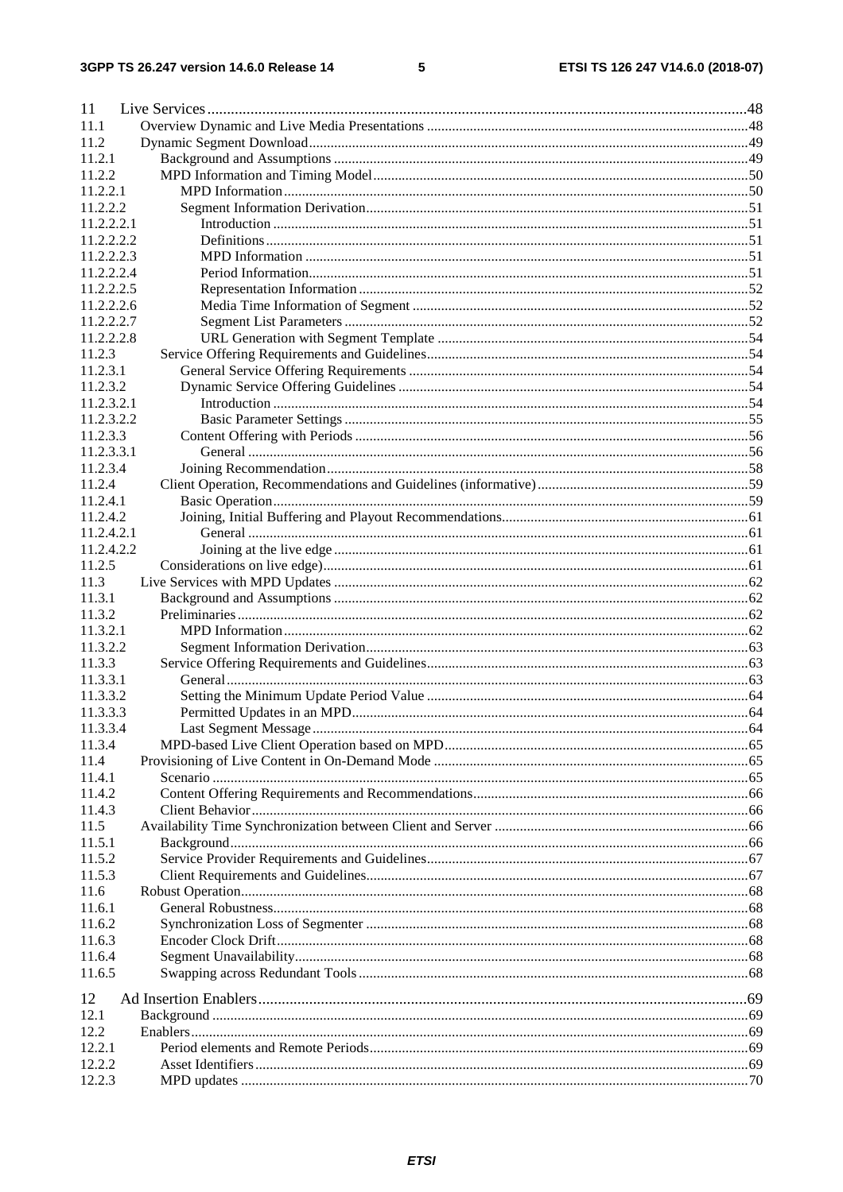11 Live Services ... 48
11.1 Overview Dynamic and Live Media Presentations ... 48
11.2 Dynamic Segment Download ... 49
11.2.1 Background and Assumptions ... 49
11.2.2 MPD Information and Timing Model ... 50
11.2.2.1 MPD Information ... 50
11.2.2.2 Segment Information Derivation ... 51
11.2.2.2.1 Introduction ... 51
11.2.2.2.2 Definitions ... 51
11.2.2.2.3 MPD Information ... 51
11.2.2.2.4 Period Information ... 51
11.2.2.2.5 Representation Information ... 52
11.2.2.2.6 Media Time Information of Segment ... 52
11.2.2.2.7 Segment List Parameters ... 52
11.2.2.2.8 URL Generation with Segment Template ... 54
11.2.3 Service Offering Requirements and Guidelines ... 54
11.2.3.1 General Service Offering Requirements ... 54
11.2.3.2 Dynamic Service Offering Guidelines ... 54
11.2.3.2.1 Introduction ... 54
11.2.3.2.2 Basic Parameter Settings ... 55
11.2.3.3 Content Offering with Periods ... 56
11.2.3.3.1 General ... 56
11.2.3.4 Joining Recommendation ... 58
11.2.4 Client Operation, Recommendations and Guidelines (informative) ... 59
11.2.4.1 Basic Operation ... 59
11.2.4.2 Joining, Initial Buffering and Playout Recommendations ... 61
11.2.4.2.1 General ... 61
11.2.4.2.2 Joining at the live edge ... 61
11.2.5 Considerations on live edge) ... 61
11.3 Live Services with MPD Updates ... 62
11.3.1 Background and Assumptions ... 62
11.3.2 Preliminaries ... 62
11.3.2.1 MPD Information ... 62
11.3.2.2 Segment Information Derivation ... 63
11.3.3 Service Offering Requirements and Guidelines ... 63
11.3.3.1 General ... 63
11.3.3.2 Setting the Minimum Update Period Value ... 64
11.3.3.3 Permitted Updates in an MPD ... 64
11.3.3.4 Last Segment Message ... 64
11.3.4 MPD-based Live Client Operation based on MPD ... 65
11.4 Provisioning of Live Content in On-Demand Mode ... 65
11.4.1 Scenario ... 65
11.4.2 Content Offering Requirements and Recommendations ... 66
11.4.3 Client Behavior ... 66
11.5 Availability Time Synchronization between Client and Server ... 66
11.5.1 Background ... 66
11.5.2 Service Provider Requirements and Guidelines ... 67
11.5.3 Client Requirements and Guidelines ... 67
11.6 Robust Operation ... 68
11.6.1 General Robustness ... 68
11.6.2 Synchronization Loss of Segmenter ... 68
11.6.3 Encoder Clock Drift ... 68
11.6.4 Segment Unavailability ... 68
11.6.5 Swapping across Redundant Tools ... 68

12 Ad Insertion Enablers ... 69
12.1 Background ... 69
12.2 Enablers ... 69
12.2.1 Period elements and Remote Periods ... 69
12.2.2 Asset Identifiers ... 69
12.2.3 MPD updates ... 70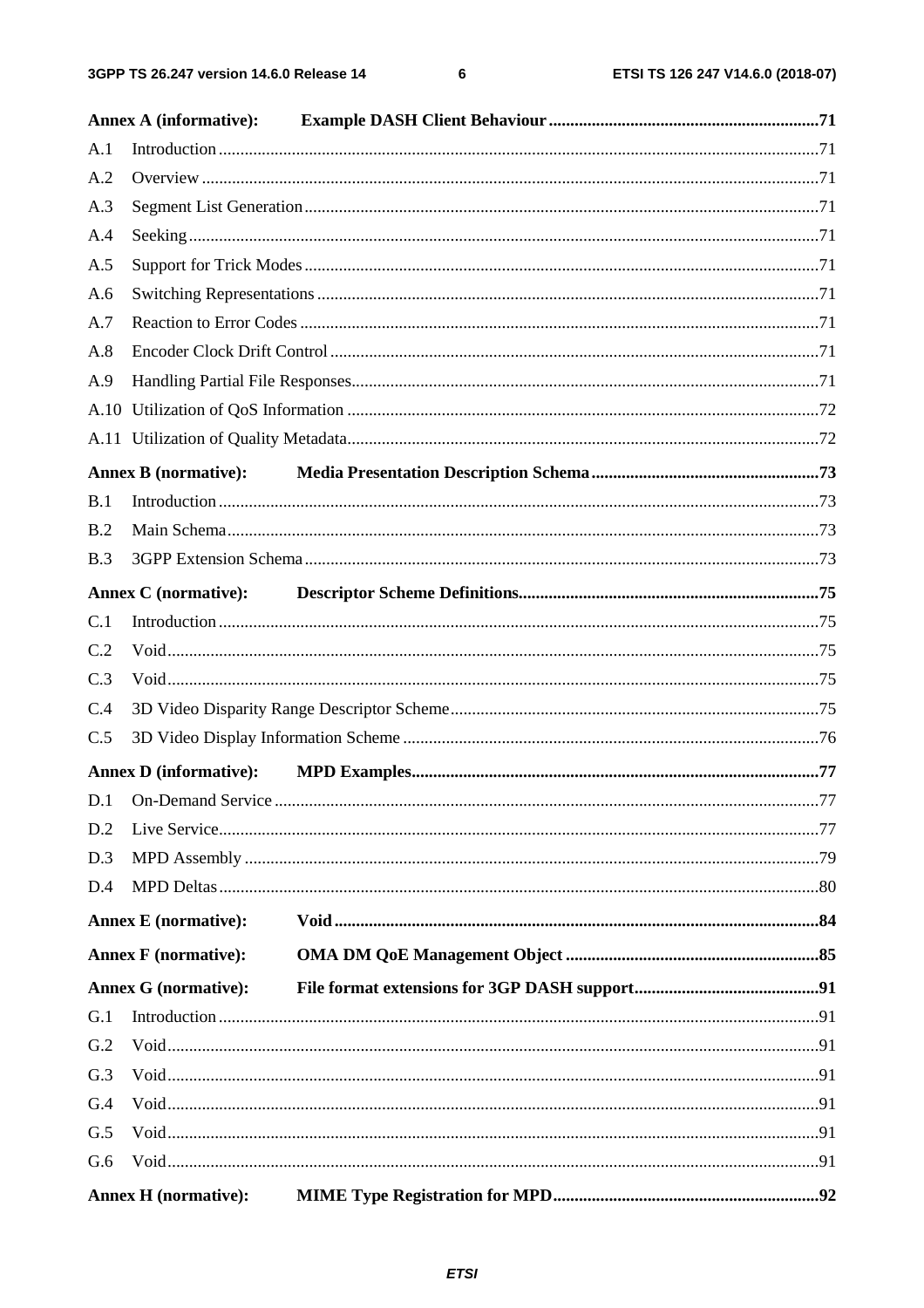**Annex A (informative): Example DASH Client Behaviour** ..... 71

A.1 Introduction ..... 71

A.2 Overview ..... 71

A.3 Segment List Generation ..... 71

A.4 Seeking ..... 71

A.5 Support for Trick Modes ..... 71

A.6 Switching Representations ..... 71

A.7 Reaction to Error Codes ..... 71

A.8 Encoder Clock Drift Control ..... 71

A.9 Handling Partial File Responses ..... 71

A.10 Utilization of QoS Information ..... 72

A.11 Utilization of Quality Metadata ..... 72

**Annex B (normative): Media Presentation Description Schema** ..... 73

B.1 Introduction ..... 73

B.2 Main Schema ..... 73

B.3 3GPP Extension Schema ..... 73

**Annex C (normative): Descriptor Scheme Definitions** ..... 75

C.1 Introduction ..... 75

C.2 Void ..... 75

C.3 Void ..... 75

C.4 3D Video Disparity Range Descriptor Scheme ..... 75

C.5 3D Video Display Information Scheme ..... 76

**Annex D (informative): MPD Examples** ..... 77

D.1 On-Demand Service ..... 77

D.2 Live Service ..... 77

D.3 MPD Assembly ..... 79

D.4 MPD Deltas ..... 80

**Annex E (normative): Void** ..... 84

**Annex F (normative): OMA DM QoE Management Object** ..... 85

**Annex G (normative): File format extensions for 3GP DASH support** ..... 91

G.1 Introduction ..... 91

G.2 Void ..... 91

G.3 Void ..... 91

G.4 Void ..... 91

G.5 Void ..... 91

G.6 Void ..... 91

**Annex H (normative): MIME Type Registration for MPD** ..... 92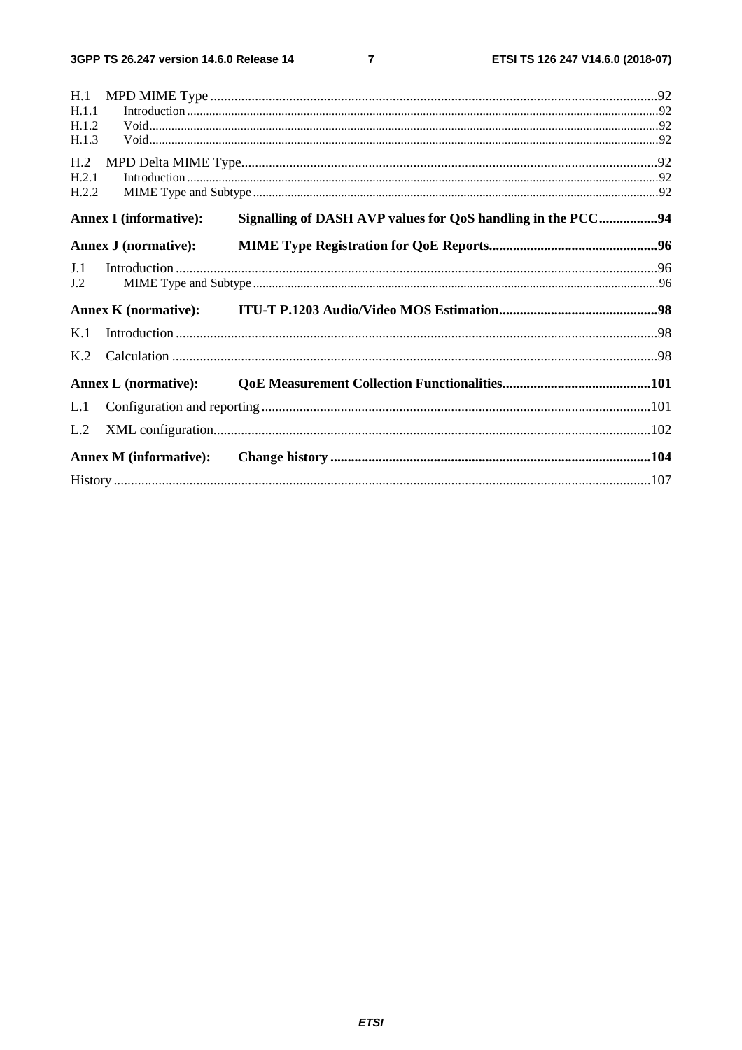H.1 MPD MIME Type ....................................................................................................................................92
H.1.1 Introduction ....................................................................................................................................92
H.1.2 Void....................................................................................................................................................92
H.1.3 Void....................................................................................................................................................92

H.2 MPD Delta MIME Type.........................................................................................................................92
H.2.1 Introduction ....................................................................................................................................92
H.2.2 MIME Type and Subtype .................................................................................................................92

**Annex I (informative): Signalling of DASH AVP values for QoS handling in the PCC.................94**

**Annex J (normative): MIME Type Registration for QoE Reports.................................................96**

J.1 Introduction ...........................................................................................................................................96
J.2 MIME Type and Subtype ......................................................................................................................96

**Annex K (normative): ITU-T P.1203 Audio/Video MOS Estimation..............................................98**

K.1 Introduction ...........................................................................................................................................98

K.2 Calculation ............................................................................................................................................98

**Annex L (normative): QoE Measurement Collection Functionalities...........................................101**

L.1 Configuration and reporting ................................................................................................................101

L.2 XML configuration..............................................................................................................................102

**Annex M (informative): Change history ............................................................................................104**

History ..........................................................................................................................................................107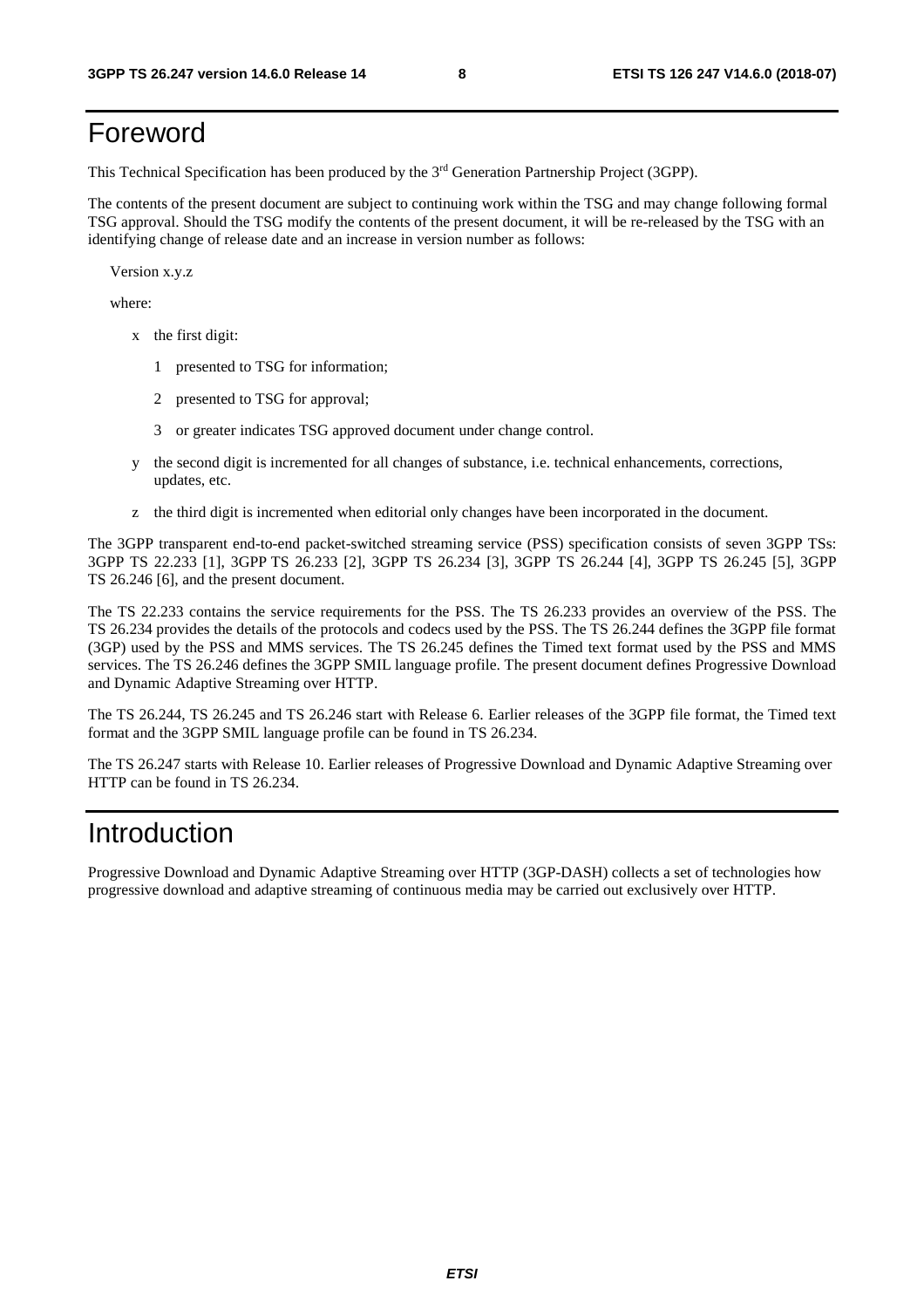# Foreword

This Technical Specification has been produced by the 3rd Generation Partnership Project (3GPP).

The contents of the present document are subject to continuing work within the TSG and may change following formal TSG approval. Should the TSG modify the contents of the present document, it will be re-released by the TSG with an identifying change of release date and an increase in version number as follows:

Version x.y.z

where:

- x the first digit:
  - 1 presented to TSG for information;
  - 2 presented to TSG for approval;
  - 3 or greater indicates TSG approved document under change control.
- y the second digit is incremented for all changes of substance, i.e. technical enhancements, corrections, updates, etc.
- z the third digit is incremented when editorial only changes have been incorporated in the document.

The 3GPP transparent end-to-end packet-switched streaming service (PSS) specification consists of seven 3GPP TSs: 3GPP TS 22.233 [1], 3GPP TS 26.233 [2], 3GPP TS 26.234 [3], 3GPP TS 26.244 [4], 3GPP TS 26.245 [5], 3GPP TS 26.246 [6], and the present document.

The TS 22.233 contains the service requirements for the PSS. The TS 26.233 provides an overview of the PSS. The TS 26.234 provides the details of the protocols and codecs used by the PSS. The TS 26.244 defines the 3GPP file format (3GP) used by the PSS and MMS services. The TS 26.245 defines the Timed text format used by the PSS and MMS services. The TS 26.246 defines the 3GPP SMIL language profile. The present document defines Progressive Download and Dynamic Adaptive Streaming over HTTP.

The TS 26.244, TS 26.245 and TS 26.246 start with Release 6. Earlier releases of the 3GPP file format, the Timed text format and the 3GPP SMIL language profile can be found in TS 26.234.

The TS 26.247 starts with Release 10. Earlier releases of Progressive Download and Dynamic Adaptive Streaming over HTTP can be found in TS 26.234.

# Introduction

Progressive Download and Dynamic Adaptive Streaming over HTTP (3GP-DASH) collects a set of technologies how progressive download and adaptive streaming of continuous media may be carried out exclusively over HTTP.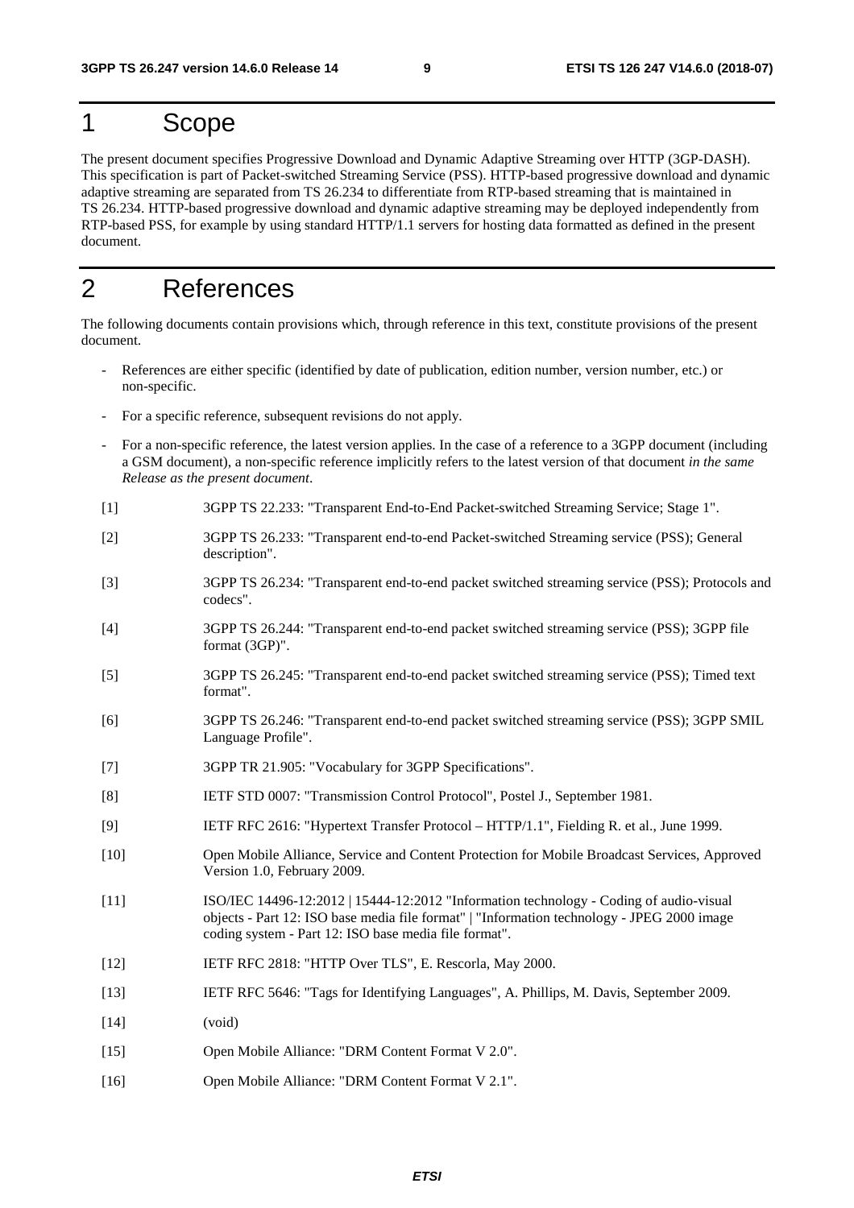# 1 Scope

The present document specifies Progressive Download and Dynamic Adaptive Streaming over HTTP (3GP-DASH). This specification is part of Packet-switched Streaming Service (PSS). HTTP-based progressive download and dynamic adaptive streaming are separated from TS 26.234 to differentiate from RTP-based streaming that is maintained in TS 26.234. HTTP-based progressive download and dynamic adaptive streaming may be deployed independently from RTP-based PSS, for example by using standard HTTP/1.1 servers for hosting data formatted as defined in the present document.

# 2 References

The following documents contain provisions which, through reference in this text, constitute provisions of the present document.

- References are either specific (identified by date of publication, edition number, version number, etc.) or non-specific.
- For a specific reference, subsequent revisions do not apply.
- For a non-specific reference, the latest version applies. In the case of a reference to a 3GPP document (including a GSM document), a non-specific reference implicitly refers to the latest version of that document *in the same Release as the present document*.

[1] 3GPP TS 22.233: "Transparent End-to-End Packet-switched Streaming Service; Stage 1".

[2] 3GPP TS 26.233: "Transparent end-to-end Packet-switched Streaming service (PSS); General description".

[3] 3GPP TS 26.234: "Transparent end-to-end packet switched streaming service (PSS); Protocols and codecs".

[4] 3GPP TS 26.244: "Transparent end-to-end packet switched streaming service (PSS); 3GPP file format (3GP)".

[5] 3GPP TS 26.245: "Transparent end-to-end packet switched streaming service (PSS); Timed text format".

[6] 3GPP TS 26.246: "Transparent end-to-end packet switched streaming service (PSS); 3GPP SMIL Language Profile".

[7] 3GPP TR 21.905: "Vocabulary for 3GPP Specifications".

[8] IETF STD 0007: "Transmission Control Protocol", Postel J., September 1981.

[9] IETF RFC 2616: "Hypertext Transfer Protocol – HTTP/1.1", Fielding R. et al., June 1999.

[10] Open Mobile Alliance, Service and Content Protection for Mobile Broadcast Services, Approved Version 1.0, February 2009.

[11] ISO/IEC 14496-12:2012 | 15444-12:2012 "Information technology - Coding of audio-visual objects - Part 12: ISO base media file format" | "Information technology - JPEG 2000 image coding system - Part 12: ISO base media file format".

[12] IETF RFC 2818: "HTTP Over TLS", E. Rescorla, May 2000.

[13] IETF RFC 5646: "Tags for Identifying Languages", A. Phillips, M. Davis, September 2009.

[14] (void)

[15] Open Mobile Alliance: "DRM Content Format V 2.0".

[16] Open Mobile Alliance: "DRM Content Format V 2.1".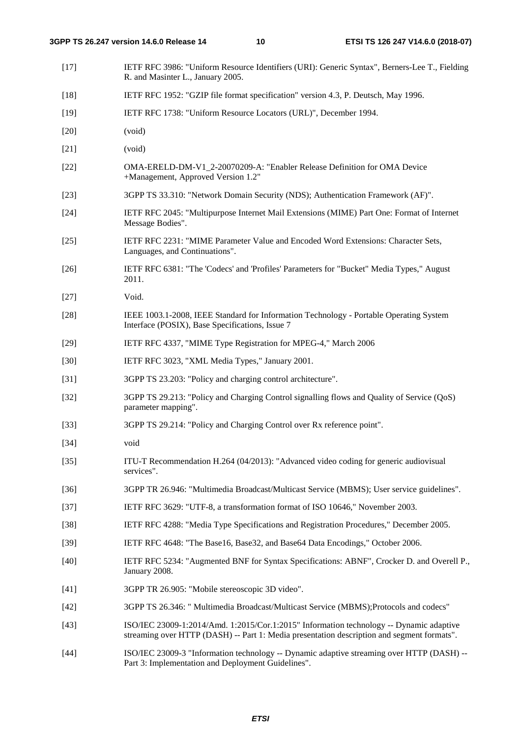[17] IETF RFC 3986: "Uniform Resource Identifiers (URI): Generic Syntax", Berners-Lee T., Fielding R. and Masinter L., January 2005.

[18] IETF RFC 1952: "GZIP file format specification" version 4.3, P. Deutsch, May 1996.

[19] IETF RFC 1738: "Uniform Resource Locators (URL)", December 1994.

[20] (void)

[21] (void)

[22] OMA-ERELD-DM-V1_2-20070209-A: "Enabler Release Definition for OMA Device +Management, Approved Version 1.2"

[23] 3GPP TS 33.310: "Network Domain Security (NDS); Authentication Framework (AF)".

[24] IETF RFC 2045: "Multipurpose Internet Mail Extensions (MIME) Part One: Format of Internet Message Bodies".

[25] IETF RFC 2231: "MIME Parameter Value and Encoded Word Extensions: Character Sets, Languages, and Continuations".

[26] IETF RFC 6381: "The 'Codecs' and 'Profiles' Parameters for "Bucket" Media Types," August 2011.

[27] Void.

[28] IEEE 1003.1-2008, IEEE Standard for Information Technology - Portable Operating System Interface (POSIX), Base Specifications, Issue 7

[29] IETF RFC 4337, "MIME Type Registration for MPEG-4," March 2006

[30] IETF RFC 3023, "XML Media Types," January 2001.

[31] 3GPP TS 23.203: "Policy and charging control architecture".

[32] 3GPP TS 29.213: "Policy and Charging Control signalling flows and Quality of Service (QoS) parameter mapping".

[33] 3GPP TS 29.214: "Policy and Charging Control over Rx reference point".

[34] void

[35] ITU-T Recommendation H.264 (04/2013): "Advanced video coding for generic audiovisual services".

[36] 3GPP TR 26.946: "Multimedia Broadcast/Multicast Service (MBMS); User service guidelines".

[37] IETF RFC 3629: "UTF-8, a transformation format of ISO 10646," November 2003.

[38] IETF RFC 4288: "Media Type Specifications and Registration Procedures," December 2005.

[39] IETF RFC 4648: "The Base16, Base32, and Base64 Data Encodings," October 2006.

[40] IETF RFC 5234: "Augmented BNF for Syntax Specifications: ABNF", Crocker D. and Overell P., January 2008.

[41] 3GPP TR 26.905: "Mobile stereoscopic 3D video".

[42] 3GPP TS 26.346: " Multimedia Broadcast/Multicast Service (MBMS);Protocols and codecs"

[43] ISO/IEC 23009-1:2014/Amd. 1:2015/Cor.1:2015" Information technology -- Dynamic adaptive streaming over HTTP (DASH) -- Part 1: Media presentation description and segment formats".

[44] ISO/IEC 23009-3 "Information technology -- Dynamic adaptive streaming over HTTP (DASH) -- Part 3: Implementation and Deployment Guidelines".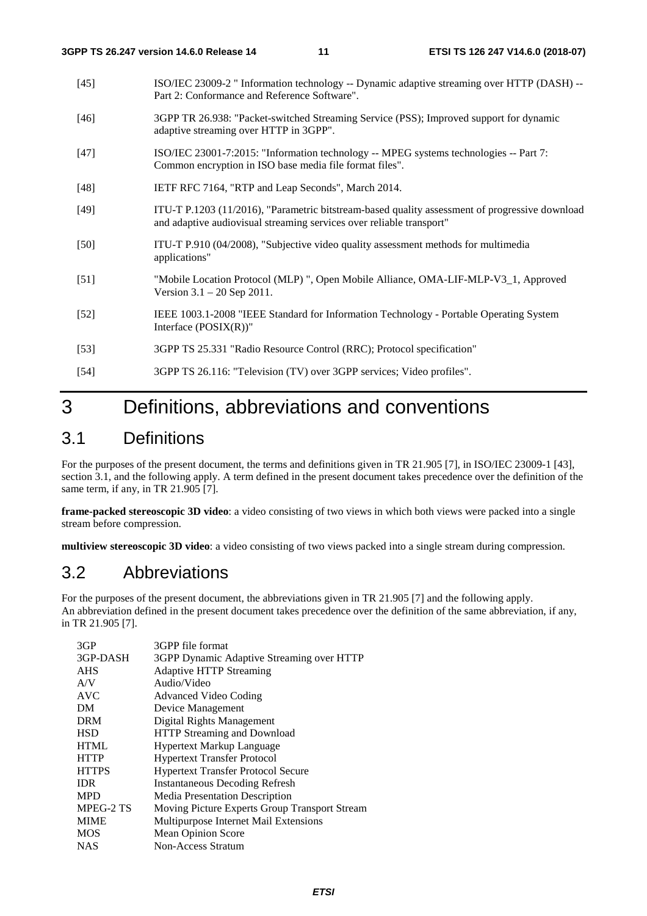[45] ISO/IEC 23009-2 " Information technology -- Dynamic adaptive streaming over HTTP (DASH) -- Part 2: Conformance and Reference Software".

[46] 3GPP TR 26.938: "Packet-switched Streaming Service (PSS); Improved support for dynamic adaptive streaming over HTTP in 3GPP".

[47] ISO/IEC 23001-7:2015: "Information technology -- MPEG systems technologies -- Part 7: Common encryption in ISO base media file format files".

[48] IETF RFC 7164, "RTP and Leap Seconds", March 2014.

[49] ITU-T P.1203 (11/2016), "Parametric bitstream-based quality assessment of progressive download and adaptive audiovisual streaming services over reliable transport"

[50] ITU-T P.910 (04/2008), "Subjective video quality assessment methods for multimedia applications"

[51] "Mobile Location Protocol (MLP) ", Open Mobile Alliance, OMA-LIF-MLP-V3_1, Approved Version 3.1 – 20 Sep 2011.

[52] IEEE 1003.1-2008 "IEEE Standard for Information Technology - Portable Operating System Interface (POSIX(R))"

[53] 3GPP TS 25.331 "Radio Resource Control (RRC); Protocol specification"

[54] 3GPP TS 26.116: "Television (TV) over 3GPP services; Video profiles".

# 3 Definitions, abbreviations and conventions

## 3.1 Definitions

For the purposes of the present document, the terms and definitions given in TR 21.905 [7], in ISO/IEC 23009-1 [43], section 3.1, and the following apply. A term defined in the present document takes precedence over the definition of the same term, if any, in TR 21.905 [7].

**frame-packed stereoscopic 3D video**: a video consisting of two views in which both views were packed into a single stream before compression.

**multiview stereoscopic 3D video**: a video consisting of two views packed into a single stream during compression.

## 3.2 Abbreviations

For the purposes of the present document, the abbreviations given in TR 21.905 [7] and the following apply. An abbreviation defined in the present document takes precedence over the definition of the same abbreviation, if any, in TR 21.905 [7].

3GP 3GPP file format
3GP-DASH 3GPP Dynamic Adaptive Streaming over HTTP
AHS Adaptive HTTP Streaming
A/V Audio/Video
AVC Advanced Video Coding
DM Device Management
DRM Digital Rights Management
HSD HTTP Streaming and Download
HTML Hypertext Markup Language
HTTP Hypertext Transfer Protocol
HTTPS Hypertext Transfer Protocol Secure
IDR Instantaneous Decoding Refresh
MPD Media Presentation Description
MPEG-2 TS Moving Picture Experts Group Transport Stream
MIME Multipurpose Internet Mail Extensions
MOS Mean Opinion Score
NAS Non-Access Stratum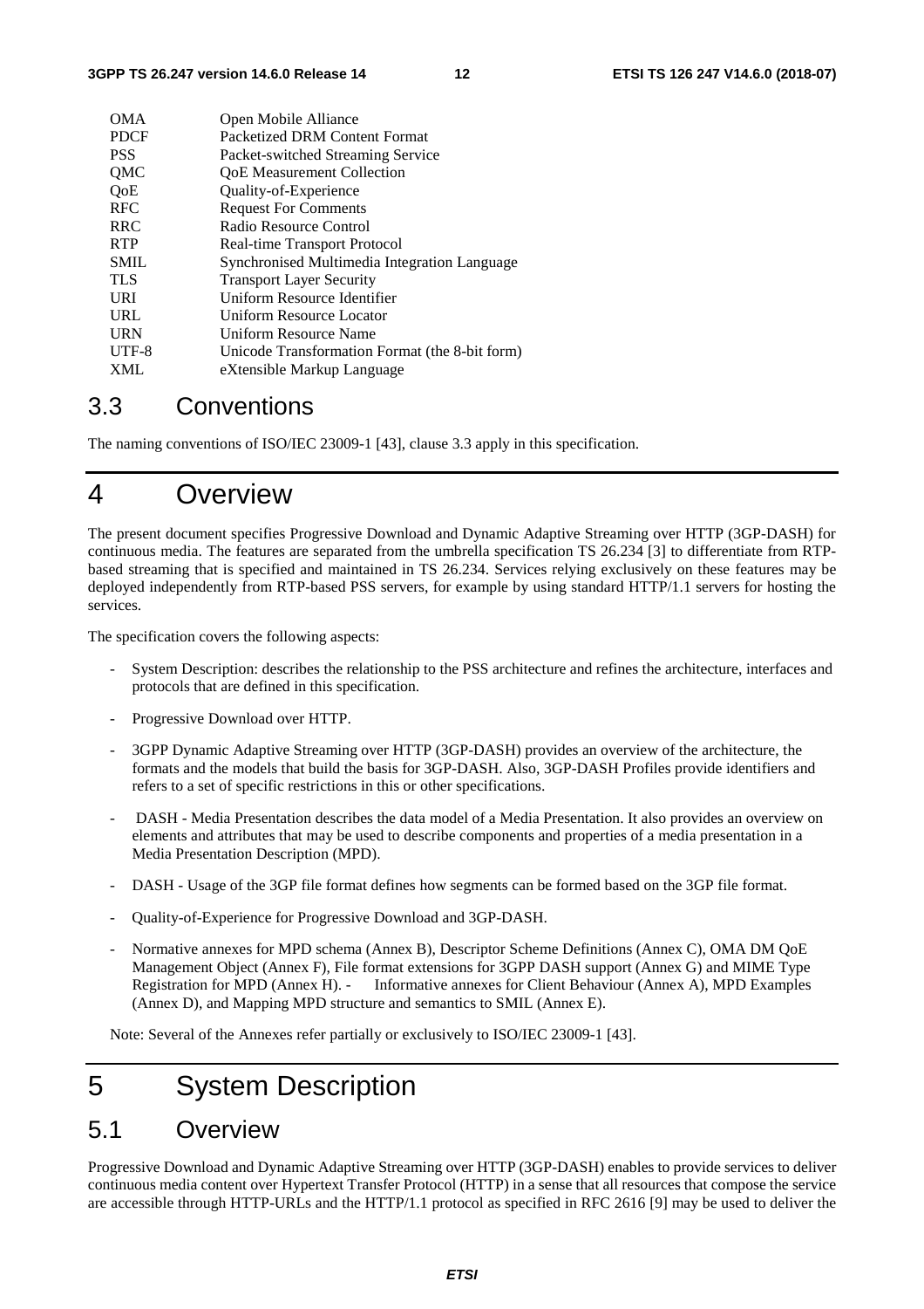| | |
|---|---|
| OMA | Open Mobile Alliance |
| PDCF | Packetized DRM Content Format |
| PSS | Packet-switched Streaming Service |
| QMC | QoE Measurement Collection |
| QoE | Quality-of-Experience |
| RFC | Request For Comments |
| RRC | Radio Resource Control |
| RTP | Real-time Transport Protocol |
| SMIL | Synchronised Multimedia Integration Language |
| TLS | Transport Layer Security |
| URI | Uniform Resource Identifier |
| URL | Uniform Resource Locator |
| URN | Uniform Resource Name |
| UTF-8 | Unicode Transformation Format (the 8-bit form) |
| XML | eXtensible Markup Language |

## 3.3 Conventions

The naming conventions of ISO/IEC 23009-1 [43], clause 3.3 apply in this specification.

# 4 Overview

The present document specifies Progressive Download and Dynamic Adaptive Streaming over HTTP (3GP-DASH) for continuous media. The features are separated from the umbrella specification TS 26.234 [3] to differentiate from RTP-based streaming that is specified and maintained in TS 26.234. Services relying exclusively on these features may be deployed independently from RTP-based PSS servers, for example by using standard HTTP/1.1 servers for hosting the services.

The specification covers the following aspects:

- System Description: describes the relationship to the PSS architecture and refines the architecture, interfaces and protocols that are defined in this specification.
- Progressive Download over HTTP.
- 3GPP Dynamic Adaptive Streaming over HTTP (3GP-DASH) provides an overview of the architecture, the formats and the models that build the basis for 3GP-DASH. Also, 3GP-DASH Profiles provide identifiers and refers to a set of specific restrictions in this or other specifications.
- DASH - Media Presentation describes the data model of a Media Presentation. It also provides an overview on elements and attributes that may be used to describe components and properties of a media presentation in a Media Presentation Description (MPD).
- DASH - Usage of the 3GP file format defines how segments can be formed based on the 3GP file format.
- Quality-of-Experience for Progressive Download and 3GP-DASH.
- Normative annexes for MPD schema (Annex B), Descriptor Scheme Definitions (Annex C), OMA DM QoE Management Object (Annex F), File format extensions for 3GPP DASH support (Annex G) and MIME Type Registration for MPD (Annex H). - Informative annexes for Client Behaviour (Annex A), MPD Examples (Annex D), and Mapping MPD structure and semantics to SMIL (Annex E).

Note: Several of the Annexes refer partially or exclusively to ISO/IEC 23009-1 [43].

# 5 System Description

## 5.1 Overview

Progressive Download and Dynamic Adaptive Streaming over HTTP (3GP-DASH) enables to provide services to deliver continuous media content over Hypertext Transfer Protocol (HTTP) in a sense that all resources that compose the service are accessible through HTTP-URLs and the HTTP/1.1 protocol as specified in RFC 2616 [9] may be used to deliver the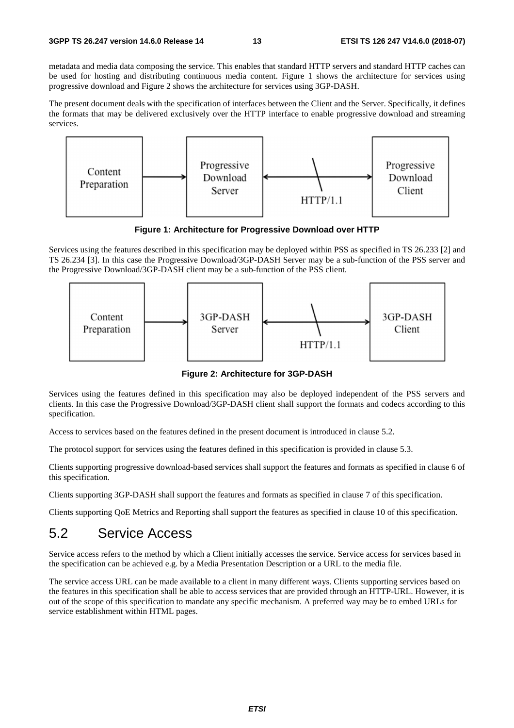metadata and media data composing the service. This enables that standard HTTP servers and standard HTTP caches can be used for hosting and distributing continuous media content. Figure 1 shows the architecture for services using progressive download and Figure 2 shows the architecture for services using 3GP-DASH.

The present document deals with the specification of interfaces between the Client and the Server. Specifically, it defines the formats that may be delivered exclusively over the HTTP interface to enable progressive download and streaming services.

**Figure 1: Architecture for Progressive Download over HTTP**

Services using the features described in this specification may be deployed within PSS as specified in TS 26.233 [2] and TS 26.234 [3]. In this case the Progressive Download/3GP-DASH Server may be a sub-function of the PSS server and the Progressive Download/3GP-DASH client may be a sub-function of the PSS client.

**Figure 2: Architecture for 3GP-DASH**

Services using the features defined in this specification may also be deployed independent of the PSS servers and clients. In this case the Progressive Download/3GP-DASH client shall support the formats and codecs according to this specification.

Access to services based on the features defined in the present document is introduced in clause 5.2.

The protocol support for services using the features defined in this specification is provided in clause 5.3.

Clients supporting progressive download-based services shall support the features and formats as specified in clause 6 of this specification.

Clients supporting 3GP-DASH shall support the features and formats as specified in clause 7 of this specification.

Clients supporting QoE Metrics and Reporting shall support the features as specified in clause 10 of this specification.

## 5.2 Service Access

Service access refers to the method by which a Client initially accesses the service. Service access for services based in the specification can be achieved e.g. by a Media Presentation Description or a URL to the media file.

The service access URL can be made available to a client in many different ways. Clients supporting services based on the features in this specification shall be able to access services that are provided through an HTTP-URL. However, it is out of the scope of this specification to mandate any specific mechanism. A preferred way may be to embed URLs for service establishment within HTML pages.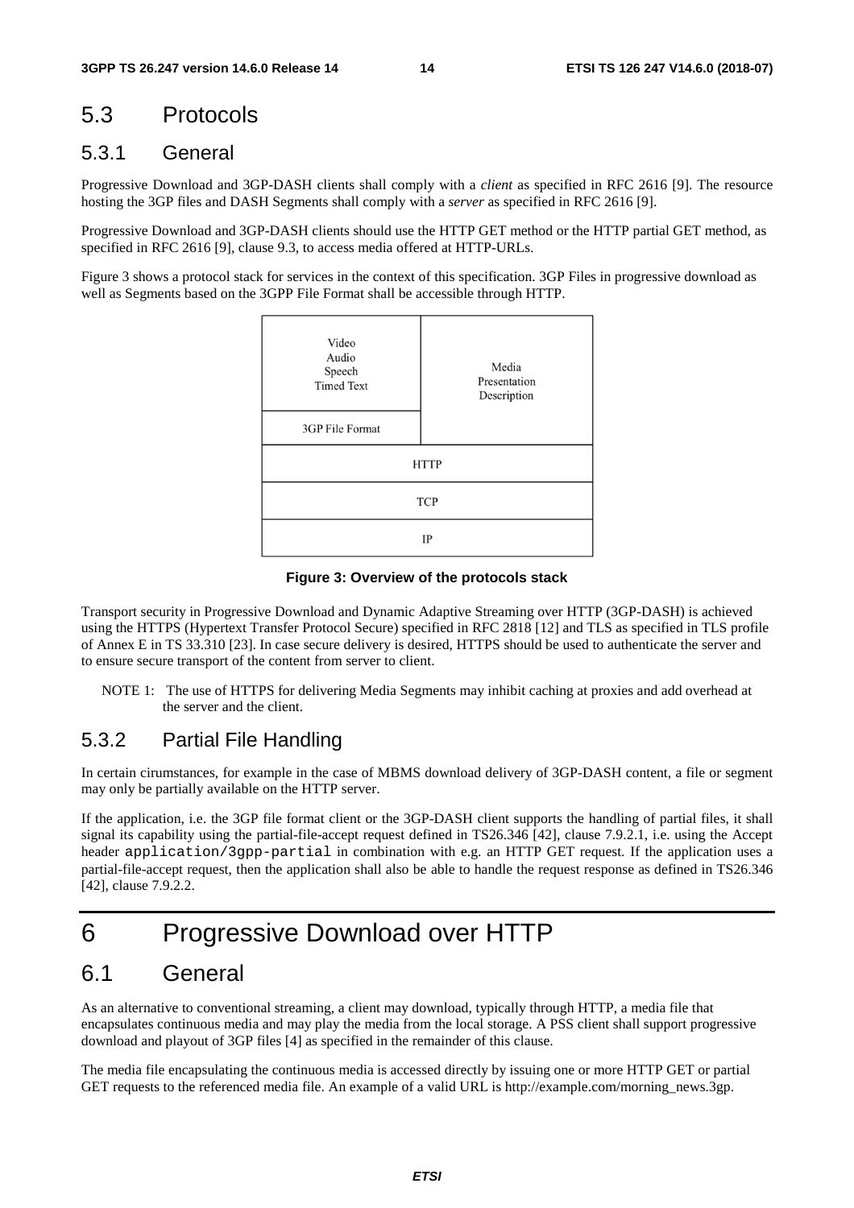## 5.3 Protocols

### 5.3.1 General

Progressive Download and 3GP-DASH clients shall comply with a *client* as specified in RFC 2616 [9]. The resource hosting the 3GP files and DASH Segments shall comply with a *server* as specified in RFC 2616 [9].

Progressive Download and 3GP-DASH clients should use the HTTP GET method or the HTTP partial GET method, as specified in RFC 2616 [9], clause 9.3, to access media offered at HTTP-URLs.

Figure 3 shows a protocol stack for services in the context of this specification. 3GP Files in progressive download as well as Segments based on the 3GPP File Format shall be accessible through HTTP.

| Video<br>Audio<br>Speech<br>Timed Text | Media<br>Presentation<br>Description |
|---|---|
| 3GP File Format | |
| HTTP | |
| TCP | |
| IP | |

**Figure 3: Overview of the protocols stack**

Transport security in Progressive Download and Dynamic Adaptive Streaming over HTTP (3GP-DASH) is achieved using the HTTPS (Hypertext Transfer Protocol Secure) specified in RFC 2818 [12] and TLS as specified in TLS profile of Annex E in TS 33.310 [23]. In case secure delivery is desired, HTTPS should be used to authenticate the server and to ensure secure transport of the content from server to client.

NOTE 1: The use of HTTPS for delivering Media Segments may inhibit caching at proxies and add overhead at the server and the client.

### 5.3.2 Partial File Handling

In certain cirumstances, for example in the case of MBMS download delivery of 3GP-DASH content, a file or segment may only be partially available on the HTTP server.

If the application, i.e. the 3GP file format client or the 3GP-DASH client supports the handling of partial files, it shall signal its capability using the partial-file-accept request defined in TS26.346 [42], clause 7.9.2.1, i.e. using the Accept header `application/3gpp-partial` in combination with e.g. an HTTP GET request. If the application uses a partial-file-accept request, then the application shall also be able to handle the request response as defined in TS26.346 [42], clause 7.9.2.2.

# 6 Progressive Download over HTTP

## 6.1 General

As an alternative to conventional streaming, a client may download, typically through HTTP, a media file that encapsulates continuous media and may play the media from the local storage. A PSS client shall support progressive download and playout of 3GP files [4] as specified in the remainder of this clause.

The media file encapsulating the continuous media is accessed directly by issuing one or more HTTP GET or partial GET requests to the referenced media file. An example of a valid URL is http://example.com/morning_news.3gp.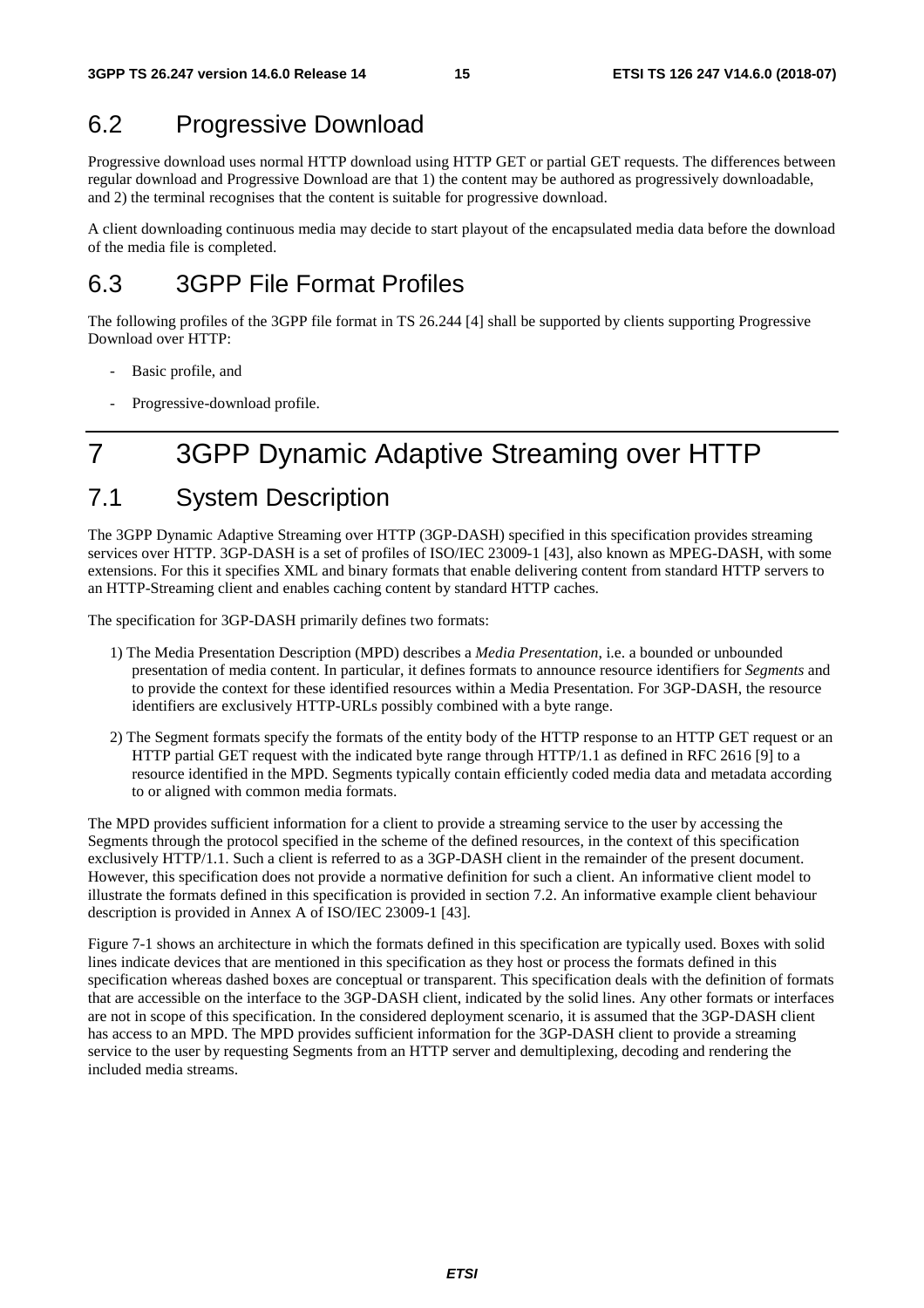## 6.2 Progressive Download

Progressive download uses normal HTTP download using HTTP GET or partial GET requests. The differences between regular download and Progressive Download are that 1) the content may be authored as progressively downloadable, and 2) the terminal recognises that the content is suitable for progressive download.

A client downloading continuous media may decide to start playout of the encapsulated media data before the download of the media file is completed.

## 6.3 3GPP File Format Profiles

The following profiles of the 3GPP file format in TS 26.244 [4] shall be supported by clients supporting Progressive Download over HTTP:

- Basic profile, and
- Progressive-download profile.

# 7 3GPP Dynamic Adaptive Streaming over HTTP

## 7.1 System Description

The 3GPP Dynamic Adaptive Streaming over HTTP (3GP-DASH) specified in this specification provides streaming services over HTTP. 3GP-DASH is a set of profiles of ISO/IEC 23009-1 [43], also known as MPEG-DASH, with some extensions. For this it specifies XML and binary formats that enable delivering content from standard HTTP servers to an HTTP-Streaming client and enables caching content by standard HTTP caches.

The specification for 3GP-DASH primarily defines two formats:

1) The Media Presentation Description (MPD) describes a *Media Presentation*, i.e. a bounded or unbounded presentation of media content. In particular, it defines formats to announce resource identifiers for *Segments* and to provide the context for these identified resources within a Media Presentation. For 3GP-DASH, the resource identifiers are exclusively HTTP-URLs possibly combined with a byte range.

2) The Segment formats specify the formats of the entity body of the HTTP response to an HTTP GET request or an HTTP partial GET request with the indicated byte range through HTTP/1.1 as defined in RFC 2616 [9] to a resource identified in the MPD. Segments typically contain efficiently coded media data and metadata according to or aligned with common media formats.

The MPD provides sufficient information for a client to provide a streaming service to the user by accessing the Segments through the protocol specified in the scheme of the defined resources, in the context of this specification exclusively HTTP/1.1. Such a client is referred to as a 3GP-DASH client in the remainder of the present document. However, this specification does not provide a normative definition for such a client. An informative client model to illustrate the formats defined in this specification is provided in section 7.2. An informative example client behaviour description is provided in Annex A of ISO/IEC 23009-1 [43].

Figure 7-1 shows an architecture in which the formats defined in this specification are typically used. Boxes with solid lines indicate devices that are mentioned in this specification as they host or process the formats defined in this specification whereas dashed boxes are conceptual or transparent. This specification deals with the definition of formats that are accessible on the interface to the 3GP-DASH client, indicated by the solid lines. Any other formats or interfaces are not in scope of this specification. In the considered deployment scenario, it is assumed that the 3GP-DASH client has access to an MPD. The MPD provides sufficient information for the 3GP-DASH client to provide a streaming service to the user by requesting Segments from an HTTP server and demultiplexing, decoding and rendering the included media streams.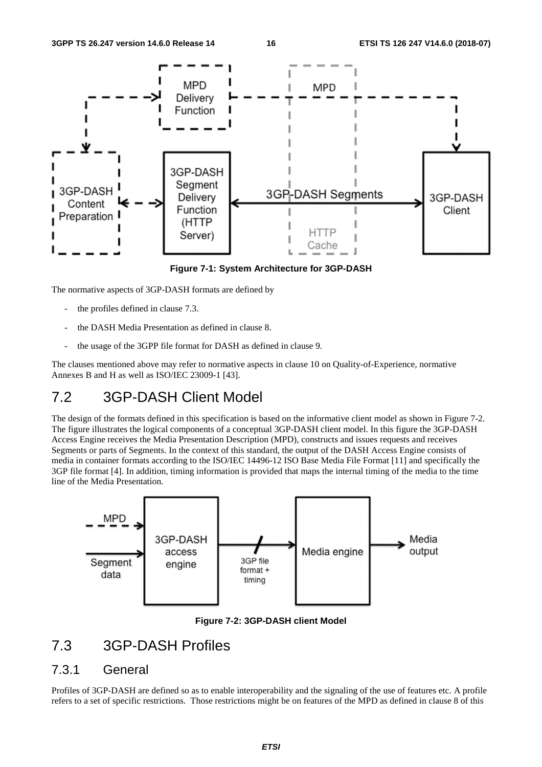**Figure 7-1: System Architecture for 3GP-DASH**

The normative aspects of 3GP-DASH formats are defined by

- the profiles defined in clause 7.3.
- the DASH Media Presentation as defined in clause 8.
- the usage of the 3GPP file format for DASH as defined in clause 9.

The clauses mentioned above may refer to normative aspects in clause 10 on Quality-of-Experience, normative Annexes B and H as well as ISO/IEC 23009-1 [43].

## 7.2 3GP-DASH Client Model

The design of the formats defined in this specification is based on the informative client model as shown in Figure 7-2. The figure illustrates the logical components of a conceptual 3GP-DASH client model. In this figure the 3GP-DASH Access Engine receives the Media Presentation Description (MPD), constructs and issues requests and receives Segments or parts of Segments. In the context of this standard, the output of the DASH Access Engine consists of media in container formats according to the ISO/IEC 14496-12 ISO Base Media File Format [11] and specifically the 3GP file format [4]. In addition, timing information is provided that maps the internal timing of the media to the time line of the Media Presentation.

**Figure 7-2: 3GP-DASH client Model**

## 7.3 3GP-DASH Profiles

### 7.3.1 General

Profiles of 3GP-DASH are defined so as to enable interoperability and the signaling of the use of features etc. A profile refers to a set of specific restrictions. Those restrictions might be on features of the MPD as defined in clause 8 of this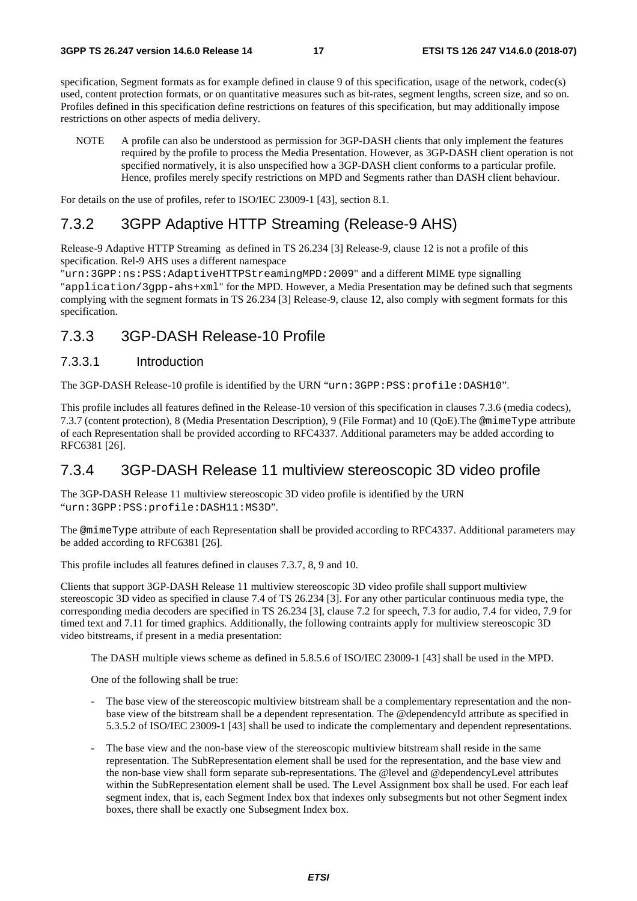specification, Segment formats as for example defined in clause 9 of this specification, usage of the network, codec(s) used, content protection formats, or on quantitative measures such as bit-rates, segment lengths, screen size, and so on. Profiles defined in this specification define restrictions on features of this specification, but may additionally impose restrictions on other aspects of media delivery.

NOTE A profile can also be understood as permission for 3GP-DASH clients that only implement the features required by the profile to process the Media Presentation. However, as 3GP-DASH client operation is not specified normatively, it is also unspecified how a 3GP-DASH client conforms to a particular profile. Hence, profiles merely specify restrictions on MPD and Segments rather than DASH client behaviour.

For details on the use of profiles, refer to ISO/IEC 23009-1 [43], section 8.1.

## 7.3.2 3GPP Adaptive HTTP Streaming (Release-9 AHS)

Release-9 Adaptive HTTP Streaming as defined in TS 26.234 [3] Release-9, clause 12 is not a profile of this specification. Rel-9 AHS uses a different namespace "`urn:3GPP:ns:PSS:AdaptiveHTTPStreamingMPD:2009`" and a different MIME type signalling "`application/3gpp-ahs+xml`" for the MPD. However, a Media Presentation may be defined such that segments complying with the segment formats in TS 26.234 [3] Release-9, clause 12, also comply with segment formats for this specification.

## 7.3.3 3GP-DASH Release-10 Profile

### 7.3.3.1 Introduction

The 3GP-DASH Release-10 profile is identified by the URN "`urn:3GPP:PSS:profile:DASH10`".

This profile includes all features defined in the Release-10 version of this specification in clauses 7.3.6 (media codecs), 7.3.7 (content protection), 8 (Media Presentation Description), 9 (File Format) and 10 (QoE).The `@mimeType` attribute of each Representation shall be provided according to RFC4337. Additional parameters may be added according to RFC6381 [26].

## 7.3.4 3GP-DASH Release 11 multiview stereoscopic 3D video profile

The 3GP-DASH Release 11 multiview stereoscopic 3D video profile is identified by the URN "`urn:3GPP:PSS:profile:DASH11:MS3D`".

The `@mimeType` attribute of each Representation shall be provided according to RFC4337. Additional parameters may be added according to RFC6381 [26].

This profile includes all features defined in clauses 7.3.7, 8, 9 and 10.

Clients that support 3GP-DASH Release 11 multiview stereoscopic 3D video profile shall support multiview stereoscopic 3D video as specified in clause 7.4 of TS 26.234 [3]. For any other particular continuous media type, the corresponding media decoders are specified in TS 26.234 [3], clause 7.2 for speech, 7.3 for audio, 7.4 for video, 7.9 for timed text and 7.11 for timed graphics. Additionally, the following contraints apply for multiview stereoscopic 3D video bitstreams, if present in a media presentation:

The DASH multiple views scheme as defined in 5.8.5.6 of ISO/IEC 23009-1 [43] shall be used in the MPD.

One of the following shall be true:

- The base view of the stereoscopic multiview bitstream shall be a complementary representation and the non-base view of the bitstream shall be a dependent representation. The @dependencyId attribute as specified in 5.3.5.2 of ISO/IEC 23009-1 [43] shall be used to indicate the complementary and dependent representations.
- The base view and the non-base view of the stereoscopic multiview bitstream shall reside in the same representation. The SubRepresentation element shall be used for the representation, and the base view and the non-base view shall form separate sub-representations. The @level and @dependencyLevel attributes within the SubRepresentation element shall be used. The Level Assignment box shall be used. For each leaf segment index, that is, each Segment Index box that indexes only subsegments but not other Segment index boxes, there shall be exactly one Subsegment Index box.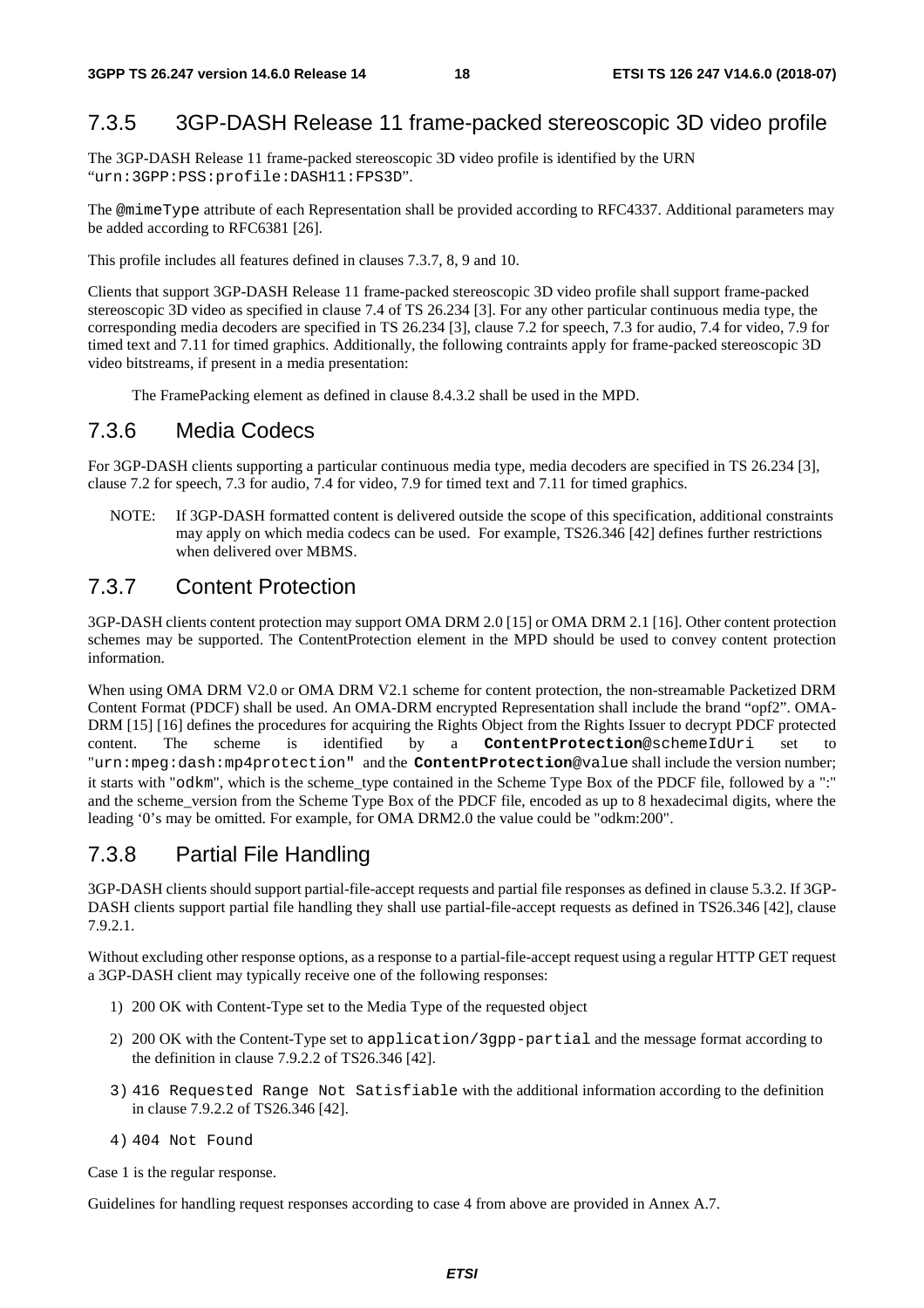### 7.3.5 3GP-DASH Release 11 frame-packed stereoscopic 3D video profile

The 3GP-DASH Release 11 frame-packed stereoscopic 3D video profile is identified by the URN "`urn:3GPP:PSS:profile:DASH11:FPS3D`".

The `@mimeType` attribute of each Representation shall be provided according to RFC4337. Additional parameters may be added according to RFC6381 [26].

This profile includes all features defined in clauses 7.3.7, 8, 9 and 10.

Clients that support 3GP-DASH Release 11 frame-packed stereoscopic 3D video profile shall support frame-packed stereoscopic 3D video as specified in clause 7.4 of TS 26.234 [3]. For any other particular continuous media type, the corresponding media decoders are specified in TS 26.234 [3], clause 7.2 for speech, 7.3 for audio, 7.4 for video, 7.9 for timed text and 7.11 for timed graphics. Additionally, the following contraints apply for frame-packed stereoscopic 3D video bitstreams, if present in a media presentation:

The FramePacking element as defined in clause 8.4.3.2 shall be used in the MPD.

### 7.3.6 Media Codecs

For 3GP-DASH clients supporting a particular continuous media type, media decoders are specified in TS 26.234 [3], clause 7.2 for speech, 7.3 for audio, 7.4 for video, 7.9 for timed text and 7.11 for timed graphics.

NOTE: If 3GP-DASH formatted content is delivered outside the scope of this specification, additional constraints may apply on which media codecs can be used. For example, TS26.346 [42] defines further restrictions when delivered over MBMS.

### 7.3.7 Content Protection

3GP-DASH clients content protection may support OMA DRM 2.0 [15] or OMA DRM 2.1 [16]. Other content protection schemes may be supported. The ContentProtection element in the MPD should be used to convey content protection information.

When using OMA DRM V2.0 or OMA DRM V2.1 scheme for content protection, the non-streamable Packetized DRM Content Format (PDCF) shall be used. An OMA-DRM encrypted Representation shall include the brand "opf2". OMA-DRM [15] [16] defines the procedures for acquiring the Rights Object from the Rights Issuer to decrypt PDCF protected content. The scheme is identified by a **ContentProtection**@schemeIdUri set to "`urn:mpeg:dash:mp4protection`" and the **ContentProtection**@value shall include the version number; it starts with "`odkm`", which is the scheme_type contained in the Scheme Type Box of the PDCF file, followed by a ":" and the scheme_version from the Scheme Type Box of the PDCF file, encoded as up to 8 hexadecimal digits, where the leading '0's may be omitted. For example, for OMA DRM2.0 the value could be "odkm:200".

### 7.3.8 Partial File Handling

3GP-DASH clients should support partial-file-accept requests and partial file responses as defined in clause 5.3.2. If 3GP-DASH clients support partial file handling they shall use partial-file-accept requests as defined in TS26.346 [42], clause 7.9.2.1.

Without excluding other response options, as a response to a partial-file-accept request using a regular HTTP GET request a 3GP-DASH client may typically receive one of the following responses:

1) 200 OK with Content-Type set to the Media Type of the requested object
2) 200 OK with the Content-Type set to `application/3gpp-partial` and the message format according to the definition in clause 7.9.2.2 of TS26.346 [42].
3) `416 Requested Range Not Satisfiable` with the additional information according to the definition in clause 7.9.2.2 of TS26.346 [42].
4) `404 Not Found`

Case 1 is the regular response.

Guidelines for handling request responses according to case 4 from above are provided in Annex A.7.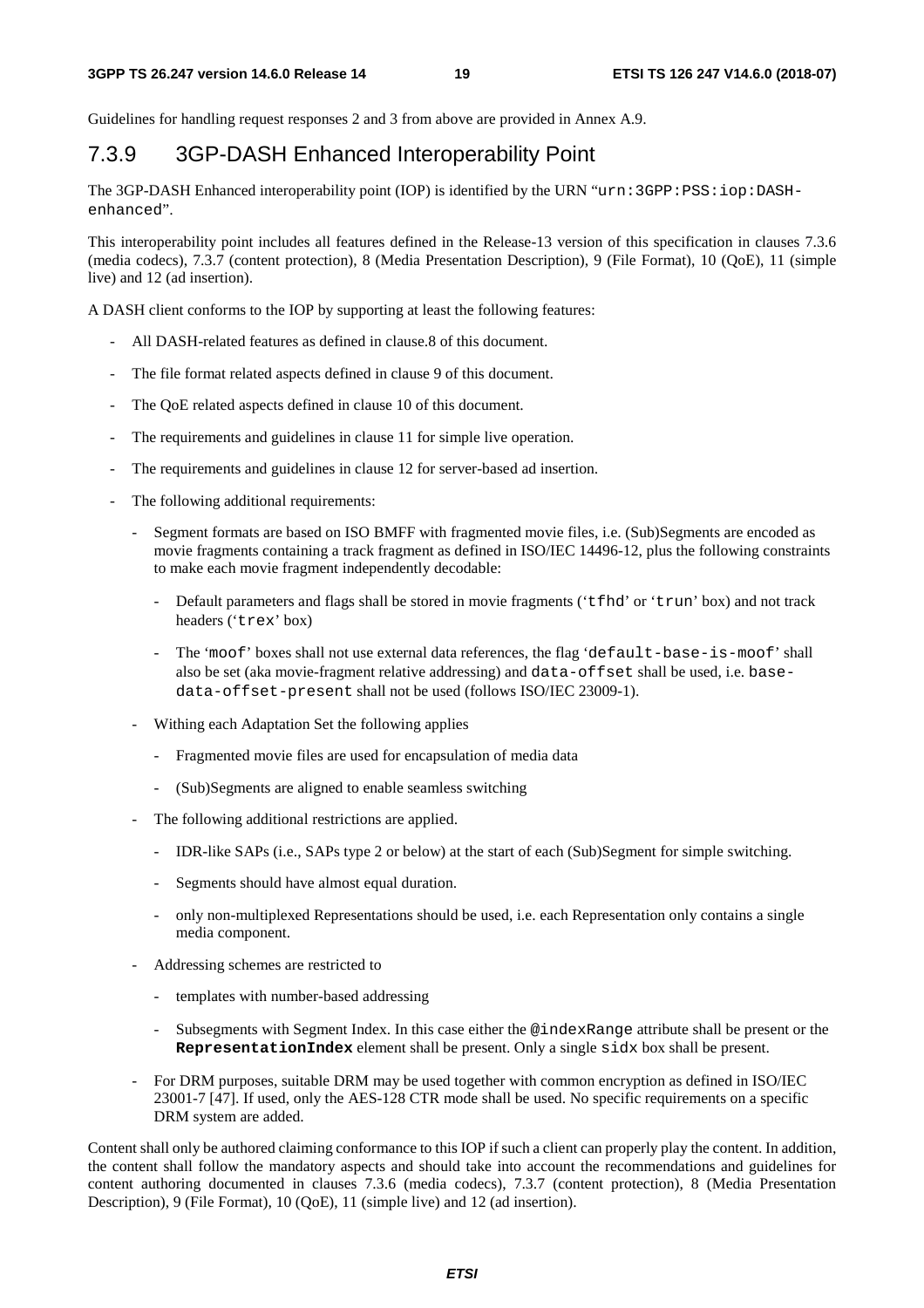Guidelines for handling request responses 2 and 3 from above are provided in Annex A.9.

### 7.3.9 3GP-DASH Enhanced Interoperability Point

The 3GP-DASH Enhanced interoperability point (IOP) is identified by the URN "`urn:3GPP:PSS:iop:DASH-enhanced`".

This interoperability point includes all features defined in the Release-13 version of this specification in clauses 7.3.6 (media codecs), 7.3.7 (content protection), 8 (Media Presentation Description), 9 (File Format), 10 (QoE), 11 (simple live) and 12 (ad insertion).

A DASH client conforms to the IOP by supporting at least the following features:

- All DASH-related features as defined in clause.8 of this document.
- The file format related aspects defined in clause 9 of this document.
- The QoE related aspects defined in clause 10 of this document.
- The requirements and guidelines in clause 11 for simple live operation.
- The requirements and guidelines in clause 12 for server-based ad insertion.
- The following additional requirements:
    - Segment formats are based on ISO BMFF with fragmented movie files, i.e. (Sub)Segments are encoded as movie fragments containing a track fragment as defined in ISO/IEC 14496-12, plus the following constraints to make each movie fragment independently decodable:
        - Default parameters and flags shall be stored in movie fragments ('`tfhd`' or '`trun`' box) and not track headers ('`trex`' box)
        - The '`moof`' boxes shall not use external data references, the flag '`default-base-is-moof`' shall also be set (aka movie-fragment relative addressing) and `data-offset` shall be used, i.e. `base-data-offset-present` shall not be used (follows ISO/IEC 23009-1).
    - Withing each Adaptation Set the following applies
        - Fragmented movie files are used for encapsulation of media data
        - (Sub)Segments are aligned to enable seamless switching
    - The following additional restrictions are applied.
        - IDR-like SAPs (i.e., SAPs type 2 or below) at the start of each (Sub)Segment for simple switching.
        - Segments should have almost equal duration.
        - only non-multiplexed Representations should be used, i.e. each Representation only contains a single media component.
    - Addressing schemes are restricted to
        - templates with number-based addressing
        - Subsegments with Segment Index. In this case either the `@indexRange` attribute shall be present or the **`RepresentationIndex`** element shall be present. Only a single `sidx` box shall be present.
    - For DRM purposes, suitable DRM may be used together with common encryption as defined in ISO/IEC 23001-7 [47]. If used, only the AES-128 CTR mode shall be used. No specific requirements on a specific DRM system are added.

Content shall only be authored claiming conformance to this IOP if such a client can properly play the content. In addition, the content shall follow the mandatory aspects and should take into account the recommendations and guidelines for content authoring documented in clauses 7.3.6 (media codecs), 7.3.7 (content protection), 8 (Media Presentation Description), 9 (File Format), 10 (QoE), 11 (simple live) and 12 (ad insertion).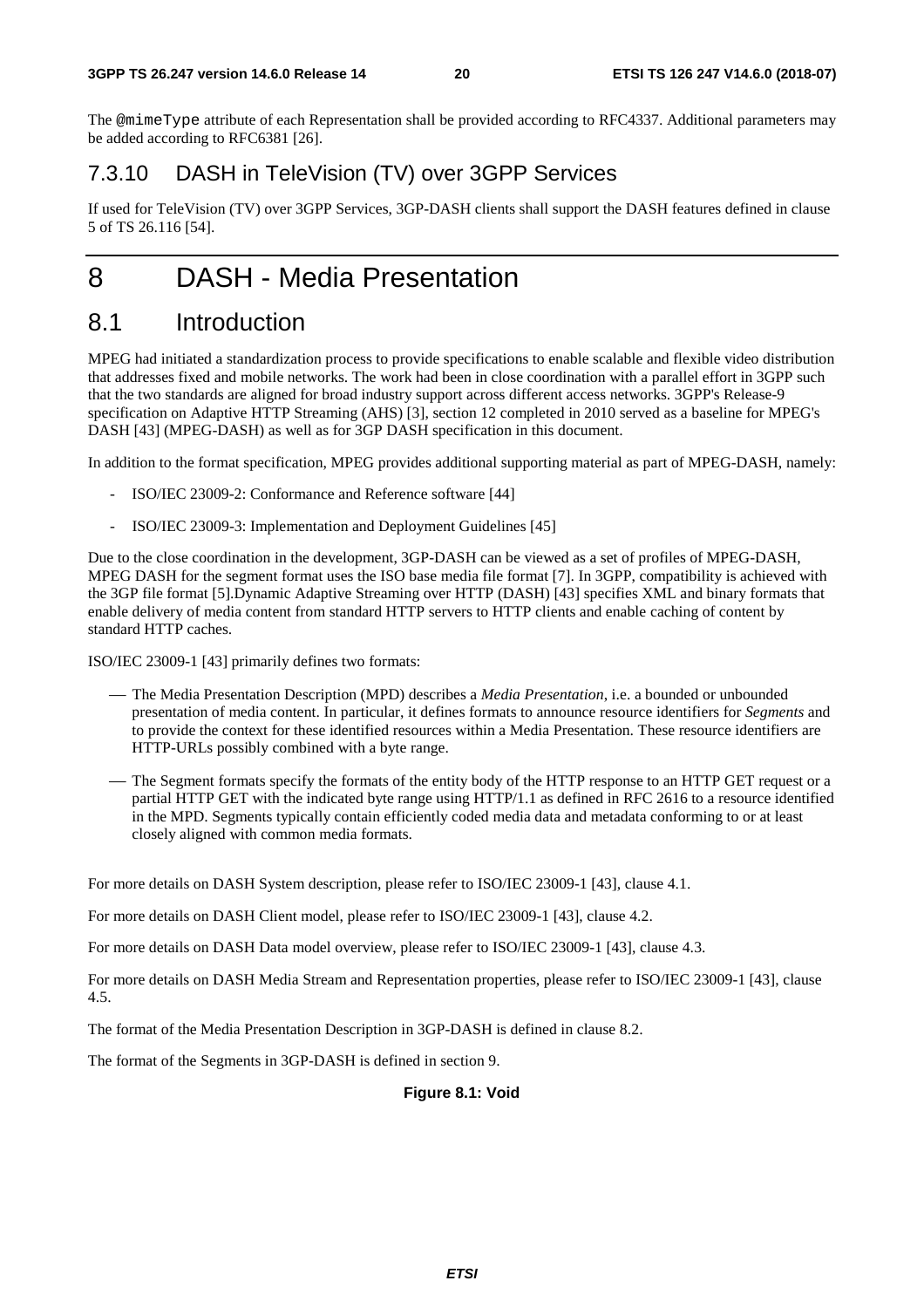The @mimeType attribute of each Representation shall be provided according to RFC4337. Additional parameters may be added according to RFC6381 [26].

### 7.3.10 DASH in TeleVision (TV) over 3GPP Services

If used for TeleVision (TV) over 3GPP Services, 3GP-DASH clients shall support the DASH features defined in clause 5 of TS 26.116 [54].

# 8 DASH - Media Presentation

## 8.1 Introduction

MPEG had initiated a standardization process to provide specifications to enable scalable and flexible video distribution that addresses fixed and mobile networks. The work had been in close coordination with a parallel effort in 3GPP such that the two standards are aligned for broad industry support across different access networks. 3GPP's Release-9 specification on Adaptive HTTP Streaming (AHS) [3], section 12 completed in 2010 served as a baseline for MPEG's DASH [43] (MPEG-DASH) as well as for 3GP DASH specification in this document.

In addition to the format specification, MPEG provides additional supporting material as part of MPEG-DASH, namely:

- ISO/IEC 23009-2: Conformance and Reference software [44]
- ISO/IEC 23009-3: Implementation and Deployment Guidelines [45]

Due to the close coordination in the development, 3GP-DASH can be viewed as a set of profiles of MPEG-DASH, MPEG DASH for the segment format uses the ISO base media file format [7]. In 3GPP, compatibility is achieved with the 3GP file format [5].Dynamic Adaptive Streaming over HTTP (DASH) [43] specifies XML and binary formats that enable delivery of media content from standard HTTP servers to HTTP clients and enable caching of content by standard HTTP caches.

ISO/IEC 23009-1 [43] primarily defines two formats:

- The Media Presentation Description (MPD) describes a *Media Presentation*, i.e. a bounded or unbounded presentation of media content. In particular, it defines formats to announce resource identifiers for *Segments* and to provide the context for these identified resources within a Media Presentation. These resource identifiers are HTTP-URLs possibly combined with a byte range.
- The Segment formats specify the formats of the entity body of the HTTP response to an HTTP GET request or a partial HTTP GET with the indicated byte range using HTTP/1.1 as defined in RFC 2616 to a resource identified in the MPD. Segments typically contain efficiently coded media data and metadata conforming to or at least closely aligned with common media formats.

For more details on DASH System description, please refer to ISO/IEC 23009-1 [43], clause 4.1.

For more details on DASH Client model, please refer to ISO/IEC 23009-1 [43], clause 4.2.

For more details on DASH Data model overview, please refer to ISO/IEC 23009-1 [43], clause 4.3.

For more details on DASH Media Stream and Representation properties, please refer to ISO/IEC 23009-1 [43], clause 4.5.

The format of the Media Presentation Description in 3GP-DASH is defined in clause 8.2.

The format of the Segments in 3GP-DASH is defined in section 9.

**Figure 8.1: Void**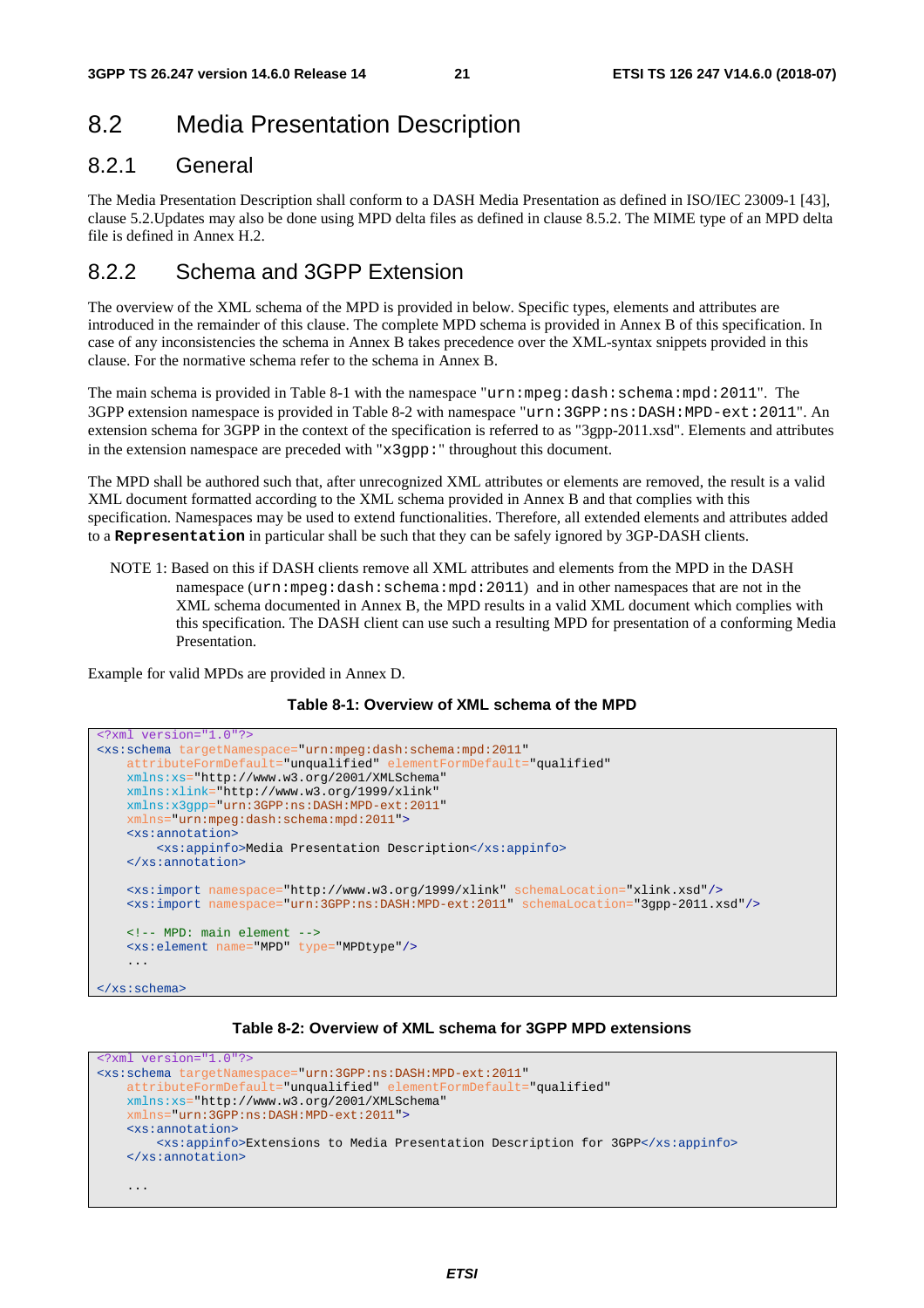## 8.2 Media Presentation Description

### 8.2.1 General

The Media Presentation Description shall conform to a DASH Media Presentation as defined in ISO/IEC 23009-1 [43], clause 5.2.Updates may also be done using MPD delta files as defined in clause 8.5.2. The MIME type of an MPD delta file is defined in Annex H.2.

### 8.2.2 Schema and 3GPP Extension

The overview of the XML schema of the MPD is provided in below. Specific types, elements and attributes are introduced in the remainder of this clause. The complete MPD schema is provided in Annex B of this specification. In case of any inconsistencies the schema in Annex B takes precedence over the XML-syntax snippets provided in this clause. For the normative schema refer to the schema in Annex B.

The main schema is provided in Table 8-1 with the namespace "`urn:mpeg:dash:schema:mpd:2011`". The 3GPP extension namespace is provided in Table 8-2 with namespace "`urn:3GPP:ns:DASH:MPD-ext:2011`". An extension schema for 3GPP in the context of the specification is referred to as "3gpp-2011.xsd". Elements and attributes in the extension namespace are preceded with "`x3gpp:`" throughout this document.

The MPD shall be authored such that, after unrecognized XML attributes or elements are removed, the result is a valid XML document formatted according to the XML schema provided in Annex B and that complies with this specification. Namespaces may be used to extend functionalities. Therefore, all extended elements and attributes added to a **`Representation`** in particular shall be such that they can be safely ignored by 3GP-DASH clients.

NOTE 1: Based on this if DASH clients remove all XML attributes and elements from the MPD in the DASH namespace (`urn:mpeg:dash:schema:mpd:2011`) and in other namespaces that are not in the XML schema documented in Annex B, the MPD results in a valid XML document which complies with this specification. The DASH client can use such a resulting MPD for presentation of a conforming Media Presentation.

Example for valid MPDs are provided in Annex D.

**Table 8-1: Overview of XML schema of the MPD**

```
<?xml version="1.0"?>
<xs:schema targetNamespace="urn:mpeg:dash:schema:mpd:2011"
    attributeFormDefault="unqualified" elementFormDefault="qualified"
    xmlns:xs="http://www.w3.org/2001/XMLSchema"
    xmlns:xlink="http://www.w3.org/1999/xlink"
    xmlns:x3gpp="urn:3GPP:ns:DASH:MPD-ext:2011"
    xmlns="urn:mpeg:dash:schema:mpd:2011">
    <xs:annotation>
        <xs:appinfo>Media Presentation Description</xs:appinfo>
    </xs:annotation>

    <xs:import namespace="http://www.w3.org/1999/xlink" schemaLocation="xlink.xsd"/>
    <xs:import namespace="urn:3GPP:ns:DASH:MPD-ext:2011" schemaLocation="3gpp-2011.xsd"/>

    <!-- MPD: main element -->
    <xs:element name="MPD" type="MPDtype"/>
    ...

</xs:schema>
```

**Table 8-2: Overview of XML schema for 3GPP MPD extensions**

```
<?xml version="1.0"?>
<xs:schema targetNamespace="urn:3GPP:ns:DASH:MPD-ext:2011"
    attributeFormDefault="unqualified" elementFormDefault="qualified"
    xmlns:xs="http://www.w3.org/2001/XMLSchema"
    xmlns="urn:3GPP:ns:DASH:MPD-ext:2011">
    <xs:annotation>
        <xs:appinfo>Extensions to Media Presentation Description for 3GPP</xs:appinfo>
    </xs:annotation>

    ...
```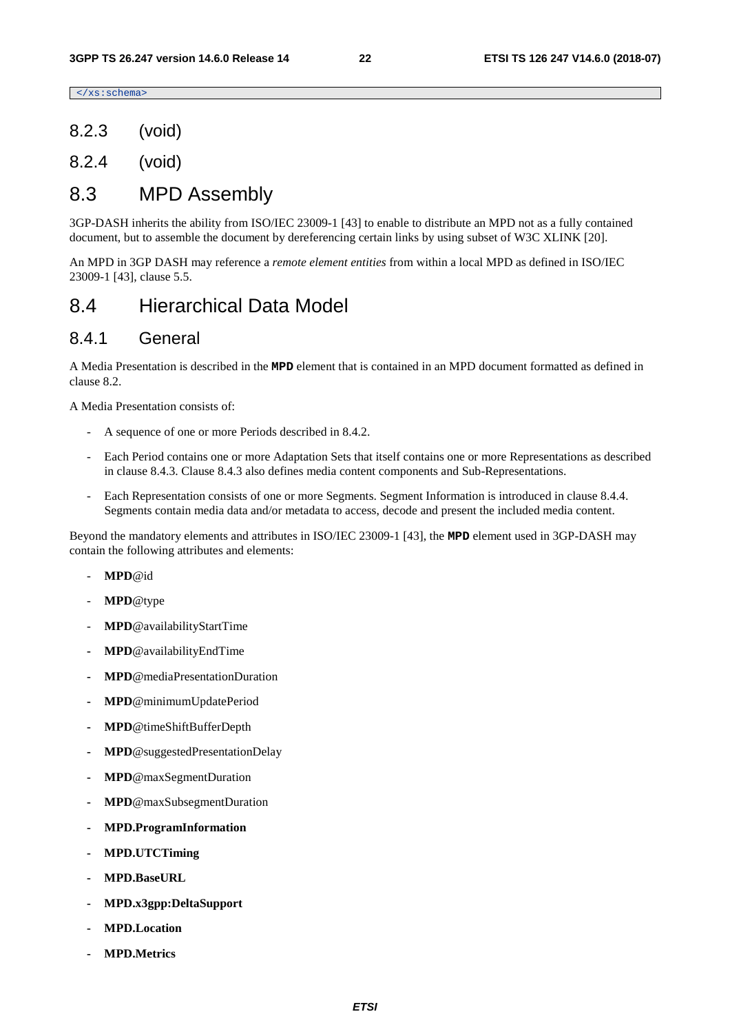```
</xs:schema>
```

### 8.2.3 (void)

### 8.2.4 (void)

## 8.3 MPD Assembly

3GP-DASH inherits the ability from ISO/IEC 23009-1 [43] to enable to distribute an MPD not as a fully contained document, but to assemble the document by dereferencing certain links by using subset of W3C XLINK [20].

An MPD in 3GP DASH may reference a *remote element entities* from within a local MPD as defined in ISO/IEC 23009-1 [43], clause 5.5.

## 8.4 Hierarchical Data Model

### 8.4.1 General

A Media Presentation is described in the **MPD** element that is contained in an MPD document formatted as defined in clause 8.2.

A Media Presentation consists of:

- A sequence of one or more Periods described in 8.4.2.
- Each Period contains one or more Adaptation Sets that itself contains one or more Representations as described in clause 8.4.3. Clause 8.4.3 also defines media content components and Sub-Representations.
- Each Representation consists of one or more Segments. Segment Information is introduced in clause 8.4.4. Segments contain media data and/or metadata to access, decode and present the included media content.

Beyond the mandatory elements and attributes in ISO/IEC 23009-1 [43], the **MPD** element used in 3GP-DASH may contain the following attributes and elements:

- **MPD**@id
- **MPD**@type
- **MPD**@availabilityStartTime
- **MPD**@availabilityEndTime
- **MPD**@mediaPresentationDuration
- **MPD**@minimumUpdatePeriod
- **MPD**@timeShiftBufferDepth
- **MPD**@suggestedPresentationDelay
- **MPD**@maxSegmentDuration
- **MPD**@maxSubsegmentDuration
- **MPD.ProgramInformation**
- **MPD.UTCTiming**
- **MPD.BaseURL**
- **MPD.x3gpp:DeltaSupport**
- **MPD.Location**
- **MPD.Metrics**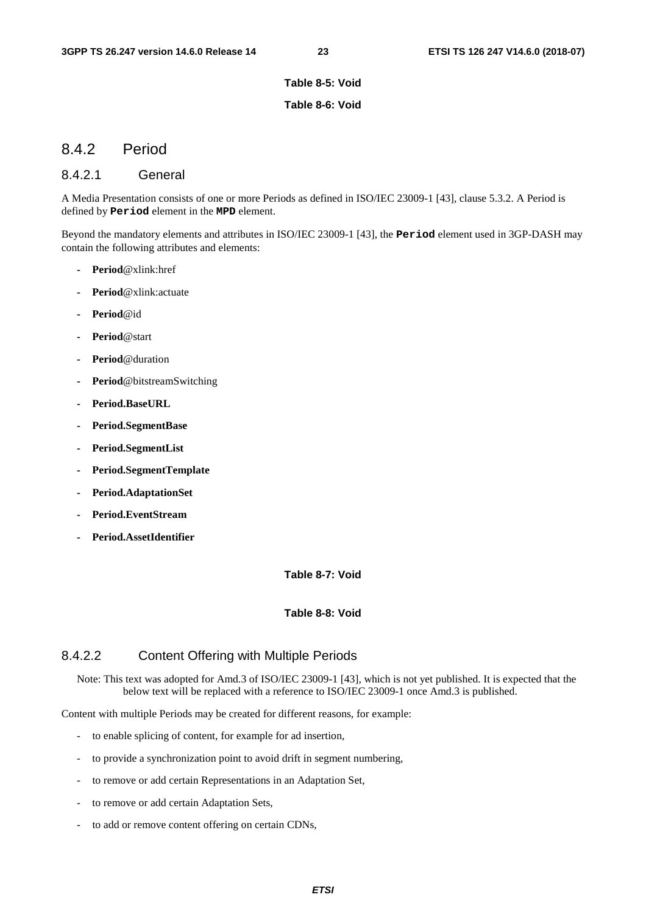**Table 8-5: Void**

**Table 8-6: Void**

## 8.4.2 Period

### 8.4.2.1 General

A Media Presentation consists of one or more Periods as defined in ISO/IEC 23009-1 [43], clause 5.3.2. A Period is defined by **`Period`** element in the **`MPD`** element.

Beyond the mandatory elements and attributes in ISO/IEC 23009-1 [43], the **`Period`** element used in 3GP-DASH may contain the following attributes and elements:

- **Period**@xlink:href
- **Period**@xlink:actuate
- **Period**@id
- **Period**@start
- **Period**@duration
- **Period**@bitstreamSwitching
- **Period.BaseURL**
- **Period.SegmentBase**
- **Period.SegmentList**
- **Period.SegmentTemplate**
- **Period.AdaptationSet**
- **Period.EventStream**
- **Period.AssetIdentifier**

**Table 8-7: Void**

**Table 8-8: Void**

### 8.4.2.2 Content Offering with Multiple Periods

Note: This text was adopted for Amd.3 of ISO/IEC 23009-1 [43], which is not yet published. It is expected that the below text will be replaced with a reference to ISO/IEC 23009-1 once Amd.3 is published.

Content with multiple Periods may be created for different reasons, for example:

- to enable splicing of content, for example for ad insertion,
- to provide a synchronization point to avoid drift in segment numbering,
- to remove or add certain Representations in an Adaptation Set,
- to remove or add certain Adaptation Sets,
- to add or remove content offering on certain CDNs,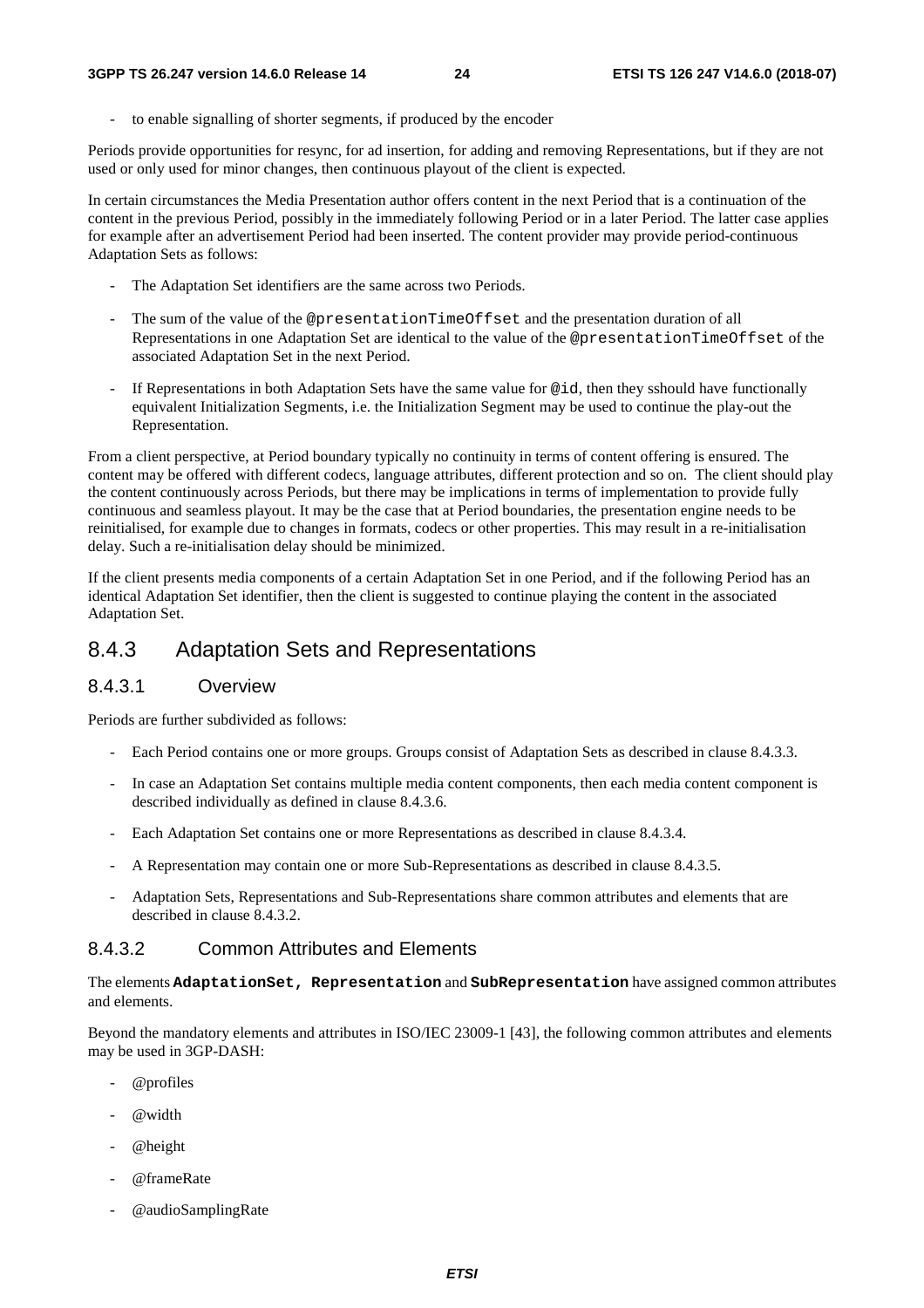- to enable signalling of shorter segments, if produced by the encoder

Periods provide opportunities for resync, for ad insertion, for adding and removing Representations, but if they are not used or only used for minor changes, then continuous playout of the client is expected.

In certain circumstances the Media Presentation author offers content in the next Period that is a continuation of the content in the previous Period, possibly in the immediately following Period or in a later Period. The latter case applies for example after an advertisement Period had been inserted. The content provider may provide period-continuous Adaptation Sets as follows:

- The Adaptation Set identifiers are the same across two Periods.
- The sum of the value of the `@presentationTimeOffset` and the presentation duration of all Representations in one Adaptation Set are identical to the value of the `@presentationTimeOffset` of the associated Adaptation Set in the next Period.
- If Representations in both Adaptation Sets have the same value for `@id`, then they sshould have functionally equivalent Initialization Segments, i.e. the Initialization Segment may be used to continue the play-out the Representation.

From a client perspective, at Period boundary typically no continuity in terms of content offering is ensured. The content may be offered with different codecs, language attributes, different protection and so on. The client should play the content continuously across Periods, but there may be implications in terms of implementation to provide fully continuous and seamless playout. It may be the case that at Period boundaries, the presentation engine needs to be reinitialised, for example due to changes in formats, codecs or other properties. This may result in a re-initialisation delay. Such a re-initialisation delay should be minimized.

If the client presents media components of a certain Adaptation Set in one Period, and if the following Period has an identical Adaptation Set identifier, then the client is suggested to continue playing the content in the associated Adaptation Set.

## 8.4.3 Adaptation Sets and Representations

### 8.4.3.1 Overview

Periods are further subdivided as follows:

- Each Period contains one or more groups. Groups consist of Adaptation Sets as described in clause 8.4.3.3.
- In case an Adaptation Set contains multiple media content components, then each media content component is described individually as defined in clause 8.4.3.6.
- Each Adaptation Set contains one or more Representations as described in clause 8.4.3.4.
- A Representation may contain one or more Sub-Representations as described in clause 8.4.3.5.
- Adaptation Sets, Representations and Sub-Representations share common attributes and elements that are described in clause 8.4.3.2.

### 8.4.3.2 Common Attributes and Elements

The elements **`AdaptationSet, Representation`** and **`SubRepresentation`** have assigned common attributes and elements.

Beyond the mandatory elements and attributes in ISO/IEC 23009-1 [43], the following common attributes and elements may be used in 3GP-DASH:

- @profiles
- @width
- @height
- @frameRate
- @audioSamplingRate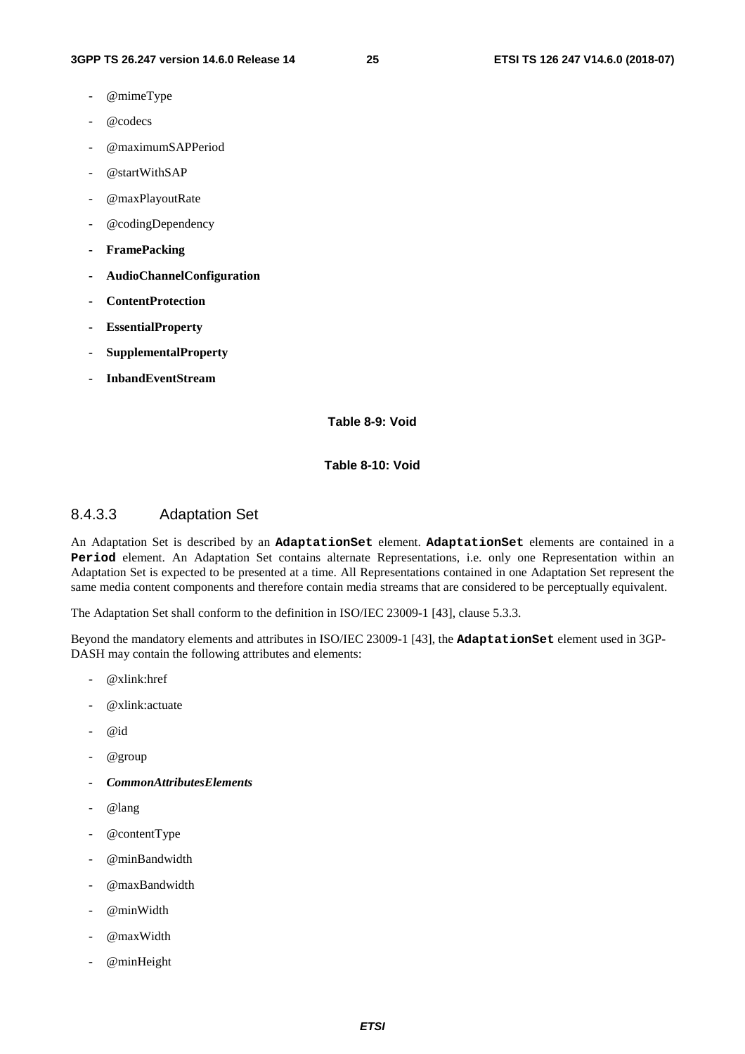- @mimeType
- @codecs
- @maximumSAPPeriod
- @startWithSAP
- @maxPlayoutRate
- @codingDependency
- **FramePacking**
- **AudioChannelConfiguration**
- **ContentProtection**
- **EssentialProperty**
- **SupplementalProperty**
- **InbandEventStream**

**Table 8-9: Void**

**Table 8-10: Void**

### 8.4.3.3 Adaptation Set

An Adaptation Set is described by an **AdaptationSet** element. **AdaptationSet** elements are contained in a **Period** element. An Adaptation Set contains alternate Representations, i.e. only one Representation within an Adaptation Set is expected to be presented at a time. All Representations contained in one Adaptation Set represent the same media content components and therefore contain media streams that are considered to be perceptually equivalent.

The Adaptation Set shall conform to the definition in ISO/IEC 23009-1 [43], clause 5.3.3.

Beyond the mandatory elements and attributes in ISO/IEC 23009-1 [43], the **AdaptationSet** element used in 3GP-DASH may contain the following attributes and elements:

- @xlink:href
- @xlink:actuate
- @id
- @group
- ***CommonAttributesElements***
- @lang
- @contentType
- @minBandwidth
- @maxBandwidth
- @minWidth
- @maxWidth
- @minHeight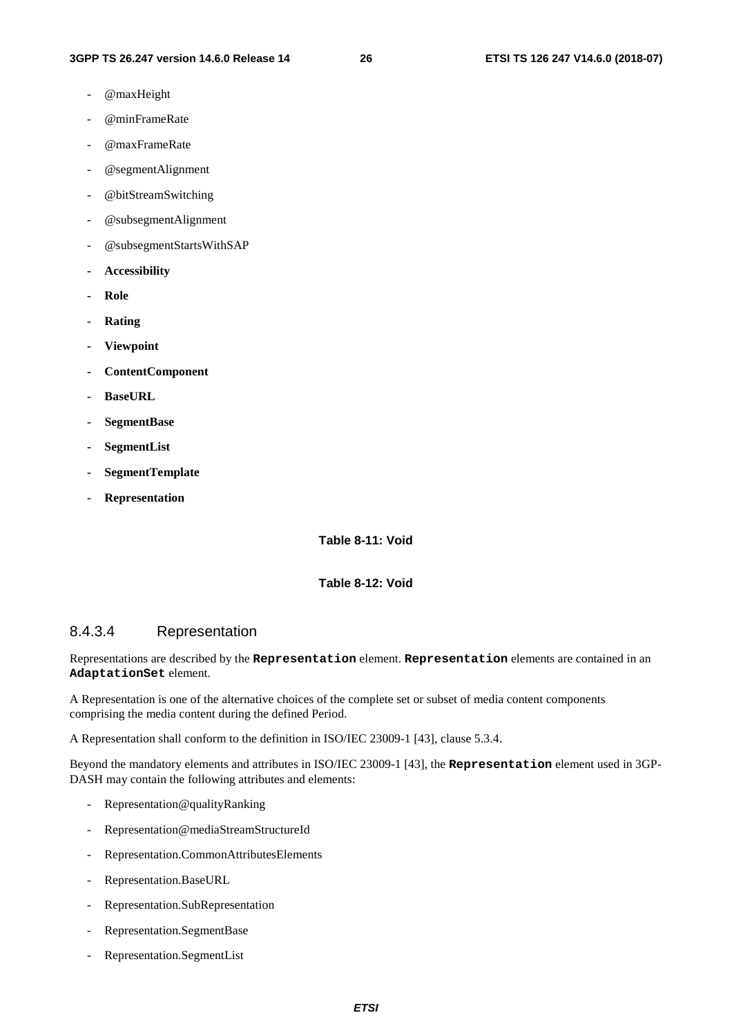- @maxHeight
- @minFrameRate
- @maxFrameRate
- @segmentAlignment
- @bitStreamSwitching
- @subsegmentAlignment
- @subsegmentStartsWithSAP
- **Accessibility**
- **Role**
- **Rating**
- **Viewpoint**
- **ContentComponent**
- **BaseURL**
- **SegmentBase**
- **SegmentList**
- **SegmentTemplate**
- **Representation**

**Table 8-11: Void**

**Table 8-12: Void**

### 8.4.3.4 Representation

Representations are described by the **`Representation`** element. **`Representation`** elements are contained in an **`AdaptationSet`** element.

A Representation is one of the alternative choices of the complete set or subset of media content components comprising the media content during the defined Period.

A Representation shall conform to the definition in ISO/IEC 23009-1 [43], clause 5.3.4.

Beyond the mandatory elements and attributes in ISO/IEC 23009-1 [43], the **`Representation`** element used in 3GP-DASH may contain the following attributes and elements:

- Representation@qualityRanking
- Representation@mediaStreamStructureId
- Representation.CommonAttributesElements
- Representation.BaseURL
- Representation.SubRepresentation
- Representation.SegmentBase
- Representation.SegmentList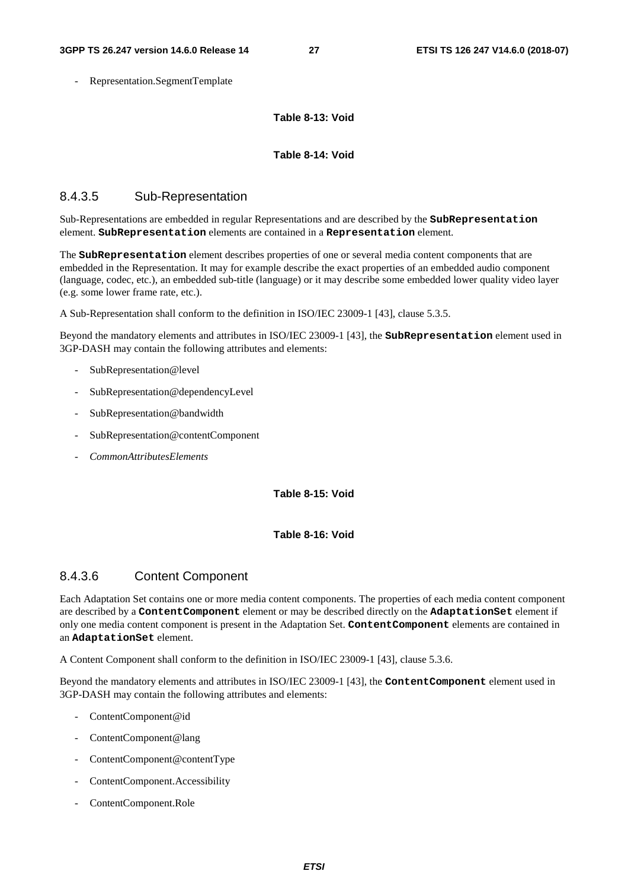- Representation.SegmentTemplate

**Table 8-13: Void**

**Table 8-14: Void**

### 8.4.3.5 Sub-Representation

Sub-Representations are embedded in regular Representations and are described by the **SubRepresentation** element. **SubRepresentation** elements are contained in a **Representation** element.

The **SubRepresentation** element describes properties of one or several media content components that are embedded in the Representation. It may for example describe the exact properties of an embedded audio component (language, codec, etc.), an embedded sub-title (language) or it may describe some embedded lower quality video layer (e.g. some lower frame rate, etc.).

A Sub-Representation shall conform to the definition in ISO/IEC 23009-1 [43], clause 5.3.5.

Beyond the mandatory elements and attributes in ISO/IEC 23009-1 [43], the **SubRepresentation** element used in 3GP-DASH may contain the following attributes and elements:

- SubRepresentation@level
- SubRepresentation@dependencyLevel
- SubRepresentation@bandwidth
- SubRepresentation@contentComponent
- *CommonAttributesElements*

**Table 8-15: Void**

**Table 8-16: Void**

### 8.4.3.6 Content Component

Each Adaptation Set contains one or more media content components. The properties of each media content component are described by a **ContentComponent** element or may be described directly on the **AdaptationSet** element if only one media content component is present in the Adaptation Set. **ContentComponent** elements are contained in an **AdaptationSet** element.

A Content Component shall conform to the definition in ISO/IEC 23009-1 [43], clause 5.3.6.

Beyond the mandatory elements and attributes in ISO/IEC 23009-1 [43], the **ContentComponent** element used in 3GP-DASH may contain the following attributes and elements:

- ContentComponent@id
- ContentComponent@lang
- ContentComponent@contentType
- ContentComponent.Accessibility
- ContentComponent.Role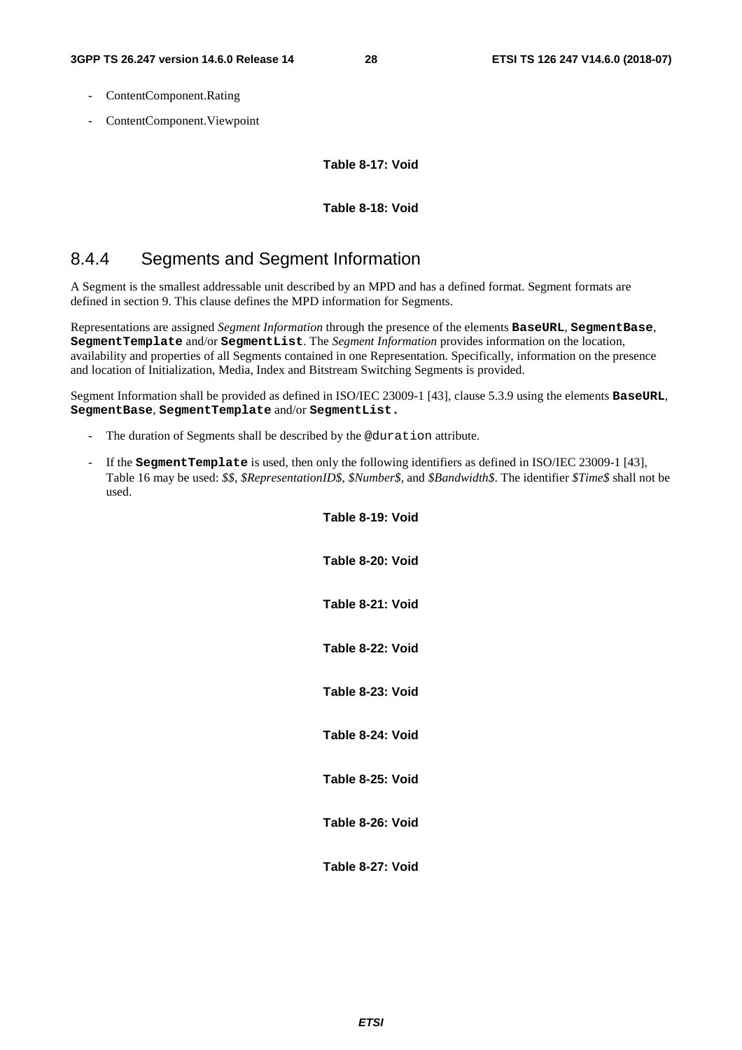- ContentComponent.Rating
- ContentComponent.Viewpoint

**Table 8-17: Void**

**Table 8-18: Void**

### 8.4.4 Segments and Segment Information

A Segment is the smallest addressable unit described by an MPD and has a defined format. Segment formats are defined in section 9. This clause defines the MPD information for Segments.

Representations are assigned *Segment Information* through the presence of the elements **`BaseURL`**, **`SegmentBase`**, **`SegmentTemplate`** and/or **`SegmentList`**. The *Segment Information* provides information on the location, availability and properties of all Segments contained in one Representation. Specifically, information on the presence and location of Initialization, Media, Index and Bitstream Switching Segments is provided.

Segment Information shall be provided as defined in ISO/IEC 23009-1 [43], clause 5.3.9 using the elements **`BaseURL`**, **`SegmentBase`**, **`SegmentTemplate`** and/or **`SegmentList.`**

- The duration of Segments shall be described by the `@duration` attribute.
- If the **`SegmentTemplate`** is used, then only the following identifiers as defined in ISO/IEC 23009-1 [43], Table 16 may be used: *$$*, *$RepresentationID$*, *$Number$*, and *$Bandwidth$*. The identifier *$Time$* shall not be used.

**Table 8-19: Void**

**Table 8-20: Void**

**Table 8-21: Void**

**Table 8-22: Void**

**Table 8-23: Void**

**Table 8-24: Void**

**Table 8-25: Void**

**Table 8-26: Void**

**Table 8-27: Void**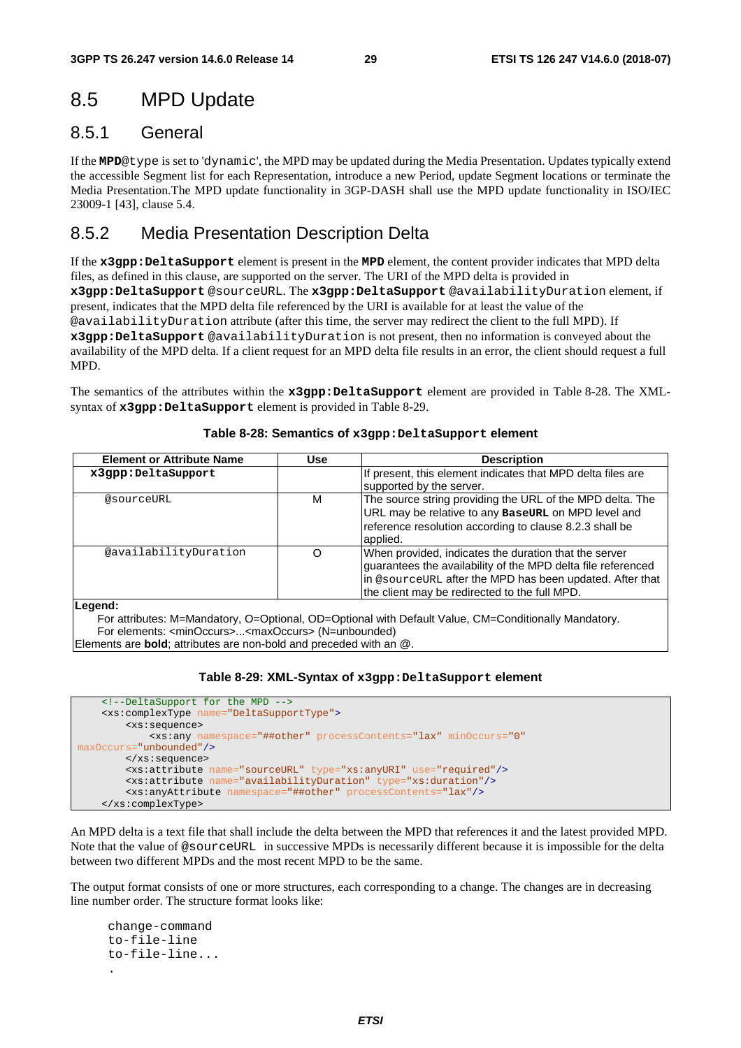# 8.5 MPD Update

## 8.5.1 General

If the **MPD**@type is set to 'dynamic', the MPD may be updated during the Media Presentation. Updates typically extend the accessible Segment list for each Representation, introduce a new Period, update Segment locations or terminate the Media Presentation.The MPD update functionality in 3GP-DASH shall use the MPD update functionality in ISO/IEC 23009-1 [43], clause 5.4.

## 8.5.2 Media Presentation Description Delta

If the **x3gpp:DeltaSupport** element is present in the **MPD** element, the content provider indicates that MPD delta files, as defined in this clause, are supported on the server. The URI of the MPD delta is provided in **x3gpp:DeltaSupport** @sourceURL. The **x3gpp:DeltaSupport** @availabilityDuration element, if present, indicates that the MPD delta file referenced by the URI is available for at least the value of the @availabilityDuration attribute (after this time, the server may redirect the client to the full MPD). If **x3gpp:DeltaSupport** @availabilityDuration is not present, then no information is conveyed about the availability of the MPD delta. If a client request for an MPD delta file results in an error, the client should request a full MPD.

The semantics of the attributes within the **x3gpp:DeltaSupport** element are provided in Table 8-28. The XML-syntax of **x3gpp:DeltaSupport** element is provided in Table 8-29.

**Table 8-28: Semantics of x3gpp:DeltaSupport element**

| Element or Attribute Name | Use | Description |
|---|---|---|
| **x3gpp:DeltaSupport** | | If present, this element indicates that MPD delta files are supported by the server. |
| @sourceURL | M | The source string providing the URL of the MPD delta. The URL may be relative to any **BaseURL** on MPD level and reference resolution according to clause 8.2.3 shall be applied. |
| @availabilityDuration | O | When provided, indicates the duration that the server guarantees the availability of the MPD delta file referenced in @sourceURL after the MPD has been updated. After that the client may be redirected to the full MPD. |
| **Legend:**<br>For attributes: M=Mandatory, O=Optional, OD=Optional with Default Value, CM=Conditionally Mandatory.<br>For elements: <minOccurs>...<maxOccurs> (N=unbounded)<br>Elements are **bold**; attributes are non-bold and preceded with an @. | | |

**Table 8-29: XML-Syntax of x3gpp:DeltaSupport element**

```
    <!--DeltaSupport for the MPD -->
    <xs:complexType name="DeltaSupportType">
        <xs:sequence>
            <xs:any namespace="##other" processContents="lax" minOccurs="0"
maxOccurs="unbounded"/>
        </xs:sequence>
        <xs:attribute name="sourceURL" type="xs:anyURI" use="required"/>
        <xs:attribute name="availabilityDuration" type="xs:duration"/>
        <xs:anyAttribute namespace="##other" processContents="lax"/>
    </xs:complexType>
```

An MPD delta is a text file that shall include the delta between the MPD that references it and the latest provided MPD. Note that the value of @sourceURL in successive MPDs is necessarily different because it is impossible for the delta between two different MPDs and the most recent MPD to be the same.

The output format consists of one or more structures, each corresponding to a change. The changes are in decreasing line number order. The structure format looks like:

```
change-command
to-file-line
to-file-line...
.
```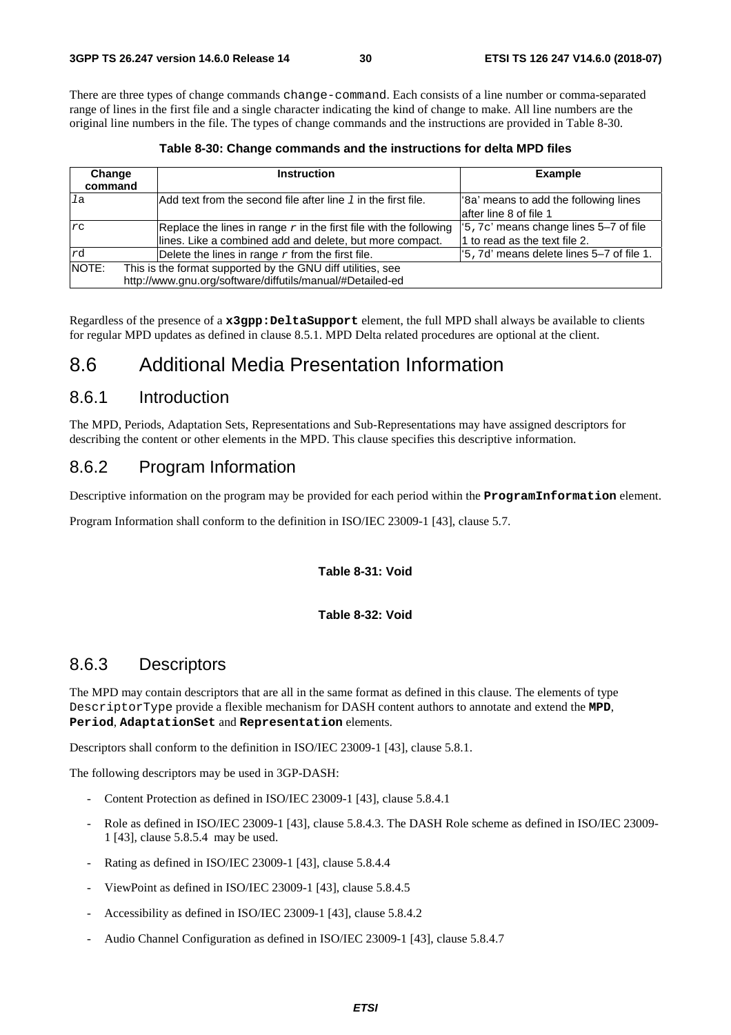There are three types of change commands `change-command`. Each consists of a line number or comma-separated range of lines in the first file and a single character indicating the kind of change to make. All line numbers are the original line numbers in the file. The types of change commands and the instructions are provided in Table 8-30.

**Table 8-30: Change commands and the instructions for delta MPD files**

| Change command | Instruction | Example |
|---|---|---|
| *l*a | Add text from the second file after line *l* in the first file. | '8a' means to add the following lines after line 8 of file 1 |
| *r*c | Replace the lines in range *r* in the first file with the following lines. Like a combined add and delete, but more compact. | '5,7c' means change lines 5–7 of file 1 to read as the text file 2. |
| *r*d | Delete the lines in range *r* from the first file. | '5,7d' means delete lines 5–7 of file 1. |
| NOTE: This is the format supported by the GNU diff utilities, see http://www.gnu.org/software/diffutils/manual/#Detailed-ed | | |

Regardless of the presence of a **x3gpp:DeltaSupport** element, the full MPD shall always be available to clients for regular MPD updates as defined in clause 8.5.1. MPD Delta related procedures are optional at the client.

# 8.6 Additional Media Presentation Information

## 8.6.1 Introduction

The MPD, Periods, Adaptation Sets, Representations and Sub-Representations may have assigned descriptors for describing the content or other elements in the MPD. This clause specifies this descriptive information.

## 8.6.2 Program Information

Descriptive information on the program may be provided for each period within the **ProgramInformation** element.

Program Information shall conform to the definition in ISO/IEC 23009-1 [43], clause 5.7.

**Table 8-31: Void**

**Table 8-32: Void**

## 8.6.3 Descriptors

The MPD may contain descriptors that are all in the same format as defined in this clause. The elements of type `DescriptorType` provide a flexible mechanism for DASH content authors to annotate and extend the **MPD**, **Period**, **AdaptationSet** and **Representation** elements.

Descriptors shall conform to the definition in ISO/IEC 23009-1 [43], clause 5.8.1.

The following descriptors may be used in 3GP-DASH:

- Content Protection as defined in ISO/IEC 23009-1 [43], clause 5.8.4.1
- Role as defined in ISO/IEC 23009-1 [43], clause 5.8.4.3. The DASH Role scheme as defined in ISO/IEC 23009-1 [43], clause 5.8.5.4 may be used.
- Rating as defined in ISO/IEC 23009-1 [43], clause 5.8.4.4
- ViewPoint as defined in ISO/IEC 23009-1 [43], clause 5.8.4.5
- Accessibility as defined in ISO/IEC 23009-1 [43], clause 5.8.4.2
- Audio Channel Configuration as defined in ISO/IEC 23009-1 [43], clause 5.8.4.7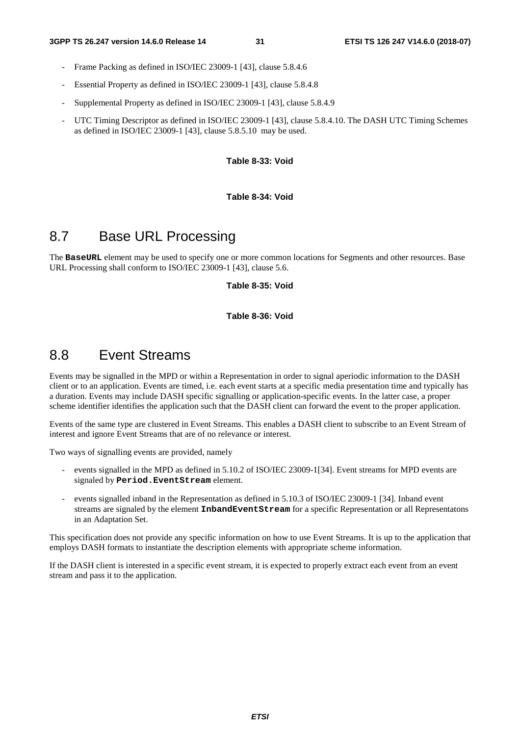- Frame Packing as defined in ISO/IEC 23009-1 [43], clause 5.8.4.6
- Essential Property as defined in ISO/IEC 23009-1 [43], clause 5.8.4.8
- Supplemental Property as defined in ISO/IEC 23009-1 [43], clause 5.8.4.9
- UTC Timing Descriptor as defined in ISO/IEC 23009-1 [43], clause 5.8.4.10. The DASH UTC Timing Schemes as defined in ISO/IEC 23009-1 [43], clause 5.8.5.10 may be used.

**Table 8-33: Void**

**Table 8-34: Void**

## 8.7 Base URL Processing

The **BaseURL** element may be used to specify one or more common locations for Segments and other resources. Base URL Processing shall conform to ISO/IEC 23009-1 [43], clause 5.6.

**Table 8-35: Void**

**Table 8-36: Void**

## 8.8 Event Streams

Events may be signalled in the MPD or within a Representation in order to signal aperiodic information to the DASH client or to an application. Events are timed, i.e. each event starts at a specific media presentation time and typically has a duration. Events may include DASH specific signalling or application-specific events. In the latter case, a proper scheme identifier identifies the application such that the DASH client can forward the event to the proper application.

Events of the same type are clustered in Event Streams. This enables a DASH client to subscribe to an Event Stream of interest and ignore Event Streams that are of no relevance or interest.

Two ways of signalling events are provided, namely

- events signalled in the MPD as defined in 5.10.2 of ISO/IEC 23009-1[34]. Event streams for MPD events are signaled by **Period.EventStream** element.
- events signalled inband in the Representation as defined in 5.10.3 of ISO/IEC 23009-1 [34]. Inband event streams are signaled by the element **InbandEventStream** for a specific Representation or all Representatons in an Adaptation Set.

This specification does not provide any specific information on how to use Event Streams. It is up to the application that employs DASH formats to instantiate the description elements with appropriate scheme information.

If the DASH client is interested in a specific event stream, it is expected to properly extract each event from an event stream and pass it to the application.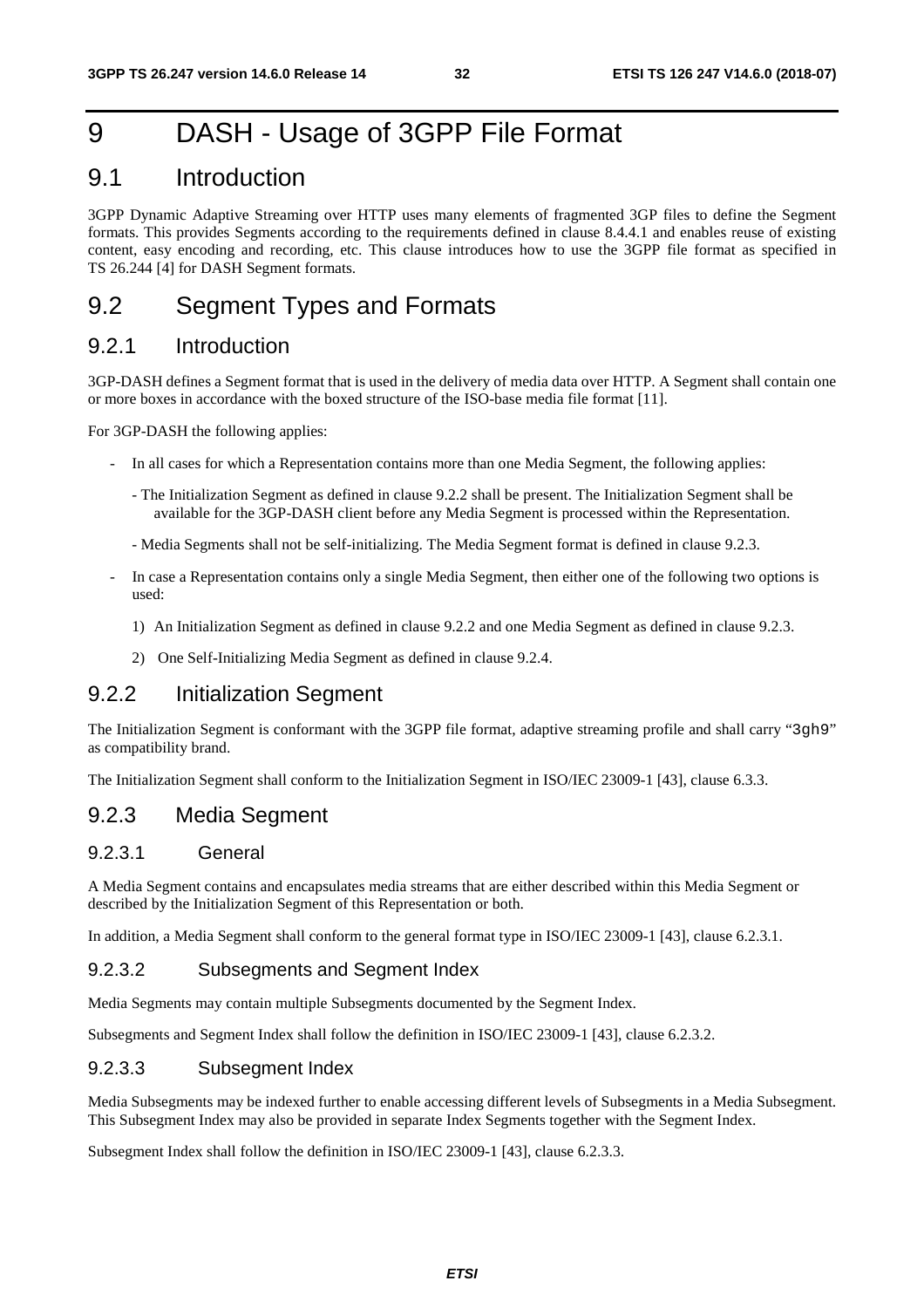# 9 DASH - Usage of 3GPP File Format

## 9.1 Introduction

3GPP Dynamic Adaptive Streaming over HTTP uses many elements of fragmented 3GP files to define the Segment formats. This provides Segments according to the requirements defined in clause 8.4.4.1 and enables reuse of existing content, easy encoding and recording, etc. This clause introduces how to use the 3GPP file format as specified in TS 26.244 [4] for DASH Segment formats.

## 9.2 Segment Types and Formats

### 9.2.1 Introduction

3GP-DASH defines a Segment format that is used in the delivery of media data over HTTP. A Segment shall contain one or more boxes in accordance with the boxed structure of the ISO-base media file format [11].

For 3GP-DASH the following applies:

- In all cases for which a Representation contains more than one Media Segment, the following applies:
  - The Initialization Segment as defined in clause 9.2.2 shall be present. The Initialization Segment shall be available for the 3GP-DASH client before any Media Segment is processed within the Representation.
  - Media Segments shall not be self-initializing. The Media Segment format is defined in clause 9.2.3.
- In case a Representation contains only a single Media Segment, then either one of the following two options is used:
  1) An Initialization Segment as defined in clause 9.2.2 and one Media Segment as defined in clause 9.2.3.
  2) One Self-Initializing Media Segment as defined in clause 9.2.4.

### 9.2.2 Initialization Segment

The Initialization Segment is conformant with the 3GPP file format, adaptive streaming profile and shall carry "`3gh9`" as compatibility brand.

The Initialization Segment shall conform to the Initialization Segment in ISO/IEC 23009-1 [43], clause 6.3.3.

### 9.2.3 Media Segment

#### 9.2.3.1 General

A Media Segment contains and encapsulates media streams that are either described within this Media Segment or described by the Initialization Segment of this Representation or both.

In addition, a Media Segment shall conform to the general format type in ISO/IEC 23009-1 [43], clause 6.2.3.1.

#### 9.2.3.2 Subsegments and Segment Index

Media Segments may contain multiple Subsegments documented by the Segment Index.

Subsegments and Segment Index shall follow the definition in ISO/IEC 23009-1 [43], clause 6.2.3.2.

#### 9.2.3.3 Subsegment Index

Media Subsegments may be indexed further to enable accessing different levels of Subsegments in a Media Subsegment. This Subsegment Index may also be provided in separate Index Segments together with the Segment Index.

Subsegment Index shall follow the definition in ISO/IEC 23009-1 [43], clause 6.2.3.3.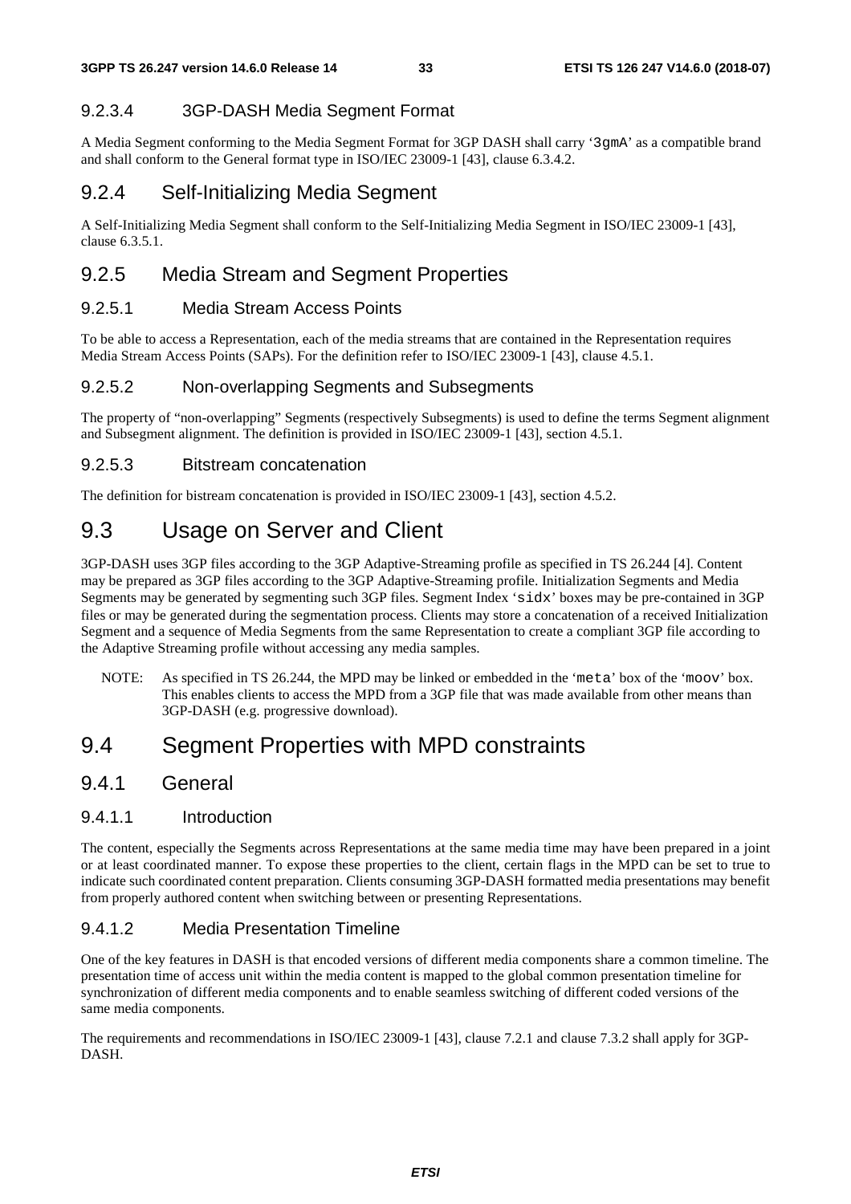#### 9.2.3.4 3GP-DASH Media Segment Format

A Media Segment conforming to the Media Segment Format for 3GP DASH shall carry '3gmA' as a compatible brand and shall conform to the General format type in ISO/IEC 23009-1 [43], clause 6.3.4.2.

### 9.2.4 Self-Initializing Media Segment

A Self-Initializing Media Segment shall conform to the Self-Initializing Media Segment in ISO/IEC 23009-1 [43], clause 6.3.5.1.

### 9.2.5 Media Stream and Segment Properties

#### 9.2.5.1 Media Stream Access Points

To be able to access a Representation, each of the media streams that are contained in the Representation requires Media Stream Access Points (SAPs). For the definition refer to ISO/IEC 23009-1 [43], clause 4.5.1.

#### 9.2.5.2 Non-overlapping Segments and Subsegments

The property of "non-overlapping" Segments (respectively Subsegments) is used to define the terms Segment alignment and Subsegment alignment. The definition is provided in ISO/IEC 23009-1 [43], section 4.5.1.

#### 9.2.5.3 Bitstream concatenation

The definition for bistream concatenation is provided in ISO/IEC 23009-1 [43], section 4.5.2.

## 9.3 Usage on Server and Client

3GP-DASH uses 3GP files according to the 3GP Adaptive-Streaming profile as specified in TS 26.244 [4]. Content may be prepared as 3GP files according to the 3GP Adaptive-Streaming profile. Initialization Segments and Media Segments may be generated by segmenting such 3GP files. Segment Index 'sidx' boxes may be pre-contained in 3GP files or may be generated during the segmentation process. Clients may store a concatenation of a received Initialization Segment and a sequence of Media Segments from the same Representation to create a compliant 3GP file according to the Adaptive Streaming profile without accessing any media samples.

NOTE: As specified in TS 26.244, the MPD may be linked or embedded in the 'meta' box of the 'moov' box. This enables clients to access the MPD from a 3GP file that was made available from other means than 3GP-DASH (e.g. progressive download).

## 9.4 Segment Properties with MPD constraints

### 9.4.1 General

#### 9.4.1.1 Introduction

The content, especially the Segments across Representations at the same media time may have been prepared in a joint or at least coordinated manner. To expose these properties to the client, certain flags in the MPD can be set to true to indicate such coordinated content preparation. Clients consuming 3GP-DASH formatted media presentations may benefit from properly authored content when switching between or presenting Representations.

#### 9.4.1.2 Media Presentation Timeline

One of the key features in DASH is that encoded versions of different media components share a common timeline. The presentation time of access unit within the media content is mapped to the global common presentation timeline for synchronization of different media components and to enable seamless switching of different coded versions of the same media components.

The requirements and recommendations in ISO/IEC 23009-1 [43], clause 7.2.1 and clause 7.3.2 shall apply for 3GP-DASH.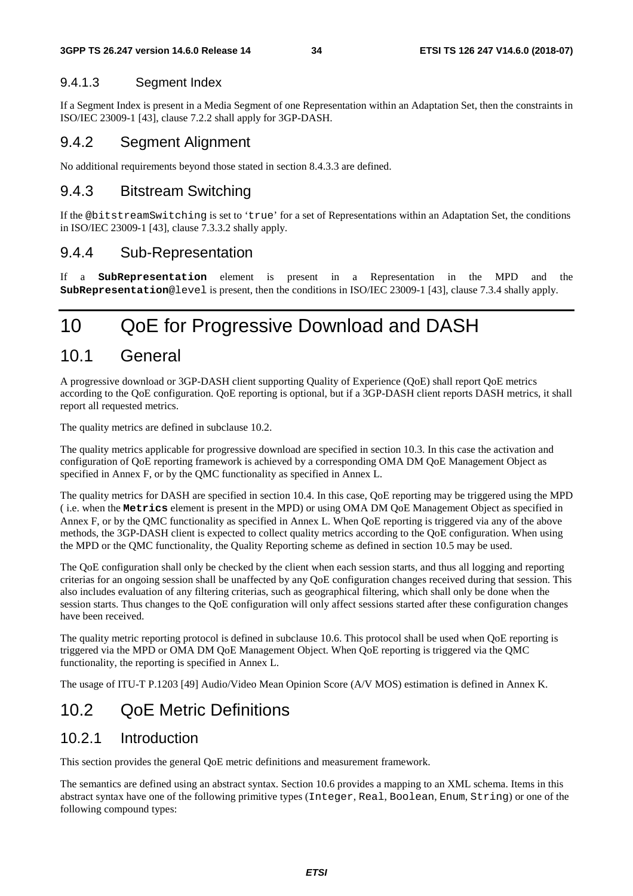#### 9.4.1.3 Segment Index

If a Segment Index is present in a Media Segment of one Representation within an Adaptation Set, then the constraints in ISO/IEC 23009-1 [43], clause 7.2.2 shall apply for 3GP-DASH.

### 9.4.2 Segment Alignment

No additional requirements beyond those stated in section 8.4.3.3 are defined.

### 9.4.3 Bitstream Switching

If the `@bitstreamSwitching` is set to '`true`' for a set of Representations within an Adaptation Set, the conditions in ISO/IEC 23009-1 [43], clause 7.3.3.2 shally apply.

### 9.4.4 Sub-Representation

If a **`SubRepresentation`** element is present in a Representation in the MPD and the **`SubRepresentation`**`@level` is present, then the conditions in ISO/IEC 23009-1 [43], clause 7.3.4 shally apply.

# 10 QoE for Progressive Download and DASH

## 10.1 General

A progressive download or 3GP-DASH client supporting Quality of Experience (QoE) shall report QoE metrics according to the QoE configuration. QoE reporting is optional, but if a 3GP-DASH client reports DASH metrics, it shall report all requested metrics.

The quality metrics are defined in subclause 10.2.

The quality metrics applicable for progressive download are specified in section 10.3. In this case the activation and configuration of QoE reporting framework is achieved by a corresponding OMA DM QoE Management Object as specified in Annex F, or by the QMC functionality as specified in Annex L.

The quality metrics for DASH are specified in section 10.4. In this case, QoE reporting may be triggered using the MPD ( i.e. when the **`Metrics`** element is present in the MPD) or using OMA DM QoE Management Object as specified in Annex F, or by the QMC functionality as specified in Annex L. When QoE reporting is triggered via any of the above methods, the 3GP-DASH client is expected to collect quality metrics according to the QoE configuration. When using the MPD or the QMC functionality, the Quality Reporting scheme as defined in section 10.5 may be used.

The QoE configuration shall only be checked by the client when each session starts, and thus all logging and reporting criterias for an ongoing session shall be unaffected by any QoE configuration changes received during that session. This also includes evaluation of any filtering criterias, such as geographical filtering, which shall only be done when the session starts. Thus changes to the QoE configuration will only affect sessions started after these configuration changes have been received.

The quality metric reporting protocol is defined in subclause 10.6. This protocol shall be used when QoE reporting is triggered via the MPD or OMA DM QoE Management Object. When QoE reporting is triggered via the QMC functionality, the reporting is specified in Annex L.

The usage of ITU-T P.1203 [49] Audio/Video Mean Opinion Score (A/V MOS) estimation is defined in Annex K.

## 10.2 QoE Metric Definitions

### 10.2.1 Introduction

This section provides the general QoE metric definitions and measurement framework.

The semantics are defined using an abstract syntax. Section 10.6 provides a mapping to an XML schema. Items in this abstract syntax have one of the following primitive types (`Integer`, `Real`, `Boolean`, `Enum`, `String`) or one of the following compound types: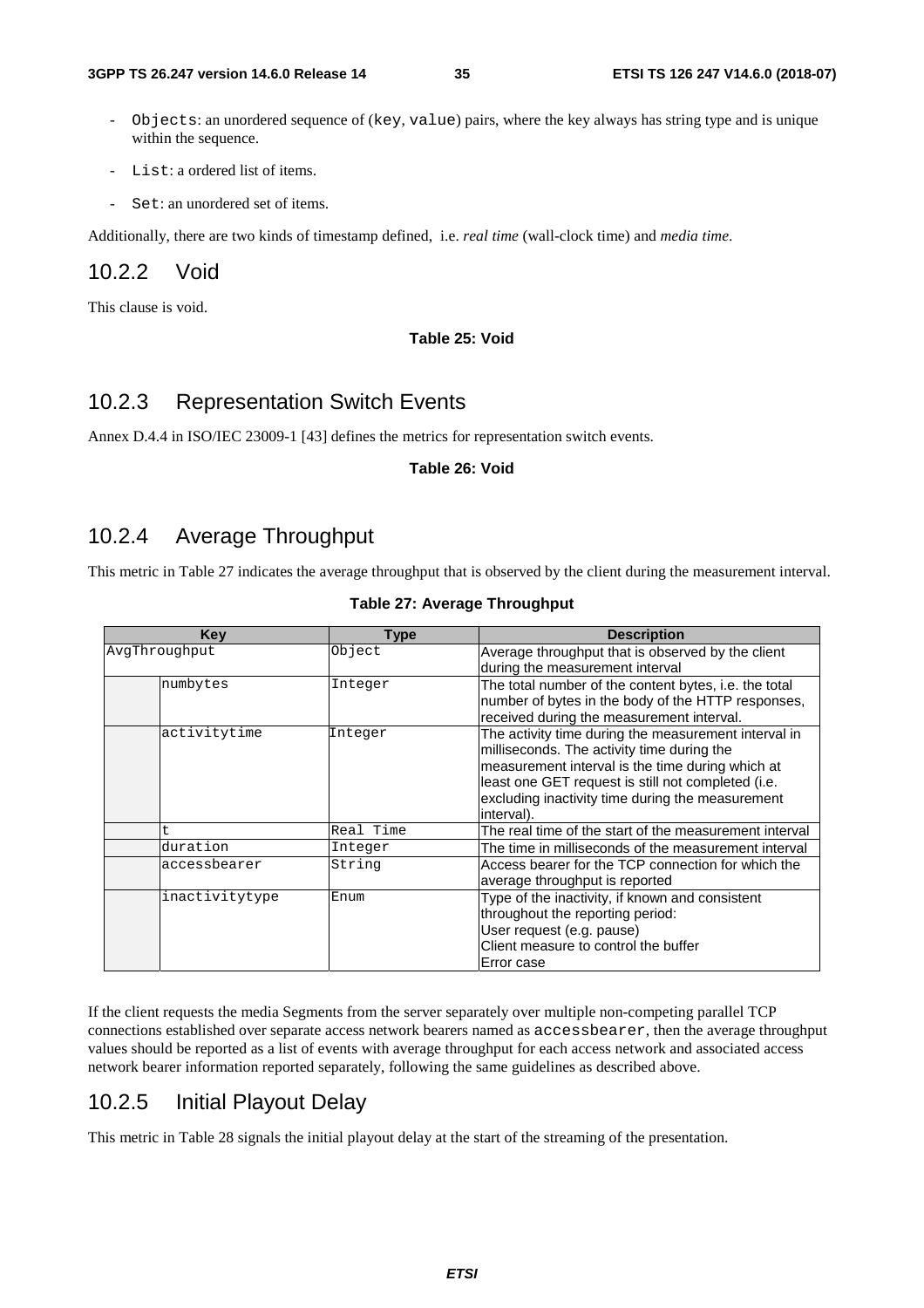- `Objects`: an unordered sequence of (`key`, `value`) pairs, where the key always has string type and is unique within the sequence.
- `List`: a ordered list of items.
- `Set`: an unordered set of items.

Additionally, there are two kinds of timestamp defined, i.e. *real time* (wall-clock time) and *media time*.

### 10.2.2 Void

This clause is void.

**Table 25: Void**

### 10.2.3 Representation Switch Events

Annex D.4.4 in ISO/IEC 23009-1 [43] defines the metrics for representation switch events.

**Table 26: Void**

### 10.2.4 Average Throughput

This metric in Table 27 indicates the average throughput that is observed by the client during the measurement interval.

**Table 27: Average Throughput**

| Key | | Type | Description |
|---|---|---|---|
| AvgThroughput | | Object | Average throughput that is observed by the client during the measurement interval |
| | numbytes | Integer | The total number of the content bytes, i.e. the total number of bytes in the body of the HTTP responses, received during the measurement interval. |
| | activitytime | Integer | The activity time during the measurement interval in milliseconds. The activity time during the measurement interval is the time during which at least one GET request is still not completed (i.e. excluding inactivity time during the measurement interval). |
| | t | Real Time | The real time of the start of the measurement interval |
| | duration | Integer | The time in milliseconds of the measurement interval |
| | accessbearer | String | Access bearer for the TCP connection for which the average throughput is reported |
| | inactivitytype | Enum | Type of the inactivity, if known and consistent throughout the reporting period:<br>User request (e.g. pause)<br>Client measure to control the buffer<br>Error case |

If the client requests the media Segments from the server separately over multiple non-competing parallel TCP connections established over separate access network bearers named as `accessbearer`, then the average throughput values should be reported as a list of events with average throughput for each access network and associated access network bearer information reported separately, following the same guidelines as described above.

### 10.2.5 Initial Playout Delay

This metric in Table 28 signals the initial playout delay at the start of the streaming of the presentation.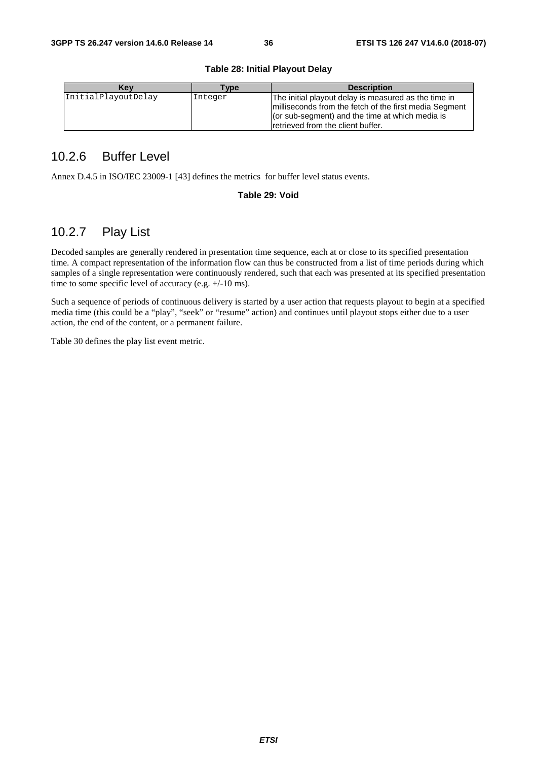**Table 28: Initial Playout Delay**

| Key | Type | Description |
| --- | --- | --- |
| InitialPlayoutDelay | Integer | The initial playout delay is measured as the time in milliseconds from the fetch of the first media Segment (or sub-segment) and the time at which media is retrieved from the client buffer. |

## 10.2.6 Buffer Level

Annex D.4.5 in ISO/IEC 23009-1 [43] defines the metrics for buffer level status events.

**Table 29: Void**

## 10.2.7 Play List

Decoded samples are generally rendered in presentation time sequence, each at or close to its specified presentation time. A compact representation of the information flow can thus be constructed from a list of time periods during which samples of a single representation were continuously rendered, such that each was presented at its specified presentation time to some specific level of accuracy (e.g. +/-10 ms).

Such a sequence of periods of continuous delivery is started by a user action that requests playout to begin at a specified media time (this could be a “play”, “seek” or “resume” action) and continues until playout stops either due to a user action, the end of the content, or a permanent failure.

Table 30 defines the play list event metric.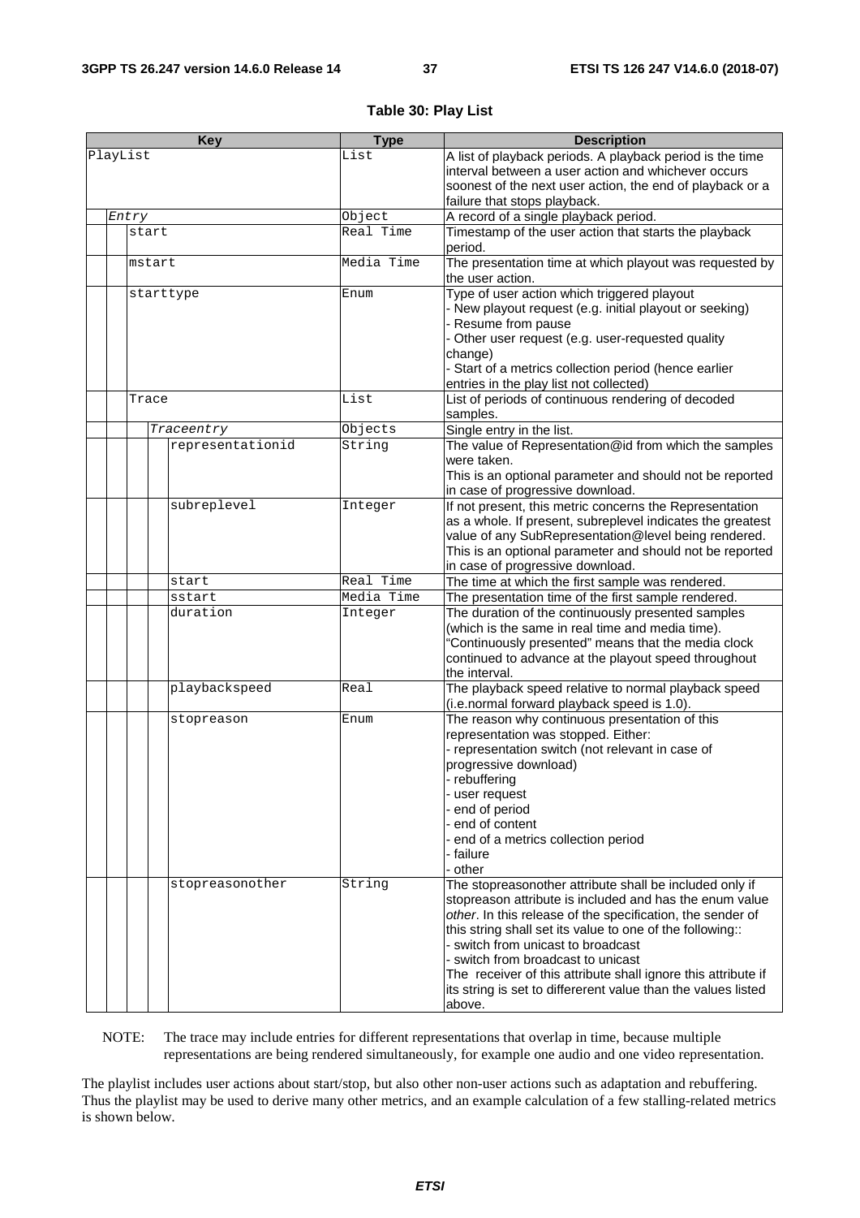**Table 30: Play List**

| Key | | | | Type | Description |
|---|---|---|---|---|---|
| PlayList | | | | List | A list of playback periods. A playback period is the time interval between a user action and whichever occurs soonest of the next user action, the end of playback or a failure that stops playback. |
| | *Entry* | | | Object | A record of a single playback period. |
| | | start | | Real Time | Timestamp of the user action that starts the playback period. |
| | | mstart | | Media Time | The presentation time at which playout was requested by the user action. |
| | | starttype | | Enum | Type of user action which triggered playout<br>- New playout request (e.g. initial playout or seeking)<br>- Resume from pause<br>- Other user request (e.g. user-requested quality change)<br>- Start of a metrics collection period (hence earlier entries in the play list not collected) |
| | | Trace | | List | List of periods of continuous rendering of decoded samples. |
| | | | *Traceentry* | Objects | Single entry in the list. |
| | | | representationid | String | The value of Representation@id from which the samples were taken.<br>This is an optional parameter and should not be reported in case of progressive download. |
| | | | subreplevel | Integer | If not present, this metric concerns the Representation as a whole. If present, subreplevel indicates the greatest value of any SubRepresentation@level being rendered. This is an optional parameter and should not be reported in case of progressive download. |
| | | | start | Real Time | The time at which the first sample was rendered. |
| | | | sstart | Media Time | The presentation time of the first sample rendered. |
| | | | duration | Integer | The duration of the continuously presented samples (which is the same in real time and media time). "Continuously presented" means that the media clock continued to advance at the playout speed throughout the interval. |
| | | | playbackspeed | Real | The playback speed relative to normal playback speed (i.e.normal forward playback speed is 1.0). |
| | | | stopreason | Enum | The reason why continuous presentation of this representation was stopped. Either:<br>- representation switch (not relevant in case of progressive download)<br>- rebuffering<br>- user request<br>- end of period<br>- end of content<br>- end of a metrics collection period<br>- failure<br>- other |
| | | | stopreasonother | String | The stopreasonother attribute shall be included only if stopreason attribute is included and has the enum value *other*. In this release of the specification, the sender of this string shall set its value to one of the following::<br>- switch from unicast to broadcast<br>- switch from broadcast to unicast<br>The receiver of this attribute shall ignore this attribute if its string is set to differerent value than the values listed above. |

NOTE: The trace may include entries for different representations that overlap in time, because multiple representations are being rendered simultaneously, for example one audio and one video representation.

The playlist includes user actions about start/stop, but also other non-user actions such as adaptation and rebuffering. Thus the playlist may be used to derive many other metrics, and an example calculation of a few stalling-related metrics is shown below.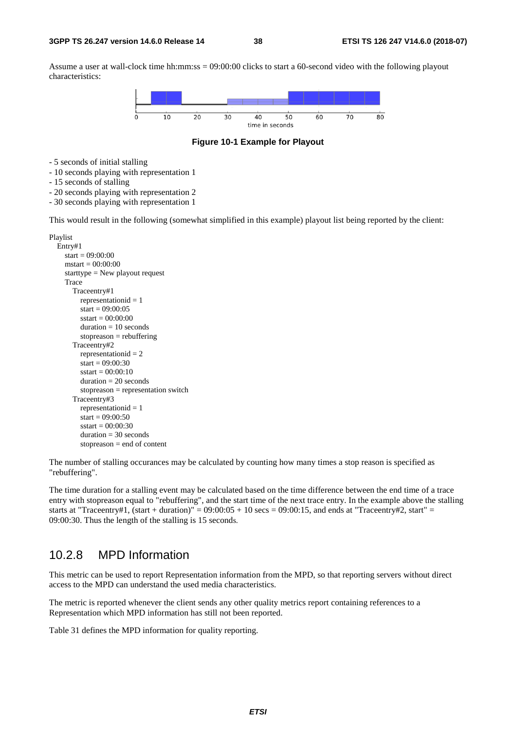Assume a user at wall-clock time hh:mm:ss = 09:00:00 clicks to start a 60-second video with the following playout characteristics:

**Figure 10-1 Example for Playout**

- 5 seconds of initial stalling
- 10 seconds playing with representation 1
- 15 seconds of stalling
- 20 seconds playing with representation 2
- 30 seconds playing with representation 1

This would result in the following (somewhat simplified in this example) playout list being reported by the client:

```
Playlist
  Entry#1
    start = 09:00:00
    mstart = 00:00:00
    starttype = New playout request
    Trace
      Traceentry#1
        representationid = 1
        start = 09:00:05
        sstart = 00:00:00
        duration = 10 seconds
        stopreason = rebuffering
      Traceentry#2
        representationid = 2
        start = 09:00:30
        sstart = 00:00:10
        duration = 20 seconds
        stopreason = representation switch
      Traceentry#3
        representationid = 1
        start = 09:00:50
        sstart = 00:00:30
        duration = 30 seconds
        stopreason = end of content
```

The number of stalling occurances may be calculated by counting how many times a stop reason is specified as "rebuffering".

The time duration for a stalling event may be calculated based on the time difference between the end time of a trace entry with stopreason equal to "rebuffering", and the start time of the next trace entry. In the example above the stalling starts at "Traceentry#1, (start + duration)" = 09:00:05 + 10 secs = 09:00:15, and ends at "Traceentry#2, start" = 09:00:30. Thus the length of the stalling is 15 seconds.

### 10.2.8 MPD Information

This metric can be used to report Representation information from the MPD, so that reporting servers without direct access to the MPD can understand the used media characteristics.

The metric is reported whenever the client sends any other quality metrics report containing references to a Representation which MPD information has still not been reported.

Table 31 defines the MPD information for quality reporting.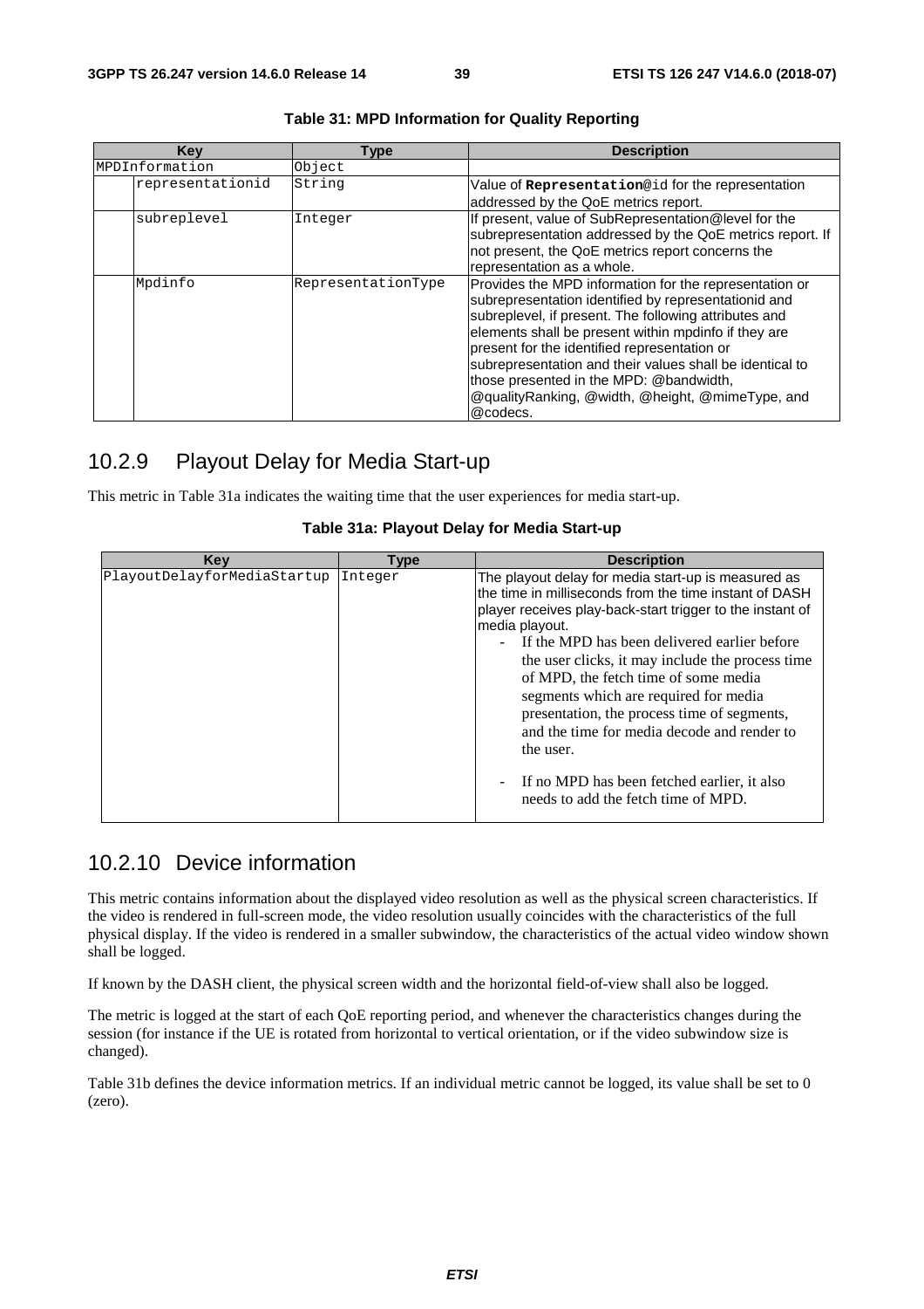**Table 31: MPD Information for Quality Reporting**

| Key | | Type | Description |
|---|---|---|---|
| MPDInformation | | Object | |
| | representationid | String | Value of **Representation**@id for the representation addressed by the QoE metrics report. |
| | subreplevel | Integer | If present, value of SubRepresentation@level for the subrepresentation addressed by the QoE metrics report. If not present, the QoE metrics report concerns the representation as a whole. |
| | Mpdinfo | RepresentationType | Provides the MPD information for the representation or subrepresentation identified by representationid and subreplevel, if present. The following attributes and elements shall be present within mpdinfo if they are present for the identified representation or subrepresentation and their values shall be identical to those presented in the MPD: @bandwidth, @qualityRanking, @width, @height, @mimeType, and @codecs. |

## 10.2.9 Playout Delay for Media Start-up

This metric in Table 31a indicates the waiting time that the user experiences for media start-up.

**Table 31a: Playout Delay for Media Start-up**

| Key | Type | Description |
|---|---|---|
| PlayoutDelayforMediaStartup | Integer | The playout delay for media start-up is measured as the time in milliseconds from the time instant of DASH player receives play-back-start trigger to the instant of media playout.<br>- If the MPD has been delivered earlier before the user clicks, it may include the process time of MPD, the fetch time of some media segments which are required for media presentation, the process time of segments, and the time for media decode and render to the user.<br>- If no MPD has been fetched earlier, it also needs to add the fetch time of MPD. |

## 10.2.10 Device information

This metric contains information about the displayed video resolution as well as the physical screen characteristics. If the video is rendered in full-screen mode, the video resolution usually coincides with the characteristics of the full physical display. If the video is rendered in a smaller subwindow, the characteristics of the actual video window shown shall be logged.

If known by the DASH client, the physical screen width and the horizontal field-of-view shall also be logged.

The metric is logged at the start of each QoE reporting period, and whenever the characteristics changes during the session (for instance if the UE is rotated from horizontal to vertical orientation, or if the video subwindow size is changed).

Table 31b defines the device information metrics. If an individual metric cannot be logged, its value shall be set to 0 (zero).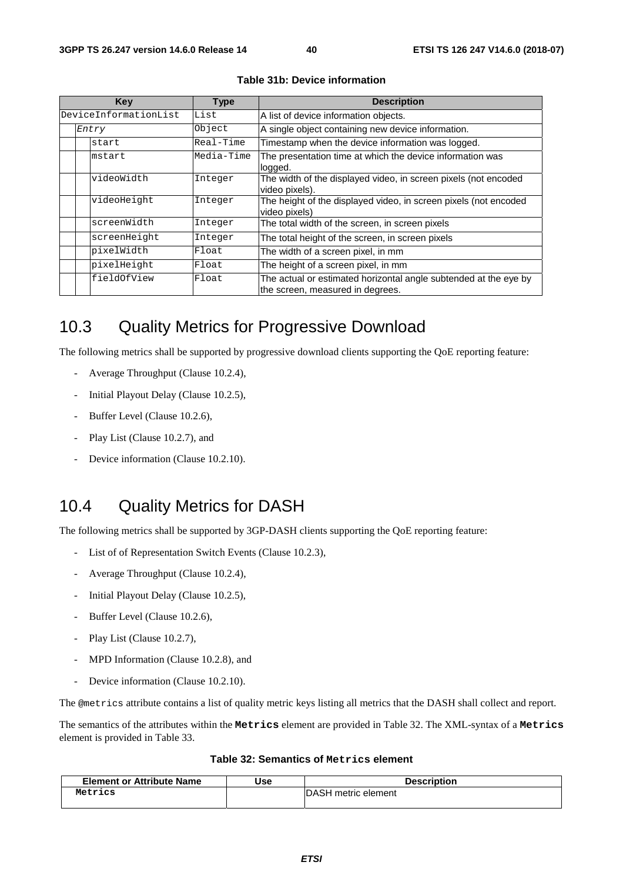**Table 31b: Device information**

| Key | | | Type | Description |
|---|---|---|---|---|
| DeviceInformationList | | | List | A list of device information objects. |
| | *Entry* | | Object | A single object containing new device information. |
| | | start | Real-Time | Timestamp when the device information was logged. |
| | | mstart | Media-Time | The presentation time at which the device information was logged. |
| | | videoWidth | Integer | The width of the displayed video, in screen pixels (not encoded video pixels). |
| | | videoHeight | Integer | The height of the displayed video, in screen pixels (not encoded video pixels) |
| | | screenWidth | Integer | The total width of the screen, in screen pixels |
| | | screenHeight | Integer | The total height of the screen, in screen pixels |
| | | pixelWidth | Float | The width of a screen pixel, in mm |
| | | pixelHeight | Float | The height of a screen pixel, in mm |
| | | fieldOfView | Float | The actual or estimated horizontal angle subtended at the eye by the screen, measured in degrees. |

# 10.3 Quality Metrics for Progressive Download

The following metrics shall be supported by progressive download clients supporting the QoE reporting feature:

- Average Throughput (Clause 10.2.4),
- Initial Playout Delay (Clause 10.2.5),
- Buffer Level (Clause 10.2.6),
- Play List (Clause 10.2.7), and
- Device information (Clause 10.2.10).

# 10.4 Quality Metrics for DASH

The following metrics shall be supported by 3GP-DASH clients supporting the QoE reporting feature:

- List of of Representation Switch Events (Clause 10.2.3),
- Average Throughput (Clause 10.2.4),
- Initial Playout Delay (Clause 10.2.5),
- Buffer Level (Clause 10.2.6),
- Play List (Clause 10.2.7),
- MPD Information (Clause 10.2.8), and
- Device information (Clause 10.2.10).

The `@metrics` attribute contains a list of quality metric keys listing all metrics that the DASH shall collect and report.

The semantics of the attributes within the **`Metrics`** element are provided in Table 32. The XML-syntax of a **`Metrics`** element is provided in Table 33.

**Table 32: Semantics of `Metrics` element**

| Element or Attribute Name | Use | Description |
|---|---|---|
| Metrics | | DASH metric element |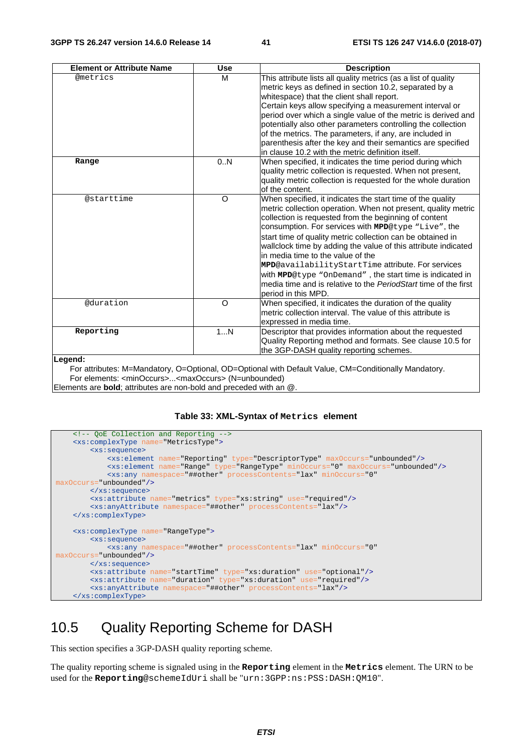| Element or Attribute Name | Use | Description |
|---|---|---|
| @metrics | M | This attribute lists all quality metrics (as a list of quality metric keys as defined in section 10.2, separated by a whitespace) that the client shall report.<br>Certain keys allow specifying a measurement interval or period over which a single value of the metric is derived and potentially also other parameters controlling the collection of the metrics. The parameters, if any, are included in parenthesis after the key and their semantics are specified in clause 10.2 with the metric definition itself. |
| **Range** | 0..N | When specified, it indicates the time period during which quality metric collection is requested. When not present, quality metric collection is requested for the whole duration of the content. |
| @starttime | O | When specified, it indicates the start time of the quality metric collection operation. When not present, quality metric collection is requested from the beginning of content consumption. For services with **MPD**@type "Live", the start time of quality metric collection can be obtained in wallclock time by adding the value of this attribute indicated in media time to the value of the **MPD**@availabilityStartTime attribute. For services with **MPD**@type "OnDemand" , the start time is indicated in media time and is relative to the *PeriodStart* time of the first period in this MPD. |
| @duration | O | When specified, it indicates the duration of the quality metric collection interval. The value of this attribute is expressed in media time. |
| **Reporting** | 1...N | Descriptor that provides information about the requested Quality Reporting method and formats. See clause 10.5 for the 3GP-DASH quality reporting schemes. |

**Legend:**
For attributes: M=Mandatory, O=Optional, OD=Optional with Default Value, CM=Conditionally Mandatory.
For elements: <minOccurs>...<maxOccurs> (N=unbounded)
Elements are **bold**; attributes are non-bold and preceded with an @.

**Table 33: XML-Syntax of `Metrics` element**

```
    <!-- QoE Collection and Reporting -->
    <xs:complexType name="MetricsType">
        <xs:sequence>
            <xs:element name="Reporting" type="DescriptorType" maxOccurs="unbounded"/>
            <xs:element name="Range" type="RangeType" minOccurs="0" maxOccurs="unbounded"/>
            <xs:any namespace="##other" processContents="lax" minOccurs="0"
maxOccurs="unbounded"/>
        </xs:sequence>
        <xs:attribute name="metrics" type="xs:string" use="required"/>
        <xs:anyAttribute namespace="##other" processContents="lax"/>
    </xs:complexType>

    <xs:complexType name="RangeType">
        <xs:sequence>
            <xs:any namespace="##other" processContents="lax" minOccurs="0"
maxOccurs="unbounded"/>
        </xs:sequence>
        <xs:attribute name="startTime" type="xs:duration" use="optional"/>
        <xs:attribute name="duration" type="xs:duration" use="required"/>
        <xs:anyAttribute namespace="##other" processContents="lax"/>
    </xs:complexType>
```

## 10.5 Quality Reporting Scheme for DASH

This section specifies a 3GP-DASH quality reporting scheme.

The quality reporting scheme is signaled using in the **`Reporting`** element in the **`Metrics`** element. The URN to be used for the **`Reporting`**`@schemeIdUri` shall be "`urn:3GPP:ns:PSS:DASH:QM10`".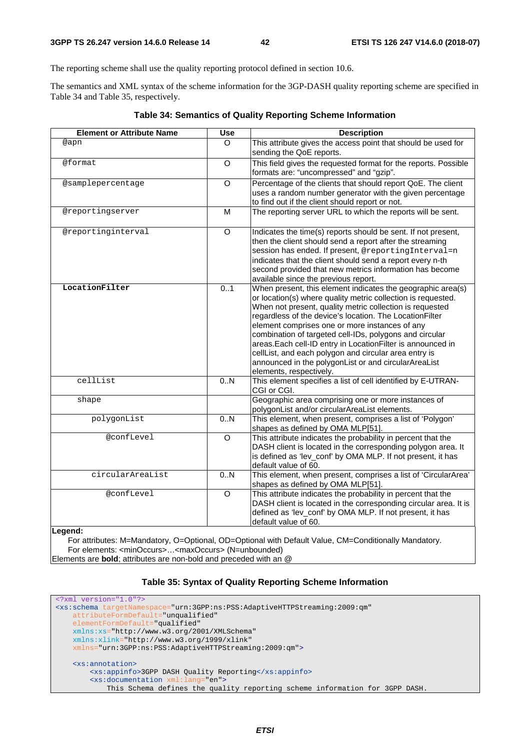The reporting scheme shall use the quality reporting protocol defined in section 10.6.

The semantics and XML syntax of the scheme information for the 3GP-DASH quality reporting scheme are specified in Table 34 and Table 35, respectively.

**Table 34: Semantics of Quality Reporting Scheme Information**

| Element or Attribute Name | Use | Description |
|---|---|---|
| @apn | O | This attribute gives the access point that should be used for sending the QoE reports. |
| @format | O | This field gives the requested format for the reports. Possible formats are: "uncompressed" and "gzip". |
| @samplepercentage | O | Percentage of the clients that should report QoE. The client uses a random number generator with the given percentage to find out if the client should report or not. |
| @reportingserver | M | The reporting server URL to which the reports will be sent. |
| @reportinginterval | O | Indicates the time(s) reports should be sent. If not present, then the client should send a report after the streaming session has ended. If present, @reportingInterval=n indicates that the client should send a report every n-th second provided that new metrics information has become available since the previous report. |
| **LocationFilter** | 0..1 | When present, this element indicates the geographic area(s) or location(s) where quality metric collection is requested. When not present, quality metric collection is requested regardless of the device's location. The LocationFilter element comprises one or more instances of any combination of targeted cell-IDs, polygons and circular areas.Each cell-ID entry in LocationFilter is announced in cellList, and each polygon and circular area entry is announced in the polygonList or and circularAreaList elements, respectively. |
| cellList | 0..N | This element specifies a list of cell identified by E-UTRAN-CGI or CGI. |
| shape | | Geographic area comprising one or more instances of polygonList and/or circularAreaList elements. |
| polygonList | 0..N | This element, when present, comprises a list of 'Polygon' shapes as defined by OMA MLP[51]. |
| @confLevel | O | This attribute indicates the probability in percent that the DASH client is located in the corresponding polygon area. It is defined as 'lev_conf' by OMA MLP. If not present, it has default value of 60. |
| circularAreaList | 0..N | This element, when present, comprises a list of 'CircularArea' shapes as defined by OMA MLP[51]. |
| @confLevel | O | This attribute indicates the probability in percent that the DASH client is located in the corresponding circular area. It is defined as 'lev_conf' by OMA MLP. If not present, it has default value of 60. |

**Legend:**
For attributes: M=Mandatory, O=Optional, OD=Optional with Default Value, CM=Conditionally Mandatory.
For elements: <minOccurs>…<maxOccurs> (N=unbounded)
Elements are **bold**; attributes are non-bold and preceded with an @

**Table 35: Syntax of Quality Reporting Scheme Information**

```
<?xml version="1.0"?>
<xs:schema targetNamespace="urn:3GPP:ns:PSS:AdaptiveHTTPStreaming:2009:qm"
    attributeFormDefault="unqualified"
    elementFormDefault="qualified"
    xmlns:xs="http://www.w3.org/2001/XMLSchema"
    xmlns:xlink="http://www.w3.org/1999/xlink"
    xmlns="urn:3GPP:ns:PSS:AdaptiveHTTPStreaming:2009:qm">

    <xs:annotation>
        <xs:appinfo>3GPP DASH Quality Reporting</xs:appinfo>
        <xs:documentation xml:lang="en">
            This Schema defines the quality reporting scheme information for 3GPP DASH.
```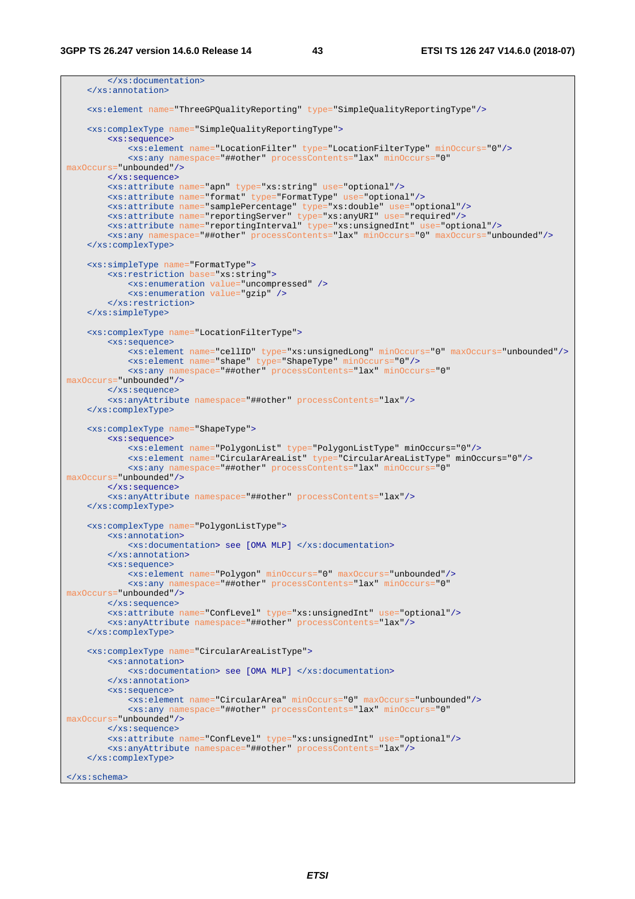```
        </xs:documentation>
    </xs:annotation>

    <xs:element name="ThreeGPQualityReporting" type="SimpleQualityReportingType"/>

    <xs:complexType name="SimpleQualityReportingType">
        <xs:sequence>
            <xs:element name="LocationFilter" type="LocationFilterType" minOccurs="0"/>
            <xs:any namespace="##other" processContents="lax" minOccurs="0"
maxOccurs="unbounded"/>
        </xs:sequence>
        <xs:attribute name="apn" type="xs:string" use="optional"/>
        <xs:attribute name="format" type="FormatType" use="optional"/>
        <xs:attribute name="samplePercentage" type="xs:double" use="optional"/>
        <xs:attribute name="reportingServer" type="xs:anyURI" use="required"/>
        <xs:attribute name="reportingInterval" type="xs:unsignedInt" use="optional"/>
        <xs:any namespace="##other" processContents="lax" minOccurs="0" maxOccurs="unbounded"/>
    </xs:complexType>

    <xs:simpleType name="FormatType">
        <xs:restriction base="xs:string">
            <xs:enumeration value="uncompressed" />
            <xs:enumeration value="gzip" />
        </xs:restriction>
    </xs:simpleType>

    <xs:complexType name="LocationFilterType">
        <xs:sequence>
            <xs:element name="cellID" type="xs:unsignedLong" minOccurs="0" maxOccurs="unbounded"/>
            <xs:element name="shape" type="ShapeType" minOccurs="0"/>
            <xs:any namespace="##other" processContents="lax" minOccurs="0"
maxOccurs="unbounded"/>
        </xs:sequence>
        <xs:anyAttribute namespace="##other" processContents="lax"/>
    </xs:complexType>

    <xs:complexType name="ShapeType">
        <xs:sequence>
            <xs:element name="PolygonList" type="PolygonListType" minOccurs="0"/>
            <xs:element name="CircularAreaList" type="CircularAreaListType" minOccurs="0"/>
            <xs:any namespace="##other" processContents="lax" minOccurs="0"
maxOccurs="unbounded"/>
        </xs:sequence>
        <xs:anyAttribute namespace="##other" processContents="lax"/>
    </xs:complexType>

    <xs:complexType name="PolygonListType">
        <xs:annotation>
            <xs:documentation> see [OMA MLP] </xs:documentation>
        </xs:annotation>
        <xs:sequence>
            <xs:element name="Polygon" minOccurs="0" maxOccurs="unbounded"/>
            <xs:any namespace="##other" processContents="lax" minOccurs="0"
maxOccurs="unbounded"/>
        </xs:sequence>
        <xs:attribute name="ConfLevel" type="xs:unsignedInt" use="optional"/>
        <xs:anyAttribute namespace="##other" processContents="lax"/>
    </xs:complexType>

    <xs:complexType name="CircularAreaListType">
        <xs:annotation>
            <xs:documentation> see [OMA MLP] </xs:documentation>
        </xs:annotation>
        <xs:sequence>
            <xs:element name="CircularArea" minOccurs="0" maxOccurs="unbounded"/>
            <xs:any namespace="##other" processContents="lax" minOccurs="0"
maxOccurs="unbounded"/>
        </xs:sequence>
        <xs:attribute name="ConfLevel" type="xs:unsignedInt" use="optional"/>
        <xs:anyAttribute namespace="##other" processContents="lax"/>
    </xs:complexType>

</xs:schema>
```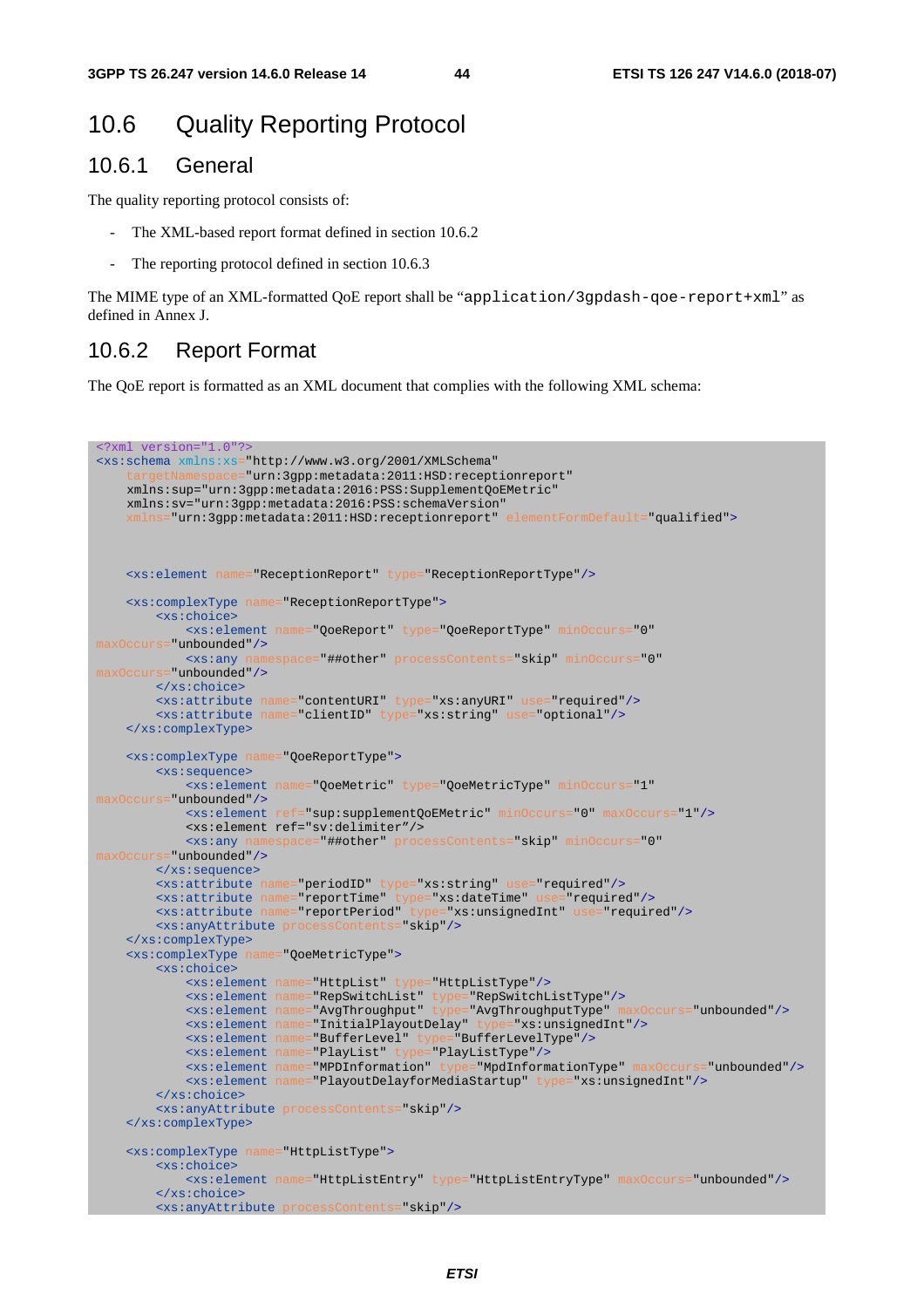## 10.6 Quality Reporting Protocol

### 10.6.1 General

The quality reporting protocol consists of:

- The XML-based report format defined in section 10.6.2
- The reporting protocol defined in section 10.6.3

The MIME type of an XML-formatted QoE report shall be "`application/3gpdash-qoe-report+xml`" as defined in Annex J.

### 10.6.2 Report Format

The QoE report is formatted as an XML document that complies with the following XML schema:

```
<?xml version="1.0"?>
<xs:schema xmlns:xs="http://www.w3.org/2001/XMLSchema"
    targetNamespace="urn:3gpp:metadata:2011:HSD:receptionreport"
    xmlns:sup="urn:3gpp:metadata:2016:PSS:SupplementQoEMetric"
    xmlns:sv="urn:3gpp:metadata:2016:PSS:schemaVersion"
    xmlns="urn:3gpp:metadata:2011:HSD:receptionreport" elementFormDefault="qualified">



    <xs:element name="ReceptionReport" type="ReceptionReportType"/>

    <xs:complexType name="ReceptionReportType">
        <xs:choice>
            <xs:element name="QoeReport" type="QoeReportType" minOccurs="0"
maxOccurs="unbounded"/>
            <xs:any namespace="##other" processContents="skip" minOccurs="0"
maxOccurs="unbounded"/>
        </xs:choice>
        <xs:attribute name="contentURI" type="xs:anyURI" use="required"/>
        <xs:attribute name="clientID" type="xs:string" use="optional"/>
    </xs:complexType>

    <xs:complexType name="QoeReportType">
        <xs:sequence>
            <xs:element name="QoeMetric" type="QoeMetricType" minOccurs="1"
maxOccurs="unbounded"/>
            <xs:element ref="sup:supplementQoEMetric" minOccurs="0" maxOccurs="1"/>
            <xs:element ref="sv:delimiter"/>
            <xs:any namespace="##other" processContents="skip" minOccurs="0"
maxOccurs="unbounded"/>
        </xs:sequence>
        <xs:attribute name="periodID" type="xs:string" use="required"/>
        <xs:attribute name="reportTime" type="xs:dateTime" use="required"/>
        <xs:attribute name="reportPeriod" type="xs:unsignedInt" use="required"/>
        <xs:anyAttribute processContents="skip"/>
    </xs:complexType>
    <xs:complexType name="QoeMetricType">
        <xs:choice>
            <xs:element name="HttpList" type="HttpListType"/>
            <xs:element name="RepSwitchList" type="RepSwitchListType"/>
            <xs:element name="AvgThroughput" type="AvgThroughputType" maxOccurs="unbounded"/>
            <xs:element name="InitialPlayoutDelay" type="xs:unsignedInt"/>
            <xs:element name="BufferLevel" type="BufferLevelType"/>
            <xs:element name="PlayList" type="PlayListType"/>
            <xs:element name="MPDInformation" type="MpdInformationType" maxOccurs="unbounded"/>
            <xs:element name="PlayoutDelayforMediaStartup" type="xs:unsignedInt"/>
        </xs:choice>
        <xs:anyAttribute processContents="skip"/>
    </xs:complexType>

    <xs:complexType name="HttpListType">
        <xs:choice>
            <xs:element name="HttpListEntry" type="HttpListEntryType" maxOccurs="unbounded"/>
        </xs:choice>
        <xs:anyAttribute processContents="skip"/>
```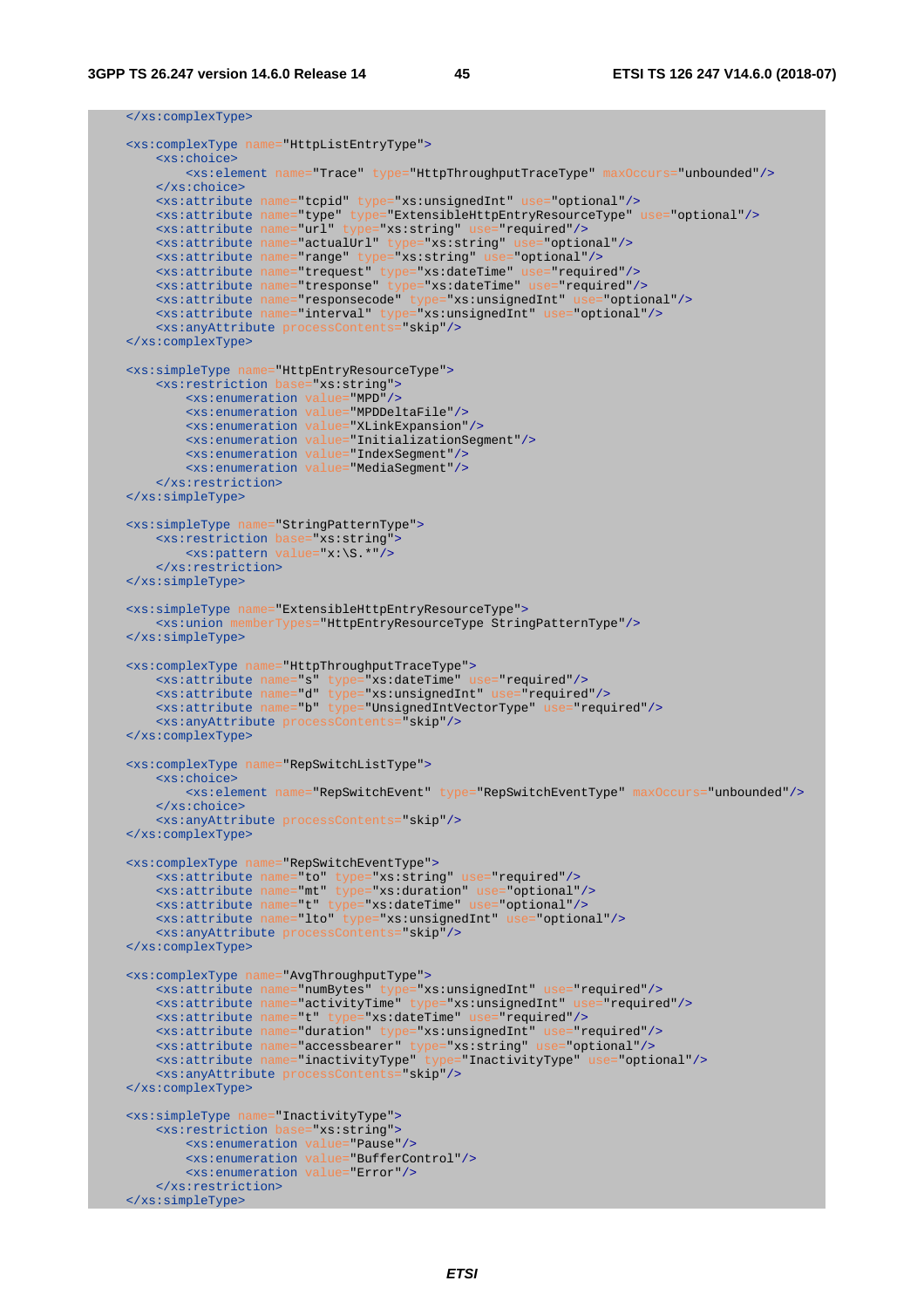```
    </xs:complexType>

    <xs:complexType name="HttpListEntryType">
        <xs:choice>
            <xs:element name="Trace" type="HttpThroughputTraceType" maxOccurs="unbounded"/>
        </xs:choice>
        <xs:attribute name="tcpid" type="xs:unsignedInt" use="optional"/>
        <xs:attribute name="type" type="ExtensibleHttpEntryResourceType" use="optional"/>
        <xs:attribute name="url" type="xs:string" use="required"/>
        <xs:attribute name="actualUrl" type="xs:string" use="optional"/>
        <xs:attribute name="range" type="xs:string" use="optional"/>
        <xs:attribute name="trequest" type="xs:dateTime" use="required"/>
        <xs:attribute name="tresponse" type="xs:dateTime" use="required"/>
        <xs:attribute name="responsecode" type="xs:unsignedInt" use="optional"/>
        <xs:attribute name="interval" type="xs:unsignedInt" use="optional"/>
        <xs:anyAttribute processContents="skip"/>
    </xs:complexType>

    <xs:simpleType name="HttpEntryResourceType">
        <xs:restriction base="xs:string">
            <xs:enumeration value="MPD"/>
            <xs:enumeration value="MPDDeltaFile"/>
            <xs:enumeration value="XLinkExpansion"/>
            <xs:enumeration value="InitializationSegment"/>
            <xs:enumeration value="IndexSegment"/>
            <xs:enumeration value="MediaSegment"/>
        </xs:restriction>
    </xs:simpleType>

    <xs:simpleType name="StringPatternType">
        <xs:restriction base="xs:string">
            <xs:pattern value="x:\S.*"/>
        </xs:restriction>
    </xs:simpleType>

    <xs:simpleType name="ExtensibleHttpEntryResourceType">
        <xs:union memberTypes="HttpEntryResourceType StringPatternType"/>
    </xs:simpleType>

    <xs:complexType name="HttpThroughputTraceType">
        <xs:attribute name="s" type="xs:dateTime" use="required"/>
        <xs:attribute name="d" type="xs:unsignedInt" use="required"/>
        <xs:attribute name="b" type="UnsignedIntVectorType" use="required"/>
        <xs:anyAttribute processContents="skip"/>
    </xs:complexType>

    <xs:complexType name="RepSwitchListType">
        <xs:choice>
            <xs:element name="RepSwitchEvent" type="RepSwitchEventType" maxOccurs="unbounded"/>
        </xs:choice>
        <xs:anyAttribute processContents="skip"/>
    </xs:complexType>

    <xs:complexType name="RepSwitchEventType">
        <xs:attribute name="to" type="xs:string" use="required"/>
        <xs:attribute name="mt" type="xs:duration" use="optional"/>
        <xs:attribute name="t" type="xs:dateTime" use="optional"/>
        <xs:attribute name="lto" type="xs:unsignedInt" use="optional"/>
        <xs:anyAttribute processContents="skip"/>
    </xs:complexType>

    <xs:complexType name="AvgThroughputType">
        <xs:attribute name="numBytes" type="xs:unsignedInt" use="required"/>
        <xs:attribute name="activityTime" type="xs:unsignedInt" use="required"/>
        <xs:attribute name="t" type="xs:dateTime" use="required"/>
        <xs:attribute name="duration" type="xs:unsignedInt" use="required"/>
        <xs:attribute name="accessbearer" type="xs:string" use="optional"/>
        <xs:attribute name="inactivityType" type="InactivityType" use="optional"/>
        <xs:anyAttribute processContents="skip"/>
    </xs:complexType>

    <xs:simpleType name="InactivityType">
        <xs:restriction base="xs:string">
            <xs:enumeration value="Pause"/>
            <xs:enumeration value="BufferControl"/>
            <xs:enumeration value="Error"/>
        </xs:restriction>
    </xs:simpleType>
```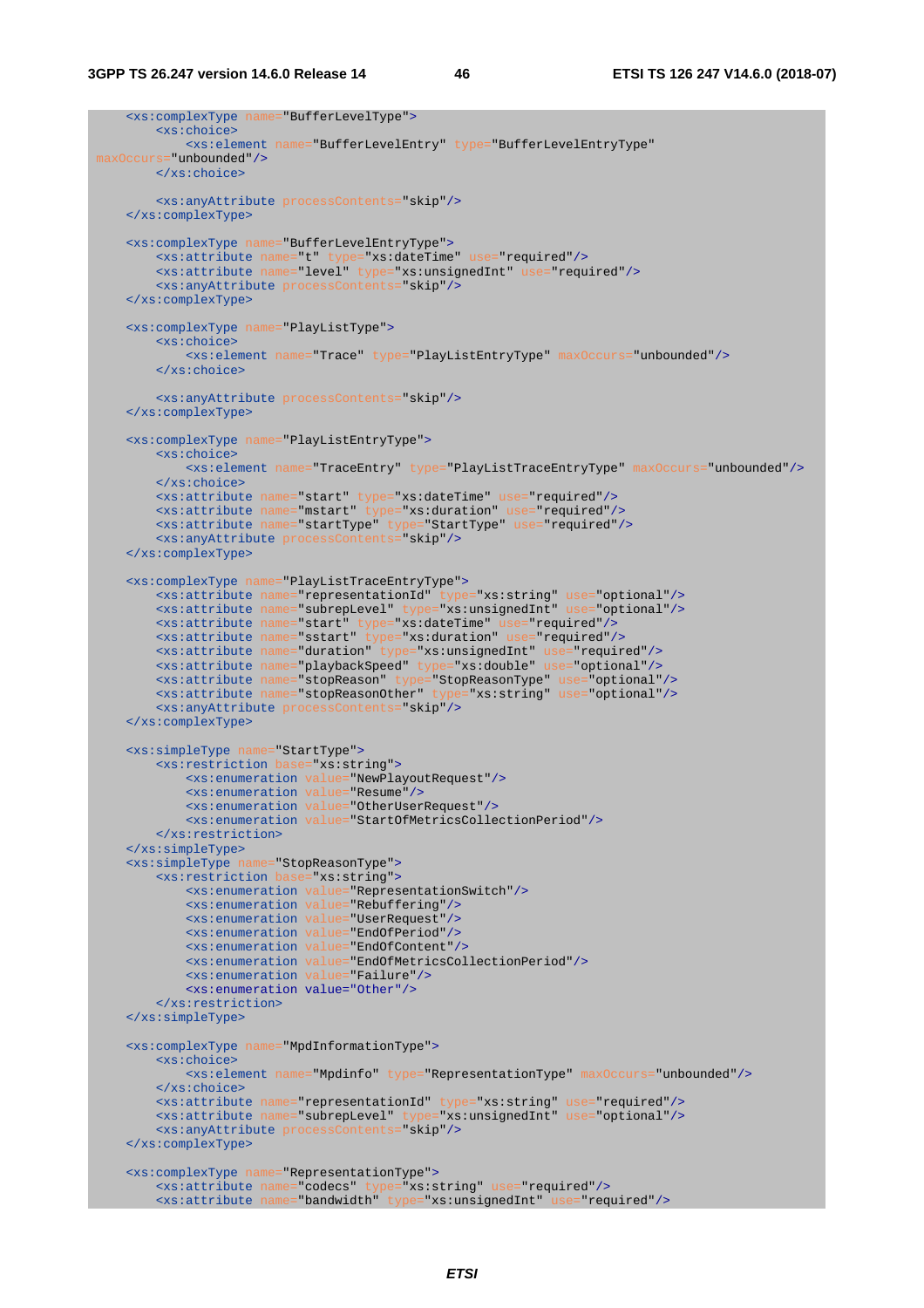```
    <xs:complexType name="BufferLevelType">
        <xs:choice>
            <xs:element name="BufferLevelEntry" type="BufferLevelEntryType"
maxOccurs="unbounded"/>
        </xs:choice>

        <xs:anyAttribute processContents="skip"/>
    </xs:complexType>

    <xs:complexType name="BufferLevelEntryType">
        <xs:attribute name="t" type="xs:dateTime" use="required"/>
        <xs:attribute name="level" type="xs:unsignedInt" use="required"/>
        <xs:anyAttribute processContents="skip"/>
    </xs:complexType>

    <xs:complexType name="PlayListType">
        <xs:choice>
            <xs:element name="Trace" type="PlayListEntryType" maxOccurs="unbounded"/>
        </xs:choice>

        <xs:anyAttribute processContents="skip"/>
    </xs:complexType>

    <xs:complexType name="PlayListEntryType">
        <xs:choice>
            <xs:element name="TraceEntry" type="PlayListTraceEntryType" maxOccurs="unbounded"/>
        </xs:choice>
        <xs:attribute name="start" type="xs:dateTime" use="required"/>
        <xs:attribute name="mstart" type="xs:duration" use="required"/>
        <xs:attribute name="startType" type="StartType" use="required"/>
        <xs:anyAttribute processContents="skip"/>
    </xs:complexType>

    <xs:complexType name="PlayListTraceEntryType">
        <xs:attribute name="representationId" type="xs:string" use="optional"/>
        <xs:attribute name="subrepLevel" type="xs:unsignedInt" use="optional"/>
        <xs:attribute name="start" type="xs:dateTime" use="required"/>
        <xs:attribute name="sstart" type="xs:duration" use="required"/>
        <xs:attribute name="duration" type="xs:unsignedInt" use="required"/>
        <xs:attribute name="playbackSpeed" type="xs:double" use="optional"/>
        <xs:attribute name="stopReason" type="StopReasonType" use="optional"/>
        <xs:attribute name="stopReasonOther" type="xs:string" use="optional"/>
        <xs:anyAttribute processContents="skip"/>
    </xs:complexType>

    <xs:simpleType name="StartType">
        <xs:restriction base="xs:string">
            <xs:enumeration value="NewPlayoutRequest"/>
            <xs:enumeration value="Resume"/>
            <xs:enumeration value="OtherUserRequest"/>
            <xs:enumeration value="StartOfMetricsCollectionPeriod"/>
        </xs:restriction>
    </xs:simpleType>
    <xs:simpleType name="StopReasonType">
        <xs:restriction base="xs:string">
            <xs:enumeration value="RepresentationSwitch"/>
            <xs:enumeration value="Rebuffering"/>
            <xs:enumeration value="UserRequest"/>
            <xs:enumeration value="EndOfPeriod"/>
            <xs:enumeration value="EndOfContent"/>
            <xs:enumeration value="EndOfMetricsCollectionPeriod"/>
            <xs:enumeration value="Failure"/>
            <xs:enumeration value="Other"/>
        </xs:restriction>
    </xs:simpleType>

    <xs:complexType name="MpdInformationType">
        <xs:choice>
            <xs:element name="Mpdinfo" type="RepresentationType" maxOccurs="unbounded"/>
        </xs:choice>
        <xs:attribute name="representationId" type="xs:string" use="required"/>
        <xs:attribute name="subrepLevel" type="xs:unsignedInt" use="optional"/>
        <xs:anyAttribute processContents="skip"/>
    </xs:complexType>

    <xs:complexType name="RepresentationType">
        <xs:attribute name="codecs" type="xs:string" use="required"/>
        <xs:attribute name="bandwidth" type="xs:unsignedInt" use="required"/>
```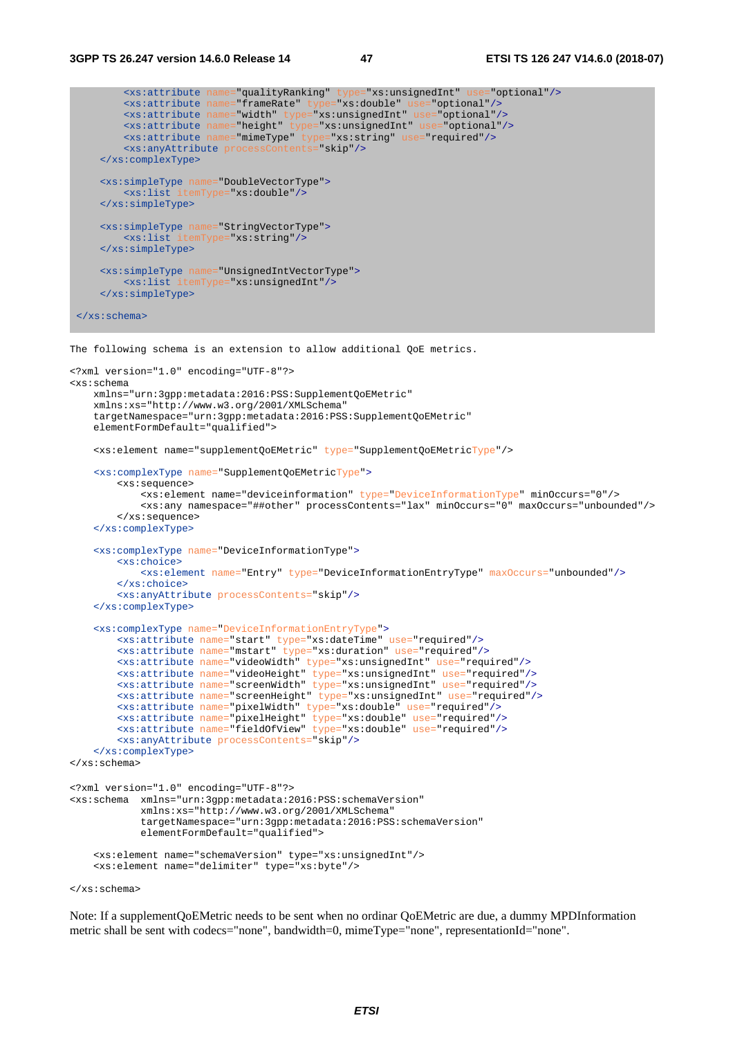```
        <xs:attribute name="qualityRanking" type="xs:unsignedInt" use="optional"/>
        <xs:attribute name="frameRate" type="xs:double" use="optional"/>
        <xs:attribute name="width" type="xs:unsignedInt" use="optional"/>
        <xs:attribute name="height" type="xs:unsignedInt" use="optional"/>
        <xs:attribute name="mimeType" type="xs:string" use="required"/>
        <xs:anyAttribute processContents="skip"/>
    </xs:complexType>

    <xs:simpleType name="DoubleVectorType">
        <xs:list itemType="xs:double"/>
    </xs:simpleType>

    <xs:simpleType name="StringVectorType">
        <xs:list itemType="xs:string"/>
    </xs:simpleType>

    <xs:simpleType name="UnsignedIntVectorType">
        <xs:list itemType="xs:unsignedInt"/>
    </xs:simpleType>

</xs:schema>
```

The following schema is an extension to allow additional QoE metrics.

```
<?xml version="1.0" encoding="UTF-8"?>
<xs:schema
    xmlns="urn:3gpp:metadata:2016:PSS:SupplementQoEMetric"
    xmlns:xs="http://www.w3.org/2001/XMLSchema"
    targetNamespace="urn:3gpp:metadata:2016:PSS:SupplementQoEMetric"
    elementFormDefault="qualified">

    <xs:element name="supplementQoEMetric" type="SupplementQoEMetricType"/>

    <xs:complexType name="SupplementQoEMetricType">
        <xs:sequence>
            <xs:element name="deviceinformation" type="DeviceInformationType" minOccurs="0"/>
            <xs:any namespace="##other" processContents="lax" minOccurs="0" maxOccurs="unbounded"/>
        </xs:sequence>
    </xs:complexType>

    <xs:complexType name="DeviceInformationType">
        <xs:choice>
            <xs:element name="Entry" type="DeviceInformationEntryType" maxOccurs="unbounded"/>
        </xs:choice>
        <xs:anyAttribute processContents="skip"/>
    </xs:complexType>

    <xs:complexType name="DeviceInformationEntryType">
        <xs:attribute name="start" type="xs:dateTime" use="required"/>
        <xs:attribute name="mstart" type="xs:duration" use="required"/>
        <xs:attribute name="videoWidth" type="xs:unsignedInt" use="required"/>
        <xs:attribute name="videoHeight" type="xs:unsignedInt" use="required"/>
        <xs:attribute name="screenWidth" type="xs:unsignedInt" use="required"/>
        <xs:attribute name="screenHeight" type="xs:unsignedInt" use="required"/>
        <xs:attribute name="pixelWidth" type="xs:double" use="required"/>
        <xs:attribute name="pixelHeight" type="xs:double" use="required"/>
        <xs:attribute name="fieldOfView" type="xs:double" use="required"/>
        <xs:anyAttribute processContents="skip"/>
    </xs:complexType>
</xs:schema>
```

```
<?xml version="1.0" encoding="UTF-8"?>
<xs:schema  xmlns="urn:3gpp:metadata:2016:PSS:schemaVersion"
            xmlns:xs="http://www.w3.org/2001/XMLSchema"
            targetNamespace="urn:3gpp:metadata:2016:PSS:schemaVersion"
            elementFormDefault="qualified">

    <xs:element name="schemaVersion" type="xs:unsignedInt"/>
    <xs:element name="delimiter" type="xs:byte"/>

</xs:schema>
```

Note: If a supplementQoEMetric needs to be sent when no ordinar QoEMetric are due, a dummy MPDInformation metric shall be sent with codecs="none", bandwidth=0, mimeType="none", representationId="none".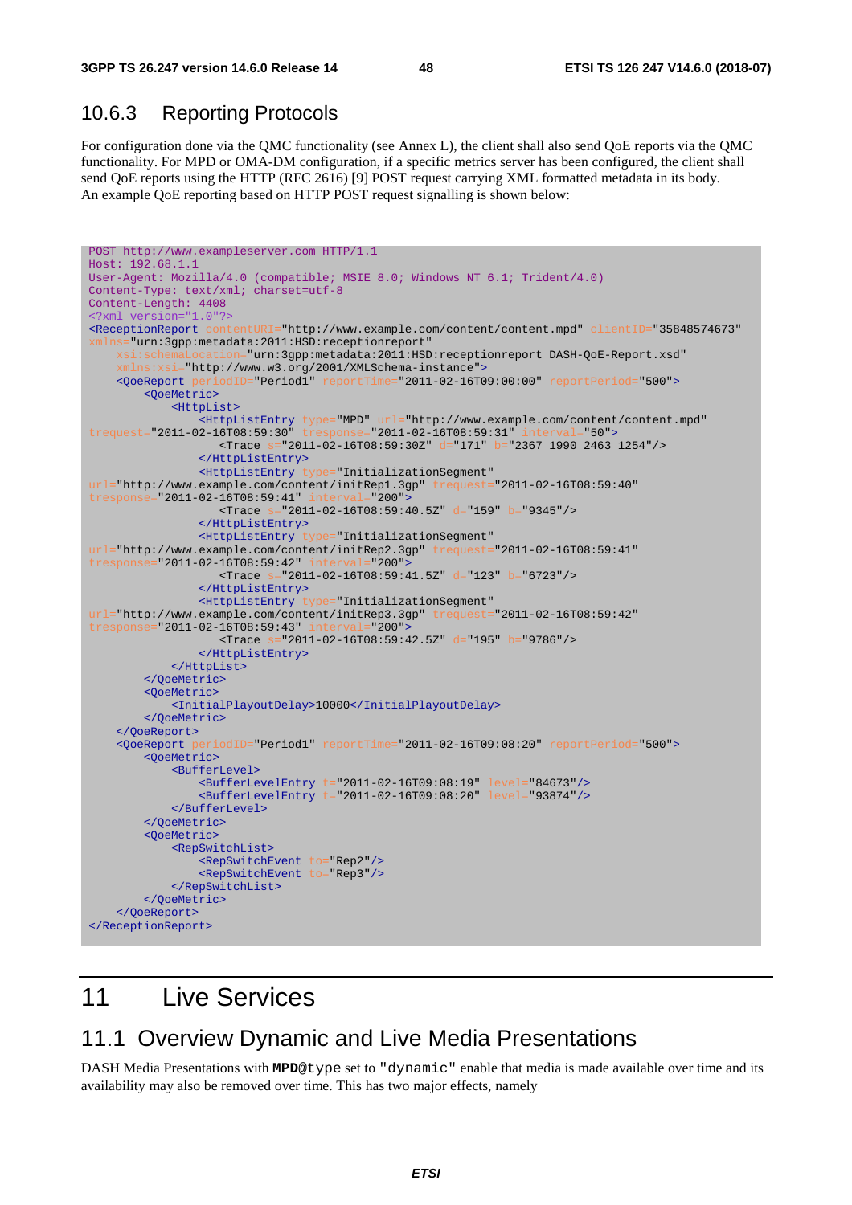### 10.6.3 Reporting Protocols

For configuration done via the QMC functionality (see Annex L), the client shall also send QoE reports via the QMC functionality. For MPD or OMA-DM configuration, if a specific metrics server has been configured, the client shall send QoE reports using the HTTP (RFC 2616) [9] POST request carrying XML formatted metadata in its body.
An example QoE reporting based on HTTP POST request signalling is shown below:

```
POST http://www.exampleserver.com HTTP/1.1
Host: 192.68.1.1
User-Agent: Mozilla/4.0 (compatible; MSIE 8.0; Windows NT 6.1; Trident/4.0)
Content-Type: text/xml; charset=utf-8
Content-Length: 4408
<?xml version="1.0"?>
<ReceptionReport contentURI="http://www.example.com/content/content.mpd" clientID="35848574673"
xmlns="urn:3gpp:metadata:2011:HSD:receptionreport"
    xsi:schemaLocation="urn:3gpp:metadata:2011:HSD:receptionreport DASH-QoE-Report.xsd"
    xmlns:xsi="http://www.w3.org/2001/XMLSchema-instance">
    <QoeReport periodID="Period1" reportTime="2011-02-16T09:00:00" reportPeriod="500">
        <QoeMetric>
            <HttpList>
                <HttpListEntry type="MPD" url="http://www.example.com/content/content.mpd"
trequest="2011-02-16T08:59:30" tresponse="2011-02-16T08:59:31" interval="50">
                    <Trace s="2011-02-16T08:59:30Z" d="171" b="2367 1990 2463 1254"/>
                </HttpListEntry>
                <HttpListEntry type="InitializationSegment"
url="http://www.example.com/content/initRep1.3gp" trequest="2011-02-16T08:59:40"
tresponse="2011-02-16T08:59:41" interval="200">
                    <Trace s="2011-02-16T08:59:40.5Z" d="159" b="9345"/>
                </HttpListEntry>
                <HttpListEntry type="InitializationSegment"
url="http://www.example.com/content/initRep2.3gp" trequest="2011-02-16T08:59:41"
tresponse="2011-02-16T08:59:42" interval="200">
                    <Trace s="2011-02-16T08:59:41.5Z" d="123" b="6723"/>
                </HttpListEntry>
                <HttpListEntry type="InitializationSegment"
url="http://www.example.com/content/initRep3.3gp" trequest="2011-02-16T08:59:42"
tresponse="2011-02-16T08:59:43" interval="200">
                    <Trace s="2011-02-16T08:59:42.5Z" d="195" b="9786"/>
                </HttpListEntry>
            </HttpList>
        </QoeMetric>
        <QoeMetric>
            <InitialPlayoutDelay>10000</InitialPlayoutDelay>
        </QoeMetric>
    </QoeReport>
    <QoeReport periodID="Period1" reportTime="2011-02-16T09:08:20" reportPeriod="500">
        <QoeMetric>
            <BufferLevel>
                <BufferLevelEntry t="2011-02-16T09:08:19" level="84673"/>
                <BufferLevelEntry t="2011-02-16T09:08:20" level="93874"/>
            </BufferLevel>
        </QoeMetric>
        <QoeMetric>
            <RepSwitchList>
                <RepSwitchEvent to="Rep2"/>
                <RepSwitchEvent to="Rep3"/>
            </RepSwitchList>
        </QoeMetric>
    </QoeReport>
</ReceptionReport>
```

# 11 Live Services

## 11.1 Overview Dynamic and Live Media Presentations

DASH Media Presentations with **MPD**@type set to "dynamic" enable that media is made available over time and its availability may also be removed over time. This has two major effects, namely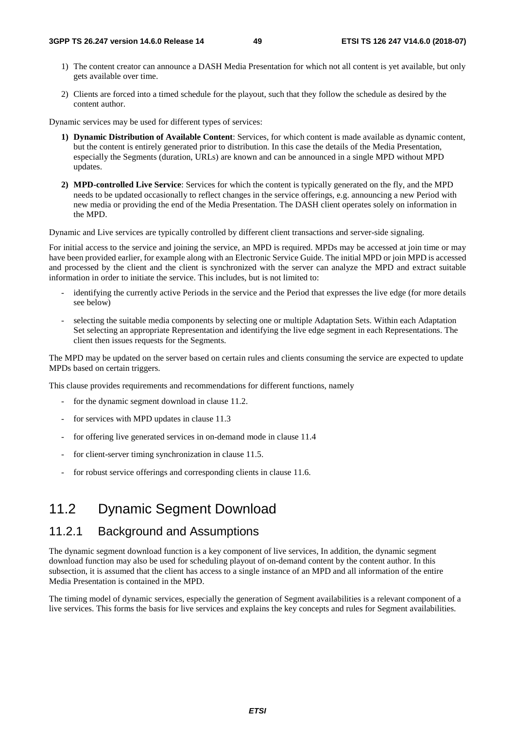1) The content creator can announce a DASH Media Presentation for which not all content is yet available, but only gets available over time.

2) Clients are forced into a timed schedule for the playout, such that they follow the schedule as desired by the content author.

Dynamic services may be used for different types of services:

1) **Dynamic Distribution of Available Content**: Services, for which content is made available as dynamic content, but the content is entirely generated prior to distribution. In this case the details of the Media Presentation, especially the Segments (duration, URLs) are known and can be announced in a single MPD without MPD updates.

2) **MPD-controlled Live Service**: Services for which the content is typically generated on the fly, and the MPD needs to be updated occasionally to reflect changes in the service offerings, e.g. announcing a new Period with new media or providing the end of the Media Presentation. The DASH client operates solely on information in the MPD.

Dynamic and Live services are typically controlled by different client transactions and server-side signaling.

For initial access to the service and joining the service, an MPD is required. MPDs may be accessed at join time or may have been provided earlier, for example along with an Electronic Service Guide. The initial MPD or join MPD is accessed and processed by the client and the client is synchronized with the server can analyze the MPD and extract suitable information in order to initiate the service. This includes, but is not limited to:

- identifying the currently active Periods in the service and the Period that expresses the live edge (for more details see below)
- selecting the suitable media components by selecting one or multiple Adaptation Sets. Within each Adaptation Set selecting an appropriate Representation and identifying the live edge segment in each Representations. The client then issues requests for the Segments.

The MPD may be updated on the server based on certain rules and clients consuming the service are expected to update MPDs based on certain triggers.

This clause provides requirements and recommendations for different functions, namely

- for the dynamic segment download in clause 11.2.
- for services with MPD updates in clause 11.3
- for offering live generated services in on-demand mode in clause 11.4
- for client-server timing synchronization in clause 11.5.
- for robust service offerings and corresponding clients in clause 11.6.

## 11.2 Dynamic Segment Download

### 11.2.1 Background and Assumptions

The dynamic segment download function is a key component of live services, In addition, the dynamic segment download function may also be used for scheduling playout of on-demand content by the content author. In this subsection, it is assumed that the client has access to a single instance of an MPD and all information of the entire Media Presentation is contained in the MPD.

The timing model of dynamic services, especially the generation of Segment availabilities is a relevant component of a live services. This forms the basis for live services and explains the key concepts and rules for Segment availabilities.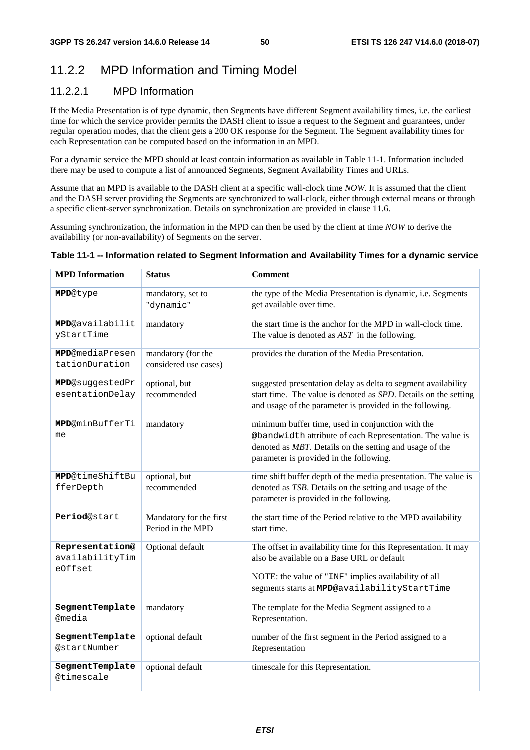### 11.2.2 MPD Information and Timing Model

#### 11.2.2.1 MPD Information

If the Media Presentation is of type dynamic, then Segments have different Segment availability times, i.e. the earliest time for which the service provider permits the DASH client to issue a request to the Segment and guarantees, under regular operation modes, that the client gets a 200 OK response for the Segment. The Segment availability times for each Representation can be computed based on the information in an MPD.

For a dynamic service the MPD should at least contain information as available in Table 11-1. Information included there may be used to compute a list of announced Segments, Segment Availability Times and URLs.

Assume that an MPD is available to the DASH client at a specific wall-clock time *NOW*. It is assumed that the client and the DASH server providing the Segments are synchronized to wall-clock, either through external means or through a specific client-server synchronization. Details on synchronization are provided in clause 11.6.

Assuming synchronization, the information in the MPD can then be used by the client at time *NOW* to derive the availability (or non-availability) of Segments on the server.

**Table 11-1 -- Information related to Segment Information and Availability Times for a dynamic service**

| MPD Information | Status | Comment |
|---|---|---|
| **MPD**@type | mandatory, set to "dynamic" | the type of the Media Presentation is dynamic, i.e. Segments get available over time. |
| **MPD**@availabilityStartTime | mandatory | the start time is the anchor for the MPD in wall-clock time. The value is denoted as *AST* in the following. |
| **MPD**@mediaPresentationDuration | mandatory (for the considered use cases) | provides the duration of the Media Presentation. |
| **MPD**@suggestedPresentationDelay | optional, but recommended | suggested presentation delay as delta to segment availability start time. The value is denoted as *SPD*. Details on the setting and usage of the parameter is provided in the following. |
| **MPD**@minBufferTime | mandatory | minimum buffer time, used in conjunction with the @bandwidth attribute of each Representation. The value is denoted as *MBT*. Details on the setting and usage of the parameter is provided in the following. |
| **MPD**@timeShiftBufferDepth | optional, but recommended | time shift buffer depth of the media presentation. The value is denoted as *TSB*. Details on the setting and usage of the parameter is provided in the following. |
| **Period**@start | Mandatory for the first Period in the MPD | the start time of the Period relative to the MPD availability start time. |
| **Representation**@availabilityTimeOffset | Optional default | The offset in availability time for this Representation. It may also be available on a Base URL or default<br><br>NOTE: the value of "INF" implies availability of all segments starts at **MPD**@availabilityStartTime |
| **SegmentTemplate**@media | mandatory | The template for the Media Segment assigned to a Representation. |
| **SegmentTemplate**@startNumber | optional default | number of the first segment in the Period assigned to a Representation |
| **SegmentTemplate**@timescale | optional default | timescale for this Representation. |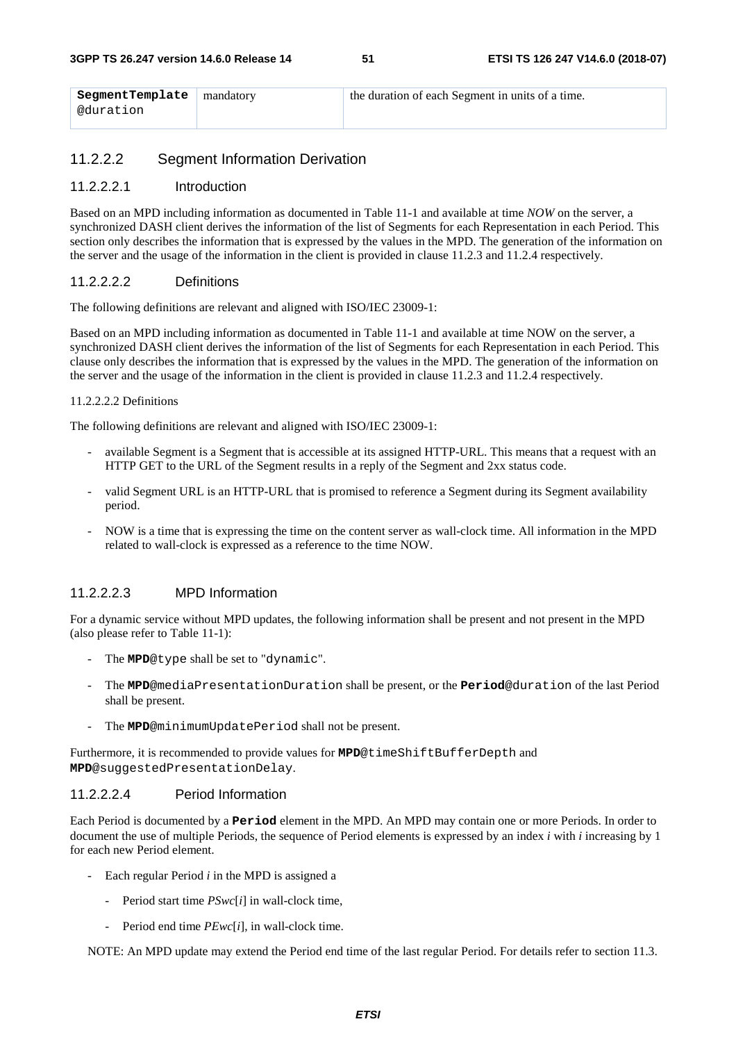| | | |
|---|---|---|
| **SegmentTemplate** @duration | mandatory | the duration of each Segment in units of a time. |

### 11.2.2.2 Segment Information Derivation

#### 11.2.2.2.1 Introduction

Based on an MPD including information as documented in Table 11-1 and available at time *NOW* on the server, a synchronized DASH client derives the information of the list of Segments for each Representation in each Period. This section only describes the information that is expressed by the values in the MPD. The generation of the information on the server and the usage of the information in the client is provided in clause 11.2.3 and 11.2.4 respectively.

#### 11.2.2.2.2 Definitions

The following definitions are relevant and aligned with ISO/IEC 23009-1:

Based on an MPD including information as documented in Table 11-1 and available at time NOW on the server, a synchronized DASH client derives the information of the list of Segments for each Representation in each Period. This clause only describes the information that is expressed by the values in the MPD. The generation of the information on the server and the usage of the information in the client is provided in clause 11.2.3 and 11.2.4 respectively.

11.2.2.2.2 Definitions

The following definitions are relevant and aligned with ISO/IEC 23009-1:

- available Segment is a Segment that is accessible at its assigned HTTP-URL. This means that a request with an HTTP GET to the URL of the Segment results in a reply of the Segment and 2xx status code.
- valid Segment URL is an HTTP-URL that is promised to reference a Segment during its Segment availability period.
- NOW is a time that is expressing the time on the content server as wall-clock time. All information in the MPD related to wall-clock is expressed as a reference to the time NOW.

#### 11.2.2.2.3 MPD Information

For a dynamic service without MPD updates, the following information shall be present and not present in the MPD (also please refer to Table 11-1):

- The **MPD**@type shall be set to "dynamic".
- The **MPD**@mediaPresentationDuration shall be present, or the **Period**@duration of the last Period shall be present.
- The **MPD**@minimumUpdatePeriod shall not be present.

Furthermore, it is recommended to provide values for **MPD**@timeShiftBufferDepth and **MPD**@suggestedPresentationDelay.

#### 11.2.2.2.4 Period Information

Each Period is documented by a **Period** element in the MPD. An MPD may contain one or more Periods. In order to document the use of multiple Periods, the sequence of Period elements is expressed by an index *i* with *i* increasing by 1 for each new Period element.

- Each regular Period *i* in the MPD is assigned a
  - Period start time *PSwc*[*i*] in wall-clock time,
  - Period end time *PEwc*[*i*], in wall-clock time.

NOTE: An MPD update may extend the Period end time of the last regular Period. For details refer to section 11.3.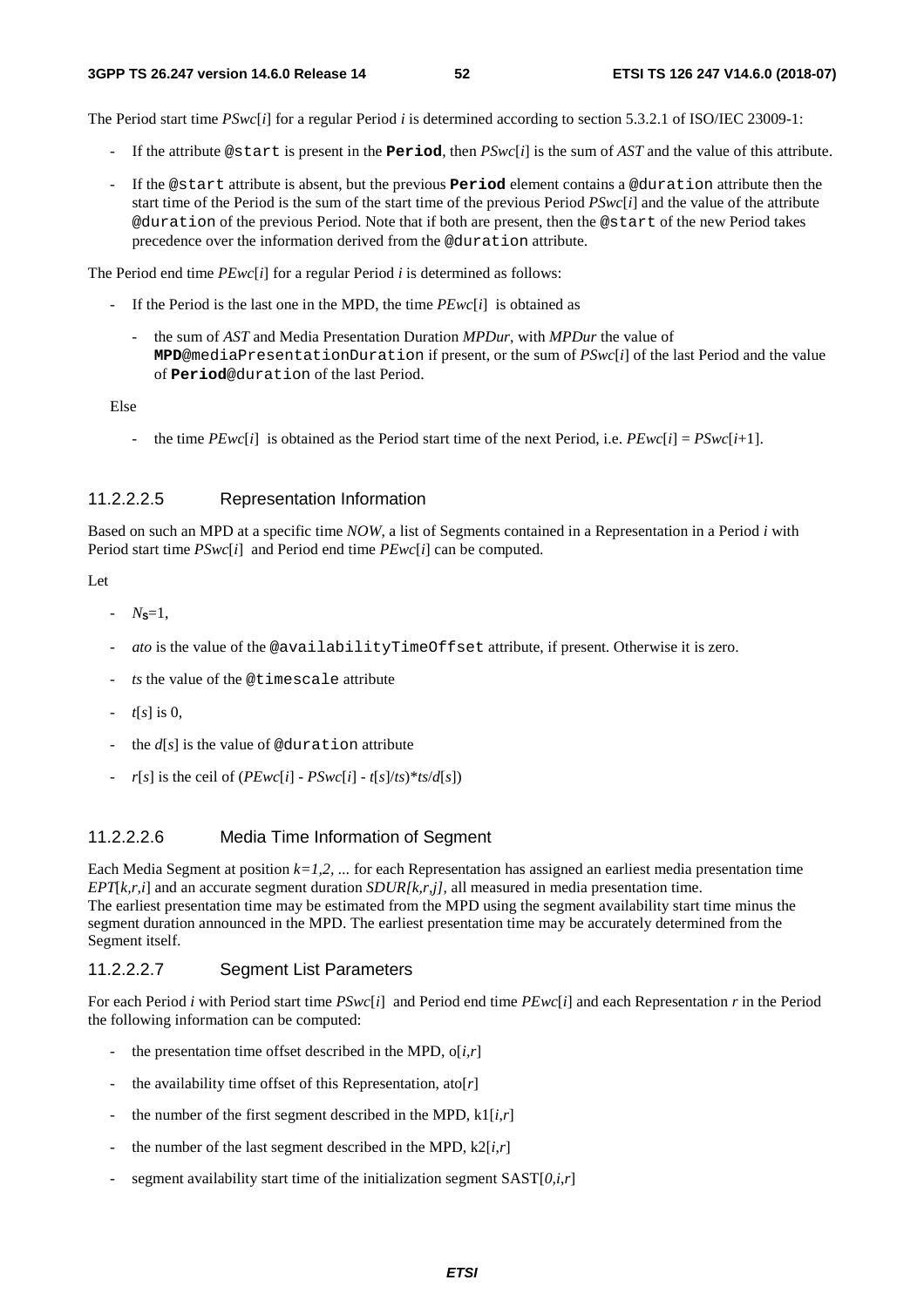The Period start time $PSwc[i]$ for a regular Period $i$ is determined according to section 5.3.2.1 of ISO/IEC 23009-1:

- If the attribute `@start` is present in the **Period**, then $PSwc[i]$ is the sum of *AST* and the value of this attribute.
- If the `@start` attribute is absent, but the previous **Period** element contains a `@duration` attribute then the start time of the Period is the sum of the start time of the previous Period $PSwc[i]$ and the value of the attribute `@duration` of the previous Period. Note that if both are present, then the `@start` of the new Period takes precedence over the information derived from the `@duration` attribute.

The Period end time $PEwc[i]$ for a regular Period $i$ is determined as follows:

- If the Period is the last one in the MPD, the time $PEwc[i]$ is obtained as
  - the sum of *AST* and Media Presentation Duration *MPDur*, with *MPDur* the value of **MPD**`@mediaPresentationDuration` if present, or the sum of $PSwc[i]$ of the last Period and the value of **Period**`@duration` of the last Period.

Else

- the time $PEwc[i]$ is obtained as the Period start time of the next Period, i.e. $PEwc[i] = PSwc[i+1]$.

#### 11.2.2.2.5 Representation Information

Based on such an MPD at a specific time *NOW*, a list of Segments contained in a Representation in a Period $i$ with Period start time $PSwc[i]$ and Period end time $PEwc[i]$ can be computed.

Let

- $N_S$=1,
- *ato* is the value of the `@availabilityTimeOffset` attribute, if present. Otherwise it is zero.
- *ts* the value of the `@timescale` attribute
- $t[s]$ is 0,
- the $d[s]$ is the value of `@duration` attribute
- $r[s]$ is the ceil of $(PEwc[i] - PSwc[i] - t[s]/ts)*ts/d[s])$

#### 11.2.2.2.6 Media Time Information of Segment

Each Media Segment at position $k=1,2, ...$ for each Representation has assigned an earliest media presentation time $EPT[k,r,i]$ and an accurate segment duration $SDUR[k,r,j]$, all measured in media presentation time.
The earliest presentation time may be estimated from the MPD using the segment availability start time minus the segment duration announced in the MPD. The earliest presentation time may be accurately determined from the Segment itself.

#### 11.2.2.2.7 Segment List Parameters

For each Period $i$ with Period start time $PSwc[i]$ and Period end time $PEwc[i]$ and each Representation $r$ in the Period the following information can be computed:

- the presentation time offset described in the MPD, $o[i,r]$
- the availability time offset of this Representation, $ato[r]$
- the number of the first segment described in the MPD, $k1[i,r]$
- the number of the last segment described in the MPD, $k2[i,r]$
- segment availability start time of the initialization segment $SAST[0,i,r]$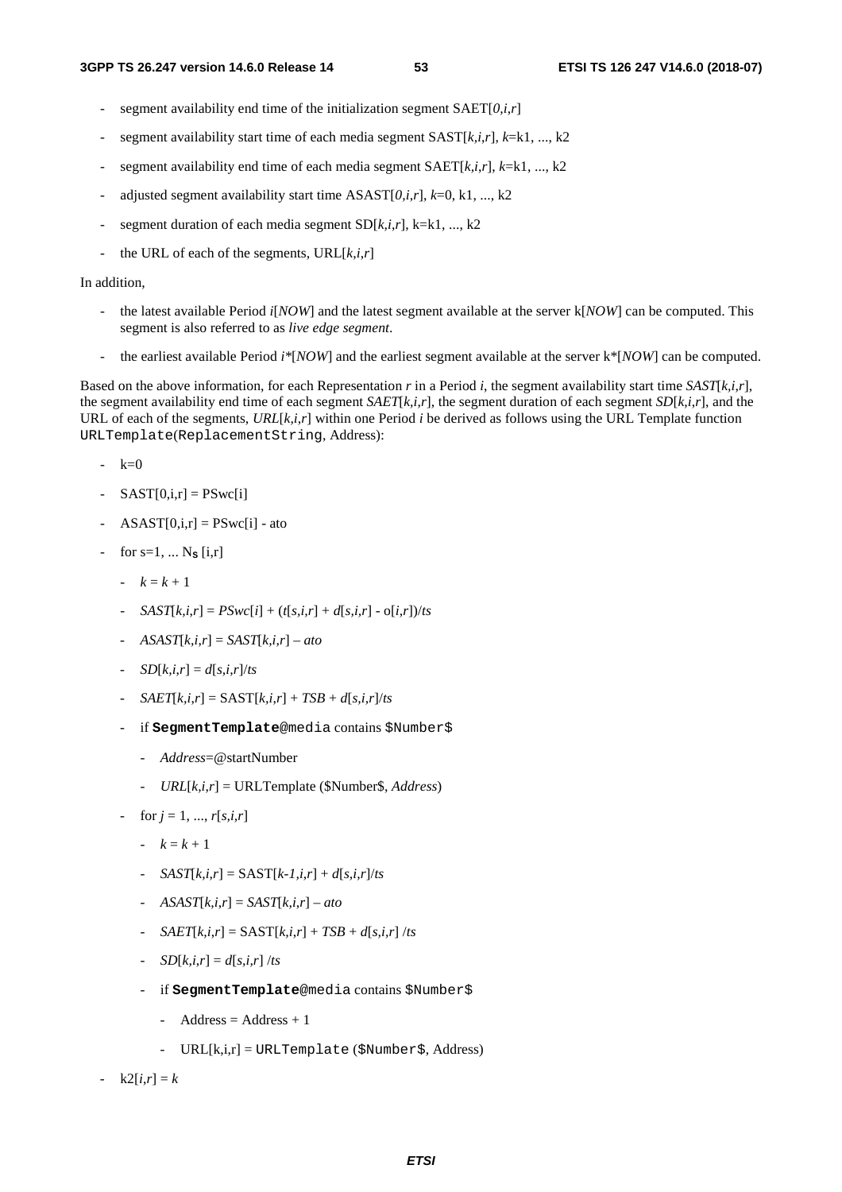- segment availability end time of the initialization segment SAET[*0,i,r*]
- segment availability start time of each media segment SAST[*k,i,r*], *k*=k1, ..., k2
- segment availability end time of each media segment SAET[*k,i,r*], *k*=k1, ..., k2
- adjusted segment availability start time ASAST[*0,i,r*], *k*=0, k1, ..., k2
- segment duration of each media segment SD[*k,i,r*], k=k1, ..., k2
- the URL of each of the segments, URL[*k,i,r*]

In addition,

- the latest available Period *i*[*NOW*] and the latest segment available at the server k[*NOW*] can be computed. This segment is also referred to as *live edge segment*.
- the earliest available Period *i**[*NOW*] and the earliest segment available at the server k*[*NOW*] can be computed.

Based on the above information, for each Representation *r* in a Period *i*, the segment availability start time *SAST*[*k,i,r*], the segment availability end time of each segment *SAET*[*k,i,r*], the segment duration of each segment *SD*[*k,i,r*], and the URL of each of the segments, *URL*[*k,i,r*] within one Period *i* be derived as follows using the URL Template function `URLTemplate`(`ReplacementString`, Address):

- k=0
- SAST[0,i,r] = PSwc[i]
- ASAST[0,i,r] = PSwc[i] - ato
- for s=1, ... $N_S$ [i,r]
  - *k* = *k* + 1
  - *SAST*[*k,i,r*] = *PSwc*[*i*] + (*t*[*s,i,r*] + *d*[*s,i,r*] - o[*i,r*])/*ts*
  - *ASAST*[*k,i,r*] = *SAST*[*k,i,r*] – *ato*
  - *SD*[*k,i,r*] = *d*[*s,i,r*]/*ts*
  - *SAET*[*k,i,r*] = SAST[*k,i,r*] + *TSB* + *d*[*s,i,r*]/*ts*
  - if **`SegmentTemplate`**`@media` contains `$Number$`
    - *Address*=@startNumber
    - *URL*[*k,i,r*] = URLTemplate ($Number$, *Address*)
  - for *j* = 1, ..., *r*[*s,i,r*]
    - *k* = *k* + 1
    - *SAST*[*k,i,r*] = SAST[*k-1,i,r*] + *d*[*s,i,r*]/*ts*
    - *ASAST*[*k,i,r*] = *SAST*[*k,i,r*] – *ato*
    - *SAET*[*k,i,r*] = SAST[*k,i,r*] + *TSB* + *d*[*s,i,r*] /*ts*
    - *SD*[*k,i,r*] = *d*[*s,i,r*] /*ts*
    - if **`SegmentTemplate`**`@media` contains `$Number$`
      - Address = Address + 1
      - URL[k,i,r] = `URLTemplate` (`$Number$`, Address)
- k2[*i,r*] = *k*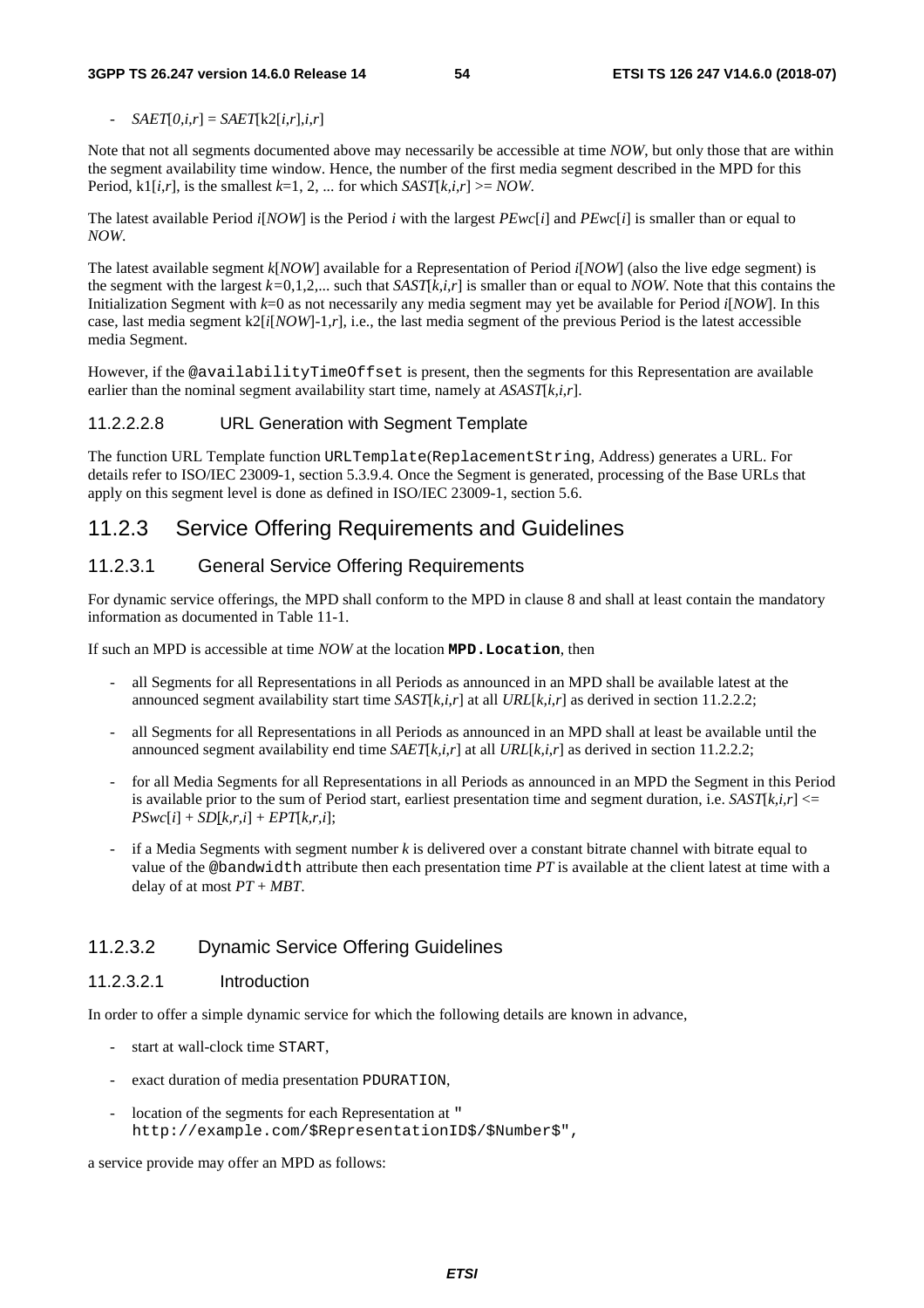- $SAET[0,i,r] = SAET[k2[i,r],i,r]$

Note that not all segments documented above may necessarily be accessible at time *NOW*, but only those that are within the segment availability time window. Hence, the number of the first media segment described in the MPD for this Period, $k1[i,r]$, is the smallest $k$=1, 2, ... for which $SAST[k,i,r] >= NOW$.

The latest available Period $i[NOW]$ is the Period $i$ with the largest $PEwc[i]$ and $PEwc[i]$ is smaller than or equal to *NOW*.

The latest available segment $k[NOW]$ available for a Representation of Period $i[NOW]$ (also the live edge segment) is the segment with the largest $k$=0,1,2,... such that $SAST[k,i,r]$ is smaller than or equal to *NOW*. Note that this contains the Initialization Segment with $k$=0 as not necessarily any media segment may yet be available for Period $i[NOW]$. In this case, last media segment $k2[i[NOW]-1,r]$, i.e., the last media segment of the previous Period is the latest accessible media Segment.

However, if the `@availabilityTimeOffset` is present, then the segments for this Representation are available earlier than the nominal segment availability start time, namely at $ASAST[k,i,r]$.

##### 11.2.2.2.8 URL Generation with Segment Template

The function URL Template function `URLTemplate(ReplacementString, Address)` generates a URL. For details refer to ISO/IEC 23009-1, section 5.3.9.4. Once the Segment is generated, processing of the Base URLs that apply on this segment level is done as defined in ISO/IEC 23009-1, section 5.6.

## 11.2.3 Service Offering Requirements and Guidelines

### 11.2.3.1 General Service Offering Requirements

For dynamic service offerings, the MPD shall conform to the MPD in clause 8 and shall at least contain the mandatory information as documented in Table 11-1.

If such an MPD is accessible at time *NOW* at the location **`MPD.Location`**, then

- all Segments for all Representations in all Periods as announced in an MPD shall be available latest at the announced segment availability start time $SAST[k,i,r]$ at all $URL[k,i,r]$ as derived in section 11.2.2.2;
- all Segments for all Representations in all Periods as announced in an MPD shall at least be available until the announced segment availability end time $SAET[k,i,r]$ at all $URL[k,i,r]$ as derived in section 11.2.2.2;
- for all Media Segments for all Representations in all Periods as announced in an MPD the Segment in this Period is available prior to the sum of Period start, earliest presentation time and segment duration, i.e. $SAST[k,i,r] <= PSwc[i] + SD[k,r,i] + EPT[k,r,i]$;
- if a Media Segments with segment number $k$ is delivered over a constant bitrate channel with bitrate equal to value of the `@bandwidth` attribute then each presentation time $PT$ is available at the client latest at time with a delay of at most $PT + MBT$.

### 11.2.3.2 Dynamic Service Offering Guidelines

#### 11.2.3.2.1 Introduction

In order to offer a simple dynamic service for which the following details are known in advance,

- start at wall-clock time `START`,
- exact duration of media presentation `PDURATION`,
- location of the segments for each Representation at "`http://example.com/$RepresentationID$/$Number$`",

a service provide may offer an MPD as follows: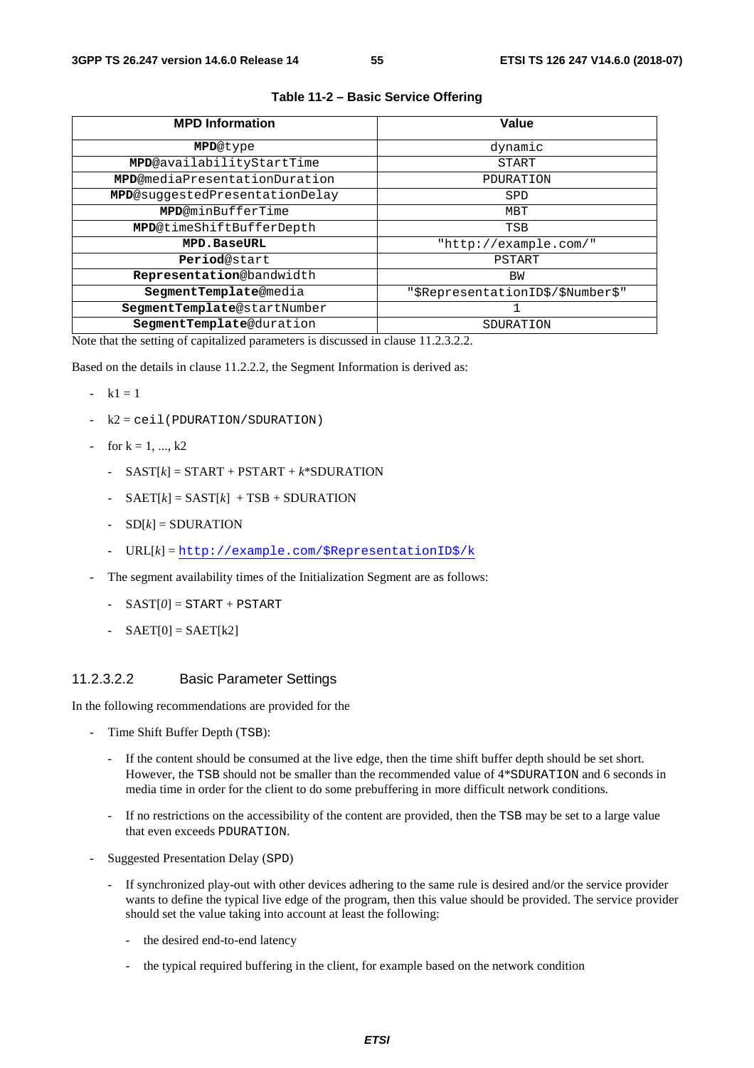**Table 11-2 – Basic Service Offering**

| MPD Information | Value |
|---|---|
| **MPD**@type | dynamic |
| **MPD**@availabilityStartTime | START |
| **MPD**@mediaPresentationDuration | PDURATION |
| **MPD**@suggestedPresentationDelay | SPD |
| **MPD**@minBufferTime | MBT |
| **MPD**@timeShiftBufferDepth | TSB |
| **MPD.BaseURL** | "http://example.com/" |
| **Period**@start | PSTART |
| **Representation**@bandwidth | BW |
| **SegmentTemplate**@media | "$RepresentationID$/$Number$" |
| **SegmentTemplate**@startNumber | 1 |
| **SegmentTemplate**@duration | SDURATION |

Note that the setting of capitalized parameters is discussed in clause 11.2.3.2.2.

Based on the details in clause 11.2.2.2, the Segment Information is derived as:

- k1 = 1
- k2 = `ceil(PDURATION/SDURATION)`
- for k = 1, ..., k2
  - SAST[*k*] = START + PSTART + *k*\*SDURATION
  - SAET[*k*] = SAST[*k*] + TSB + SDURATION
  - SD[*k*] = SDURATION
  - URL[*k*] = http://example.com/$RepresentationID$/k
- The segment availability times of the Initialization Segment are as follows:
  - SAST[*0*] = START + PSTART
  - SAET[0] = SAET[k2]

#### 11.2.3.2.2 Basic Parameter Settings

In the following recommendations are provided for the

- Time Shift Buffer Depth (TSB):
  - If the content should be consumed at the live edge, then the time shift buffer depth should be set short. However, the TSB should not be smaller than the recommended value of 4\*SDURATION and 6 seconds in media time in order for the client to do some prebuffering in more difficult network conditions.
  - If no restrictions on the accessibility of the content are provided, then the TSB may be set to a large value that even exceeds PDURATION.
- Suggested Presentation Delay (SPD)
  - If synchronized play-out with other devices adhering to the same rule is desired and/or the service provider wants to define the typical live edge of the program, then this value should be provided. The service provider should set the value taking into account at least the following:
    - the desired end-to-end latency
    - the typical required buffering in the client, for example based on the network condition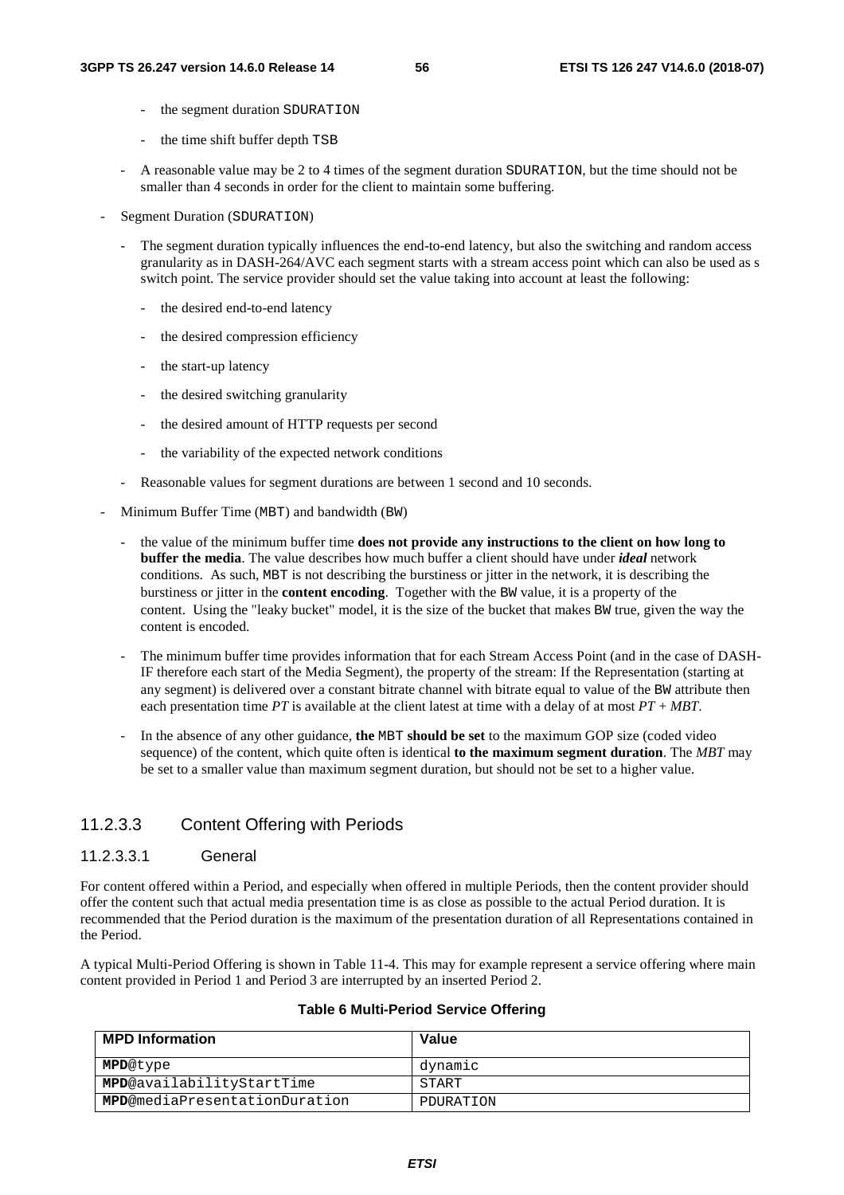- the segment duration SDURATION

        - the time shift buffer depth TSB

    - A reasonable value may be 2 to 4 times of the segment duration SDURATION, but the time should not be smaller than 4 seconds in order for the client to maintain some buffering.

- Segment Duration (SDURATION)

    - The segment duration typically influences the end-to-end latency, but also the switching and random access granularity as in DASH-264/AVC each segment starts with a stream access point which can also be used as s switch point. The service provider should set the value taking into account at least the following:

        - the desired end-to-end latency

        - the desired compression efficiency

        - the start-up latency

        - the desired switching granularity

        - the desired amount of HTTP requests per second

        - the variability of the expected network conditions

    - Reasonable values for segment durations are between 1 second and 10 seconds.

- Minimum Buffer Time (MBT) and bandwidth (BW)

    - the value of the minimum buffer time **does not provide any instructions to the client on how long to buffer the media**. The value describes how much buffer a client should have under ***ideal*** network conditions. As such, MBT is not describing the burstiness or jitter in the network, it is describing the burstiness or jitter in the **content encoding**. Together with the BW value, it is a property of the content. Using the "leaky bucket" model, it is the size of the bucket that makes BW true, given the way the content is encoded.

    - The minimum buffer time provides information that for each Stream Access Point (and in the case of DASH-IF therefore each start of the Media Segment), the property of the stream: If the Representation (starting at any segment) is delivered over a constant bitrate channel with bitrate equal to value of the BW attribute then each presentation time *PT* is available at the client latest at time with a delay of at most *PT + MBT*.

    - In the absence of any other guidance, **the** MBT **should be set** to the maximum GOP size (coded video sequence) of the content, which quite often is identical **to the maximum segment duration**. The *MBT* may be set to a smaller value than maximum segment duration, but should not be set to a higher value.

### 11.2.3.3 Content Offering with Periods

#### 11.2.3.3.1 General

For content offered within a Period, and especially when offered in multiple Periods, then the content provider should offer the content such that actual media presentation time is as close as possible to the actual Period duration. It is recommended that the Period duration is the maximum of the presentation duration of all Representations contained in the Period.

A typical Multi-Period Offering is shown in Table 11-4. This may for example represent a service offering where main content provided in Period 1 and Period 3 are interrupted by an inserted Period 2.

**Table 6 Multi-Period Service Offering**

| MPD Information | Value |
|---|---|
| **MPD**@type | dynamic |
| **MPD**@availabilityStartTime | START |
| **MPD**@mediaPresentationDuration | PDURATION |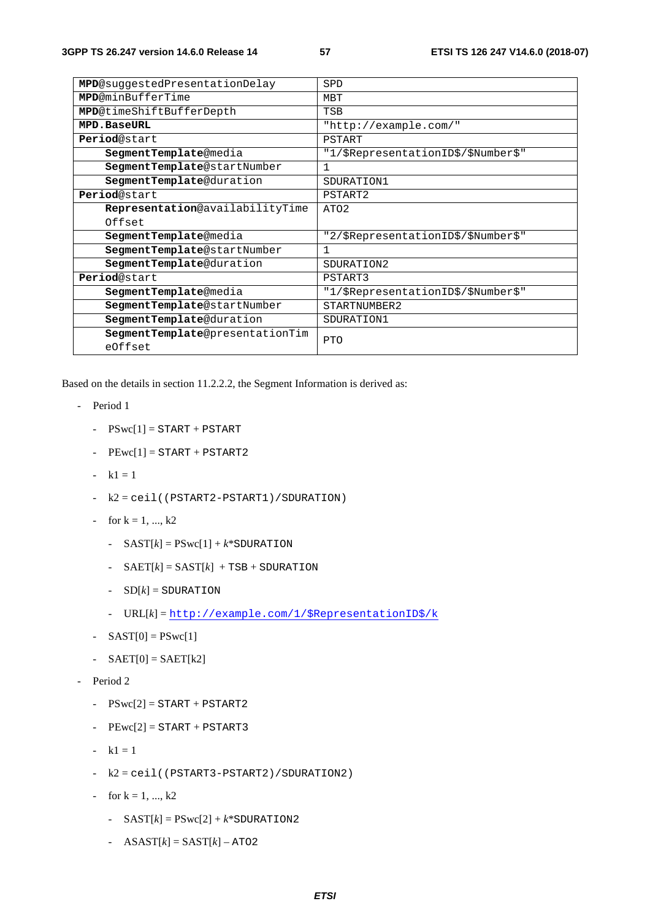| | |
|---|---|
| **MPD**@suggestedPresentationDelay | SPD |
| **MPD**@minBufferTime | MBT |
| **MPD**@timeShiftBufferDepth | TSB |
| **MPD.BaseURL** | "http://example.com/" |
| **Period**@start | PSTART |
| **SegmentTemplate**@media | "1/$RepresentationID$/$Number$" |
| **SegmentTemplate**@startNumber | 1 |
| **SegmentTemplate**@duration | SDURATION1 |
| **Period**@start | PSTART2 |
| **Representation**@availabilityTimeOffset | ATO2 |
| **SegmentTemplate**@media | "2/$RepresentationID$/$Number$" |
| **SegmentTemplate**@startNumber | 1 |
| **SegmentTemplate**@duration | SDURATION2 |
| **Period**@start | PSTART3 |
| **SegmentTemplate**@media | "1/$RepresentationID$/$Number$" |
| **SegmentTemplate**@startNumber | STARTNUMBER2 |
| **SegmentTemplate**@duration | SDURATION1 |
| **SegmentTemplate**@presentationTimeOffset | PTO |

Based on the details in section 11.2.2.2, the Segment Information is derived as:

- Period 1
  - PSwc[1] = START + PSTART
  - PEwc[1] = START + PSTART2
  - k1 = 1
  - k2 = ceil((PSTART2-PSTART1)/SDURATION)
  - for k = 1, ..., k2
    - SAST[*k*] = PSwc[1] + *k**SDURATION
    - SAET[*k*] = SAST[*k*] + TSB + SDURATION
    - SD[*k*] = SDURATION
    - URL[*k*] = http://example.com/1/$RepresentationID$/k
  - SAST[0] = PSwc[1]
  - SAET[0] = SAET[k2]
- Period 2
  - PSwc[2] = START + PSTART2
  - PEwc[2] = START + PSTART3
  - k1 = 1
  - k2 = ceil((PSTART3-PSTART2)/SDURATION2)
  - for k = 1, ..., k2
    - SAST[*k*] = PSwc[2] + *k**SDURATION2
    - ASAST[*k*] = SAST[*k*] – ATO2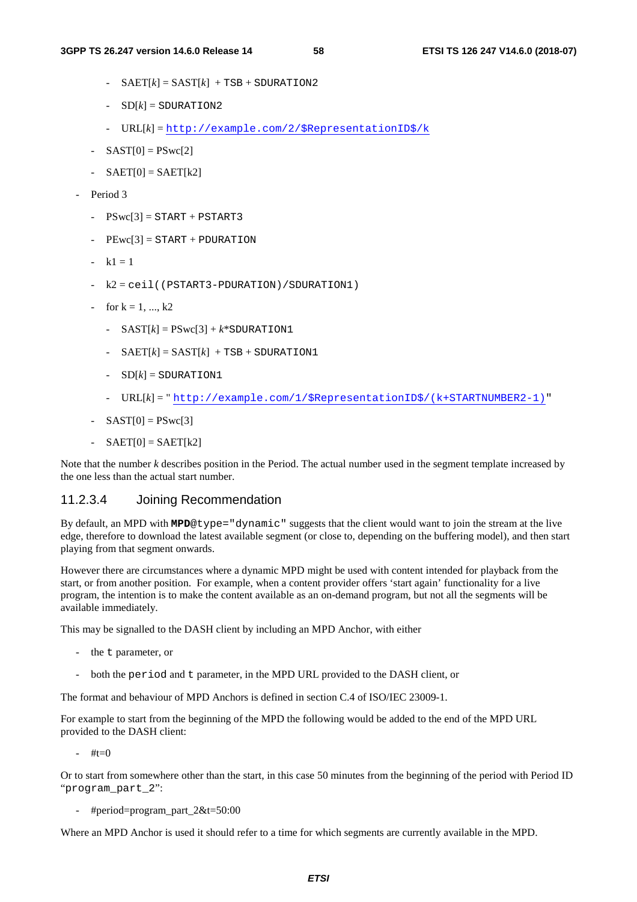- SAET[*k*] = SAST[*k*] + TSB + SDURATION2
        - SD[*k*] = SDURATION2
        - URL[*k*] = http://example.com/2/$RepresentationID$/k
    - SAST[0] = PSwc[2]
    - SAET[0] = SAET[k2]
- Period 3
    - PSwc[3] = START + PSTART3
    - PEwc[3] = START + PDURATION
    - k1 = 1
    - k2 = ceil((PSTART3-PDURATION)/SDURATION1)
    - for k = 1, ..., k2
        - SAST[*k*] = PSwc[3] + *k*\*SDURATION1
        - SAET[*k*] = SAST[*k*] + TSB + SDURATION1
        - SD[*k*] = SDURATION1
        - URL[*k*] = "http://example.com/1/$RepresentationID$/(k+STARTNUMBER2-1)"
    - SAST[0] = PSwc[3]
    - SAET[0] = SAET[k2]

Note that the number *k* describes position in the Period. The actual number used in the segment template increased by the one less than the actual start number.

### 11.2.3.4 Joining Recommendation

By default, an MPD with **MPD**@type="dynamic" suggests that the client would want to join the stream at the live edge, therefore to download the latest available segment (or close to, depending on the buffering model), and then start playing from that segment onwards.

However there are circumstances where a dynamic MPD might be used with content intended for playback from the start, or from another position. For example, when a content provider offers 'start again' functionality for a live program, the intention is to make the content available as an on-demand program, but not all the segments will be available immediately.

This may be signalled to the DASH client by including an MPD Anchor, with either

- the t parameter, or
- both the period and t parameter, in the MPD URL provided to the DASH client, or

The format and behaviour of MPD Anchors is defined in section C.4 of ISO/IEC 23009-1.

For example to start from the beginning of the MPD the following would be added to the end of the MPD URL provided to the DASH client:

- #t=0

Or to start from somewhere other than the start, in this case 50 minutes from the beginning of the period with Period ID "program_part_2":

- #period=program_part_2&t=50:00

Where an MPD Anchor is used it should refer to a time for which segments are currently available in the MPD.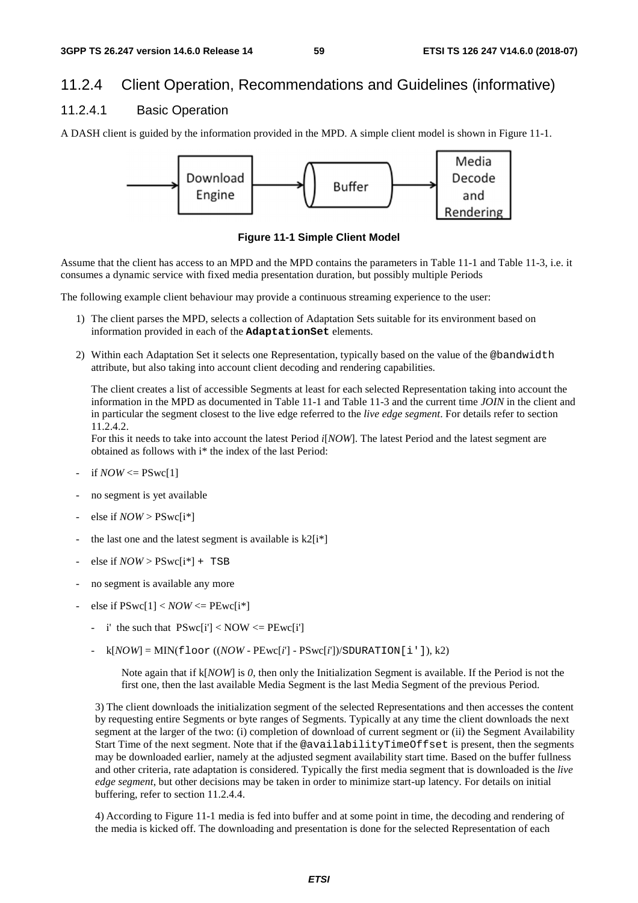### 11.2.4 Client Operation, Recommendations and Guidelines (informative)

#### 11.2.4.1 Basic Operation

A DASH client is guided by the information provided in the MPD. A simple client model is shown in Figure 11-1.

**Figure 11-1 Simple Client Model**

Assume that the client has access to an MPD and the MPD contains the parameters in Table 11-1 and Table 11-3, i.e. it consumes a dynamic service with fixed media presentation duration, but possibly multiple Periods

The following example client behaviour may provide a continuous streaming experience to the user:

1) The client parses the MPD, selects a collection of Adaptation Sets suitable for its environment based on information provided in each of the **`AdaptationSet`** elements.

2) Within each Adaptation Set it selects one Representation, typically based on the value of the `@bandwidth` attribute, but also taking into account client decoding and rendering capabilities.

   The client creates a list of accessible Segments at least for each selected Representation taking into account the information in the MPD as documented in Table 11-1 and Table 11-3 and the current time *JOIN* in the client and in particular the segment closest to the live edge referred to the *live edge segment*. For details refer to section 11.2.4.2.
   For this it needs to take into account the latest Period *i*[*NOW*]. The latest Period and the latest segment are obtained as follows with i* the index of the last Period:

- if *NOW* <= PSwc[1]
- no segment is yet available
- else if *NOW* > PSwc[i*]
- the last one and the latest segment is available is k2[i*]
- else if *NOW* > PSwc[i*] `+ TSB`
- no segment is available any more
- else if PSwc[1] < *NOW* <= PEwc[i*]
  - i' the such that PSwc[i'] < NOW <= PEwc[i']
  - k[*NOW*] = MIN(`floor` ((*NOW* - PEwc[*i*'] - PSwc[*i*'])/`SDURATION[i']`), k2)

    Note again that if k[*NOW*] is *0*, then only the Initialization Segment is available. If the Period is not the first one, then the last available Media Segment is the last Media Segment of the previous Period.

3) The client downloads the initialization segment of the selected Representations and then accesses the content by requesting entire Segments or byte ranges of Segments. Typically at any time the client downloads the next segment at the larger of the two: (i) completion of download of current segment or (ii) the Segment Availability Start Time of the next segment. Note that if the `@availabilityTimeOffset` is present, then the segments may be downloaded earlier, namely at the adjusted segment availability start time. Based on the buffer fullness and other criteria, rate adaptation is considered. Typically the first media segment that is downloaded is the *live edge segment*, but other decisions may be taken in order to minimize start-up latency. For details on initial buffering, refer to section 11.2.4.4.

4) According to Figure 11-1 media is fed into buffer and at some point in time, the decoding and rendering of the media is kicked off. The downloading and presentation is done for the selected Representation of each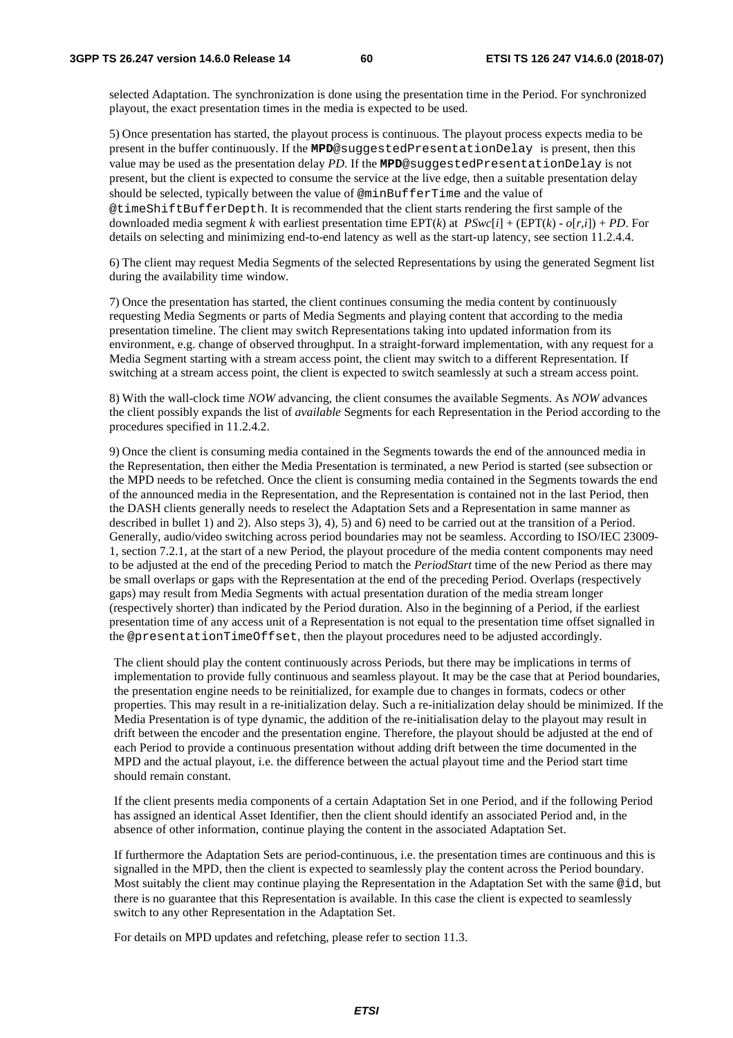selected Adaptation. The synchronization is done using the presentation time in the Period. For synchronized playout, the exact presentation times in the media is expected to be used.

5) Once presentation has started, the playout process is continuous. The playout process expects media to be present in the buffer continuously. If the **MPD**@suggestedPresentationDelay is present, then this value may be used as the presentation delay *PD*. If the **MPD**@suggestedPresentationDelay is not present, but the client is expected to consume the service at the live edge, then a suitable presentation delay should be selected, typically between the value of @minBufferTime and the value of @timeShiftBufferDepth. It is recommended that the client starts rendering the first sample of the downloaded media segment $k$ with earliest presentation time $EPT(k)$ at $PSwc[i] + (EPT(k) - o[r,i]) + PD$. For details on selecting and minimizing end-to-end latency as well as the start-up latency, see section 11.2.4.4.

6) The client may request Media Segments of the selected Representations by using the generated Segment list during the availability time window.

7) Once the presentation has started, the client continues consuming the media content by continuously requesting Media Segments or parts of Media Segments and playing content that according to the media presentation timeline. The client may switch Representations taking into updated information from its environment, e.g. change of observed throughput. In a straight-forward implementation, with any request for a Media Segment starting with a stream access point, the client may switch to a different Representation. If switching at a stream access point, the client is expected to switch seamlessly at such a stream access point.

8) With the wall-clock time *NOW* advancing, the client consumes the available Segments. As *NOW* advances the client possibly expands the list of *available* Segments for each Representation in the Period according to the procedures specified in 11.2.4.2.

9) Once the client is consuming media contained in the Segments towards the end of the announced media in the Representation, then either the Media Presentation is terminated, a new Period is started (see subsection or the MPD needs to be refetched. Once the client is consuming media contained in the Segments towards the end of the announced media in the Representation, and the Representation is contained not in the last Period, then the DASH clients generally needs to reselect the Adaptation Sets and a Representation in same manner as described in bullet 1) and 2). Also steps 3), 4), 5) and 6) need to be carried out at the transition of a Period. Generally, audio/video switching across period boundaries may not be seamless. According to ISO/IEC 23009-1, section 7.2.1, at the start of a new Period, the playout procedure of the media content components may need to be adjusted at the end of the preceding Period to match the *PeriodStart* time of the new Period as there may be small overlaps or gaps with the Representation at the end of the preceding Period. Overlaps (respectively gaps) may result from Media Segments with actual presentation duration of the media stream longer (respectively shorter) than indicated by the Period duration. Also in the beginning of a Period, if the earliest presentation time of any access unit of a Representation is not equal to the presentation time offset signalled in the @presentationTimeOffset, then the playout procedures need to be adjusted accordingly.

The client should play the content continuously across Periods, but there may be implications in terms of implementation to provide fully continuous and seamless playout. It may be the case that at Period boundaries, the presentation engine needs to be reinitialized, for example due to changes in formats, codecs or other properties. This may result in a re-initialization delay. Such a re-initialization delay should be minimized. If the Media Presentation is of type dynamic, the addition of the re-initialisation delay to the playout may result in drift between the encoder and the presentation engine. Therefore, the playout should be adjusted at the end of each Period to provide a continuous presentation without adding drift between the time documented in the MPD and the actual playout, i.e. the difference between the actual playout time and the Period start time should remain constant.

If the client presents media components of a certain Adaptation Set in one Period, and if the following Period has assigned an identical Asset Identifier, then the client should identify an associated Period and, in the absence of other information, continue playing the content in the associated Adaptation Set.

If furthermore the Adaptation Sets are period-continuous, i.e. the presentation times are continuous and this is signalled in the MPD, then the client is expected to seamlessly play the content across the Period boundary. Most suitably the client may continue playing the Representation in the Adaptation Set with the same @id, but there is no guarantee that this Representation is available. In this case the client is expected to seamlessly switch to any other Representation in the Adaptation Set.

For details on MPD updates and refetching, please refer to section 11.3.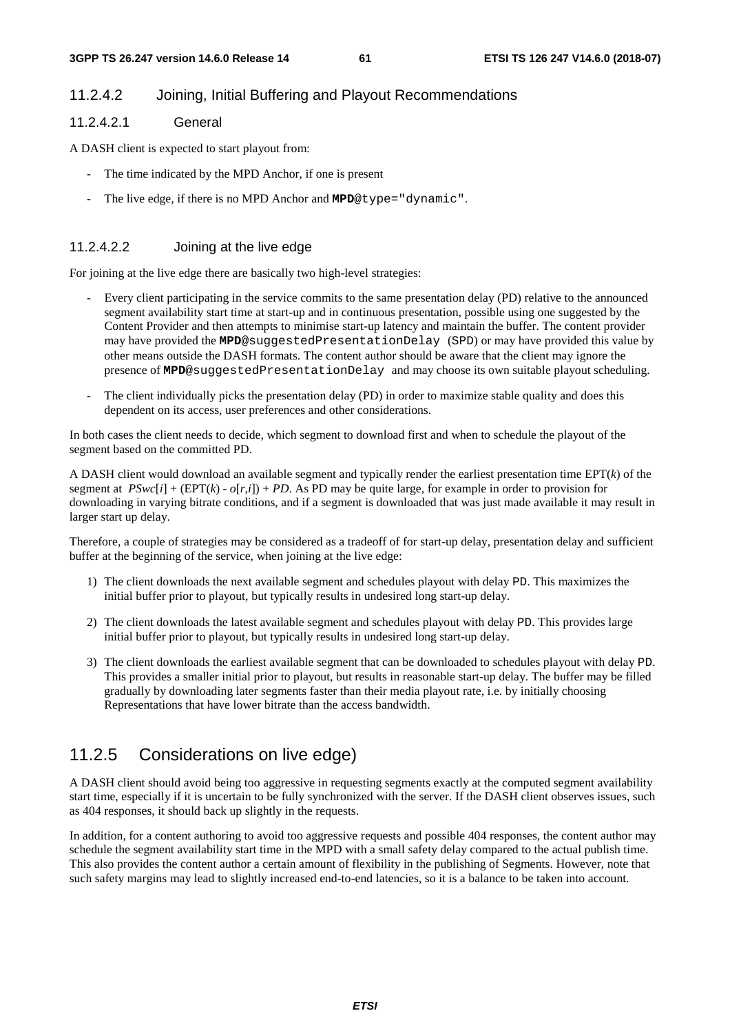#### 11.2.4.2 Joining, Initial Buffering and Playout Recommendations

##### 11.2.4.2.1 General

A DASH client is expected to start playout from:

- The time indicated by the MPD Anchor, if one is present
- The live edge, if there is no MPD Anchor and **MPD**@type="dynamic".

##### 11.2.4.2.2 Joining at the live edge

For joining at the live edge there are basically two high-level strategies:

- Every client participating in the service commits to the same presentation delay (PD) relative to the announced segment availability start time at start-up and in continuous presentation, possible using one suggested by the Content Provider and then attempts to minimise start-up latency and maintain the buffer. The content provider may have provided the **MPD**@suggestedPresentationDelay (SPD) or may have provided this value by other means outside the DASH formats. The content author should be aware that the client may ignore the presence of **MPD**@suggestedPresentationDelay and may choose its own suitable playout scheduling.
- The client individually picks the presentation delay (PD) in order to maximize stable quality and does this dependent on its access, user preferences and other considerations.

In both cases the client needs to decide, which segment to download first and when to schedule the playout of the segment based on the committed PD.

A DASH client would download an available segment and typically render the earliest presentation time EPT($k$) of the segment at $PSwc[i] + (\mathrm{EPT}(k) - o[r,i]) + PD$. As PD may be quite large, for example in order to provision for downloading in varying bitrate conditions, and if a segment is downloaded that was just made available it may result in larger start up delay.

Therefore, a couple of strategies may be considered as a tradeoff of for start-up delay, presentation delay and sufficient buffer at the beginning of the service, when joining at the live edge:

1) The client downloads the next available segment and schedules playout with delay PD. This maximizes the initial buffer prior to playout, but typically results in undesired long start-up delay.
2) The client downloads the latest available segment and schedules playout with delay PD. This provides large initial buffer prior to playout, but typically results in undesired long start-up delay.
3) The client downloads the earliest available segment that can be downloaded to schedules playout with delay PD. This provides a smaller initial prior to playout, but results in reasonable start-up delay. The buffer may be filled gradually by downloading later segments faster than their media playout rate, i.e. by initially choosing Representations that have lower bitrate than the access bandwidth.

### 11.2.5 Considerations on live edge)

A DASH client should avoid being too aggressive in requesting segments exactly at the computed segment availability start time, especially if it is uncertain to be fully synchronized with the server. If the DASH client observes issues, such as 404 responses, it should back up slightly in the requests.

In addition, for a content authoring to avoid too aggressive requests and possible 404 responses, the content author may schedule the segment availability start time in the MPD with a small safety delay compared to the actual publish time. This also provides the content author a certain amount of flexibility in the publishing of Segments. However, note that such safety margins may lead to slightly increased end-to-end latencies, so it is a balance to be taken into account.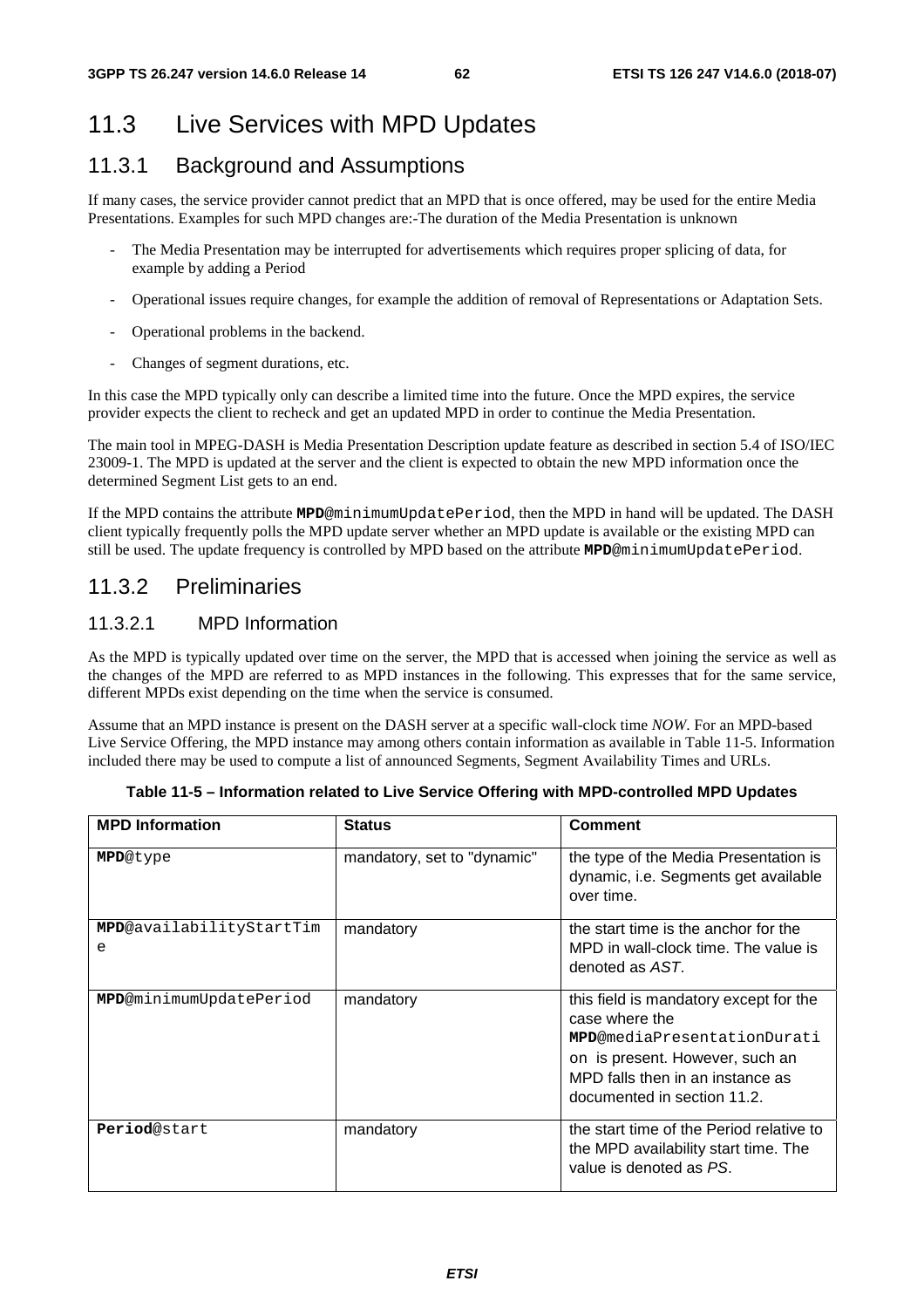## 11.3 Live Services with MPD Updates

### 11.3.1 Background and Assumptions

If many cases, the service provider cannot predict that an MPD that is once offered, may be used for the entire Media Presentations. Examples for such MPD changes are:-The duration of the Media Presentation is unknown

- The Media Presentation may be interrupted for advertisements which requires proper splicing of data, for example by adding a Period
- Operational issues require changes, for example the addition of removal of Representations or Adaptation Sets.
- Operational problems in the backend.
- Changes of segment durations, etc.

In this case the MPD typically only can describe a limited time into the future. Once the MPD expires, the service provider expects the client to recheck and get an updated MPD in order to continue the Media Presentation.

The main tool in MPEG-DASH is Media Presentation Description update feature as described in section 5.4 of ISO/IEC 23009-1. The MPD is updated at the server and the client is expected to obtain the new MPD information once the determined Segment List gets to an end.

If the MPD contains the attribute **MPD**@minimumUpdatePeriod, then the MPD in hand will be updated. The DASH client typically frequently polls the MPD update server whether an MPD update is available or the existing MPD can still be used. The update frequency is controlled by MPD based on the attribute **MPD**@minimumUpdatePeriod.

### 11.3.2 Preliminaries

#### 11.3.2.1 MPD Information

As the MPD is typically updated over time on the server, the MPD that is accessed when joining the service as well as the changes of the MPD are referred to as MPD instances in the following. This expresses that for the same service, different MPDs exist depending on the time when the service is consumed.

Assume that an MPD instance is present on the DASH server at a specific wall-clock time *NOW*. For an MPD-based Live Service Offering, the MPD instance may among others contain information as available in Table 11-5. Information included there may be used to compute a list of announced Segments, Segment Availability Times and URLs.

**Table 11-5 – Information related to Live Service Offering with MPD-controlled MPD Updates**

| MPD Information | Status | Comment |
|---|---|---|
| **MPD**@type | mandatory, set to "dynamic" | the type of the Media Presentation is dynamic, i.e. Segments get available over time. |
| **MPD**@availabilityStartTime | mandatory | the start time is the anchor for the MPD in wall-clock time. The value is denoted as *AST*. |
| **MPD**@minimumUpdatePeriod | mandatory | this field is mandatory except for the case where the **MPD**@mediaPresentationDuration is present. However, such an MPD falls then in an instance as documented in section 11.2. |
| **Period**@start | mandatory | the start time of the Period relative to the MPD availability start time. The value is denoted as *PS*. |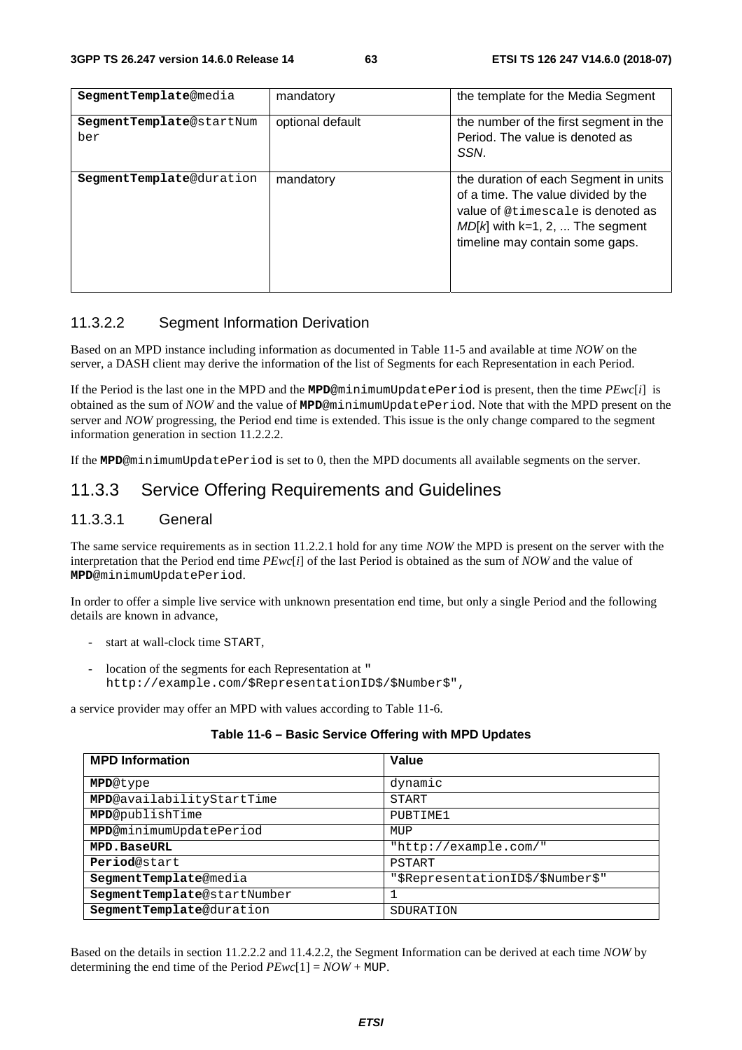| SegmentTemplate@media | mandatory | the template for the Media Segment |
|---|---|---|
| SegmentTemplate@startNumber | optional default | the number of the first segment in the Period. The value is denoted as *SSN*. |
| SegmentTemplate@duration | mandatory | the duration of each Segment in units of a time. The value divided by the value of @timescale is denoted as *MD*[*k*] with k=1, 2, ... The segment timeline may contain some gaps. |

#### 11.3.2.2 Segment Information Derivation

Based on an MPD instance including information as documented in Table 11-5 and available at time *NOW* on the server, a DASH client may derive the information of the list of Segments for each Representation in each Period.

If the Period is the last one in the MPD and the **MPD**@minimumUpdatePeriod is present, then the time *PEwc*[*i*] is obtained as the sum of *NOW* and the value of **MPD**@minimumUpdatePeriod. Note that with the MPD present on the server and *NOW* progressing, the Period end time is extended. This issue is the only change compared to the segment information generation in section 11.2.2.2.

If the **MPD**@minimumUpdatePeriod is set to 0, then the MPD documents all available segments on the server.

### 11.3.3 Service Offering Requirements and Guidelines

#### 11.3.3.1 General

The same service requirements as in section 11.2.2.1 hold for any time *NOW* the MPD is present on the server with the interpretation that the Period end time *PEwc*[*i*] of the last Period is obtained as the sum of *NOW* and the value of **MPD**@minimumUpdatePeriod.

In order to offer a simple live service with unknown presentation end time, but only a single Period and the following details are known in advance,

- start at wall-clock time START,
- location of the segments for each Representation at " http://example.com/$RepresentationID$/$Number$",

a service provider may offer an MPD with values according to Table 11-6.

**Table 11-6 – Basic Service Offering with MPD Updates**

| MPD Information | Value |
|---|---|
| **MPD**@type | dynamic |
| **MPD**@availabilityStartTime | START |
| **MPD**@publishTime | PUBTIME1 |
| **MPD**@minimumUpdatePeriod | MUP |
| **MPD.BaseURL** | "http://example.com/" |
| **Period**@start | PSTART |
| **SegmentTemplate**@media | "$RepresentationID$/$Number$" |
| **SegmentTemplate**@startNumber | 1 |
| **SegmentTemplate**@duration | SDURATION |

Based on the details in section 11.2.2.2 and 11.4.2.2, the Segment Information can be derived at each time *NOW* by determining the end time of the Period *PEwc*[1] = *NOW* + MUP.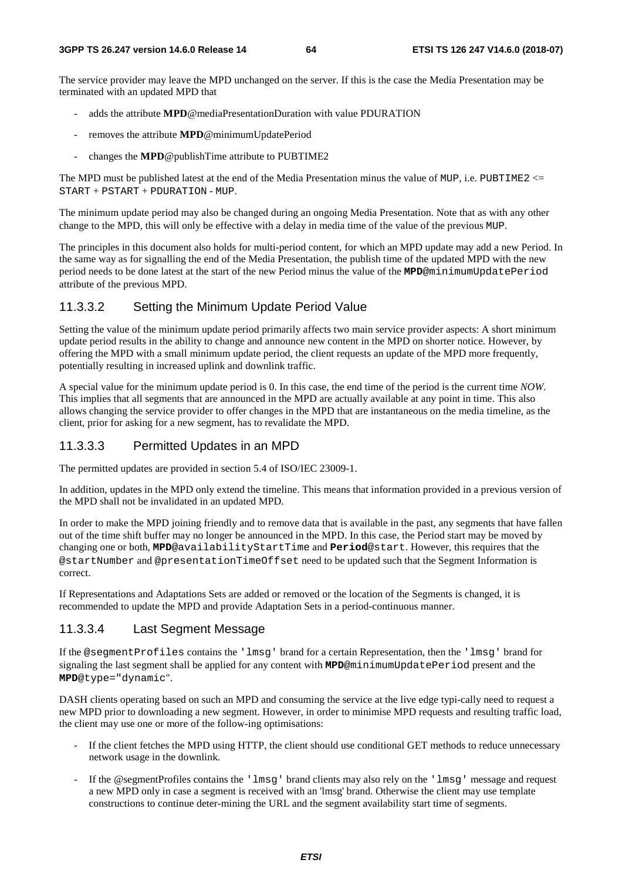The service provider may leave the MPD unchanged on the server. If this is the case the Media Presentation may be terminated with an updated MPD that

- adds the attribute **MPD**@mediaPresentationDuration with value PDURATION
- removes the attribute **MPD**@minimumUpdatePeriod
- changes the **MPD**@publishTime attribute to PUBTIME2

The MPD must be published latest at the end of the Media Presentation minus the value of `MUP`, i.e. `PUBTIME2` <= `START` + `PSTART` + `PDURATION` - `MUP`.

The minimum update period may also be changed during an ongoing Media Presentation. Note that as with any other change to the MPD, this will only be effective with a delay in media time of the value of the previous `MUP`.

The principles in this document also holds for multi-period content, for which an MPD update may add a new Period. In the same way as for signalling the end of the Media Presentation, the publish time of the updated MPD with the new period needs to be done latest at the start of the new Period minus the value of the **MPD**@minimumUpdatePeriod attribute of the previous MPD.

### 11.3.3.2 Setting the Minimum Update Period Value

Setting the value of the minimum update period primarily affects two main service provider aspects: A short minimum update period results in the ability to change and announce new content in the MPD on shorter notice. However, by offering the MPD with a small minimum update period, the client requests an update of the MPD more frequently, potentially resulting in increased uplink and downlink traffic.

A special value for the minimum update period is 0. In this case, the end time of the period is the current time *NOW*. This implies that all segments that are announced in the MPD are actually available at any point in time. This also allows changing the service provider to offer changes in the MPD that are instantaneous on the media timeline, as the client, prior for asking for a new segment, has to revalidate the MPD.

### 11.3.3.3 Permitted Updates in an MPD

The permitted updates are provided in section 5.4 of ISO/IEC 23009-1.

In addition, updates in the MPD only extend the timeline. This means that information provided in a previous version of the MPD shall not be invalidated in an updated MPD.

In order to make the MPD joining friendly and to remove data that is available in the past, any segments that have fallen out of the time shift buffer may no longer be announced in the MPD. In this case, the Period start may be moved by changing one or both, **MPD**@availabilityStartTime and **Period**@start. However, this requires that the @startNumber and @presentationTimeOffset need to be updated such that the Segment Information is correct.

If Representations and Adaptations Sets are added or removed or the location of the Segments is changed, it is recommended to update the MPD and provide Adaptation Sets in a period-continuous manner.

### 11.3.3.4 Last Segment Message

If the @segmentProfiles contains the 'lmsg' brand for a certain Representation, then the 'lmsg' brand for signaling the last segment shall be applied for any content with **MPD**@minimumUpdatePeriod present and the **MPD**@type="dynamic".

DASH clients operating based on such an MPD and consuming the service at the live edge typi-cally need to request a new MPD prior to downloading a new segment. However, in order to minimise MPD requests and resulting traffic load, the client may use one or more of the follow-ing optimisations:

- If the client fetches the MPD using HTTP, the client should use conditional GET methods to reduce unnecessary network usage in the downlink.
- If the @segmentProfiles contains the 'lmsg' brand clients may also rely on the 'lmsg' message and request a new MPD only in case a segment is received with an 'lmsg' brand. Otherwise the client may use template constructions to continue deter-mining the URL and the segment availability start time of segments.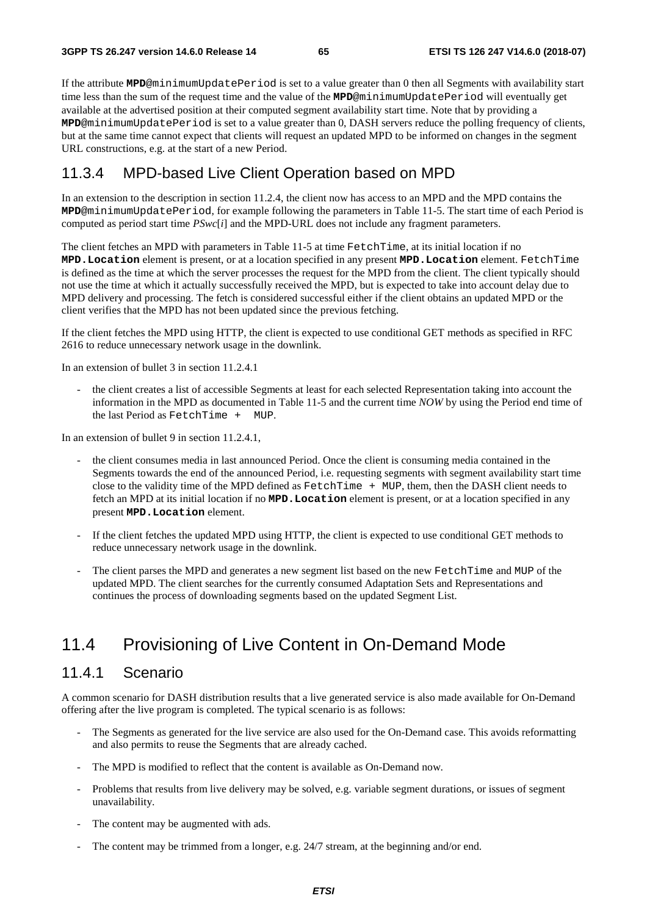If the attribute **MPD**@minimumUpdatePeriod is set to a value greater than 0 then all Segments with availability start time less than the sum of the request time and the value of the **MPD**@minimumUpdatePeriod will eventually get available at the advertised position at their computed segment availability start time. Note that by providing a **MPD**@minimumUpdatePeriod is set to a value greater than 0, DASH servers reduce the polling frequency of clients, but at the same time cannot expect that clients will request an updated MPD to be informed on changes in the segment URL constructions, e.g. at the start of a new Period.

### 11.3.4 MPD-based Live Client Operation based on MPD

In an extension to the description in section 11.2.4, the client now has access to an MPD and the MPD contains the **MPD**@minimumUpdatePeriod, for example following the parameters in Table 11-5. The start time of each Period is computed as period start time *PSwc*[*i*] and the MPD-URL does not include any fragment parameters.

The client fetches an MPD with parameters in Table 11-5 at time FetchTime, at its initial location if no **MPD.Location** element is present, or at a location specified in any present **MPD.Location** element. FetchTime is defined as the time at which the server processes the request for the MPD from the client. The client typically should not use the time at which it actually successfully received the MPD, but is expected to take into account delay due to MPD delivery and processing. The fetch is considered successful either if the client obtains an updated MPD or the client verifies that the MPD has not been updated since the previous fetching.

If the client fetches the MPD using HTTP, the client is expected to use conditional GET methods as specified in RFC 2616 to reduce unnecessary network usage in the downlink.

In an extension of bullet 3 in section 11.2.4.1

- the client creates a list of accessible Segments at least for each selected Representation taking into account the information in the MPD as documented in Table 11-5 and the current time *NOW* by using the Period end time of the last Period as FetchTime + MUP.

In an extension of bullet 9 in section 11.2.4.1,

- the client consumes media in last announced Period. Once the client is consuming media contained in the Segments towards the end of the announced Period, i.e. requesting segments with segment availability start time close to the validity time of the MPD defined as FetchTime + MUP, them, then the DASH client needs to fetch an MPD at its initial location if no **MPD.Location** element is present, or at a location specified in any present **MPD.Location** element.
- If the client fetches the updated MPD using HTTP, the client is expected to use conditional GET methods to reduce unnecessary network usage in the downlink.
- The client parses the MPD and generates a new segment list based on the new FetchTime and MUP of the updated MPD. The client searches for the currently consumed Adaptation Sets and Representations and continues the process of downloading segments based on the updated Segment List.

## 11.4 Provisioning of Live Content in On-Demand Mode

### 11.4.1 Scenario

A common scenario for DASH distribution results that a live generated service is also made available for On-Demand offering after the live program is completed. The typical scenario is as follows:

- The Segments as generated for the live service are also used for the On-Demand case. This avoids reformatting and also permits to reuse the Segments that are already cached.
- The MPD is modified to reflect that the content is available as On-Demand now.
- Problems that results from live delivery may be solved, e.g. variable segment durations, or issues of segment unavailability.
- The content may be augmented with ads.
- The content may be trimmed from a longer, e.g. 24/7 stream, at the beginning and/or end.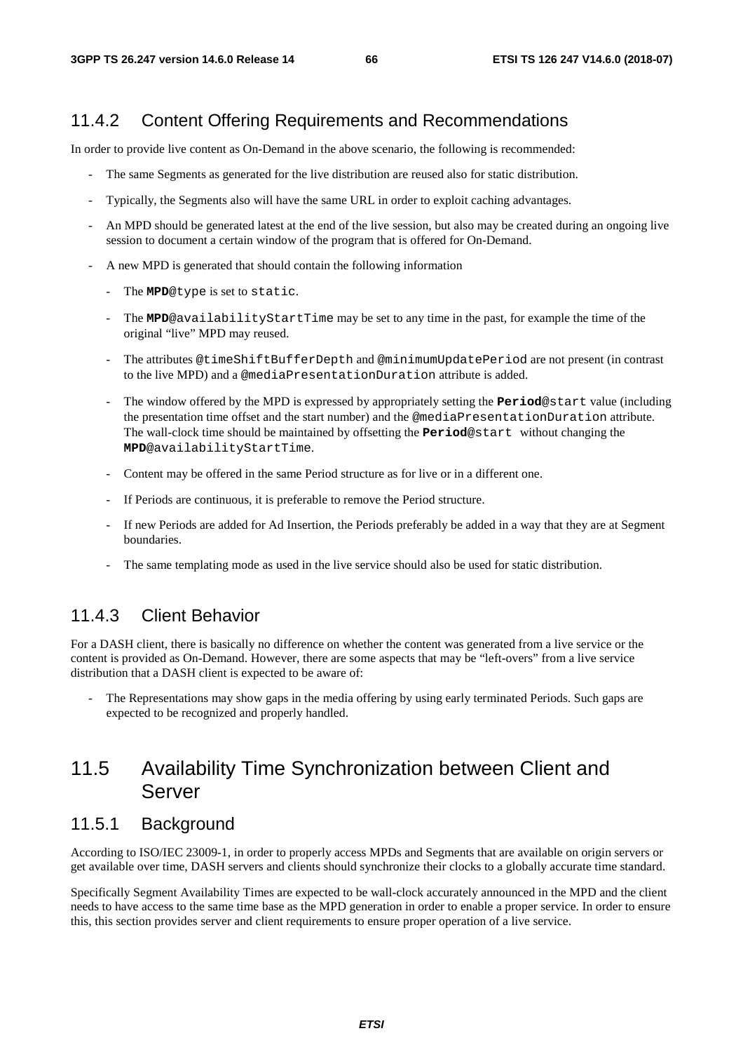### 11.4.2 Content Offering Requirements and Recommendations

In order to provide live content as On-Demand in the above scenario, the following is recommended:

- The same Segments as generated for the live distribution are reused also for static distribution.
- Typically, the Segments also will have the same URL in order to exploit caching advantages.
- An MPD should be generated latest at the end of the live session, but also may be created during an ongoing live session to document a certain window of the program that is offered for On-Demand.
- A new MPD is generated that should contain the following information
  - The **MPD**@type is set to static.
  - The **MPD**@availabilityStartTime may be set to any time in the past, for example the time of the original "live" MPD may reused.
  - The attributes @timeShiftBufferDepth and @minimumUpdatePeriod are not present (in contrast to the live MPD) and a @mediaPresentationDuration attribute is added.
  - The window offered by the MPD is expressed by appropriately setting the **Period**@start value (including the presentation time offset and the start number) and the @mediaPresentationDuration attribute. The wall-clock time should be maintained by offsetting the **Period**@start without changing the **MPD**@availabilityStartTime.
  - Content may be offered in the same Period structure as for live or in a different one.
  - If Periods are continuous, it is preferable to remove the Period structure.
  - If new Periods are added for Ad Insertion, the Periods preferably be added in a way that they are at Segment boundaries.
  - The same templating mode as used in the live service should also be used for static distribution.

### 11.4.3 Client Behavior

For a DASH client, there is basically no difference on whether the content was generated from a live service or the content is provided as On-Demand. However, there are some aspects that may be "left-overs" from a live service distribution that a DASH client is expected to be aware of:

- The Representations may show gaps in the media offering by using early terminated Periods. Such gaps are expected to be recognized and properly handled.

## 11.5 Availability Time Synchronization between Client and Server

### 11.5.1 Background

According to ISO/IEC 23009-1, in order to properly access MPDs and Segments that are available on origin servers or get available over time, DASH servers and clients should synchronize their clocks to a globally accurate time standard.

Specifically Segment Availability Times are expected to be wall-clock accurately announced in the MPD and the client needs to have access to the same time base as the MPD generation in order to enable a proper service. In order to ensure this, this section provides server and client requirements to ensure proper operation of a live service.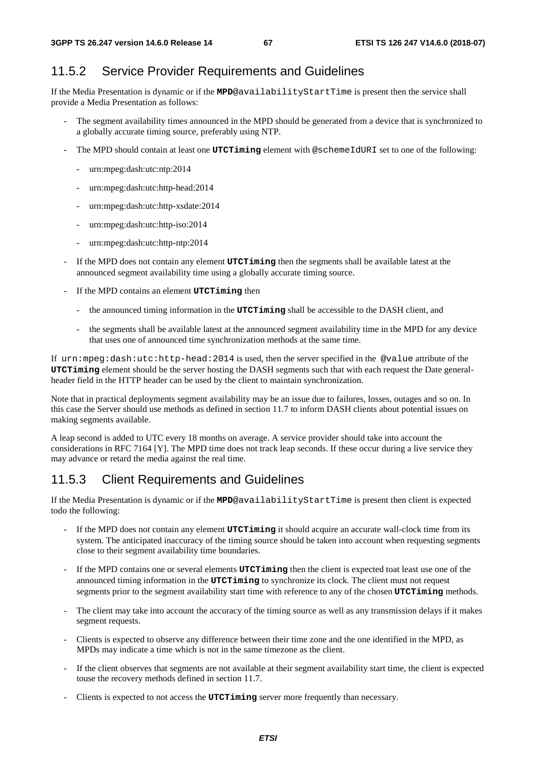## 11.5.2 Service Provider Requirements and Guidelines

If the Media Presentation is dynamic or if the **MPD**@availabilityStartTime is present then the service shall provide a Media Presentation as follows:

- The segment availability times announced in the MPD should be generated from a device that is synchronized to a globally accurate timing source, preferably using NTP.
- The MPD should contain at least one **UTCTiming** element with @schemeIdURI set to one of the following:
  - urn:mpeg:dash:utc:ntp:2014
  - urn:mpeg:dash:utc:http-head:2014
  - urn:mpeg:dash:utc:http-xsdate:2014
  - urn:mpeg:dash:utc:http-iso:2014
  - urn:mpeg:dash:utc:http-ntp:2014
- If the MPD does not contain any element **UTCTiming** then the segments shall be available latest at the announced segment availability time using a globally accurate timing source.
- If the MPD contains an element **UTCTiming** then
  - the announced timing information in the **UTCTiming** shall be accessible to the DASH client, and
  - the segments shall be available latest at the announced segment availability time in the MPD for any device that uses one of announced time synchronization methods at the same time.

If urn:mpeg:dash:utc:http-head:2014 is used, then the server specified in the @value attribute of the **UTCTiming** element should be the server hosting the DASH segments such that with each request the Date general-header field in the HTTP header can be used by the client to maintain synchronization.

Note that in practical deployments segment availability may be an issue due to failures, losses, outages and so on. In this case the Server should use methods as defined in section 11.7 to inform DASH clients about potential issues on making segments available.

A leap second is added to UTC every 18 months on average. A service provider should take into account the considerations in RFC 7164 [Y]. The MPD time does not track leap seconds. If these occur during a live service they may advance or retard the media against the real time.

## 11.5.3 Client Requirements and Guidelines

If the Media Presentation is dynamic or if the **MPD**@availabilityStartTime is present then client is expected todo the following:

- If the MPD does not contain any element **UTCTiming** it should acquire an accurate wall-clock time from its system. The anticipated inaccuracy of the timing source should be taken into account when requesting segments close to their segment availability time boundaries.
- If the MPD contains one or several elements **UTCTiming** then the client is expected toat least use one of the announced timing information in the **UTCTiming** to synchronize its clock. The client must not request segments prior to the segment availability start time with reference to any of the chosen **UTCTiming** methods.
- The client may take into account the accuracy of the timing source as well as any transmission delays if it makes segment requests.
- Clients is expected to observe any difference between their time zone and the one identified in the MPD, as MPDs may indicate a time which is not in the same timezone as the client.
- If the client observes that segments are not available at their segment availability start time, the client is expected touse the recovery methods defined in section 11.7.
- Clients is expected to not access the **UTCTiming** server more frequently than necessary.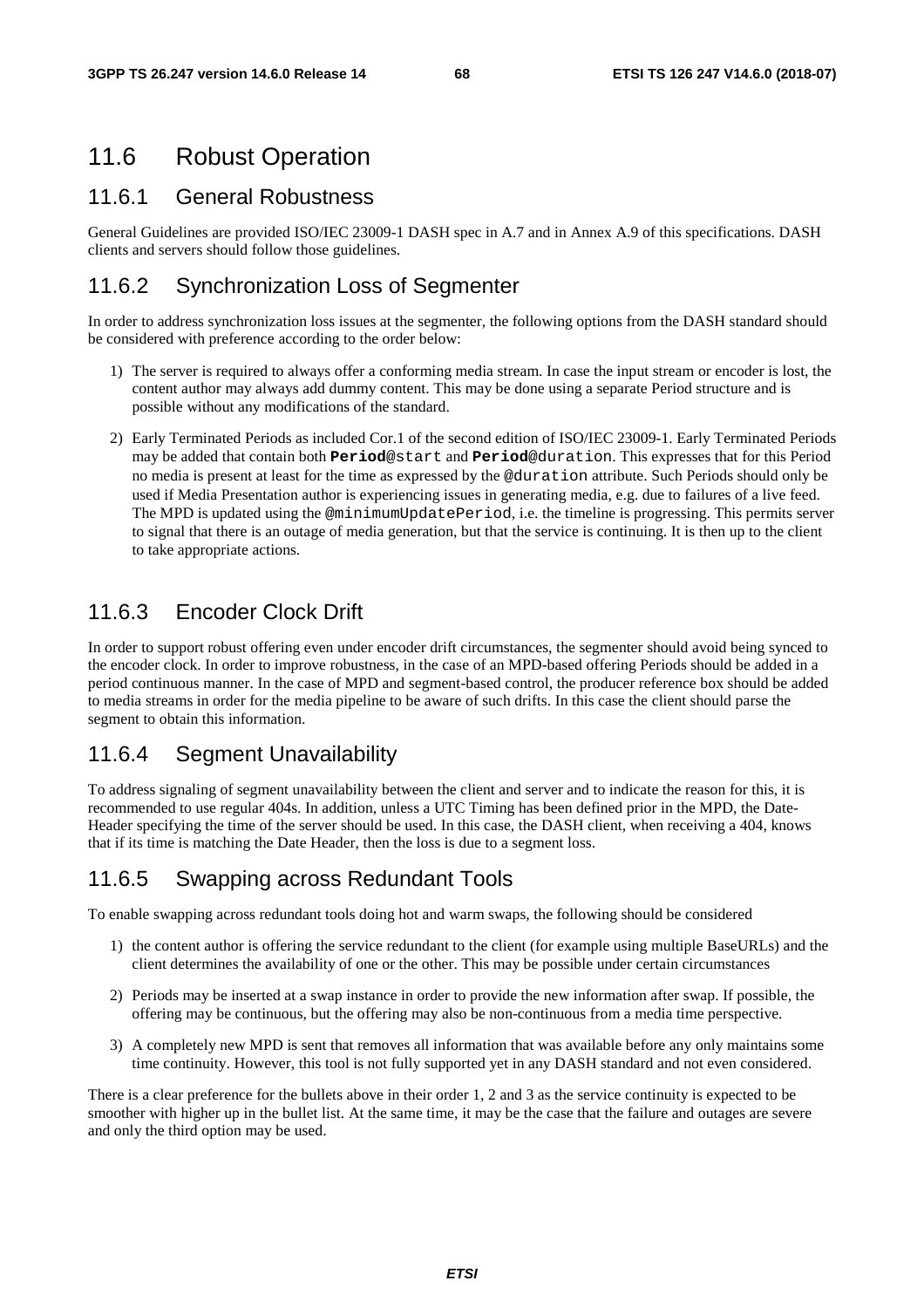## 11.6 Robust Operation

### 11.6.1 General Robustness

General Guidelines are provided ISO/IEC 23009-1 DASH spec in A.7 and in Annex A.9 of this specifications. DASH clients and servers should follow those guidelines.

### 11.6.2 Synchronization Loss of Segmenter

In order to address synchronization loss issues at the segmenter, the following options from the DASH standard should be considered with preference according to the order below:

1) The server is required to always offer a conforming media stream. In case the input stream or encoder is lost, the content author may always add dummy content. This may be done using a separate Period structure and is possible without any modifications of the standard.

2) Early Terminated Periods as included Cor.1 of the second edition of ISO/IEC 23009-1. Early Terminated Periods may be added that contain both **Period**@start and **Period**@duration. This expresses that for this Period no media is present at least for the time as expressed by the @duration attribute. Such Periods should only be used if Media Presentation author is experiencing issues in generating media, e.g. due to failures of a live feed. The MPD is updated using the @minimumUpdatePeriod, i.e. the timeline is progressing. This permits server to signal that there is an outage of media generation, but that the service is continuing. It is then up to the client to take appropriate actions.

### 11.6.3 Encoder Clock Drift

In order to support robust offering even under encoder drift circumstances, the segmenter should avoid being synced to the encoder clock. In order to improve robustness, in the case of an MPD-based offering Periods should be added in a period continuous manner. In the case of MPD and segment-based control, the producer reference box should be added to media streams in order for the media pipeline to be aware of such drifts. In this case the client should parse the segment to obtain this information.

### 11.6.4 Segment Unavailability

To address signaling of segment unavailability between the client and server and to indicate the reason for this, it is recommended to use regular 404s. In addition, unless a UTC Timing has been defined prior in the MPD, the Date-Header specifying the time of the server should be used. In this case, the DASH client, when receiving a 404, knows that if its time is matching the Date Header, then the loss is due to a segment loss.

### 11.6.5 Swapping across Redundant Tools

To enable swapping across redundant tools doing hot and warm swaps, the following should be considered

1) the content author is offering the service redundant to the client (for example using multiple BaseURLs) and the client determines the availability of one or the other. This may be possible under certain circumstances

2) Periods may be inserted at a swap instance in order to provide the new information after swap. If possible, the offering may be continuous, but the offering may also be non-continuous from a media time perspective.

3) A completely new MPD is sent that removes all information that was available before any only maintains some time continuity. However, this tool is not fully supported yet in any DASH standard and not even considered.

There is a clear preference for the bullets above in their order 1, 2 and 3 as the service continuity is expected to be smoother with higher up in the bullet list. At the same time, it may be the case that the failure and outages are severe and only the third option may be used.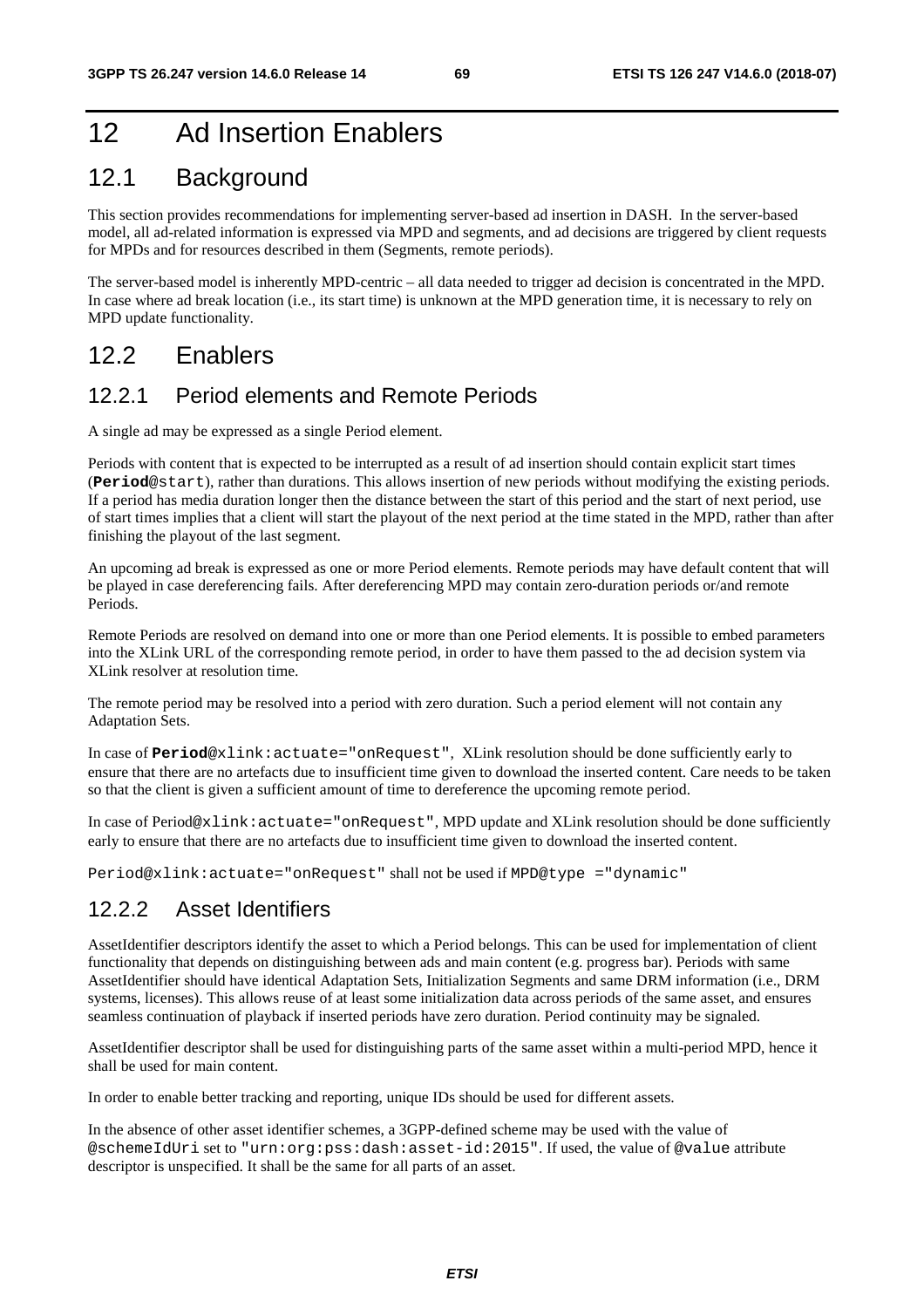# 12 Ad Insertion Enablers

## 12.1 Background

This section provides recommendations for implementing server-based ad insertion in DASH. In the server-based model, all ad-related information is expressed via MPD and segments, and ad decisions are triggered by client requests for MPDs and for resources described in them (Segments, remote periods).

The server-based model is inherently MPD-centric – all data needed to trigger ad decision is concentrated in the MPD. In case where ad break location (i.e., its start time) is unknown at the MPD generation time, it is necessary to rely on MPD update functionality.

## 12.2 Enablers

### 12.2.1 Period elements and Remote Periods

A single ad may be expressed as a single Period element.

Periods with content that is expected to be interrupted as a result of ad insertion should contain explicit start times (**Period**@start), rather than durations. This allows insertion of new periods without modifying the existing periods. If a period has media duration longer then the distance between the start of this period and the start of next period, use of start times implies that a client will start the playout of the next period at the time stated in the MPD, rather than after finishing the playout of the last segment.

An upcoming ad break is expressed as one or more Period elements. Remote periods may have default content that will be played in case dereferencing fails. After dereferencing MPD may contain zero-duration periods or/and remote Periods.

Remote Periods are resolved on demand into one or more than one Period elements. It is possible to embed parameters into the XLink URL of the corresponding remote period, in order to have them passed to the ad decision system via XLink resolver at resolution time.

The remote period may be resolved into a period with zero duration. Such a period element will not contain any Adaptation Sets.

In case of **Period**@xlink:actuate="onRequest", XLink resolution should be done sufficiently early to ensure that there are no artefacts due to insufficient time given to download the inserted content. Care needs to be taken so that the client is given a sufficient amount of time to dereference the upcoming remote period.

In case of Period@xlink:actuate="onRequest", MPD update and XLink resolution should be done sufficiently early to ensure that there are no artefacts due to insufficient time given to download the inserted content.

Period@xlink:actuate="onRequest" shall not be used if MPD@type ="dynamic"

### 12.2.2 Asset Identifiers

AssetIdentifier descriptors identify the asset to which a Period belongs. This can be used for implementation of client functionality that depends on distinguishing between ads and main content (e.g. progress bar). Periods with same AssetIdentifier should have identical Adaptation Sets, Initialization Segments and same DRM information (i.e., DRM systems, licenses). This allows reuse of at least some initialization data across periods of the same asset, and ensures seamless continuation of playback if inserted periods have zero duration. Period continuity may be signaled.

AssetIdentifier descriptor shall be used for distinguishing parts of the same asset within a multi-period MPD, hence it shall be used for main content.

In order to enable better tracking and reporting, unique IDs should be used for different assets.

In the absence of other asset identifier schemes, a 3GPP-defined scheme may be used with the value of @schemeIdUri set to "urn:org:pss:dash:asset-id:2015". If used, the value of @value attribute descriptor is unspecified. It shall be the same for all parts of an asset.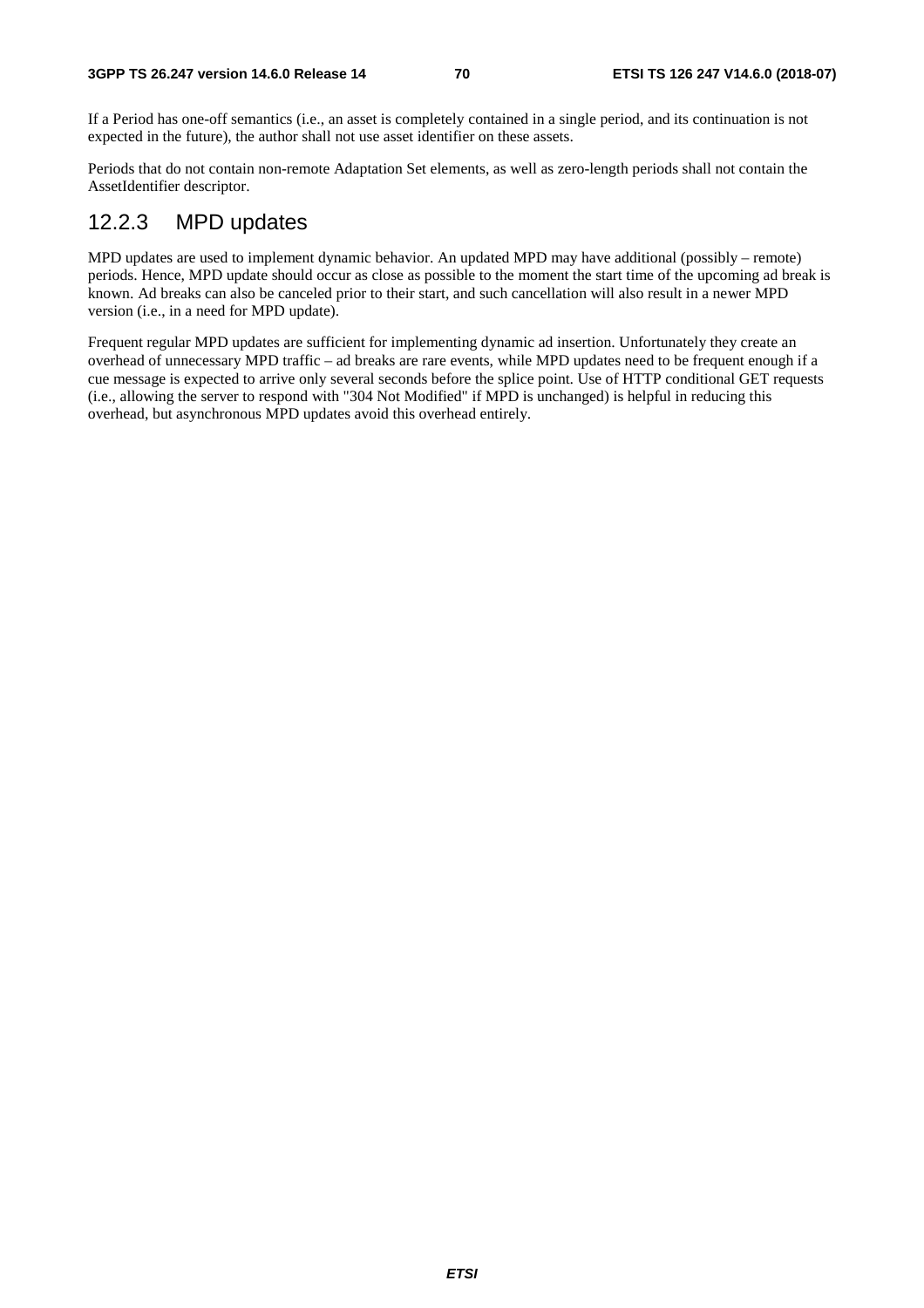If a Period has one-off semantics (i.e., an asset is completely contained in a single period, and its continuation is not expected in the future), the author shall not use asset identifier on these assets.

Periods that do not contain non-remote Adaptation Set elements, as well as zero-length periods shall not contain the AssetIdentifier descriptor.

### 12.2.3 MPD updates

MPD updates are used to implement dynamic behavior. An updated MPD may have additional (possibly – remote) periods. Hence, MPD update should occur as close as possible to the moment the start time of the upcoming ad break is known. Ad breaks can also be canceled prior to their start, and such cancellation will also result in a newer MPD version (i.e., in a need for MPD update).

Frequent regular MPD updates are sufficient for implementing dynamic ad insertion. Unfortunately they create an overhead of unnecessary MPD traffic – ad breaks are rare events, while MPD updates need to be frequent enough if a cue message is expected to arrive only several seconds before the splice point. Use of HTTP conditional GET requests (i.e., allowing the server to respond with "304 Not Modified" if MPD is unchanged) is helpful in reducing this overhead, but asynchronous MPD updates avoid this overhead entirely.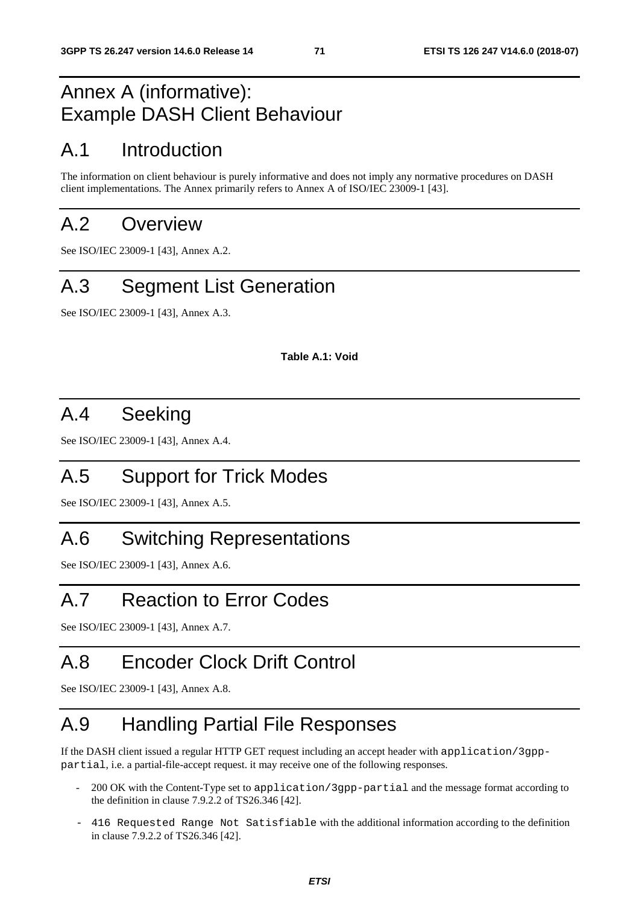# Annex A (informative): Example DASH Client Behaviour

# A.1 Introduction

The information on client behaviour is purely informative and does not imply any normative procedures on DASH client implementations. The Annex primarily refers to Annex A of ISO/IEC 23009-1 [43].

# A.2 Overview

See ISO/IEC 23009-1 [43], Annex A.2.

# A.3 Segment List Generation

See ISO/IEC 23009-1 [43], Annex A.3.

**Table A.1: Void**

# A.4 Seeking

See ISO/IEC 23009-1 [43], Annex A.4.

# A.5 Support for Trick Modes

See ISO/IEC 23009-1 [43], Annex A.5.

# A.6 Switching Representations

See ISO/IEC 23009-1 [43], Annex A.6.

# A.7 Reaction to Error Codes

See ISO/IEC 23009-1 [43], Annex A.7.

# A.8 Encoder Clock Drift Control

See ISO/IEC 23009-1 [43], Annex A.8.

# A.9 Handling Partial File Responses

If the DASH client issued a regular HTTP GET request including an accept header with `application/3gpp-partial`, i.e. a partial-file-accept request. it may receive one of the following responses.

- 200 OK with the Content-Type set to `application/3gpp-partial` and the message format according to the definition in clause 7.9.2.2 of TS26.346 [42].
- `416 Requested Range Not Satisfiable` with the additional information according to the definition in clause 7.9.2.2 of TS26.346 [42].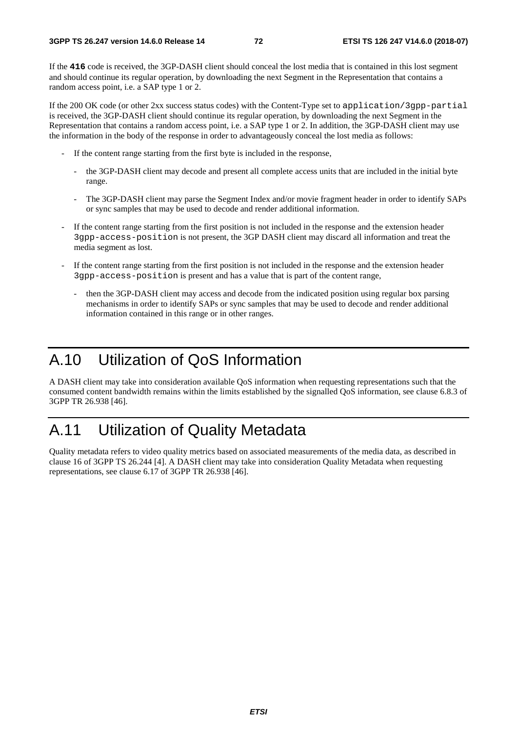If the **416** code is received, the 3GP-DASH client should conceal the lost media that is contained in this lost segment and should continue its regular operation, by downloading the next Segment in the Representation that contains a random access point, i.e. a SAP type 1 or 2.

If the 200 OK code (or other 2xx success status codes) with the Content-Type set to `application/3gpp-partial` is received, the 3GP-DASH client should continue its regular operation, by downloading the next Segment in the Representation that contains a random access point, i.e. a SAP type 1 or 2. In addition, the 3GP-DASH client may use the information in the body of the response in order to advantageously conceal the lost media as follows:

- If the content range starting from the first byte is included in the response,
  - the 3GP-DASH client may decode and present all complete access units that are included in the initial byte range.
  - The 3GP-DASH client may parse the Segment Index and/or movie fragment header in order to identify SAPs or sync samples that may be used to decode and render additional information.
- If the content range starting from the first position is not included in the response and the extension header `3gpp-access-position` is not present, the 3GP DASH client may discard all information and treat the media segment as lost.
- If the content range starting from the first position is not included in the response and the extension header `3gpp-access-position` is present and has a value that is part of the content range,
  - then the 3GP-DASH client may access and decode from the indicated position using regular box parsing mechanisms in order to identify SAPs or sync samples that may be used to decode and render additional information contained in this range or in other ranges.

# A.10 Utilization of QoS Information

A DASH client may take into consideration available QoS information when requesting representations such that the consumed content bandwidth remains within the limits established by the signalled QoS information, see clause 6.8.3 of 3GPP TR 26.938 [46].

# A.11 Utilization of Quality Metadata

Quality metadata refers to video quality metrics based on associated measurements of the media data, as described in clause 16 of 3GPP TS 26.244 [4]. A DASH client may take into consideration Quality Metadata when requesting representations, see clause 6.17 of 3GPP TR 26.938 [46].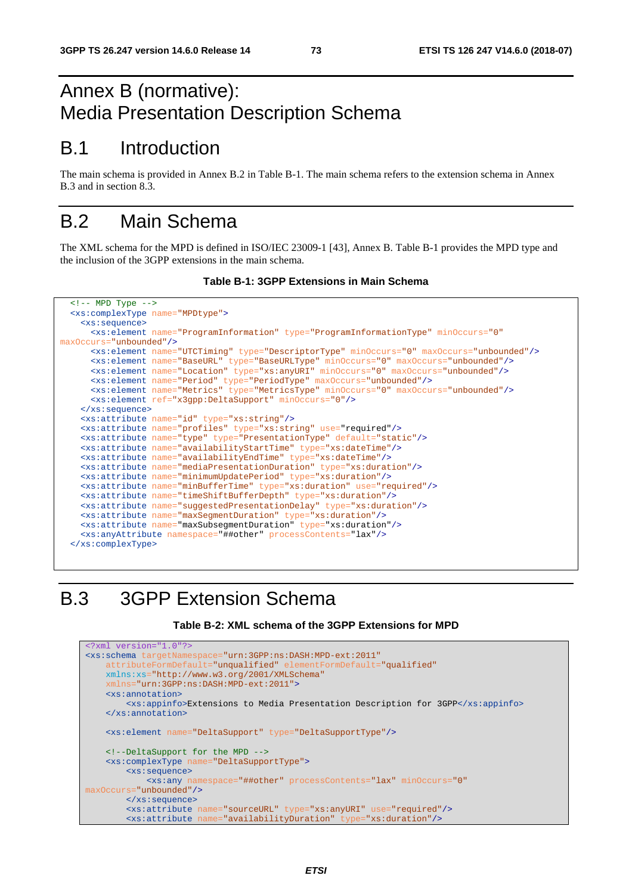# Annex B (normative): Media Presentation Description Schema

# B.1 Introduction

The main schema is provided in Annex B.2 in Table B-1. The main schema refers to the extension schema in Annex B.3 and in section 8.3.

# B.2 Main Schema

The XML schema for the MPD is defined in ISO/IEC 23009-1 [43], Annex B. Table B-1 provides the MPD type and the inclusion of the 3GPP extensions in the main schema.

**Table B-1: 3GPP Extensions in Main Schema**

```
  <!-- MPD Type -->
  <xs:complexType name="MPDtype">
    <xs:sequence>
      <xs:element name="ProgramInformation" type="ProgramInformationType" minOccurs="0" 
maxOccurs="unbounded"/>
      <xs:element name="UTCTiming" type="DescriptorType" minOccurs="0" maxOccurs="unbounded"/>
      <xs:element name="BaseURL" type="BaseURLType" minOccurs="0" maxOccurs="unbounded"/>
      <xs:element name="Location" type="xs:anyURI" minOccurs="0" maxOccurs="unbounded"/>
      <xs:element name="Period" type="PeriodType" maxOccurs="unbounded"/>
      <xs:element name="Metrics" type="MetricsType" minOccurs="0" maxOccurs="unbounded"/>
      <xs:element ref="x3gpp:DeltaSupport" minOccurs="0"/>
    </xs:sequence>
    <xs:attribute name="id" type="xs:string"/>
    <xs:attribute name="profiles" type="xs:string" use="required"/>
    <xs:attribute name="type" type="PresentationType" default="static"/>
    <xs:attribute name="availabilityStartTime" type="xs:dateTime"/>
    <xs:attribute name="availabilityEndTime" type="xs:dateTime"/>
    <xs:attribute name="mediaPresentationDuration" type="xs:duration"/>
    <xs:attribute name="minimumUpdatePeriod" type="xs:duration"/>
    <xs:attribute name="minBufferTime" type="xs:duration" use="required"/>
    <xs:attribute name="timeShiftBufferDepth" type="xs:duration"/>
    <xs:attribute name="suggestedPresentationDelay" type="xs:duration"/>
    <xs:attribute name="maxSegmentDuration" type="xs:duration"/>
    <xs:attribute name="maxSubsegmentDuration" type="xs:duration"/>
    <xs:anyAttribute namespace="##other" processContents="lax"/>
  </xs:complexType>
```

# B.3 3GPP Extension Schema

**Table B-2: XML schema of the 3GPP Extensions for MPD**

```
<?xml version="1.0"?>
<xs:schema targetNamespace="urn:3GPP:ns:DASH:MPD-ext:2011"
    attributeFormDefault="unqualified" elementFormDefault="qualified"
    xmlns:xs="http://www.w3.org/2001/XMLSchema"
    xmlns="urn:3GPP:ns:DASH:MPD-ext:2011">
    <xs:annotation>
        <xs:appinfo>Extensions to Media Presentation Description for 3GPP</xs:appinfo>
    </xs:annotation>

    <xs:element name="DeltaSupport" type="DeltaSupportType"/>

    <!--DeltaSupport for the MPD -->
    <xs:complexType name="DeltaSupportType">
        <xs:sequence>
            <xs:any namespace="##other" processContents="lax" minOccurs="0" 
maxOccurs="unbounded"/>
        </xs:sequence>
        <xs:attribute name="sourceURL" type="xs:anyURI" use="required"/>
        <xs:attribute name="availabilityDuration" type="xs:duration"/>
```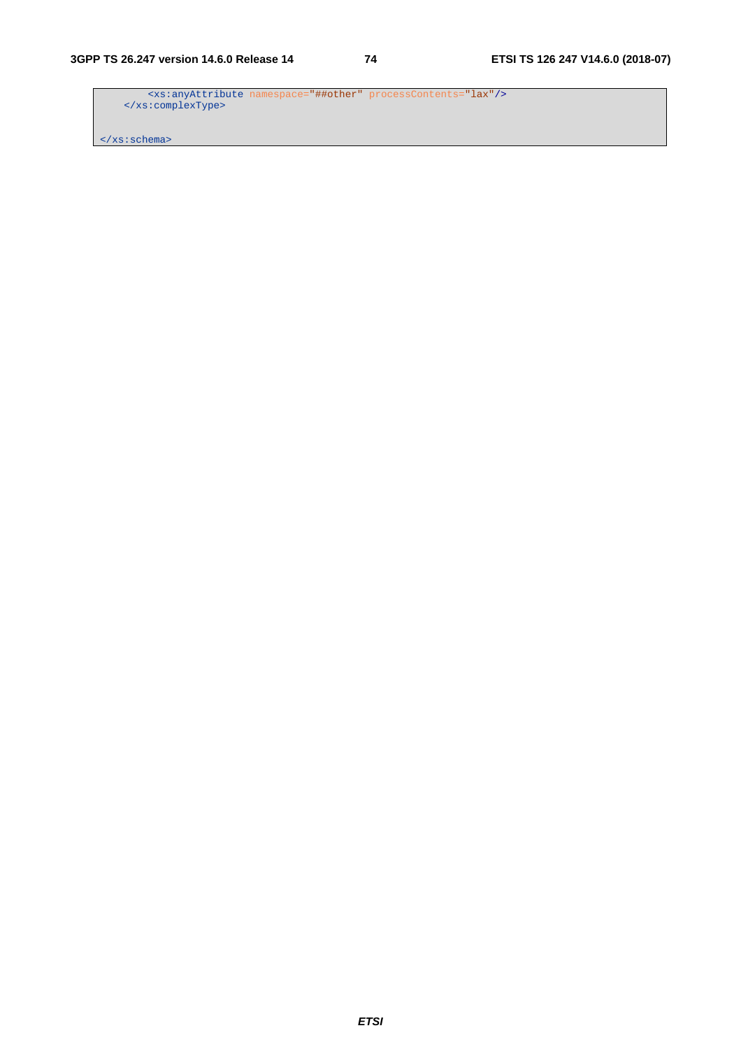```
        <xs:anyAttribute namespace="##other" processContents="lax"/>
    </xs:complexType>

</xs:schema>
```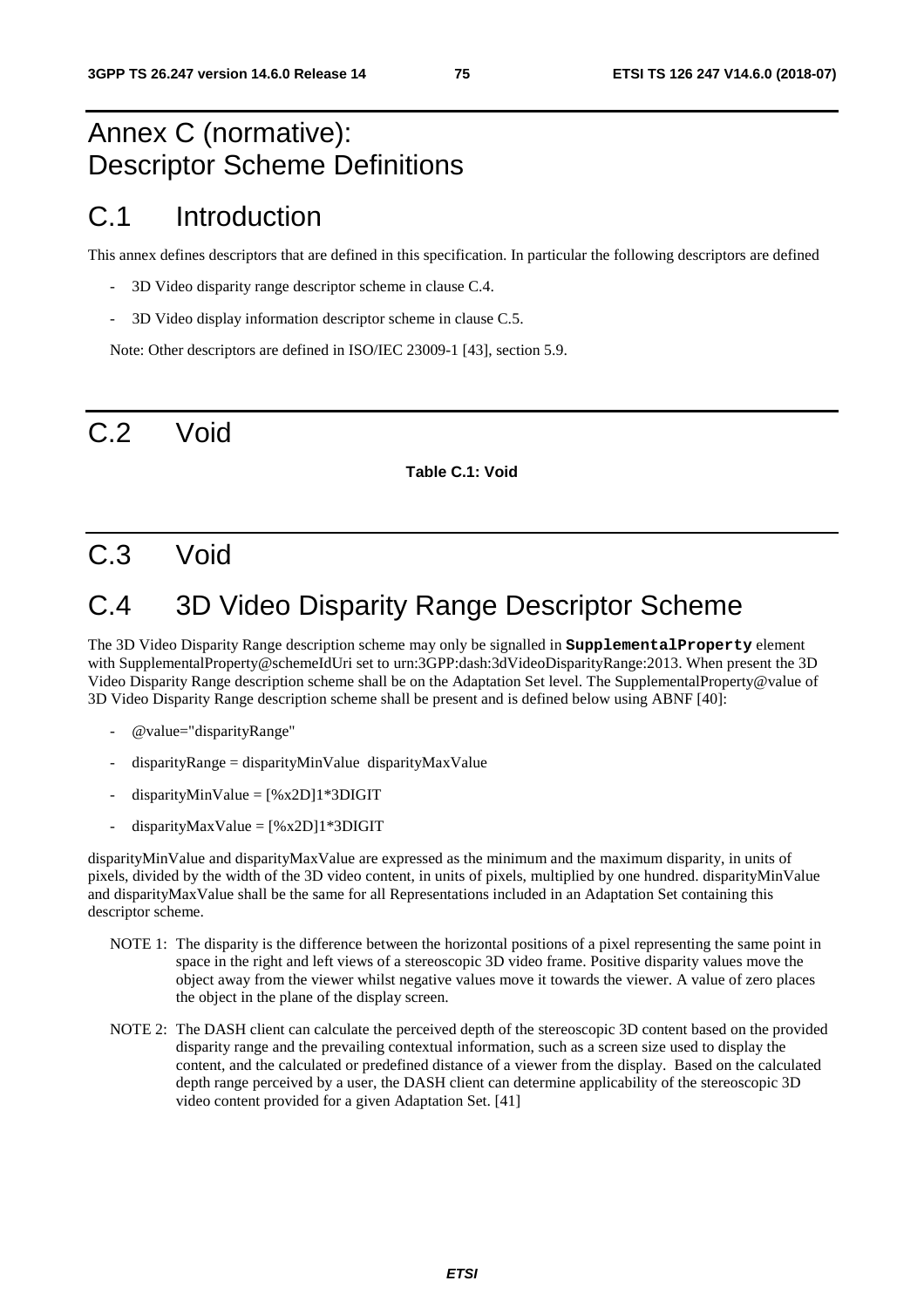# Annex C (normative): Descriptor Scheme Definitions

## C.1 Introduction

This annex defines descriptors that are defined in this specification. In particular the following descriptors are defined

- 3D Video disparity range descriptor scheme in clause C.4.
- 3D Video display information descriptor scheme in clause C.5.

Note: Other descriptors are defined in ISO/IEC 23009-1 [43], section 5.9.

## C.2 Void

**Table C.1: Void**

## C.3 Void

## C.4 3D Video Disparity Range Descriptor Scheme

The 3D Video Disparity Range description scheme may only be signalled in **SupplementalProperty** element with SupplementalProperty@schemeIdUri set to urn:3GPP:dash:3dVideoDisparityRange:2013. When present the 3D Video Disparity Range description scheme shall be on the Adaptation Set level. The SupplementalProperty@value of 3D Video Disparity Range description scheme shall be present and is defined below using ABNF [40]:

- @value="disparityRange"
- disparityRange = disparityMinValue disparityMaxValue
- disparityMinValue = [%x2D]1*3DIGIT
- disparityMaxValue = [%x2D]1*3DIGIT

disparityMinValue and disparityMaxValue are expressed as the minimum and the maximum disparity, in units of pixels, divided by the width of the 3D video content, in units of pixels, multiplied by one hundred. disparityMinValue and disparityMaxValue shall be the same for all Representations included in an Adaptation Set containing this descriptor scheme.

NOTE 1: The disparity is the difference between the horizontal positions of a pixel representing the same point in space in the right and left views of a stereoscopic 3D video frame. Positive disparity values move the object away from the viewer whilst negative values move it towards the viewer. A value of zero places the object in the plane of the display screen.

NOTE 2: The DASH client can calculate the perceived depth of the stereoscopic 3D content based on the provided disparity range and the prevailing contextual information, such as a screen size used to display the content, and the calculated or predefined distance of a viewer from the display. Based on the calculated depth range perceived by a user, the DASH client can determine applicability of the stereoscopic 3D video content provided for a given Adaptation Set. [41]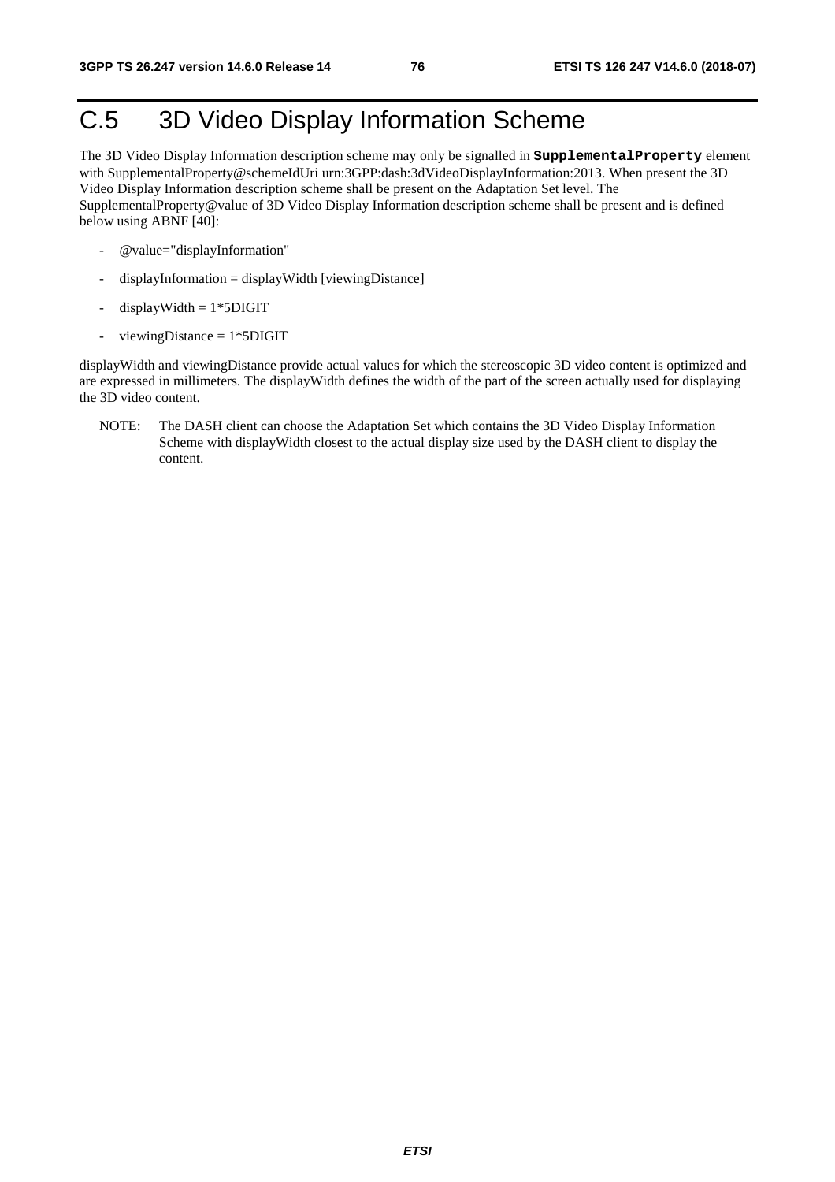# C.5 3D Video Display Information Scheme

The 3D Video Display Information description scheme may only be signalled in `SupplementalProperty` element with SupplementalProperty@schemeIdUri urn:3GPP:dash:3dVideoDisplayInformation:2013. When present the 3D Video Display Information description scheme shall be present on the Adaptation Set level. The SupplementalProperty@value of 3D Video Display Information description scheme shall be present and is defined below using ABNF [40]:

- @value="displayInformation"
- displayInformation = displayWidth [viewingDistance]
- displayWidth = 1*5DIGIT
- viewingDistance = 1*5DIGIT

displayWidth and viewingDistance provide actual values for which the stereoscopic 3D video content is optimized and are expressed in millimeters. The displayWidth defines the width of the part of the screen actually used for displaying the 3D video content.

NOTE: The DASH client can choose the Adaptation Set which contains the 3D Video Display Information Scheme with displayWidth closest to the actual display size used by the DASH client to display the content.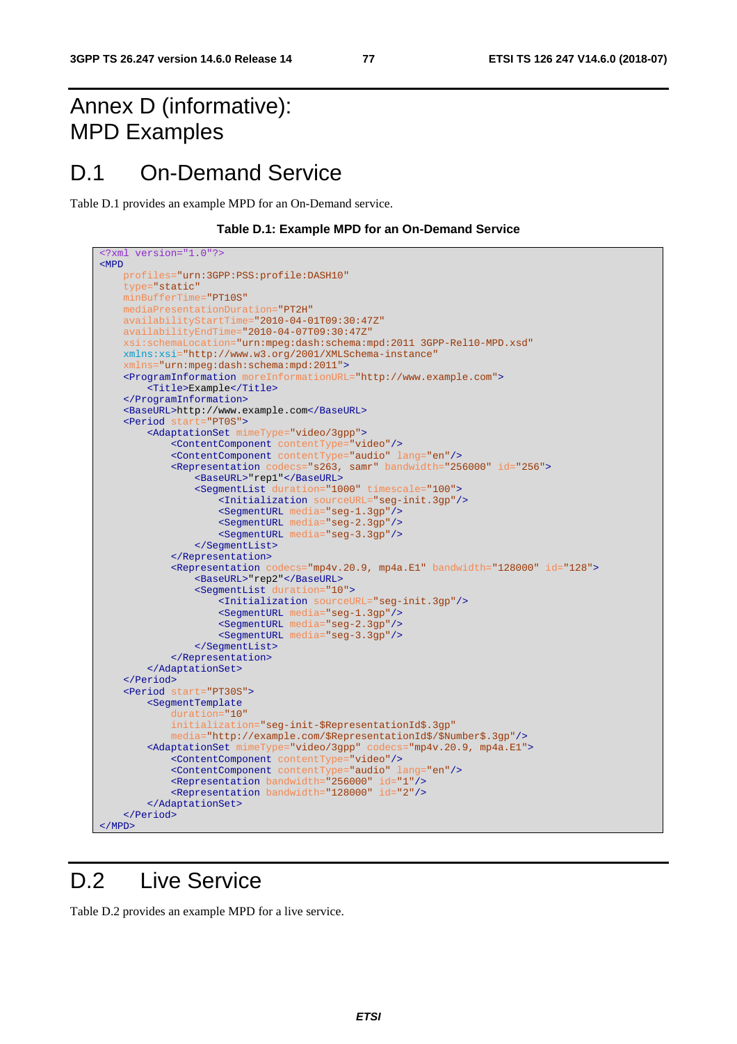# Annex D (informative): MPD Examples

## D.1 On-Demand Service

Table D.1 provides an example MPD for an On-Demand service.

**Table D.1: Example MPD for an On-Demand Service**

```
<?xml version="1.0"?>
<MPD
    profiles="urn:3GPP:PSS:profile:DASH10"
    type="static"
    minBufferTime="PT10S"
    mediaPresentationDuration="PT2H"
    availabilityStartTime="2010-04-01T09:30:47Z"
    availabilityEndTime="2010-04-07T09:30:47Z"
    xsi:schemaLocation="urn:mpeg:dash:schema:mpd:2011 3GPP-Rel10-MPD.xsd"
    xmlns:xsi="http://www.w3.org/2001/XMLSchema-instance"
    xmlns="urn:mpeg:dash:schema:mpd:2011">
    <ProgramInformation moreInformationURL="http://www.example.com">
        <Title>Example</Title>
    </ProgramInformation>
    <BaseURL>http://www.example.com</BaseURL>
    <Period start="PT0S">
        <AdaptationSet mimeType="video/3gpp">
            <ContentComponent contentType="video"/>
            <ContentComponent contentType="audio" lang="en"/>
            <Representation codecs="s263, samr" bandwidth="256000" id="256">
                <BaseURL>"rep1"</BaseURL>
                <SegmentList duration="1000" timescale="100">
                    <Initialization sourceURL="seg-init.3gp"/>
                    <SegmentURL media="seg-1.3gp"/>
                    <SegmentURL media="seg-2.3gp"/>
                    <SegmentURL media="seg-3.3gp"/>
                </SegmentList>
            </Representation>
            <Representation codecs="mp4v.20.9, mp4a.E1" bandwidth="128000" id="128">
                <BaseURL>"rep2"</BaseURL>
                <SegmentList duration="10">
                    <Initialization sourceURL="seg-init.3gp"/>
                    <SegmentURL media="seg-1.3gp"/>
                    <SegmentURL media="seg-2.3gp"/>
                    <SegmentURL media="seg-3.3gp"/>
                </SegmentList>
            </Representation>
        </AdaptationSet>
    </Period>
    <Period start="PT30S">
        <SegmentTemplate
            duration="10"
            initialization="seg-init-$RepresentationId$.3gp"
            media="http://example.com/$RepresentationId$/$Number$.3gp"/>
        <AdaptationSet mimeType="video/3gpp" codecs="mp4v.20.9, mp4a.E1">
            <ContentComponent contentType="video"/>
            <ContentComponent contentType="audio" lang="en"/>
            <Representation bandwidth="256000" id="1"/>
            <Representation bandwidth="128000" id="2"/>
        </AdaptationSet>
    </Period>
</MPD>
```

## D.2 Live Service

Table D.2 provides an example MPD for a live service.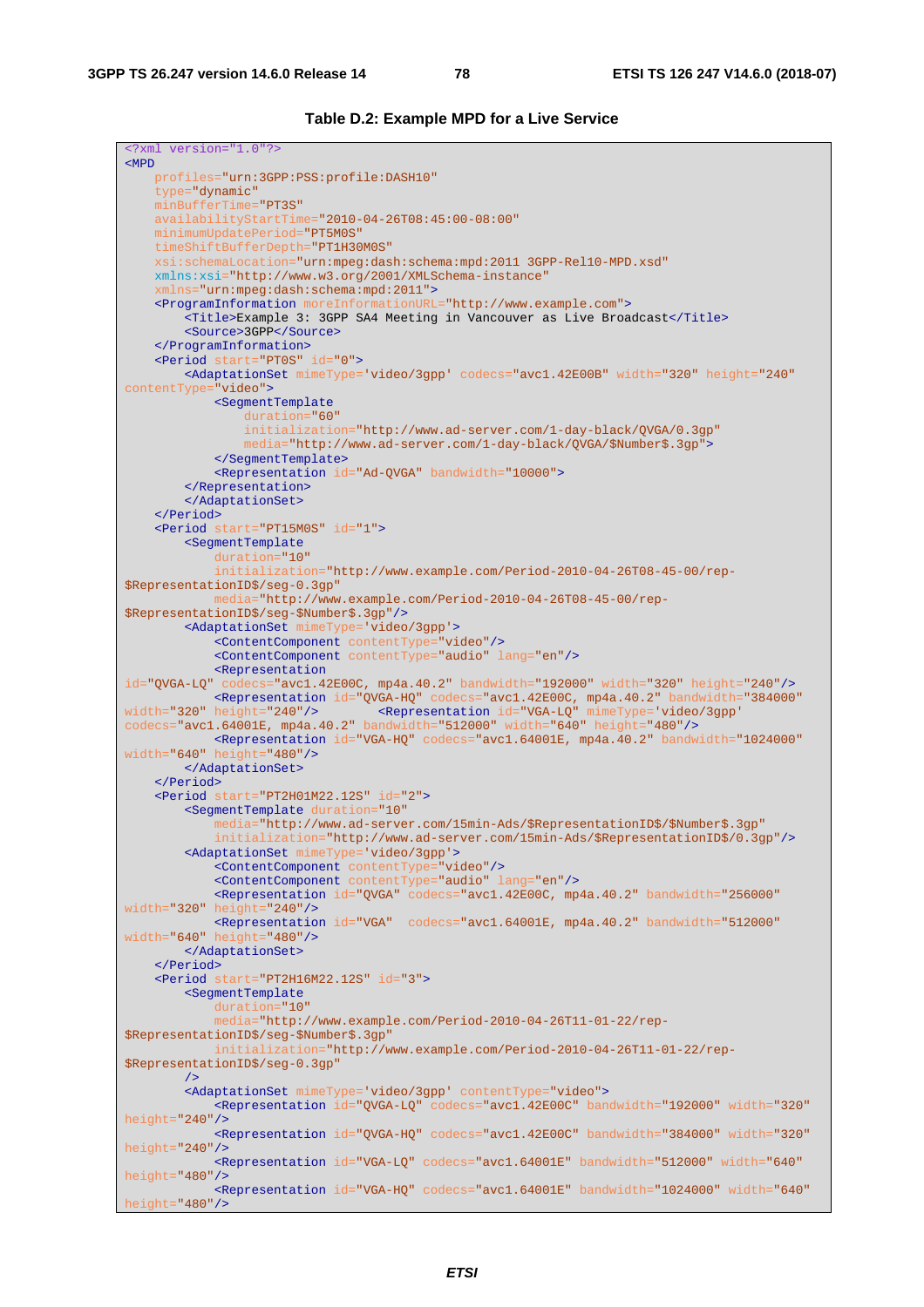**Table D.2: Example MPD for a Live Service**

```
<?xml version="1.0"?>
<MPD
    profiles="urn:3GPP:PSS:profile:DASH10"
    type="dynamic"
    minBufferTime="PT3S"
    availabilityStartTime="2010-04-26T08:45:00-08:00"
    minimumUpdatePeriod="PT5M0S"
    timeShiftBufferDepth="PT1H30M0S"
    xsi:schemaLocation="urn:mpeg:dash:schema:mpd:2011 3GPP-Rel10-MPD.xsd"
    xmlns:xsi="http://www.w3.org/2001/XMLSchema-instance"
    xmlns="urn:mpeg:dash:schema:mpd:2011">
    <ProgramInformation moreInformationURL="http://www.example.com">
        <Title>Example 3: 3GPP SA4 Meeting in Vancouver as Live Broadcast</Title>
        <Source>3GPP</Source>
    </ProgramInformation>
    <Period start="PT0S" id="0">
        <AdaptationSet mimeType='video/3gpp' codecs="avc1.42E00B" width="320" height="240"
contentType="video">
            <SegmentTemplate
                duration="60"
                initialization="http://www.ad-server.com/1-day-black/QVGA/0.3gp"
                media="http://www.ad-server.com/1-day-black/QVGA/$Number$.3gp">
            </SegmentTemplate>
            <Representation id="Ad-QVGA" bandwidth="10000">
        </Representation>
        </AdaptationSet>
    </Period>
    <Period start="PT15M0S" id="1">
        <SegmentTemplate
            duration="10"
            initialization="http://www.example.com/Period-2010-04-26T08-45-00/rep-
$RepresentationID$/seg-0.3gp"
            media="http://www.example.com/Period-2010-04-26T08-45-00/rep-
$RepresentationID$/seg-$Number$.3gp"/>
        <AdaptationSet mimeType='video/3gpp'>
            <ContentComponent contentType="video"/>
            <ContentComponent contentType="audio" lang="en"/>
            <Representation
id="QVGA-LQ" codecs="avc1.42E00C, mp4a.40.2" bandwidth="192000" width="320" height="240"/>
            <Representation id="QVGA-HQ" codecs="avc1.42E00C, mp4a.40.2" bandwidth="384000"
width="320" height="240"/>        <Representation id="VGA-LQ" mimeType='video/3gpp'
codecs="avc1.64001E, mp4a.40.2" bandwidth="512000" width="640" height="480"/>
            <Representation id="VGA-HQ" codecs="avc1.64001E, mp4a.40.2" bandwidth="1024000"
width="640" height="480"/>
        </AdaptationSet>
    </Period>
    <Period start="PT2H01M22.12S" id="2">
        <SegmentTemplate duration="10"
            media="http://www.ad-server.com/15min-Ads/$RepresentationID$/$Number$.3gp"
            initialization="http://www.ad-server.com/15min-Ads/$RepresentationID$/0.3gp"/>
        <AdaptationSet mimeType='video/3gpp'>
            <ContentComponent contentType="video"/>
            <ContentComponent contentType="audio" lang="en"/>
            <Representation id="QVGA" codecs="avc1.42E00C, mp4a.40.2" bandwidth="256000"
width="320" height="240"/>
            <Representation id="VGA"  codecs="avc1.64001E, mp4a.40.2" bandwidth="512000"
width="640" height="480"/>
        </AdaptationSet>
    </Period>
    <Period start="PT2H16M22.12S" id="3">
        <SegmentTemplate
            duration="10"
            media="http://www.example.com/Period-2010-04-26T11-01-22/rep-
$RepresentationID$/seg-$Number$.3gp"
            initialization="http://www.example.com/Period-2010-04-26T11-01-22/rep-
$RepresentationID$/seg-0.3gp"
        />
        <AdaptationSet mimeType='video/3gpp' contentType="video">
            <Representation id="QVGA-LQ" codecs="avc1.42E00C" bandwidth="192000" width="320"
height="240"/>
            <Representation id="QVGA-HQ" codecs="avc1.42E00C" bandwidth="384000" width="320"
height="240"/>
            <Representation id="VGA-LQ" codecs="avc1.64001E" bandwidth="512000" width="640"
height="480"/>
            <Representation id="VGA-HQ" codecs="avc1.64001E" bandwidth="1024000" width="640"
height="480"/>
```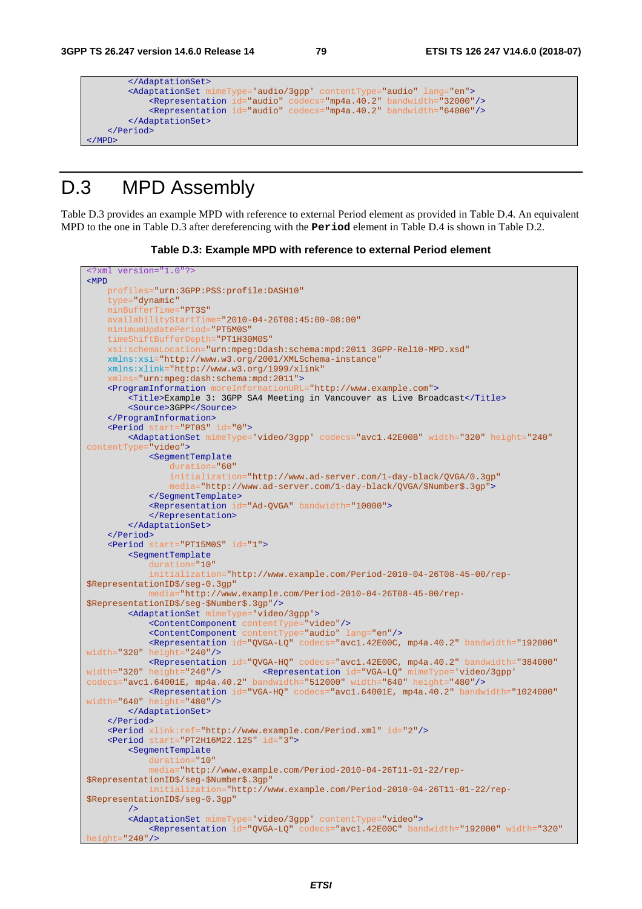```
        </AdaptationSet>
        <AdaptationSet mimeType='audio/3gpp' contentType="audio" lang="en">
            <Representation id="audio" codecs="mp4a.40.2" bandwidth="32000"/>
            <Representation id="audio" codecs="mp4a.40.2" bandwidth="64000"/>
        </AdaptationSet>
    </Period>
</MPD>
```

# D.3 MPD Assembly

Table D.3 provides an example MPD with reference to external Period element as provided in Table D.4. An equivalent MPD to the one in Table D.3 after dereferencing with the **Period** element in Table D.4 is shown in Table D.2.

**Table D.3: Example MPD with reference to external Period element**

```
<?xml version="1.0"?>
<MPD
    profiles="urn:3GPP:PSS:profile:DASH10"
    type="dynamic"
    minBufferTime="PT3S"
    availabilityStartTime="2010-04-26T08:45:00-08:00"
    minimumUpdatePeriod="PT5M0S"
    timeShiftBufferDepth="PT1H30M0S"
    xsi:schemaLocation="urn:mpeg:Ddash:schema:mpd:2011 3GPP-Rel10-MPD.xsd"
    xmlns:xsi="http://www.w3.org/2001/XMLSchema-instance"
    xmlns:xlink="http://www.w3.org/1999/xlink"
    xmlns="urn:mpeg:dash:schema:mpd:2011">
    <ProgramInformation moreInformationURL="http://www.example.com">
        <Title>Example 3: 3GPP SA4 Meeting in Vancouver as Live Broadcast</Title>
        <Source>3GPP</Source>
    </ProgramInformation>
    <Period start="PT0S" id="0">
        <AdaptationSet mimeType='video/3gpp' codecs="avc1.42E00B" width="320" height="240"
contentType="video">
            <SegmentTemplate
                duration="60"
                initialization="http://www.ad-server.com/1-day-black/QVGA/0.3gp"
                media="http://www.ad-server.com/1-day-black/QVGA/$Number$.3gp">
            </SegmentTemplate>
            <Representation id="Ad-QVGA" bandwidth="10000">
            </Representation>
        </AdaptationSet>
    </Period>
    <Period start="PT15M0S" id="1">
        <SegmentTemplate
            duration="10"
            initialization="http://www.example.com/Period-2010-04-26T08-45-00/rep-
$RepresentationID$/seg-0.3gp"
            media="http://www.example.com/Period-2010-04-26T08-45-00/rep-
$RepresentationID$/seg-$Number$.3gp"/>
        <AdaptationSet mimeType='video/3gpp'>
            <ContentComponent contentType="video"/>
            <ContentComponent contentType="audio" lang="en"/>
            <Representation id="QVGA-LQ" codecs="avc1.42E00C, mp4a.40.2" bandwidth="192000"
width="320" height="240"/>
            <Representation id="QVGA-HQ" codecs="avc1.42E00C, mp4a.40.2" bandwidth="384000"
width="320" height="240"/>        <Representation id="VGA-LQ" mimeType='video/3gpp'
codecs="avc1.64001E, mp4a.40.2" bandwidth="512000" width="640" height="480"/>
            <Representation id="VGA-HQ" codecs="avc1.64001E, mp4a.40.2" bandwidth="1024000"
width="640" height="480"/>
        </AdaptationSet>
    </Period>
    <Period xlink:ref="http://www.example.com/Period.xml" id="2"/>
    <Period start="PT2H16M22.12S" id="3">
        <SegmentTemplate
            duration="10"
            media="http://www.example.com/Period-2010-04-26T11-01-22/rep-
$RepresentationID$/seg-$Number$.3gp"
            initialization="http://www.example.com/Period-2010-04-26T11-01-22/rep-
$RepresentationID$/seg-0.3gp"
        />
        <AdaptationSet mimeType='video/3gpp' contentType="video">
            <Representation id="QVGA-LQ" codecs="avc1.42E00C" bandwidth="192000" width="320"
height="240"/>
```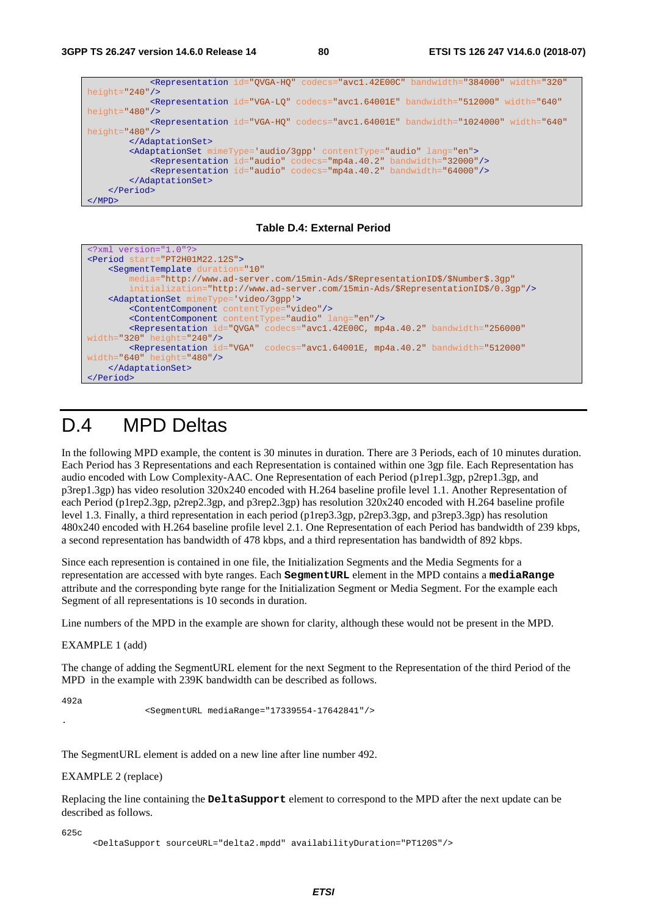```
            <Representation id="QVGA-HQ" codecs="avc1.42E00C" bandwidth="384000" width="320" 
height="240"/>
            <Representation id="VGA-LQ" codecs="avc1.64001E" bandwidth="512000" width="640" 
height="480"/>
            <Representation id="VGA-HQ" codecs="avc1.64001E" bandwidth="1024000" width="640" 
height="480"/>
        </AdaptationSet>
        <AdaptationSet mimeType='audio/3gpp' contentType="audio" lang="en">
            <Representation id="audio" codecs="mp4a.40.2" bandwidth="32000"/>
            <Representation id="audio" codecs="mp4a.40.2" bandwidth="64000"/>
        </AdaptationSet>
    </Period>
</MPD>
```

**Table D.4: External Period**

```
<?xml version="1.0"?>
<Period start="PT2H01M22.12S">
    <SegmentTemplate duration="10"
        media="http://www.ad-server.com/15min-Ads/$RepresentationID$/$Number$.3gp"
        initialization="http://www.ad-server.com/15min-Ads/$RepresentationID$/0.3gp"/>
    <AdaptationSet mimeType='video/3gpp'>
        <ContentComponent contentType="video"/>
        <ContentComponent contentType="audio" lang="en"/>
        <Representation id="QVGA" codecs="avc1.42E00C, mp4a.40.2" bandwidth="256000" 
width="320" height="240"/>
        <Representation id="VGA"  codecs="avc1.64001E, mp4a.40.2" bandwidth="512000" 
width="640" height="480"/>
    </AdaptationSet>
</Period>
```

# D.4 MPD Deltas

In the following MPD example, the content is 30 minutes in duration. There are 3 Periods, each of 10 minutes duration. Each Period has 3 Representations and each Representation is contained within one 3gp file. Each Representation has audio encoded with Low Complexity-AAC. One Representation of each Period (p1rep1.3gp, p2rep1.3gp, and p3rep1.3gp) has video resolution 320x240 encoded with H.264 baseline profile level 1.1. Another Representation of each Period (p1rep2.3gp, p2rep2.3gp, and p3rep2.3gp) has resolution 320x240 encoded with H.264 baseline profile level 1.3. Finally, a third representation in each period (p1rep3.3gp, p2rep3.3gp, and p3rep3.3gp) has resolution 480x240 encoded with H.264 baseline profile level 2.1. One Representation of each Period has bandwidth of 239 kbps, a second representation has bandwidth of 478 kbps, and a third representation has bandwidth of 892 kbps.

Since each represention is contained in one file, the Initialization Segments and the Media Segments for a representation are accessed with byte ranges. Each **SegmentURL** element in the MPD contains a **mediaRange** attribute and the corresponding byte range for the Initialization Segment or Media Segment. For the example each Segment of all representations is 10 seconds in duration.

Line numbers of the MPD in the example are shown for clarity, although these would not be present in the MPD.

EXAMPLE 1 (add)

The change of adding the SegmentURL element for the next Segment to the Representation of the third Period of the MPD in the example with 239K bandwidth can be described as follows.

```
492a
                <SegmentURL mediaRange="17339554-17642841"/>
.
```

The SegmentURL element is added on a new line after line number 492.

EXAMPLE 2 (replace)

Replacing the line containing the **DeltaSupport** element to correspond to the MPD after the next update can be described as follows.

```
625c
      <DeltaSupport sourceURL="delta2.mpdd" availabilityDuration="PT120S"/>
```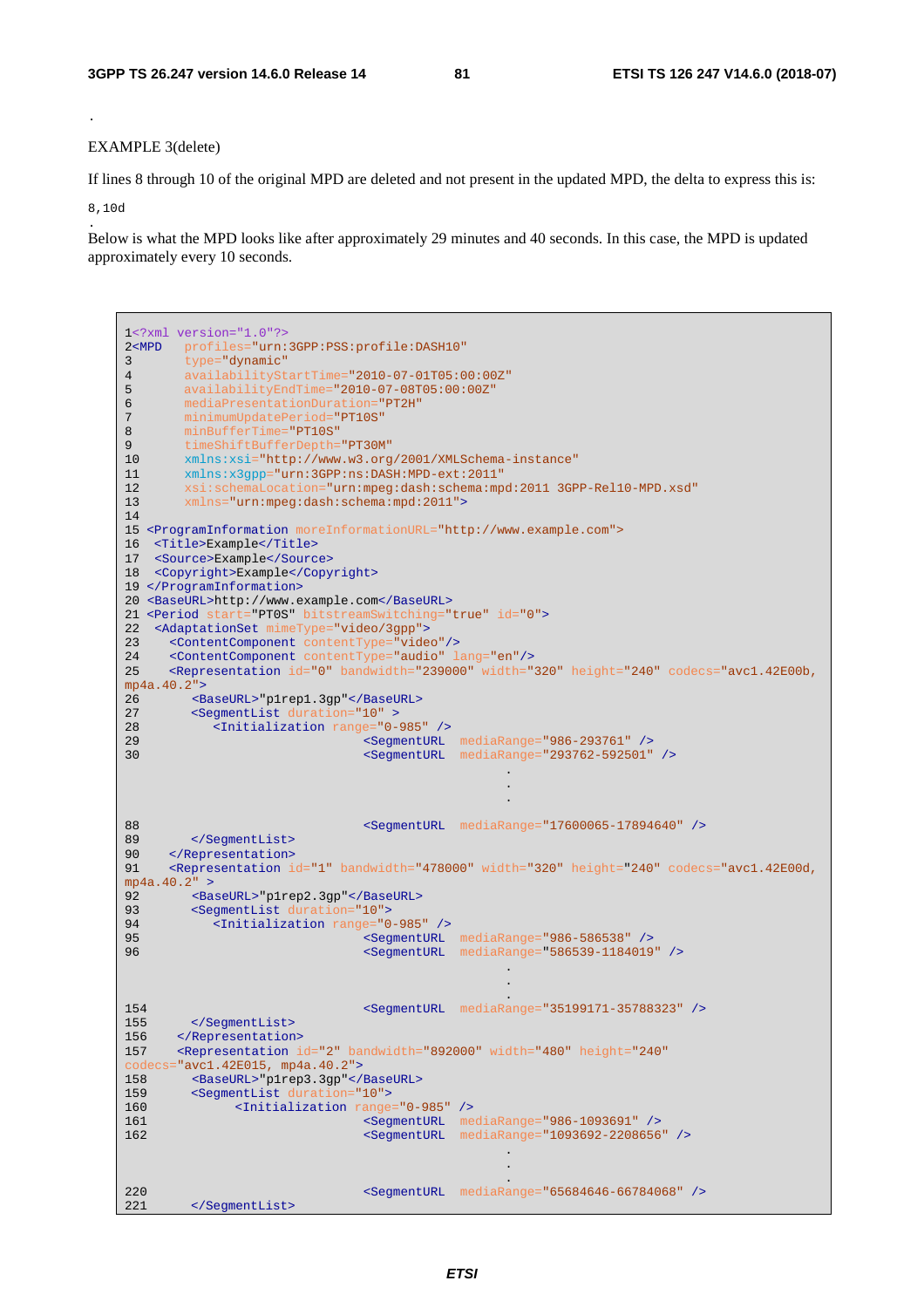.

EXAMPLE 3(delete)

If lines 8 through 10 of the original MPD are deleted and not present in the updated MPD, the delta to express this is:

```
8,10d
```

.

Below is what the MPD looks like after approximately 29 minutes and 40 seconds. In this case, the MPD is updated approximately every 10 seconds.

```
1<?xml version="1.0"?>
2<MPD   profiles="urn:3GPP:PSS:profile:DASH10"
3       type="dynamic"
4       availabilityStartTime="2010-07-01T05:00:00Z"
5       availabilityEndTime="2010-07-08T05:00:00Z"
6       mediaPresentationDuration="PT2H"
7       minimumUpdatePeriod="PT10S"
8       minBufferTime="PT10S"
9       timeShiftBufferDepth="PT30M"
10      xmlns:xsi="http://www.w3.org/2001/XMLSchema-instance"
11      xmlns:x3gpp="urn:3GPP:ns:DASH:MPD-ext:2011"
12      xsi:schemaLocation="urn:mpeg:dash:schema:mpd:2011 3GPP-Rel10-MPD.xsd"
13      xmlns="urn:mpeg:dash:schema:mpd:2011">
14
15 <ProgramInformation moreInformationURL="http://www.example.com">
16  <Title>Example</Title>
17  <Source>Example</Source>
18  <Copyright>Example</Copyright>
19 </ProgramInformation>
20 <BaseURL>http://www.example.com</BaseURL>
21 <Period start="PT0S" bitstreamSwitching="true" id="0">
22  <AdaptationSet mimeType="video/3gpp">
23    <ContentComponent contentType="video"/>
24    <ContentComponent contentType="audio" lang="en"/>
25    <Representation id="0" bandwidth="239000" width="320" height="240" codecs="avc1.42E00b,
mp4a.40.2">
26       <BaseURL>"p1rep1.3gp"</BaseURL>
27       <SegmentList duration="10" >
28          <Initialization range="0-985" />
29                              <SegmentURL  mediaRange="986-293761" />
30                              <SegmentURL  mediaRange="293762-592501" />
                                                  .
                                                  .
                                                  .
88                              <SegmentURL  mediaRange="17600065-17894640" />
89       </SegmentList>
90    </Representation>
91    <Representation id="1" bandwidth="478000" width="320" height="240" codecs="avc1.42E00d,
mp4a.40.2" >
92       <BaseURL>"p1rep2.3gp"</BaseURL>
93       <SegmentList duration="10">
94          <Initialization range="0-985" />
95                              <SegmentURL  mediaRange="986-586538" />
96                              <SegmentURL  mediaRange="586539-1184019" />
                                                  .
                                                  .
                                                  .
154                             <SegmentURL  mediaRange="35199171-35788323" />
155      </SegmentList>
156     </Representation>
157     <Representation id="2" bandwidth="892000" width="480" height="240"
codecs="avc1.42E015, mp4a.40.2">
158      <BaseURL>"p1rep3.3gp"</BaseURL>
159      <SegmentList duration="10">
160           <Initialization range="0-985" />
161                             <SegmentURL  mediaRange="986-1093691" />
162                             <SegmentURL  mediaRange="1093692-2208656" />
                                                  .
                                                  .
                                                  .
220                             <SegmentURL  mediaRange="65684646-66784068" />
221      </SegmentList>
```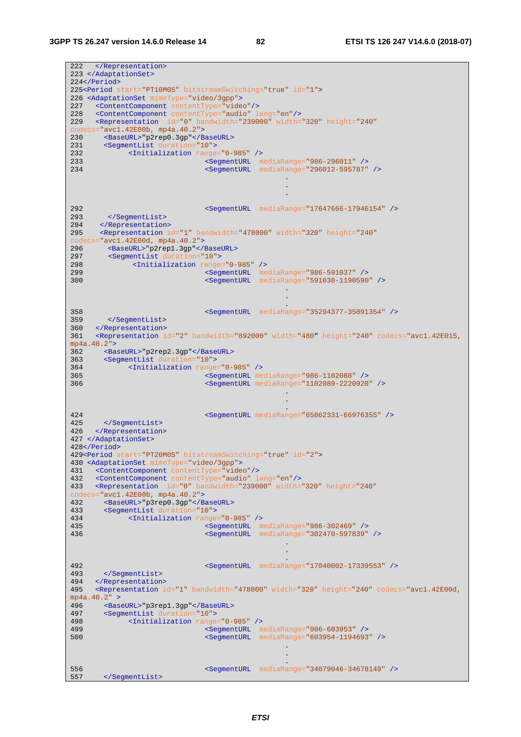```
222   </Representation>
223 </AdaptationSet>
224</Period>
225<Period start="PT10M0S" bitstreamSwitching="true" id="1">
226 <AdaptationSet mimeType="video/3gpp">
227   <ContentComponent contentType="video"/>
228   <ContentComponent contentType="audio" lang="en"/>
229   <Representation  id="0" bandwidth="239000" width="320" height="240"
codecs="avc1.42E00b, mp4a.40.2">
230     <BaseURL>"p2rep0.3gp"</BaseURL>
231     <SegmentList duration="10">
232           <Initialization range="0-985" />
233                            <SegmentURL  mediaRange="986-296011" />
234                            <SegmentURL  mediaRange="296012-595787" />
                                                      .
                                                      .
                                                      .
292                            <SegmentURL  mediaRange="17647666-17946154" />
293      </SegmentList>
294    </Representation>
295    <Representation id="1" bandwidth="478000" width="320" height="240"
codecs="avc1.42E00d, mp4a.40.2">
296      <BaseURL>"p2rep1.3gp"</BaseURL>
297      <SegmentList duration="10">
298            <Initialization range="0-985" />
299                            <SegmentURL  mediaRange="986-591037" />
300                            <SegmentURL  mediaRange="591038-1190590" />
                                                      .
                                                      .
                                                      .
358                            <SegmentURL  mediaRange="35294377-35891354" />
359      </SegmentList>
360   </Representation>
361   <Representation id="2" bandwidth="892000" width="480" height="240" codecs="avc1.42E015,
mp4a.40.2">
362     <BaseURL>"p2rep2.3gp"</BaseURL>
363     <SegmentList duration="10">
364           <Initialization range="0-985" />
365                            <SegmentURL mediaRange="986-1102088" />
366                            <SegmentURL mediaRange="1102089-2220920" />
                                                      .
                                                      .
                                                      .
424                            <SegmentURL mediaRange="65862331-66976355" />
425     </SegmentList>
426   </Representation>
427 </AdaptationSet>
428</Period>
429<Period start="PT20M0S" bitstreamSwitching="true" id="2">
430 <AdaptationSet mimeType="video/3gpp">
431   <ContentComponent contentType="video"/>
432   <ContentComponent contentType="audio" lang="en"/>
433   <Representation  id="0" bandwidth="239000" width="320" height="240"
codecs="avc1.42E00b, mp4a.40.2">
432     <BaseURL>"p3rep0.3gp"</BaseURL>
433     <SegmentList duration="10">
434           <Initialization range="0-985" />
435                            <SegmentURL  mediaRange="986-302469" />
436                            <SegmentURL  mediaRange="302470-597839" />
                                                      .
                                                      .
                                                      .
492                            <SegmentURL  mediaRange="17040002-17339553" />
493     </SegmentList>
494   </Representation>
495   <Representation id="1" bandwidth="478000" width="320" height="240" codecs="avc1.42E00d,
mp4a.40.2" >
496     <BaseURL>"p3rep1.3gp"</BaseURL>
497     <SegmentList duration="10">
498           <Initialization range="0-985" />
499                            <SegmentURL  mediaRange="986-603953" />
500                            <SegmentURL  mediaRange="603954-1194693" />
                                                      .
                                                      .
                                                      .
556                            <SegmentURL  mediaRange="34079046-34678149" />
557     </SegmentList>
```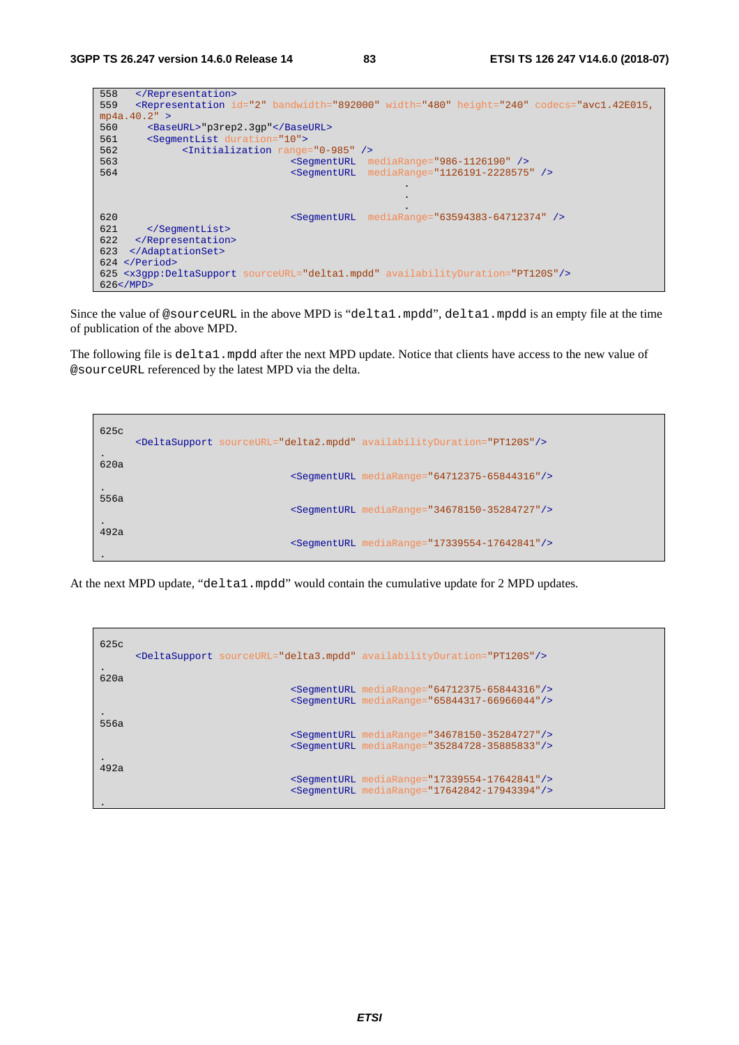```
558    </Representation>
559    <Representation id="2" bandwidth="892000" width="480" height="240" codecs="avc1.42E015,
mp4a.40.2" >
560      <BaseURL>"p3rep2.3gp"</BaseURL>
561      <SegmentList duration="10">
562            <Initialization range="0-985" />
563                              <SegmentURL  mediaRange="986-1126190" />
564                              <SegmentURL  mediaRange="1126191-2228575" />
                                                    .
                                                    .
                                                    .
620                              <SegmentURL  mediaRange="63594383-64712374" />
621      </SegmentList>
622    </Representation>
623   </AdaptationSet>
624  </Period>
625  <x3gpp:DeltaSupport sourceURL="delta1.mpdd" availabilityDuration="PT120S"/>
626</MPD>
```

Since the value of @sourceURL in the above MPD is "delta1.mpdd", delta1.mpdd is an empty file at the time of publication of the above MPD.

The following file is delta1.mpdd after the next MPD update. Notice that clients have access to the new value of @sourceURL referenced by the latest MPD via the delta.

```
625c
      <DeltaSupport sourceURL="delta2.mpdd" availabilityDuration="PT120S"/>
.
620a
                              <SegmentURL mediaRange="64712375-65844316"/>
.
556a
                              <SegmentURL mediaRange="34678150-35284727"/>
.
492a
                              <SegmentURL mediaRange="17339554-17642841"/>
.
```

At the next MPD update, "delta1.mpdd" would contain the cumulative update for 2 MPD updates.

```
625c
      <DeltaSupport sourceURL="delta3.mpdd" availabilityDuration="PT120S"/>
.
620a
                              <SegmentURL mediaRange="64712375-65844316"/>
                              <SegmentURL mediaRange="65844317-66966044"/>
.
556a
                              <SegmentURL mediaRange="34678150-35284727"/>
                              <SegmentURL mediaRange="35284728-35885833"/>
.
492a
                              <SegmentURL mediaRange="17339554-17642841"/>
                              <SegmentURL mediaRange="17642842-17943394"/>
.
```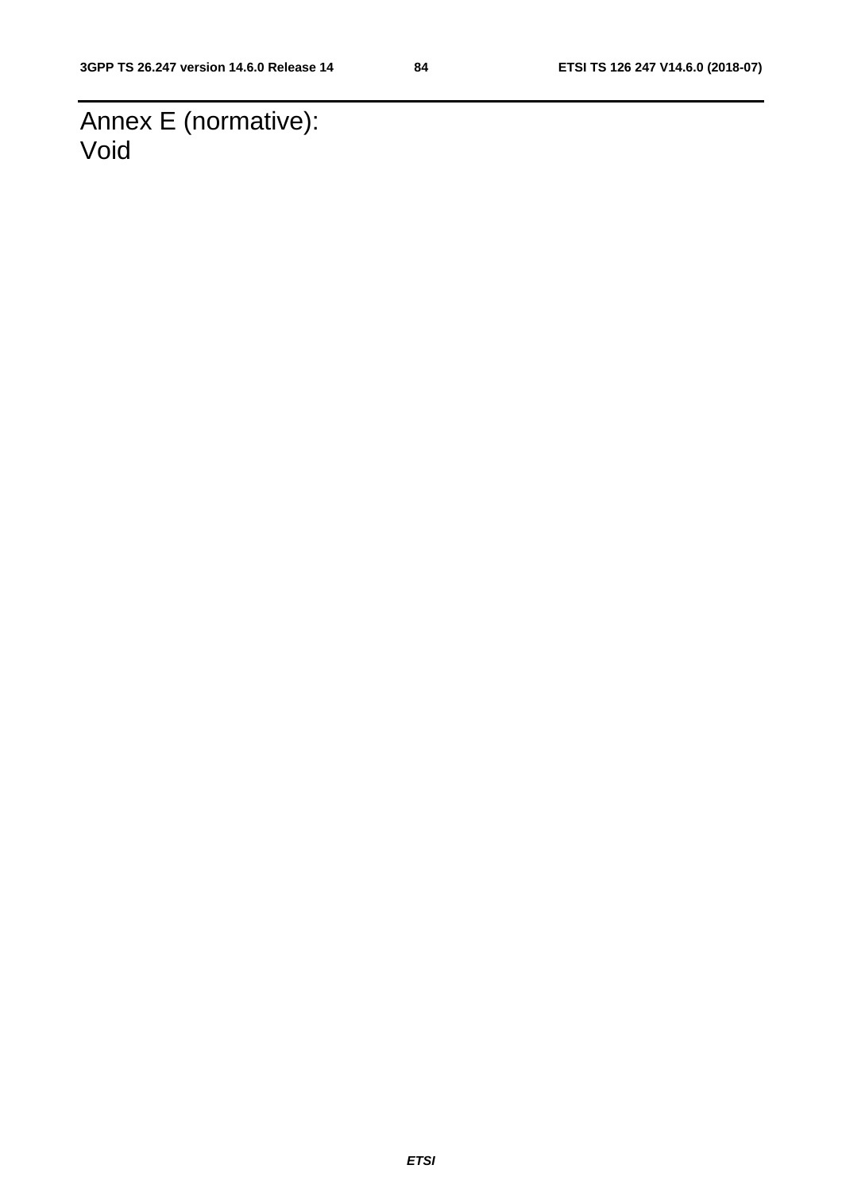# Annex E (normative): Void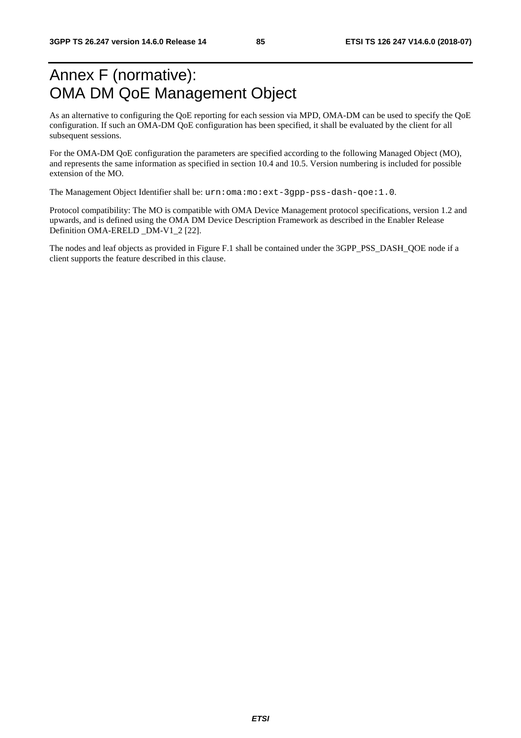# Annex F (normative): OMA DM QoE Management Object

As an alternative to configuring the QoE reporting for each session via MPD, OMA-DM can be used to specify the QoE configuration. If such an OMA-DM QoE configuration has been specified, it shall be evaluated by the client for all subsequent sessions.

For the OMA-DM QoE configuration the parameters are specified according to the following Managed Object (MO), and represents the same information as specified in section 10.4 and 10.5. Version numbering is included for possible extension of the MO.

The Management Object Identifier shall be: `urn:oma:mo:ext-3gpp-pss-dash-qoe:1.0`.

Protocol compatibility: The MO is compatible with OMA Device Management protocol specifications, version 1.2 and upwards, and is defined using the OMA DM Device Description Framework as described in the Enabler Release Definition OMA-ERELD _DM-V1_2 [22].

The nodes and leaf objects as provided in Figure F.1 shall be contained under the 3GPP_PSS_DASH_QOE node if a client supports the feature described in this clause.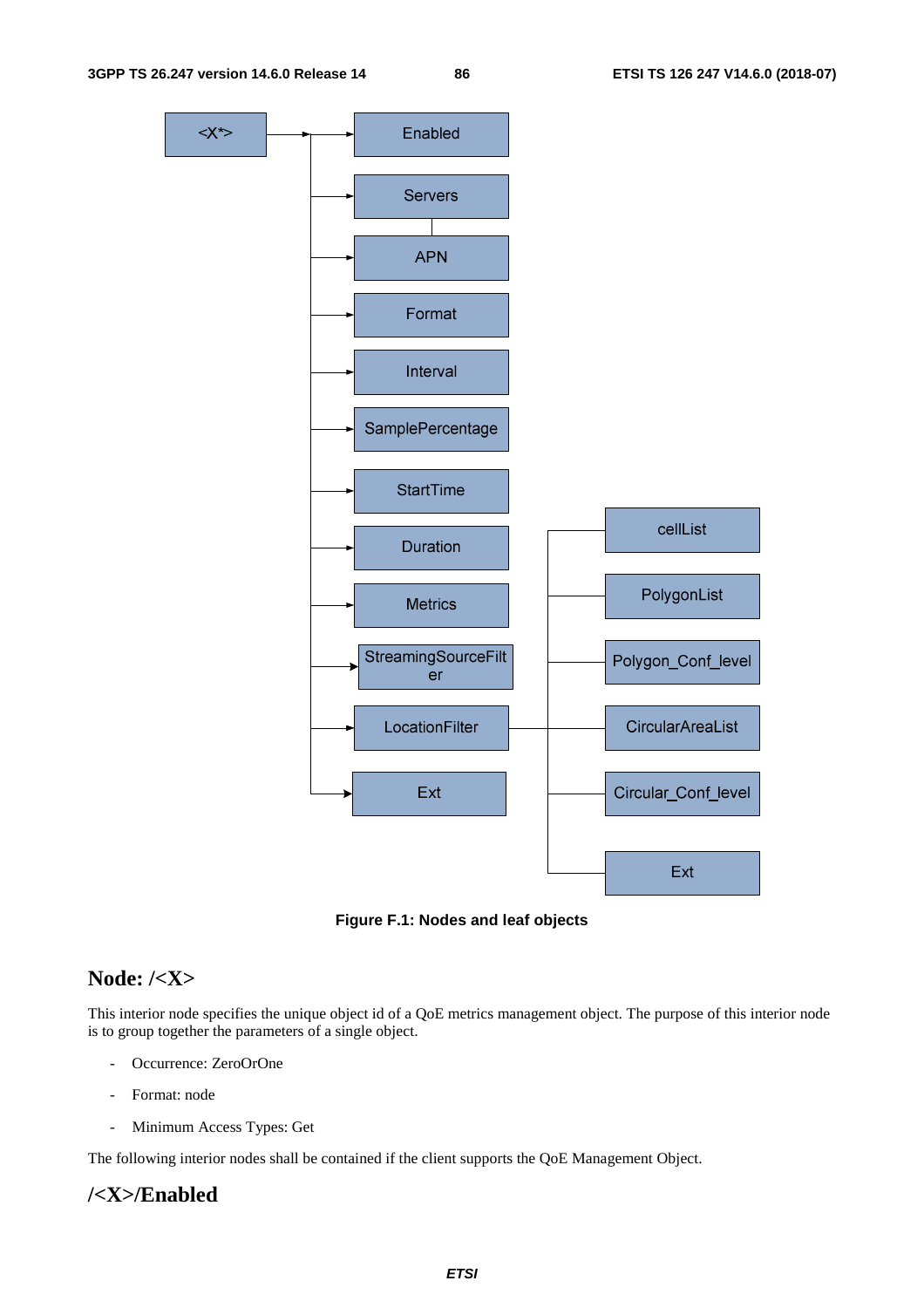Figure F.1: Nodes and leaf objects

## Node: /<X>

This interior node specifies the unique object id of a QoE metrics management object. The purpose of this interior node is to group together the parameters of a single object.

- Occurrence: ZeroOrOne
- Format: node
- Minimum Access Types: Get

The following interior nodes shall be contained if the client supports the QoE Management Object.

## /<X>/Enabled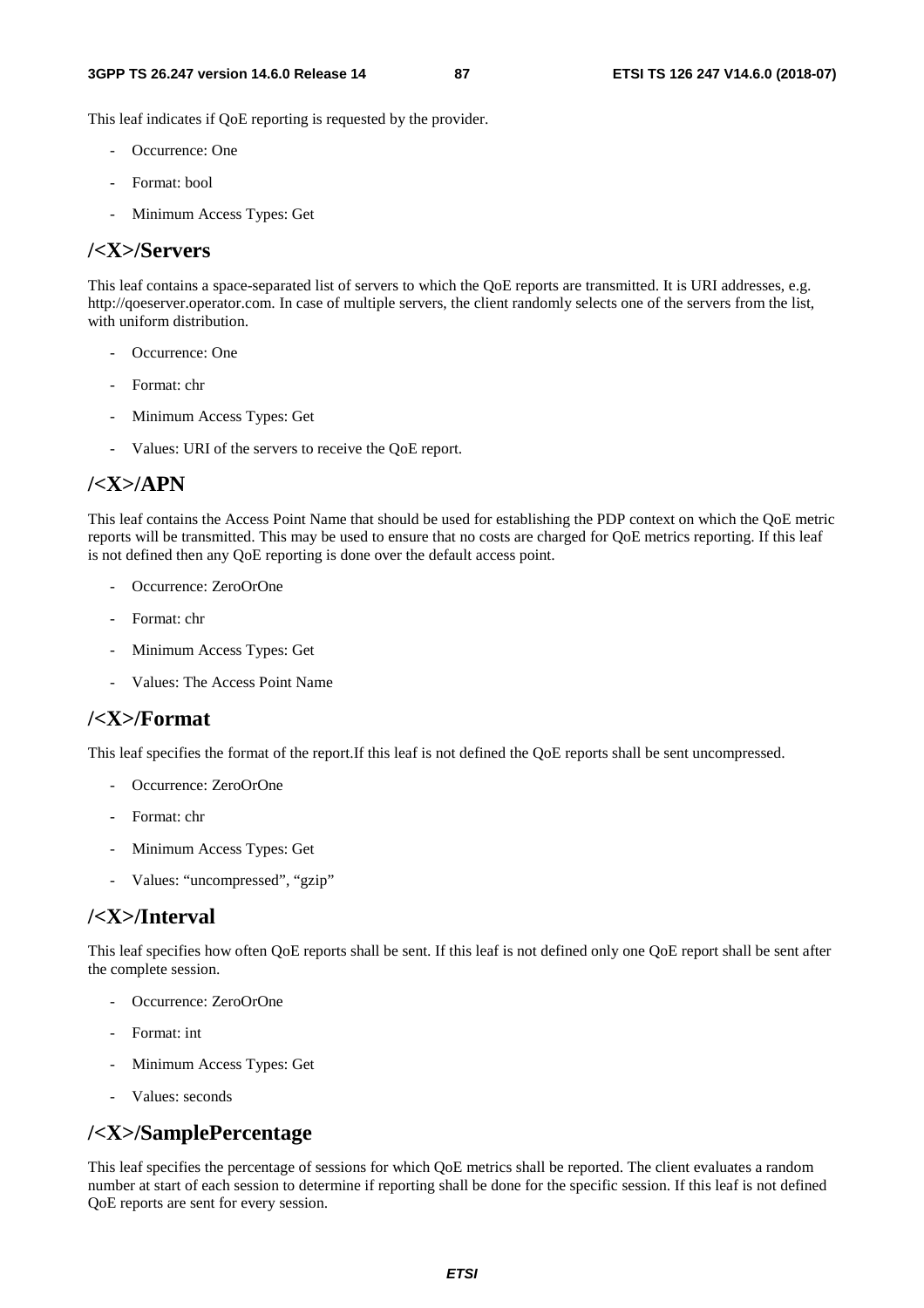This leaf indicates if QoE reporting is requested by the provider.

- Occurrence: One
- Format: bool
- Minimum Access Types: Get

## /<X>/Servers

This leaf contains a space-separated list of servers to which the QoE reports are transmitted. It is URI addresses, e.g. http://qoeserver.operator.com. In case of multiple servers, the client randomly selects one of the servers from the list, with uniform distribution.

- Occurrence: One
- Format: chr
- Minimum Access Types: Get
- Values: URI of the servers to receive the QoE report.

## /<X>/APN

This leaf contains the Access Point Name that should be used for establishing the PDP context on which the QoE metric reports will be transmitted. This may be used to ensure that no costs are charged for QoE metrics reporting. If this leaf is not defined then any QoE reporting is done over the default access point.

- Occurrence: ZeroOrOne
- Format: chr
- Minimum Access Types: Get
- Values: The Access Point Name

## /<X>/Format

This leaf specifies the format of the report.If this leaf is not defined the QoE reports shall be sent uncompressed.

- Occurrence: ZeroOrOne
- Format: chr
- Minimum Access Types: Get
- Values: "uncompressed", "gzip"

## /<X>/Interval

This leaf specifies how often QoE reports shall be sent. If this leaf is not defined only one QoE report shall be sent after the complete session.

- Occurrence: ZeroOrOne
- Format: int
- Minimum Access Types: Get
- Values: seconds

## /<X>/SamplePercentage

This leaf specifies the percentage of sessions for which QoE metrics shall be reported. The client evaluates a random number at start of each session to determine if reporting shall be done for the specific session. If this leaf is not defined QoE reports are sent for every session.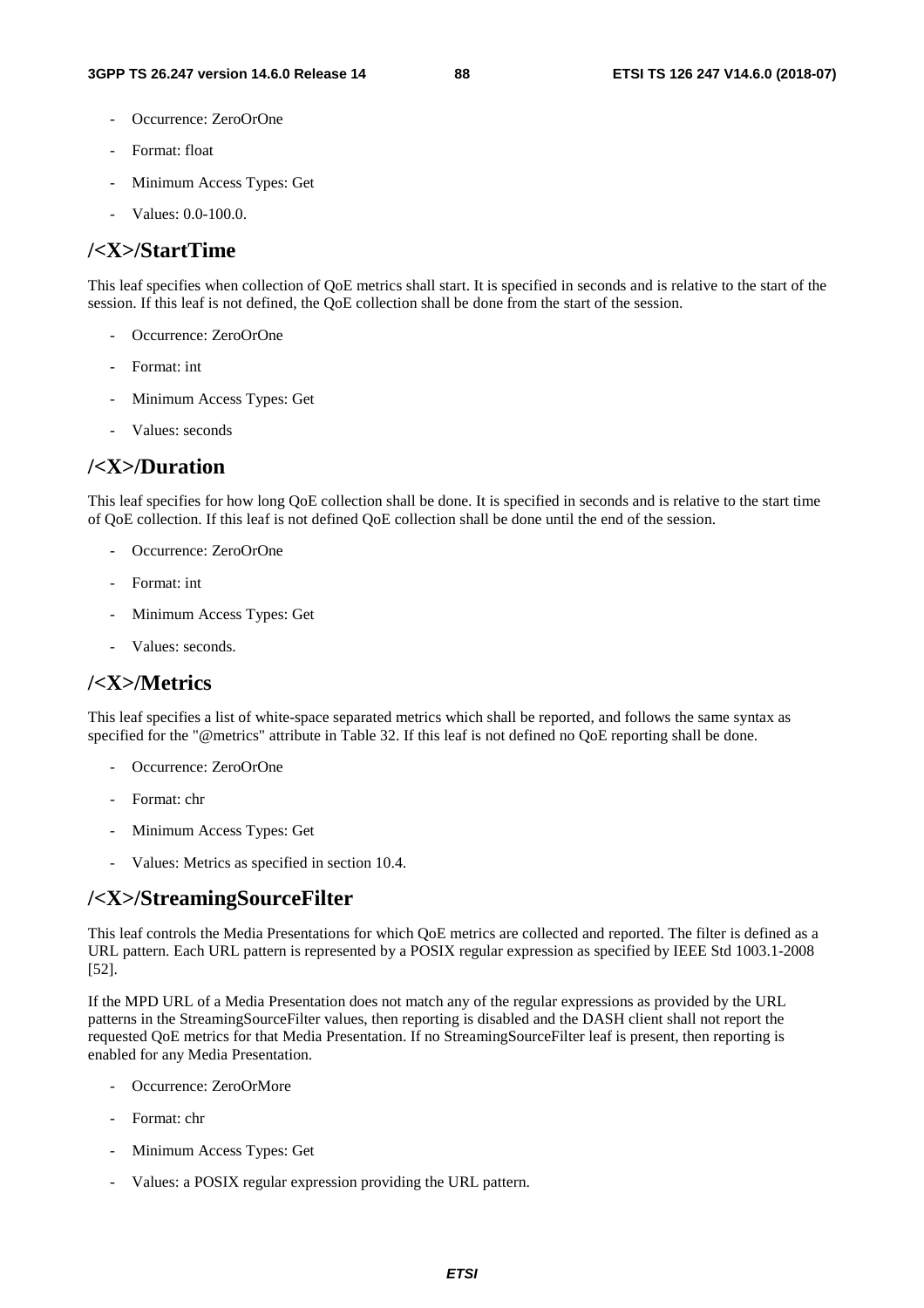- Occurrence: ZeroOrOne
- Format: float
- Minimum Access Types: Get
- Values: 0.0-100.0.

## /<X>/StartTime

This leaf specifies when collection of QoE metrics shall start. It is specified in seconds and is relative to the start of the session. If this leaf is not defined, the QoE collection shall be done from the start of the session.

- Occurrence: ZeroOrOne
- Format: int
- Minimum Access Types: Get
- Values: seconds

## /<X>/Duration

This leaf specifies for how long QoE collection shall be done. It is specified in seconds and is relative to the start time of QoE collection. If this leaf is not defined QoE collection shall be done until the end of the session.

- Occurrence: ZeroOrOne
- Format: int
- Minimum Access Types: Get
- Values: seconds.

## /<X>/Metrics

This leaf specifies a list of white-space separated metrics which shall be reported, and follows the same syntax as specified for the "@metrics" attribute in Table 32. If this leaf is not defined no QoE reporting shall be done.

- Occurrence: ZeroOrOne
- Format: chr
- Minimum Access Types: Get
- Values: Metrics as specified in section 10.4.

## /<X>/StreamingSourceFilter

This leaf controls the Media Presentations for which QoE metrics are collected and reported. The filter is defined as a URL pattern. Each URL pattern is represented by a POSIX regular expression as specified by IEEE Std 1003.1-2008 [52].

If the MPD URL of a Media Presentation does not match any of the regular expressions as provided by the URL patterns in the StreamingSourceFilter values, then reporting is disabled and the DASH client shall not report the requested QoE metrics for that Media Presentation. If no StreamingSourceFilter leaf is present, then reporting is enabled for any Media Presentation.

- Occurrence: ZeroOrMore
- Format: chr
- Minimum Access Types: Get
- Values: a POSIX regular expression providing the URL pattern.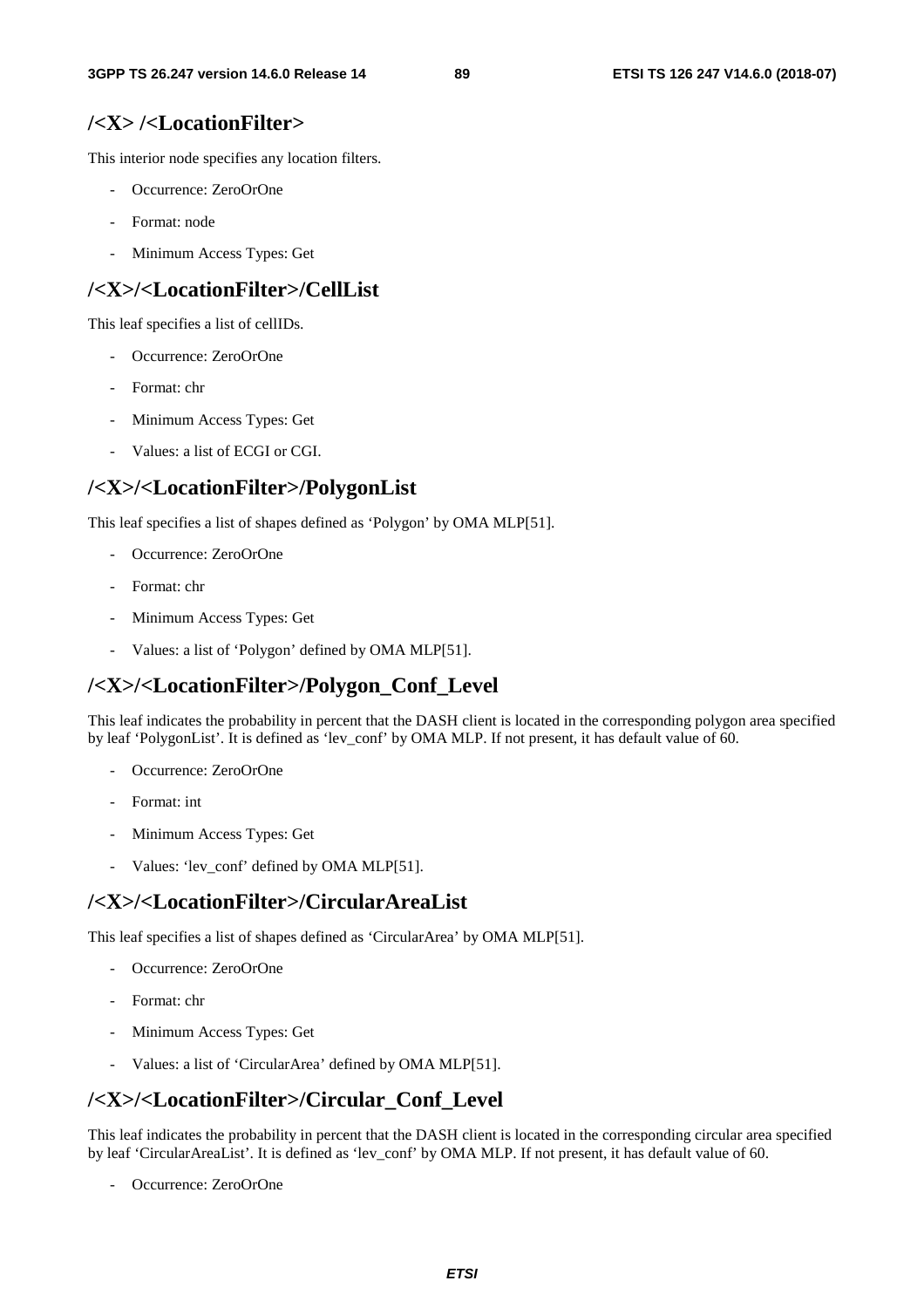## /<X> /<LocationFilter>

This interior node specifies any location filters.

- Occurrence: ZeroOrOne
- Format: node
- Minimum Access Types: Get

## /<X>/<LocationFilter>/CellList

This leaf specifies a list of cellIDs.

- Occurrence: ZeroOrOne
- Format: chr
- Minimum Access Types: Get
- Values: a list of ECGI or CGI.

## /<X>/<LocationFilter>/PolygonList

This leaf specifies a list of shapes defined as 'Polygon' by OMA MLP[51].

- Occurrence: ZeroOrOne
- Format: chr
- Minimum Access Types: Get
- Values: a list of 'Polygon' defined by OMA MLP[51].

## /<X>/<LocationFilter>/Polygon_Conf_Level

This leaf indicates the probability in percent that the DASH client is located in the corresponding polygon area specified by leaf 'PolygonList'. It is defined as 'lev_conf' by OMA MLP. If not present, it has default value of 60.

- Occurrence: ZeroOrOne
- Format: int
- Minimum Access Types: Get
- Values: 'lev_conf' defined by OMA MLP[51].

## /<X>/<LocationFilter>/CircularAreaList

This leaf specifies a list of shapes defined as 'CircularArea' by OMA MLP[51].

- Occurrence: ZeroOrOne
- Format: chr
- Minimum Access Types: Get
- Values: a list of 'CircularArea' defined by OMA MLP[51].

## /<X>/<LocationFilter>/Circular_Conf_Level

This leaf indicates the probability in percent that the DASH client is located in the corresponding circular area specified by leaf 'CircularAreaList'. It is defined as 'lev_conf' by OMA MLP. If not present, it has default value of 60.

- Occurrence: ZeroOrOne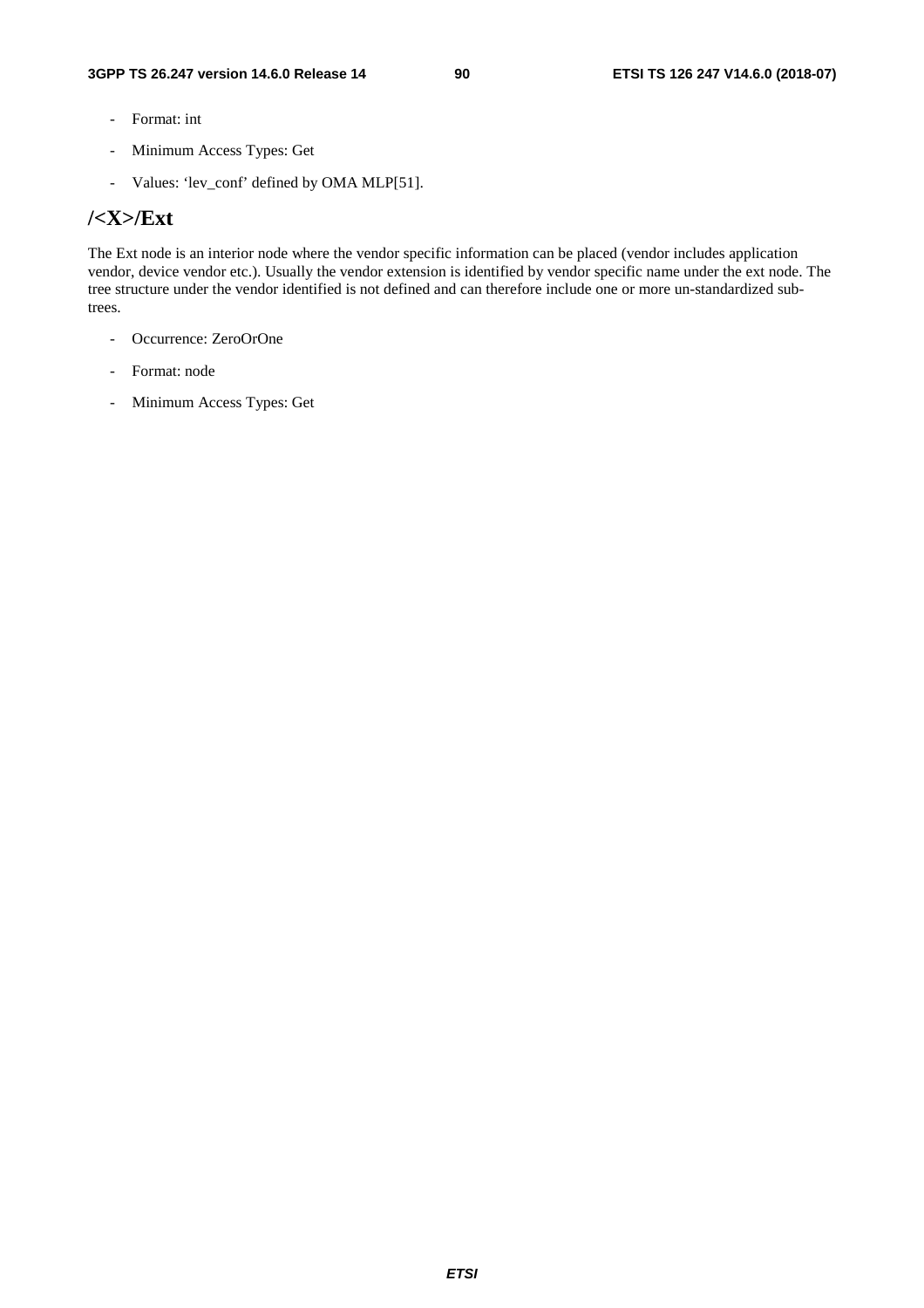- Format: int
- Minimum Access Types: Get
- Values: 'lev_conf' defined by OMA MLP[51].

## /<X>/Ext

The Ext node is an interior node where the vendor specific information can be placed (vendor includes application vendor, device vendor etc.). Usually the vendor extension is identified by vendor specific name under the ext node. The tree structure under the vendor identified is not defined and can therefore include one or more un-standardized sub-trees.

- Occurrence: ZeroOrOne
- Format: node
- Minimum Access Types: Get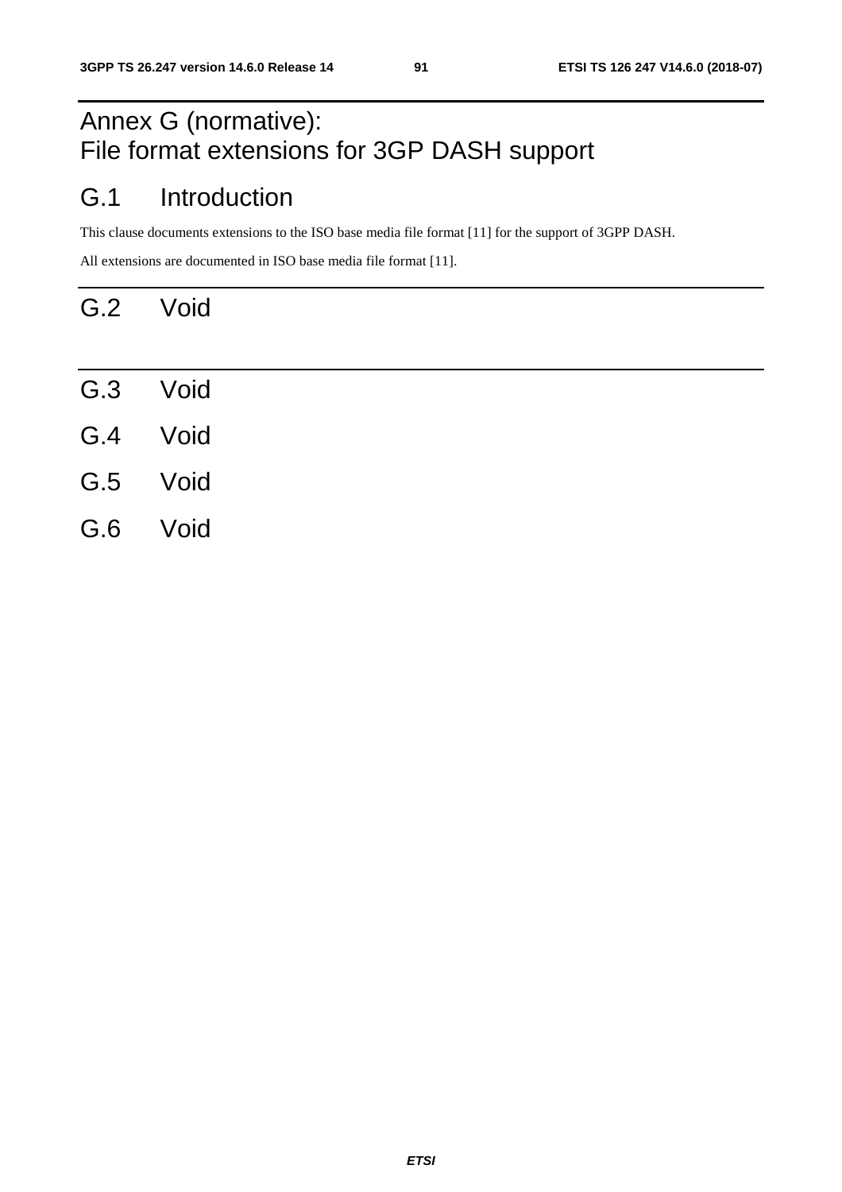# Annex G (normative): File format extensions for 3GP DASH support

## G.1 Introduction

This clause documents extensions to the ISO base media file format [11] for the support of 3GPP DASH.

All extensions are documented in ISO base media file format [11].

## G.2 Void

## G.3 Void

## G.4 Void

## G.5 Void

## G.6 Void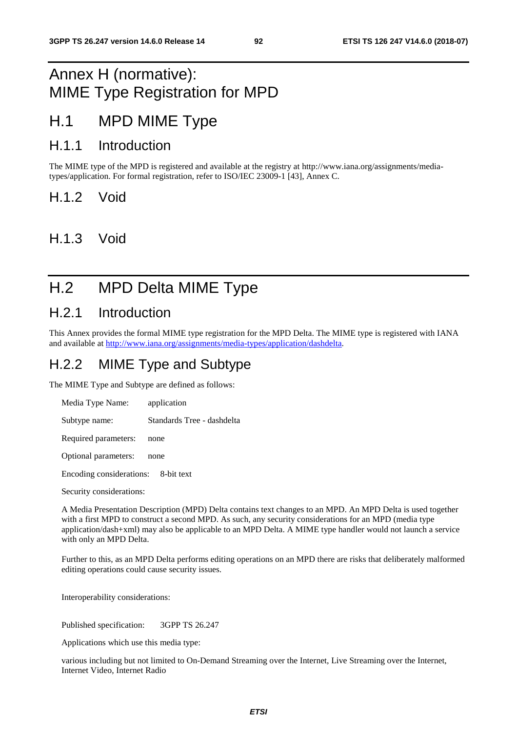# Annex H (normative): MIME Type Registration for MPD

# H.1 MPD MIME Type

## H.1.1 Introduction

The MIME type of the MPD is registered and available at the registry at http://www.iana.org/assignments/media-types/application. For formal registration, refer to ISO/IEC 23009-1 [43], Annex C.

## H.1.2 Void

## H.1.3 Void

# H.2 MPD Delta MIME Type

## H.2.1 Introduction

This Annex provides the formal MIME type registration for the MPD Delta. The MIME type is registered with IANA and available at http://www.iana.org/assignments/media-types/application/dashdelta.

## H.2.2 MIME Type and Subtype

The MIME Type and Subtype are defined as follows:

Media Type Name: application

Subtype name: Standards Tree - dashdelta

Required parameters: none

Optional parameters: none

Encoding considerations: 8-bit text

Security considerations:

A Media Presentation Description (MPD) Delta contains text changes to an MPD. An MPD Delta is used together with a first MPD to construct a second MPD. As such, any security considerations for an MPD (media type application/dash+xml) may also be applicable to an MPD Delta. A MIME type handler would not launch a service with only an MPD Delta.

Further to this, as an MPD Delta performs editing operations on an MPD there are risks that deliberately malformed editing operations could cause security issues.

Interoperability considerations:

Published specification: 3GPP TS 26.247

Applications which use this media type:

various including but not limited to On-Demand Streaming over the Internet, Live Streaming over the Internet, Internet Video, Internet Radio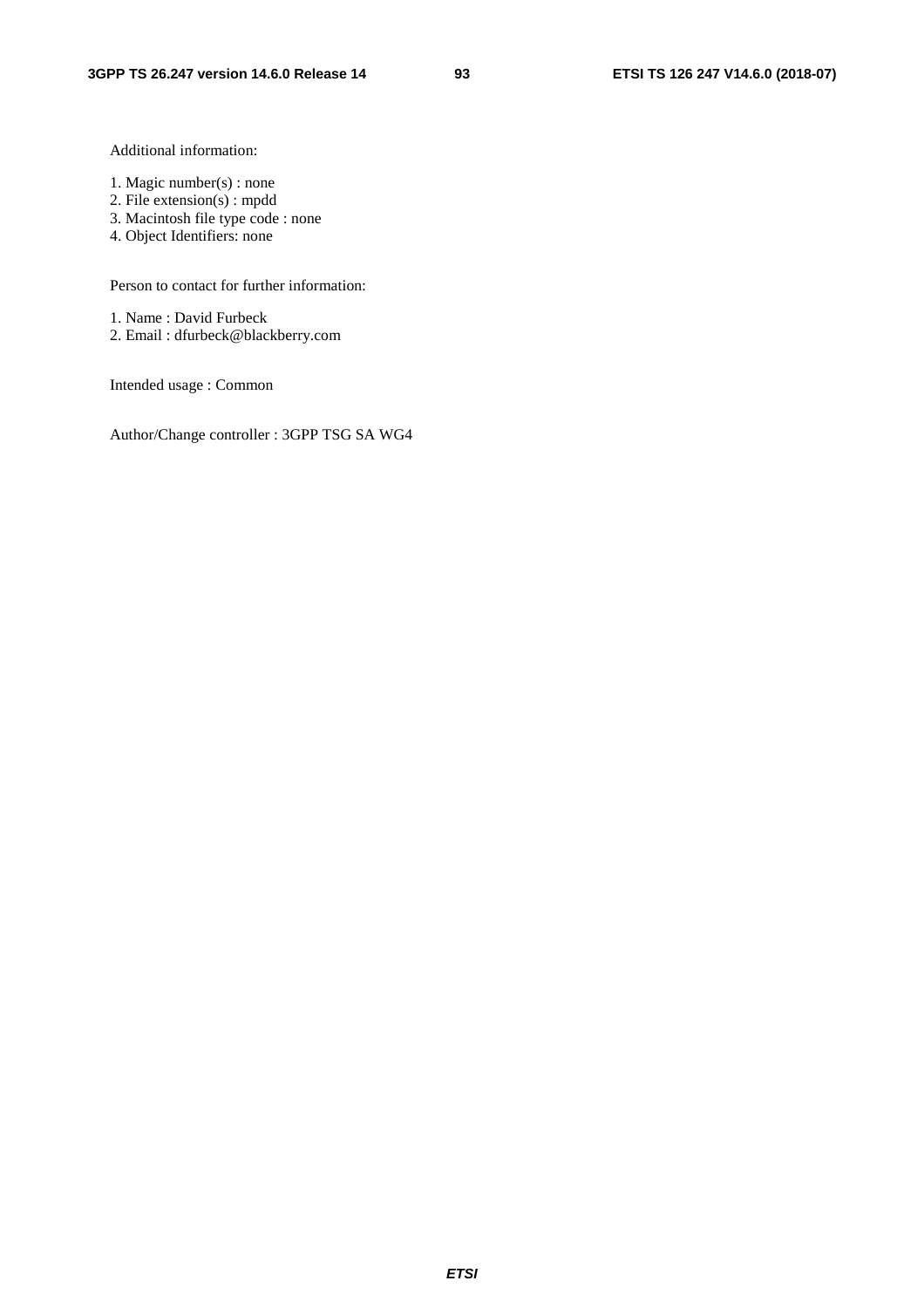Additional information:

1. Magic number(s) : none
2. File extension(s) : mpdd
3. Macintosh file type code : none
4. Object Identifiers: none

Person to contact for further information:

1. Name : David Furbeck
2. Email : dfurbeck@blackberry.com

Intended usage : Common

Author/Change controller : 3GPP TSG SA WG4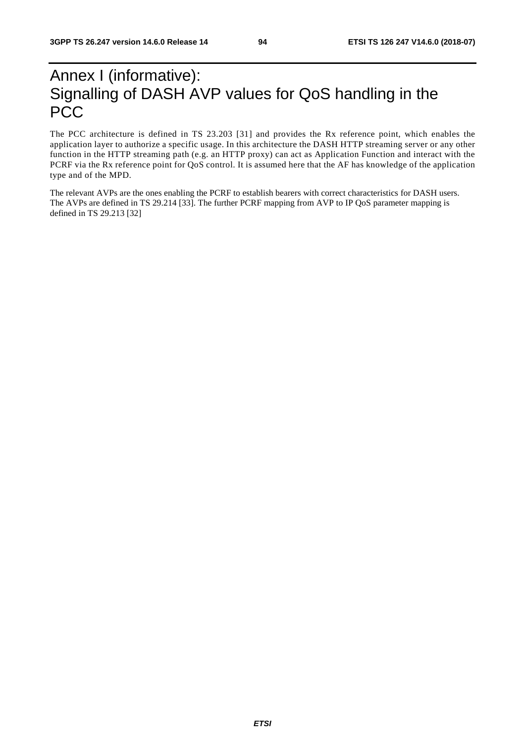# Annex I (informative): Signalling of DASH AVP values for QoS handling in the PCC

The PCC architecture is defined in TS 23.203 [31] and provides the Rx reference point, which enables the application layer to authorize a specific usage. In this architecture the DASH HTTP streaming server or any other function in the HTTP streaming path (e.g. an HTTP proxy) can act as Application Function and interact with the PCRF via the Rx reference point for QoS control. It is assumed here that the AF has knowledge of the application type and of the MPD.

The relevant AVPs are the ones enabling the PCRF to establish bearers with correct characteristics for DASH users. The AVPs are defined in TS 29.214 [33]. The further PCRF mapping from AVP to IP QoS parameter mapping is defined in TS 29.213 [32]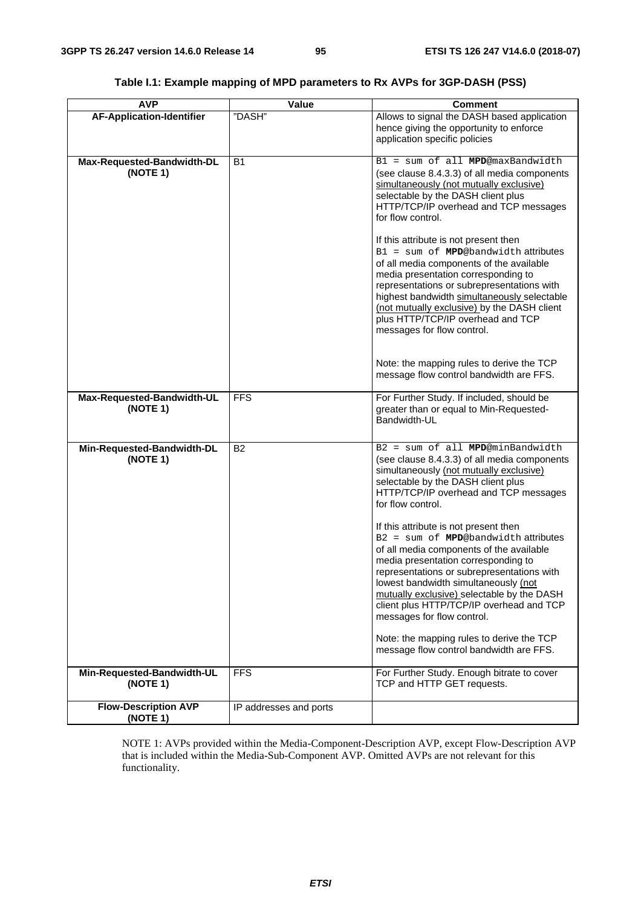**Table I.1: Example mapping of MPD parameters to Rx AVPs for 3GP-DASH (PSS)**

| AVP | Value | Comment |
|---|---|---|
| **AF-Application-Identifier** | "DASH" | Allows to signal the DASH based application hence giving the opportunity to enforce application specific policies |
| **Max-Requested-Bandwidth-DL (NOTE 1)** | B1 | B1 = sum of all **MPD**@maxBandwidth (see clause 8.4.3.3) of all media components simultaneously (not mutually exclusive) selectable by the DASH client plus HTTP/TCP/IP overhead and TCP messages for flow control.<br><br>If this attribute is not present then B1 = sum of **MPD**@bandwidth attributes of all media components of the available media presentation corresponding to representations or subrepresentations with highest bandwidth simultaneously selectable (not mutually exclusive) by the DASH client plus HTTP/TCP/IP overhead and TCP messages for flow control.<br><br>Note: the mapping rules to derive the TCP message flow control bandwidth are FFS. |
| **Max-Requested-Bandwidth-UL (NOTE 1)** | FFS | For Further Study. If included, should be greater than or equal to Min-Requested-Bandwidth-UL |
| **Min-Requested-Bandwidth-DL (NOTE 1)** | B2 | B2 = sum of all **MPD**@minBandwidth (see clause 8.4.3.3) of all media components simultaneously (not mutually exclusive) selectable by the DASH client plus HTTP/TCP/IP overhead and TCP messages for flow control.<br><br>If this attribute is not present then B2 = sum of **MPD**@bandwidth attributes of all media components of the available media presentation corresponding to representations or subrepresentations with lowest bandwidth simultaneously (not mutually exclusive) selectable by the DASH client plus HTTP/TCP/IP overhead and TCP messages for flow control.<br><br>Note: the mapping rules to derive the TCP message flow control bandwidth are FFS. |
| **Min-Requested-Bandwidth-UL (NOTE 1)** | FFS | For Further Study. Enough bitrate to cover TCP and HTTP GET requests. |
| **Flow-Description AVP (NOTE 1)** | IP addresses and ports | |

NOTE 1: AVPs provided within the Media-Component-Description AVP, except Flow-Description AVP that is included within the Media-Sub-Component AVP. Omitted AVPs are not relevant for this functionality.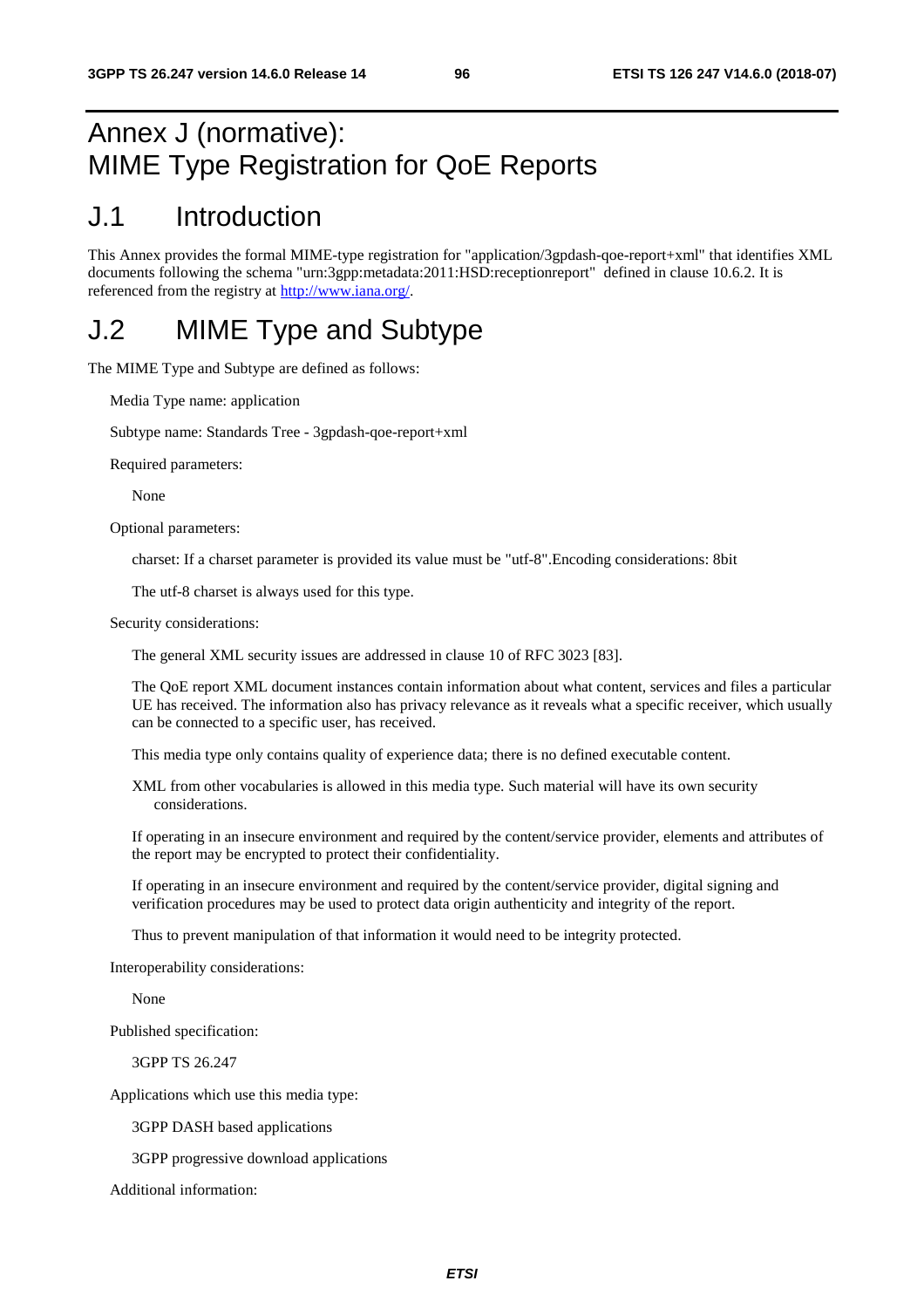# Annex J (normative): MIME Type Registration for QoE Reports

# J.1 Introduction

This Annex provides the formal MIME-type registration for "application/3gpdash-qoe-report+xml" that identifies XML documents following the schema "urn:3gpp:metadata:2011:HSD:receptionreport" defined in clause 10.6.2. It is referenced from the registry at http://www.iana.org/.

# J.2 MIME Type and Subtype

The MIME Type and Subtype are defined as follows:

Media Type name: application

Subtype name: Standards Tree - 3gpdash-qoe-report+xml

Required parameters:

None

Optional parameters:

charset: If a charset parameter is provided its value must be "utf-8".Encoding considerations: 8bit

The utf-8 charset is always used for this type.

Security considerations:

The general XML security issues are addressed in clause 10 of RFC 3023 [83].

The QoE report XML document instances contain information about what content, services and files a particular UE has received. The information also has privacy relevance as it reveals what a specific receiver, which usually can be connected to a specific user, has received.

This media type only contains quality of experience data; there is no defined executable content.

XML from other vocabularies is allowed in this media type. Such material will have its own security considerations.

If operating in an insecure environment and required by the content/service provider, elements and attributes of the report may be encrypted to protect their confidentiality.

If operating in an insecure environment and required by the content/service provider, digital signing and verification procedures may be used to protect data origin authenticity and integrity of the report.

Thus to prevent manipulation of that information it would need to be integrity protected.

Interoperability considerations:

None

Published specification:

3GPP TS 26.247

Applications which use this media type:

3GPP DASH based applications

3GPP progressive download applications

Additional information: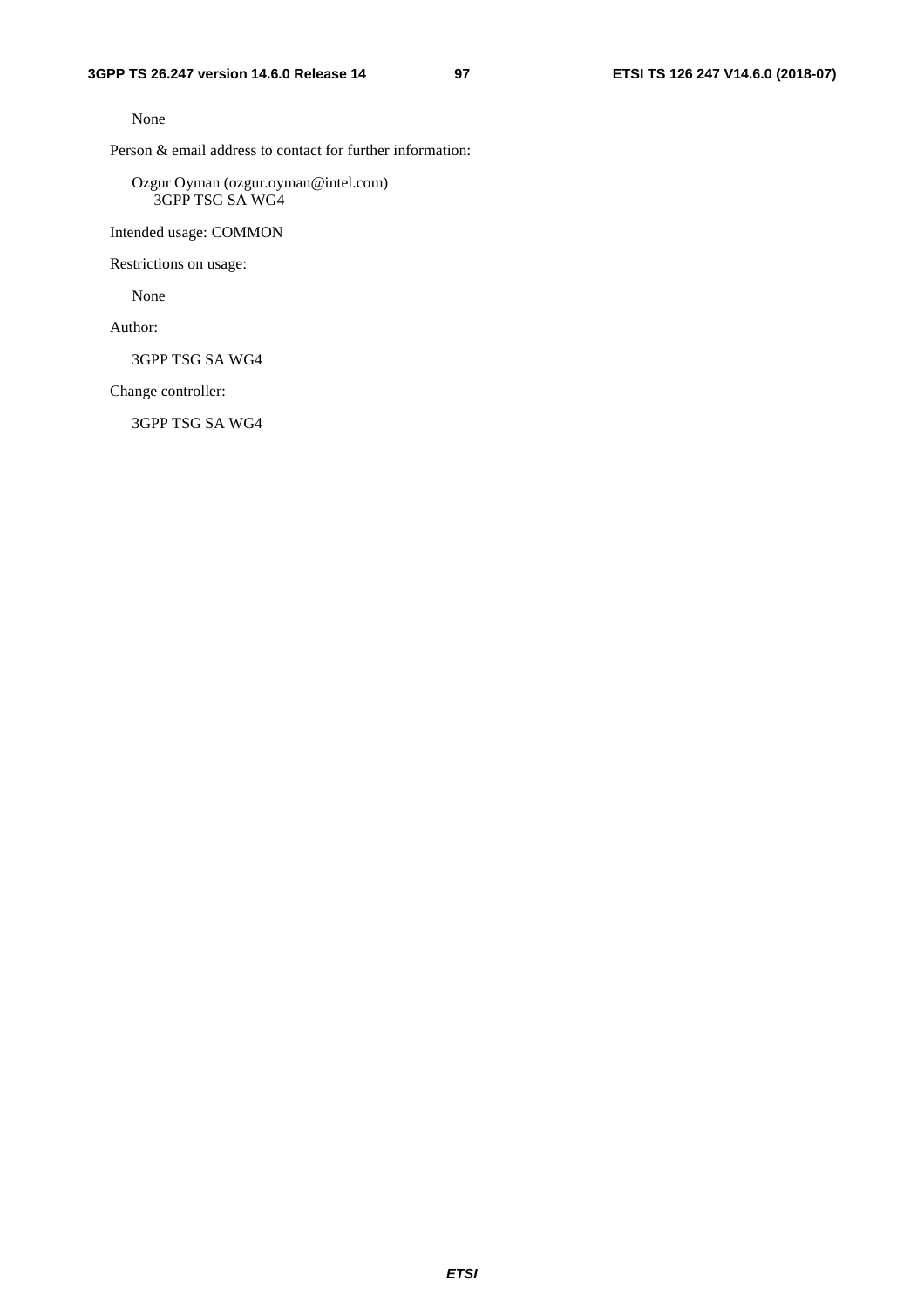None

Person & email address to contact for further information:

Ozgur Oyman (ozgur.oyman@intel.com)
3GPP TSG SA WG4

Intended usage: COMMON

Restrictions on usage:

None

Author:

3GPP TSG SA WG4

Change controller:

3GPP TSG SA WG4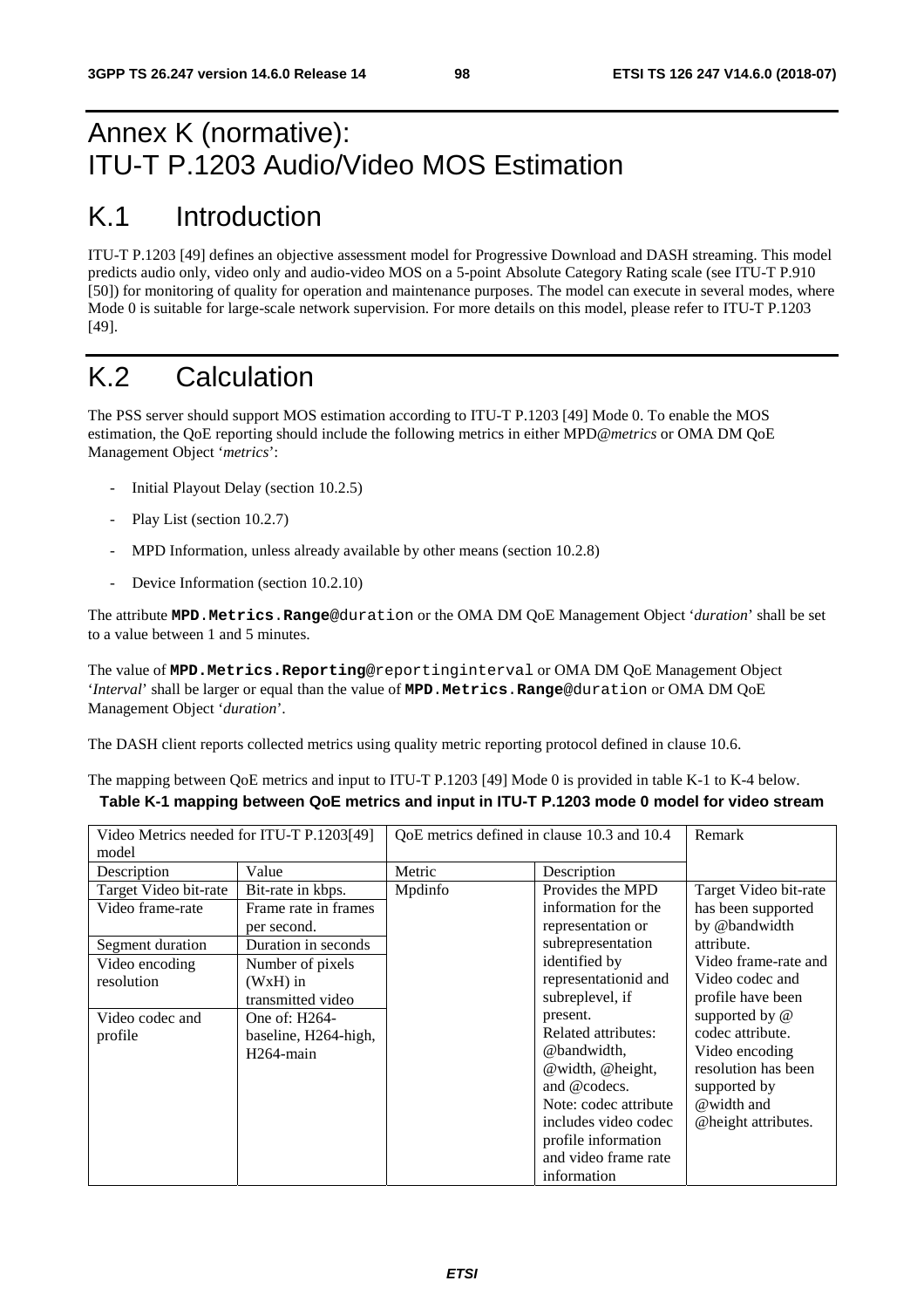# Annex K (normative): ITU-T P.1203 Audio/Video MOS Estimation

# K.1 Introduction

ITU-T P.1203 [49] defines an objective assessment model for Progressive Download and DASH streaming. This model predicts audio only, video only and audio-video MOS on a 5-point Absolute Category Rating scale (see ITU-T P.910 [50]) for monitoring of quality for operation and maintenance purposes. The model can execute in several modes, where Mode 0 is suitable for large-scale network supervision. For more details on this model, please refer to ITU-T P.1203 [49].

# K.2 Calculation

The PSS server should support MOS estimation according to ITU-T P.1203 [49] Mode 0. To enable the MOS estimation, the QoE reporting should include the following metrics in either MPD@*metrics* or OMA DM QoE Management Object '*metrics*':

- Initial Playout Delay (section 10.2.5)
- Play List (section 10.2.7)
- MPD Information, unless already available by other means (section 10.2.8)
- Device Information (section 10.2.10)

The attribute **MPD.Metrics.Range**@duration or the OMA DM QoE Management Object '*duration*' shall be set to a value between 1 and 5 minutes.

The value of **MPD.Metrics.Reporting**@reportinginterval or OMA DM QoE Management Object '*Interval*' shall be larger or equal than the value of **MPD.Metrics.Range**@duration or OMA DM QoE Management Object '*duration*'.

The DASH client reports collected metrics using quality metric reporting protocol defined in clause 10.6.

The mapping between QoE metrics and input to ITU-T P.1203 [49] Mode 0 is provided in table K-1 to K-4 below.

**Table K-1 mapping between QoE metrics and input in ITU-T P.1203 mode 0 model for video stream**

| Video Metrics needed for ITU-T P.1203[49] model | | QoE metrics defined in clause 10.3 and 10.4 | | Remark |
|---|---|---|---|---|
| Description | Value | Metric | Description | |
| Target Video bit-rate | Bit-rate in kbps. | Mpdinfo | Provides the MPD information for the representation or subrepresentation identified by representationid and subreplevel, if present. Related attributes: @bandwidth, @width, @height, and @codecs. Note: codec attribute includes video codec profile information and video frame rate information | Target Video bit-rate has been supported by @bandwidth attribute. Video frame-rate and Video codec and profile have been supported by @ codec attribute. Video encoding resolution has been supported by @width and @height attributes. |
| Video frame-rate | Frame rate in frames per second. | | | |
| Segment duration | Duration in seconds | | | |
| Video encoding resolution | Number of pixels (WxH) in transmitted video | | | |
| Video codec and profile | One of: H264-baseline, H264-high, H264-main | | | |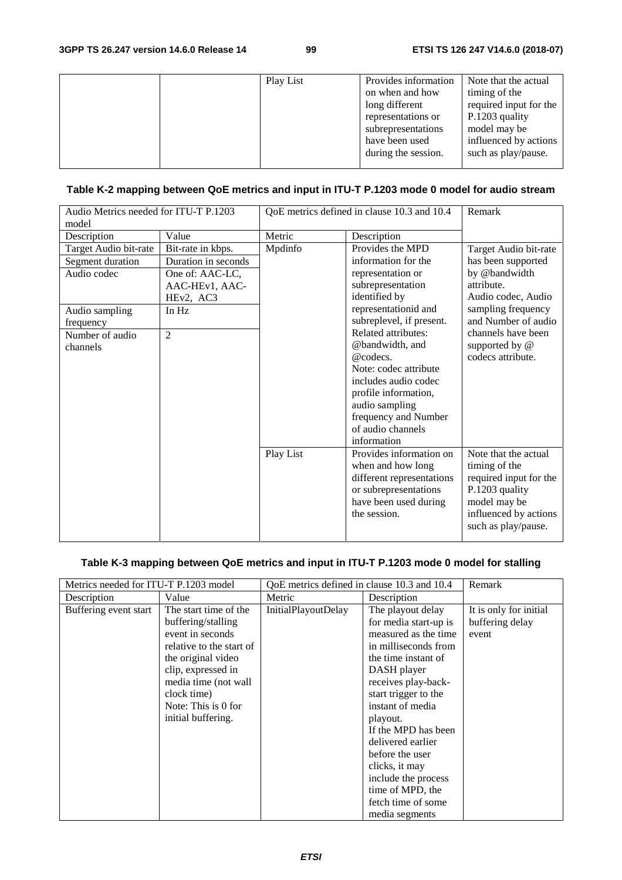| | | Play List | Provides information on when and how long different representations or subrepresentations have been used during the session. | Note that the actual timing of the required input for the P.1203 quality model may be influenced by actions such as play/pause. |
|---|---|---|---|---|

**Table K-2 mapping between QoE metrics and input in ITU-T P.1203 mode 0 model for audio stream**

| Audio Metrics needed for ITU-T P.1203 model | | QoE metrics defined in clause 10.3 and 10.4 | | Remark |
|---|---|---|---|---|
| Description | Value | Metric | Description | |
| Target Audio bit-rate<br>Segment duration<br>Audio codec<br><br>Audio sampling frequency<br>Number of audio channels | Bit-rate in kbps.<br>Duration in seconds<br>One of: AAC-LC, AAC-HEv1, AAC-HEv2, AC3<br>In Hz<br>2 | Mpdinfo | Provides the MPD information for the representation or subrepresentation identified by representationid and subreplevel, if present. Related attributes: @bandwidth, and @codecs.<br>Note: codec attribute includes audio codec profile information, audio sampling frequency and Number of audio channels information | Target Audio bit-rate has been supported by @bandwidth attribute.<br>Audio codec, Audio sampling frequency and Number of audio channels have been supported by @ codecs attribute. |
| | | Play List | Provides information on when and how long different representations or subrepresentations have been used during the session. | Note that the actual timing of the required input for the P.1203 quality model may be influenced by actions such as play/pause. |

**Table K-3 mapping between QoE metrics and input in ITU-T P.1203 mode 0 model for stalling**

| Metrics needed for ITU-T P.1203 model | | QoE metrics defined in clause 10.3 and 10.4 | | Remark |
|---|---|---|---|---|
| Description | Value | Metric | Description | |
| Buffering event start | The start time of the buffering/stalling event in seconds relative to the start of the original video clip, expressed in media time (not wall clock time)<br>Note: This is 0 for initial buffering. | InitialPlayoutDelay | The playout delay for media start-up is measured as the time in milliseconds from the time instant of DASH player receives play-back-start trigger to the instant of media playout.<br>If the MPD has been delivered earlier before the user clicks, it may include the process time of MPD, the fetch time of some media segments | It is only for initial buffering delay event |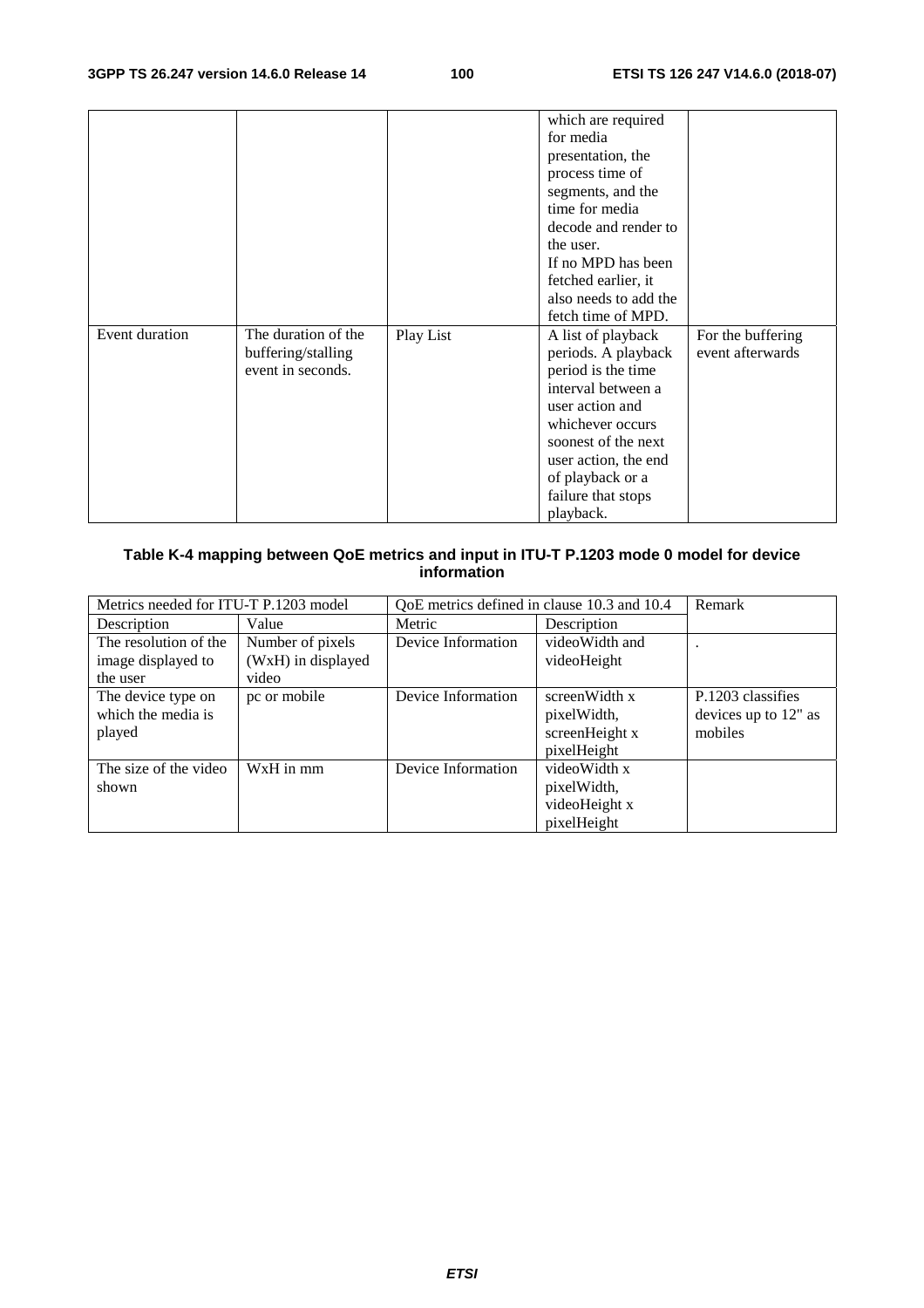| | | | which are required for media presentation, the process time of segments, and the time for media decode and render to the user. If no MPD has been fetched earlier, it also needs to add the fetch time of MPD. | |
|---|---|---|---|---|
| Event duration | The duration of the buffering/stalling event in seconds. | Play List | A list of playback periods. A playback period is the time interval between a user action and whichever occurs soonest of the next user action, the end of playback or a failure that stops playback. | For the buffering event afterwards |

**Table K-4 mapping between QoE metrics and input in ITU-T P.1203 mode 0 model for device information**

| Metrics needed for ITU-T P.1203 model | | QoE metrics defined in clause 10.3 and 10.4 | | Remark |
|---|---|---|---|---|
| Description | Value | Metric | Description | |
| The resolution of the image displayed to the user | Number of pixels (WxH) in displayed video | Device Information | videoWidth and videoHeight | . |
| The device type on which the media is played | pc or mobile | Device Information | screenWidth x pixelWidth, screenHeight x pixelHeight | P.1203 classifies devices up to 12" as mobiles |
| The size of the video shown | WxH in mm | Device Information | videoWidth x pixelWidth, videoHeight x pixelHeight | |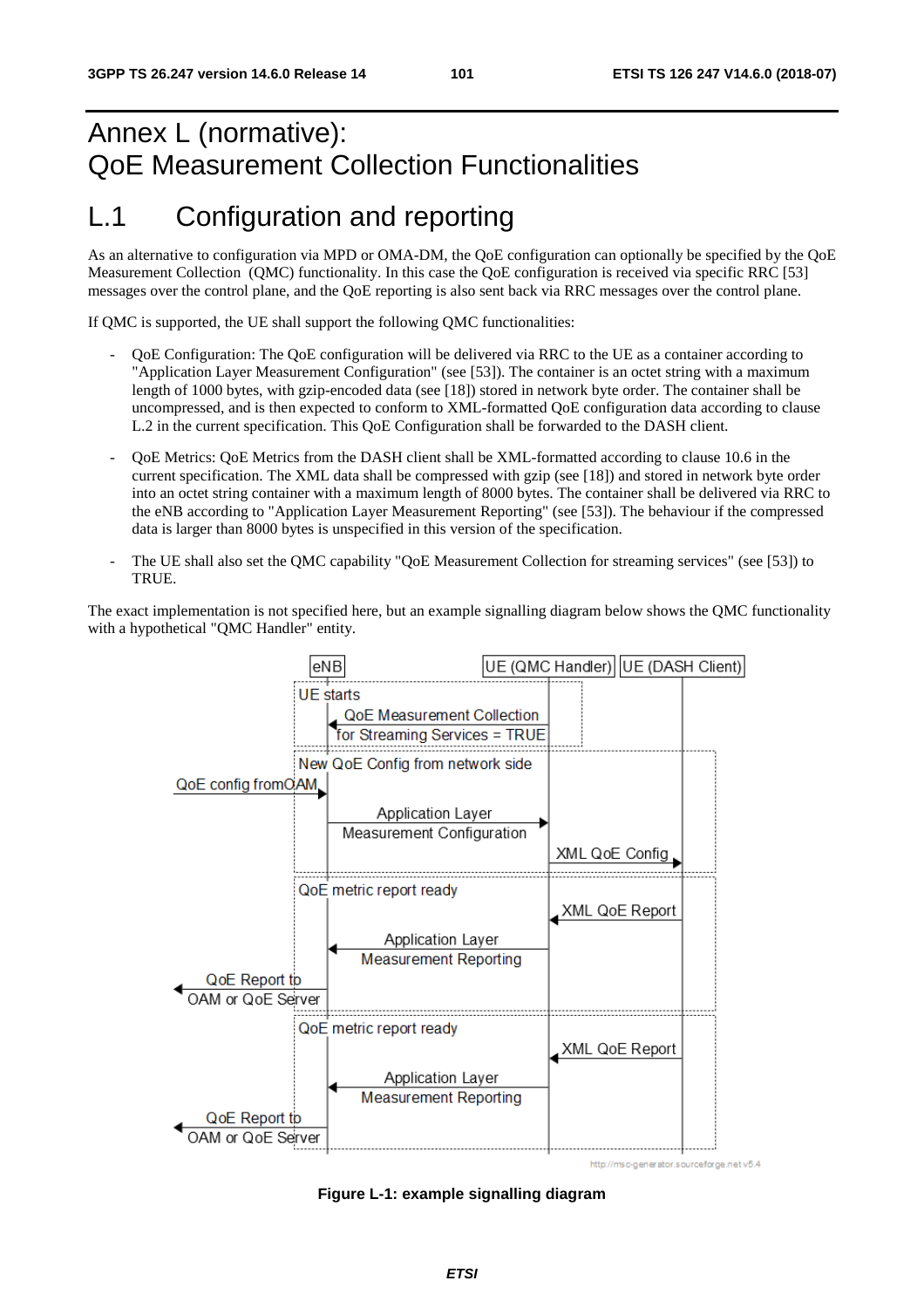# Annex L (normative): QoE Measurement Collection Functionalities

## L.1 Configuration and reporting

As an alternative to configuration via MPD or OMA-DM, the QoE configuration can optionally be specified by the QoE Measurement Collection (QMC) functionality. In this case the QoE configuration is received via specific RRC [53] messages over the control plane, and the QoE reporting is also sent back via RRC messages over the control plane.

If QMC is supported, the UE shall support the following QMC functionalities:

- QoE Configuration: The QoE configuration will be delivered via RRC to the UE as a container according to "Application Layer Measurement Configuration" (see [53]). The container is an octet string with a maximum length of 1000 bytes, with gzip-encoded data (see [18]) stored in network byte order. The container shall be uncompressed, and is then expected to conform to XML-formatted QoE configuration data according to clause L.2 in the current specification. This QoE Configuration shall be forwarded to the DASH client.
- QoE Metrics: QoE Metrics from the DASH client shall be XML-formatted according to clause 10.6 in the current specification. The XML data shall be compressed with gzip (see [18]) and stored in network byte order into an octet string container with a maximum length of 8000 bytes. The container shall be delivered via RRC to the eNB according to "Application Layer Measurement Reporting" (see [53]). The behaviour if the compressed data is larger than 8000 bytes is unspecified in this version of the specification.
- The UE shall also set the QMC capability "QoE Measurement Collection for streaming services" (see [53]) to TRUE.

The exact implementation is not specified here, but an example signalling diagram below shows the QMC functionality with a hypothetical "QMC Handler" entity.

**Figure L-1: example signalling diagram**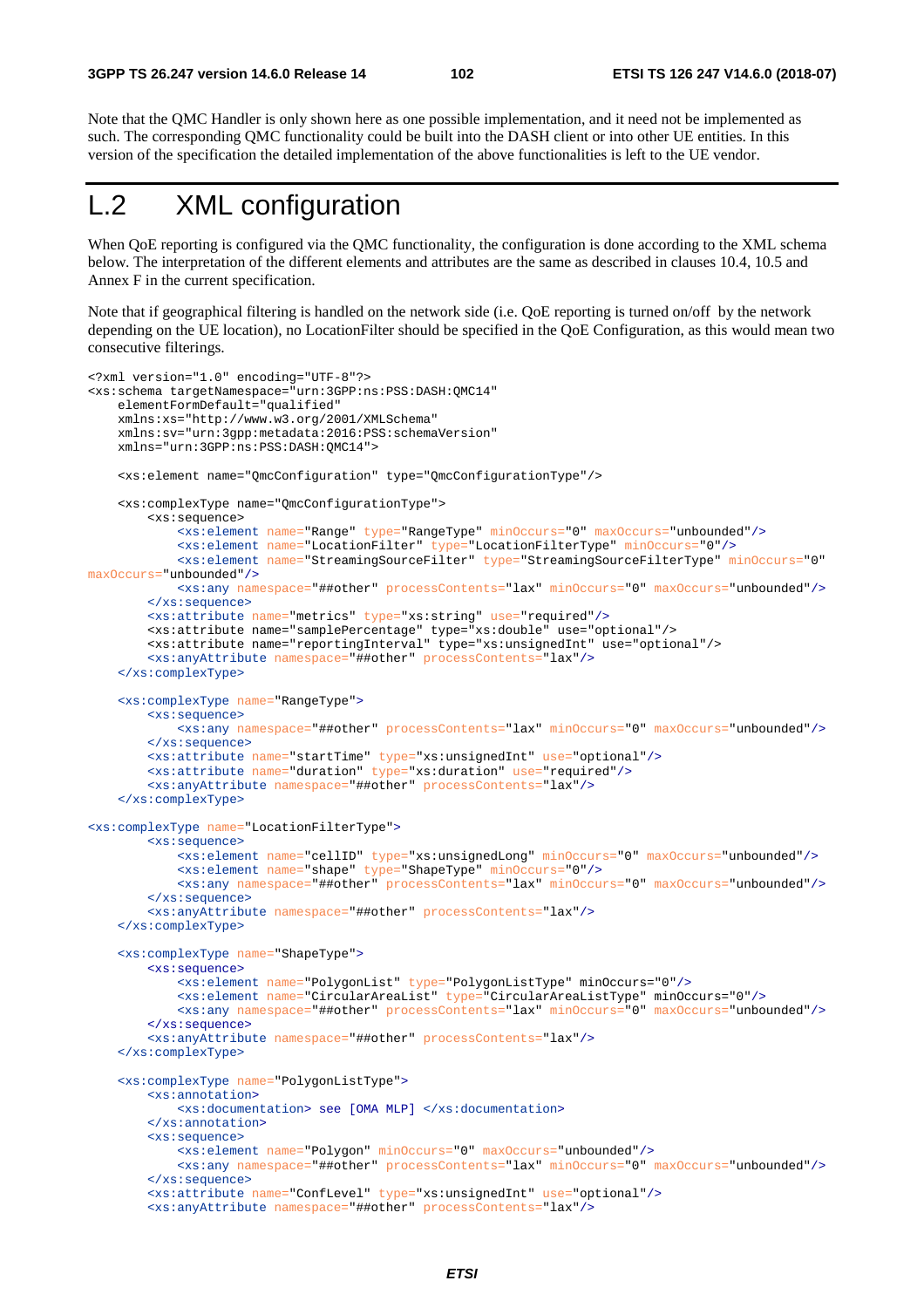Note that the QMC Handler is only shown here as one possible implementation, and it need not be implemented as such. The corresponding QMC functionality could be built into the DASH client or into other UE entities. In this version of the specification the detailed implementation of the above functionalities is left to the UE vendor.

# L.2 XML configuration

When QoE reporting is configured via the QMC functionality, the configuration is done according to the XML schema below. The interpretation of the different elements and attributes are the same as described in clauses 10.4, 10.5 and Annex F in the current specification.

Note that if geographical filtering is handled on the network side (i.e. QoE reporting is turned on/off by the network depending on the UE location), no LocationFilter should be specified in the QoE Configuration, as this would mean two consecutive filterings.

```
<?xml version="1.0" encoding="UTF-8"?>
<xs:schema targetNamespace="urn:3GPP:ns:PSS:DASH:QMC14"
    elementFormDefault="qualified"
    xmlns:xs="http://www.w3.org/2001/XMLSchema"
    xmlns:sv="urn:3gpp:metadata:2016:PSS:schemaVersion"
    xmlns="urn:3GPP:ns:PSS:DASH:QMC14">

    <xs:element name="QmcConfiguration" type="QmcConfigurationType"/>

    <xs:complexType name="QmcConfigurationType">
        <xs:sequence>
            <xs:element name="Range" type="RangeType" minOccurs="0" maxOccurs="unbounded"/>
            <xs:element name="LocationFilter" type="LocationFilterType" minOccurs="0"/>
            <xs:element name="StreamingSourceFilter" type="StreamingSourceFilterType" minOccurs="0"
maxOccurs="unbounded"/>
            <xs:any namespace="##other" processContents="lax" minOccurs="0" maxOccurs="unbounded"/>
        </xs:sequence>
        <xs:attribute name="metrics" type="xs:string" use="required"/>
        <xs:attribute name="samplePercentage" type="xs:double" use="optional"/>
        <xs:attribute name="reportingInterval" type="xs:unsignedInt" use="optional"/>
        <xs:anyAttribute namespace="##other" processContents="lax"/>
    </xs:complexType>

    <xs:complexType name="RangeType">
        <xs:sequence>
            <xs:any namespace="##other" processContents="lax" minOccurs="0" maxOccurs="unbounded"/>
        </xs:sequence>
        <xs:attribute name="startTime" type="xs:unsignedInt" use="optional"/>
        <xs:attribute name="duration" type="xs:duration" use="required"/>
        <xs:anyAttribute namespace="##other" processContents="lax"/>
    </xs:complexType>

<xs:complexType name="LocationFilterType">
        <xs:sequence>
            <xs:element name="cellID" type="xs:unsignedLong" minOccurs="0" maxOccurs="unbounded"/>
            <xs:element name="shape" type="ShapeType" minOccurs="0"/>
            <xs:any namespace="##other" processContents="lax" minOccurs="0" maxOccurs="unbounded"/>
        </xs:sequence>
        <xs:anyAttribute namespace="##other" processContents="lax"/>
    </xs:complexType>

    <xs:complexType name="ShapeType">
        <xs:sequence>
            <xs:element name="PolygonList" type="PolygonListType" minOccurs="0"/>
            <xs:element name="CircularAreaList" type="CircularAreaListType" minOccurs="0"/>
            <xs:any namespace="##other" processContents="lax" minOccurs="0" maxOccurs="unbounded"/>
        </xs:sequence>
        <xs:anyAttribute namespace="##other" processContents="lax"/>
    </xs:complexType>

    <xs:complexType name="PolygonListType">
        <xs:annotation>
            <xs:documentation> see [OMA MLP] </xs:documentation>
        </xs:annotation>
        <xs:sequence>
            <xs:element name="Polygon" minOccurs="0" maxOccurs="unbounded"/>
            <xs:any namespace="##other" processContents="lax" minOccurs="0" maxOccurs="unbounded"/>
        </xs:sequence>
        <xs:attribute name="ConfLevel" type="xs:unsignedInt" use="optional"/>
        <xs:anyAttribute namespace="##other" processContents="lax"/>
```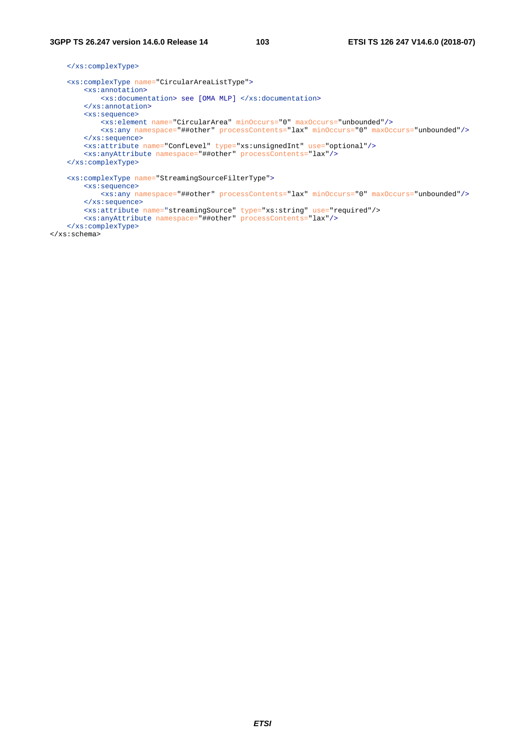```
    </xs:complexType>

    <xs:complexType name="CircularAreaListType">
        <xs:annotation>
            <xs:documentation> see [OMA MLP] </xs:documentation>
        </xs:annotation>
        <xs:sequence>
            <xs:element name="CircularArea" minOccurs="0" maxOccurs="unbounded"/>
            <xs:any namespace="##other" processContents="lax" minOccurs="0" maxOccurs="unbounded"/>
        </xs:sequence>
        <xs:attribute name="ConfLevel" type="xs:unsignedInt" use="optional"/>
        <xs:anyAttribute namespace="##other" processContents="lax"/>
    </xs:complexType>

    <xs:complexType name="StreamingSourceFilterType">
        <xs:sequence>
            <xs:any namespace="##other" processContents="lax" minOccurs="0" maxOccurs="unbounded"/>
        </xs:sequence>
        <xs:attribute name="streamingSource" type="xs:string" use="required"/>
        <xs:anyAttribute namespace="##other" processContents="lax"/>
    </xs:complexType>
</xs:schema>
```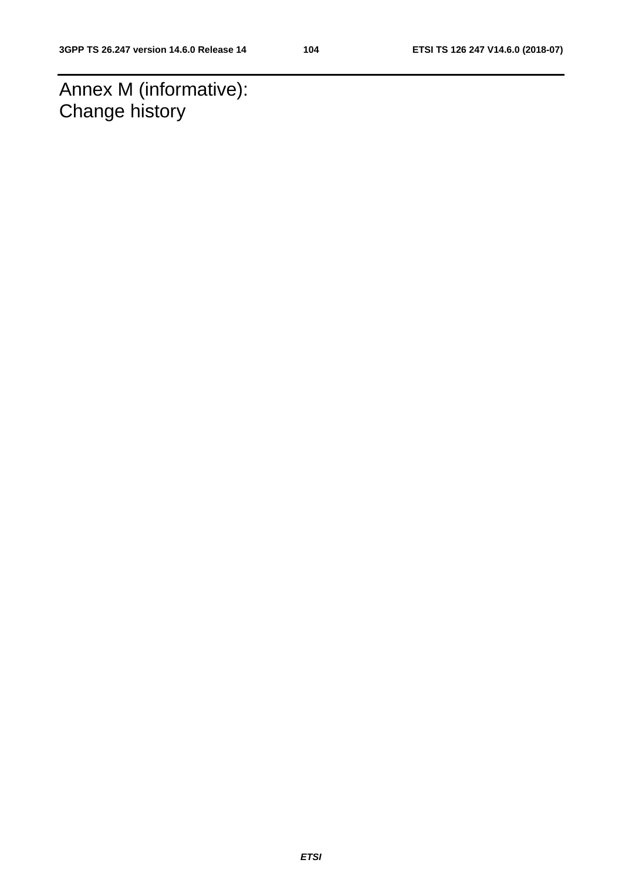# Annex M (informative): Change history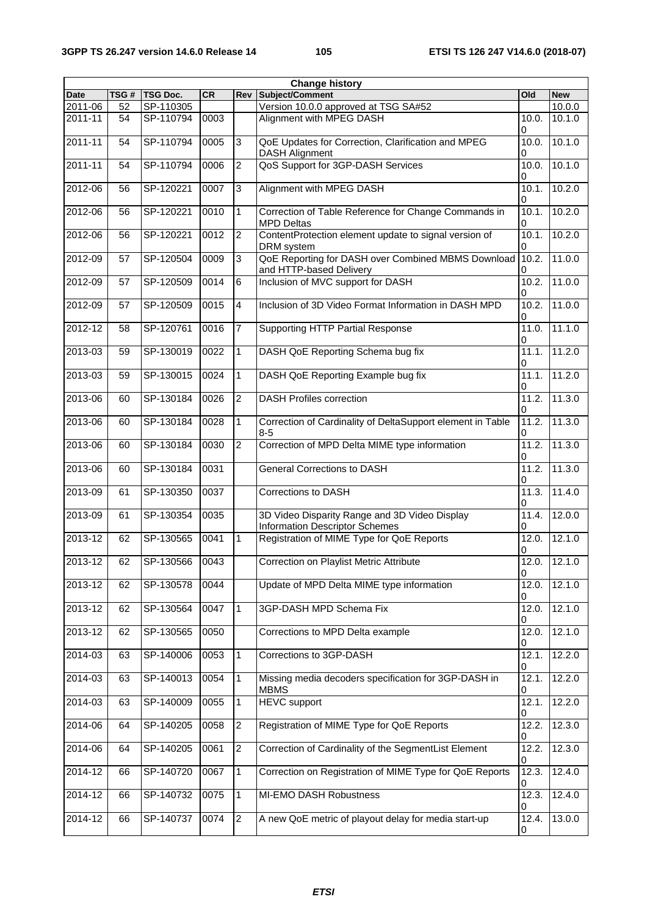| Change history | | | | | | | |
|---|---|---|---|---|---|---|---|
| Date | TSG # | TSG Doc. | CR | Rev | Subject/Comment | Old | New |
| 2011-06 | 52 | SP-110305 | | | Version 10.0.0 approved at TSG SA#52 | | 10.0.0 |
| 2011-11 | 54 | SP-110794 | 0003 | | Alignment with MPEG DASH | 10.0.0 | 10.1.0 |
| 2011-11 | 54 | SP-110794 | 0005 | 3 | QoE Updates for Correction, Clarification and MPEG DASH Alignment | 10.0.0 | 10.1.0 |
| 2011-11 | 54 | SP-110794 | 0006 | 2 | QoS Support for 3GP-DASH Services | 10.0.0 | 10.1.0 |
| 2012-06 | 56 | SP-120221 | 0007 | 3 | Alignment with MPEG DASH | 10.1.0 | 10.2.0 |
| 2012-06 | 56 | SP-120221 | 0010 | 1 | Correction of Table Reference for Change Commands in MPD Deltas | 10.1.0 | 10.2.0 |
| 2012-06 | 56 | SP-120221 | 0012 | 2 | ContentProtection element update to signal version of DRM system | 10.1.0 | 10.2.0 |
| 2012-09 | 57 | SP-120504 | 0009 | 3 | QoE Reporting for DASH over Combined MBMS Download and HTTP-based Delivery | 10.2.0 | 11.0.0 |
| 2012-09 | 57 | SP-120509 | 0014 | 6 | Inclusion of MVC support for DASH | 10.2.0 | 11.0.0 |
| 2012-09 | 57 | SP-120509 | 0015 | 4 | Inclusion of 3D Video Format Information in DASH MPD | 10.2.0 | 11.0.0 |
| 2012-12 | 58 | SP-120761 | 0016 | 7 | Supporting HTTP Partial Response | 11.0.0 | 11.1.0 |
| 2013-03 | 59 | SP-130019 | 0022 | 1 | DASH QoE Reporting Schema bug fix | 11.1.0 | 11.2.0 |
| 2013-03 | 59 | SP-130015 | 0024 | 1 | DASH QoE Reporting Example bug fix | 11.1.0 | 11.2.0 |
| 2013-06 | 60 | SP-130184 | 0026 | 2 | DASH Profiles correction | 11.2.0 | 11.3.0 |
| 2013-06 | 60 | SP-130184 | 0028 | 1 | Correction of Cardinality of DeltaSupport element in Table 8-5 | 11.2.0 | 11.3.0 |
| 2013-06 | 60 | SP-130184 | 0030 | 2 | Correction of MPD Delta MIME type information | 11.2.0 | 11.3.0 |
| 2013-06 | 60 | SP-130184 | 0031 | | General Corrections to DASH | 11.2.0 | 11.3.0 |
| 2013-09 | 61 | SP-130350 | 0037 | | Corrections to DASH | 11.3.0 | 11.4.0 |
| 2013-09 | 61 | SP-130354 | 0035 | | 3D Video Disparity Range and 3D Video Display Information Descriptor Schemes | 11.4.0 | 12.0.0 |
| 2013-12 | 62 | SP-130565 | 0041 | 1 | Registration of MIME Type for QoE Reports | 12.0.0 | 12.1.0 |
| 2013-12 | 62 | SP-130566 | 0043 | | Correction on Playlist Metric Attribute | 12.0.0 | 12.1.0 |
| 2013-12 | 62 | SP-130578 | 0044 | | Update of MPD Delta MIME type information | 12.0.0 | 12.1.0 |
| 2013-12 | 62 | SP-130564 | 0047 | 1 | 3GP-DASH MPD Schema Fix | 12.0.0 | 12.1.0 |
| 2013-12 | 62 | SP-130565 | 0050 | | Corrections to MPD Delta example | 12.0.0 | 12.1.0 |
| 2014-03 | 63 | SP-140006 | 0053 | 1 | Corrections to 3GP-DASH | 12.1.0 | 12.2.0 |
| 2014-03 | 63 | SP-140013 | 0054 | 1 | Missing media decoders specification for 3GP-DASH in MBMS | 12.1.0 | 12.2.0 |
| 2014-03 | 63 | SP-140009 | 0055 | 1 | HEVC support | 12.1.0 | 12.2.0 |
| 2014-06 | 64 | SP-140205 | 0058 | 2 | Registration of MIME Type for QoE Reports | 12.2.0 | 12.3.0 |
| 2014-06 | 64 | SP-140205 | 0061 | 2 | Correction of Cardinality of the SegmentList Element | 12.2.0 | 12.3.0 |
| 2014-12 | 66 | SP-140720 | 0067 | 1 | Correction on Registration of MIME Type for QoE Reports | 12.3.0 | 12.4.0 |
| 2014-12 | 66 | SP-140732 | 0075 | 1 | MI-EMO DASH Robustness | 12.3.0 | 12.4.0 |
| 2014-12 | 66 | SP-140737 | 0074 | 2 | A new QoE metric of playout delay for media start-up | 12.4.0 | 13.0.0 |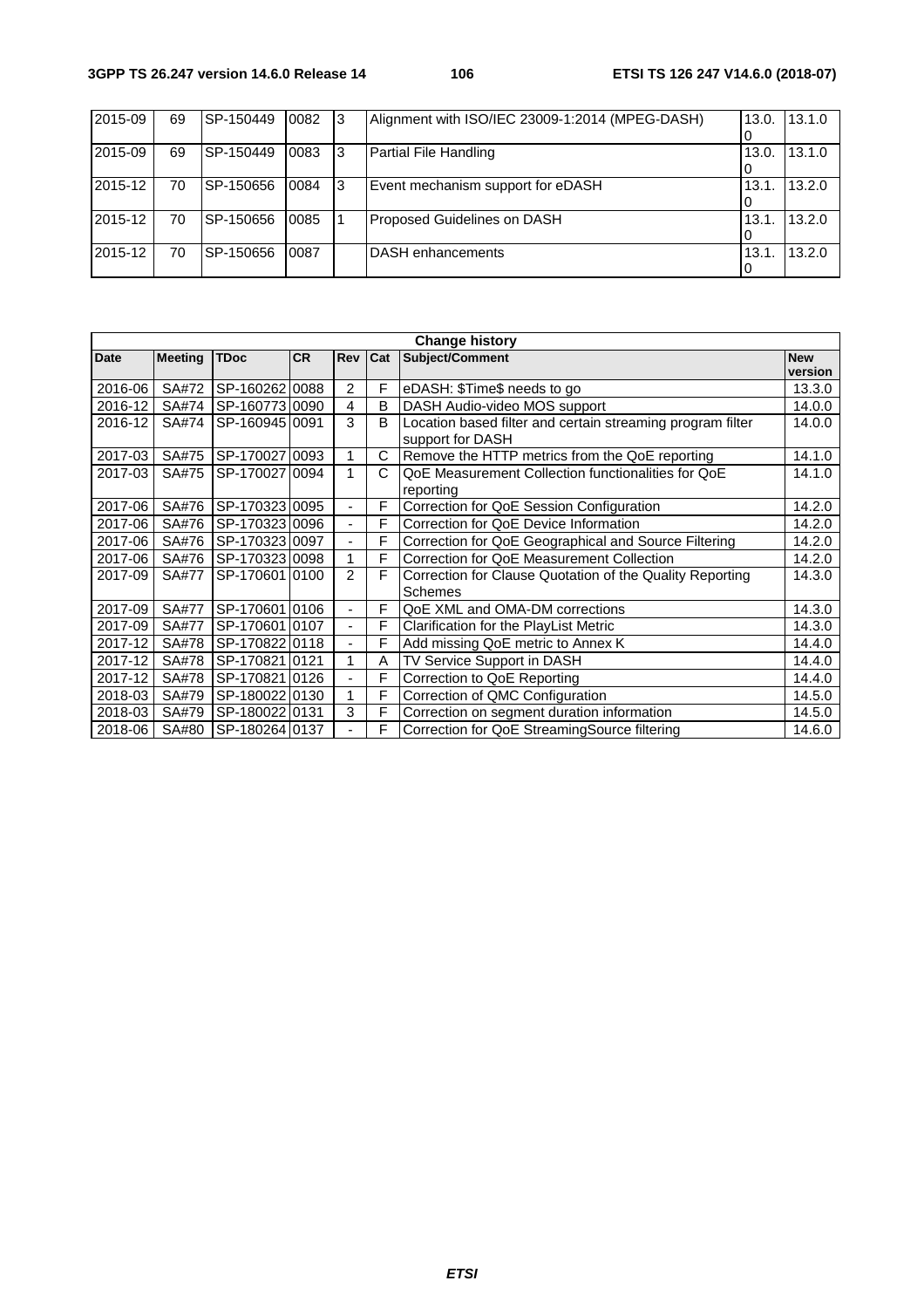| 2015-09 | 69 | SP-150449 | 0082 | 3 | Alignment with ISO/IEC 23009-1:2014 (MPEG-DASH) | 13.0.0 | 13.1.0 |
|---|---|---|---|---|---|---|---|
| 2015-09 | 69 | SP-150449 | 0083 | 3 | Partial File Handling | 13.0.0 | 13.1.0 |
| 2015-12 | 70 | SP-150656 | 0084 | 3 | Event mechanism support for eDASH | 13.1.0 | 13.2.0 |
| 2015-12 | 70 | SP-150656 | 0085 | 1 | Proposed Guidelines on DASH | 13.1.0 | 13.2.0 |
| 2015-12 | 70 | SP-150656 | 0087 | | DASH enhancements | 13.1.0 | 13.2.0 |

| Change history | | | | | | | |
|---|---|---|---|---|---|---|---|
| **Date** | **Meeting** | **TDoc** | **CR** | **Rev** | **Cat** | **Subject/Comment** | **New version** |
| 2016-06 | SA#72 | SP-160262 | 0088 | 2 | F | eDASH: $Time$ needs to go | 13.3.0 |
| 2016-12 | SA#74 | SP-160773 | 0090 | 4 | B | DASH Audio-video MOS support | 14.0.0 |
| 2016-12 | SA#74 | SP-160945 | 0091 | 3 | B | Location based filter and certain streaming program filter support for DASH | 14.0.0 |
| 2017-03 | SA#75 | SP-170027 | 0093 | 1 | C | Remove the HTTP metrics from the QoE reporting | 14.1.0 |
| 2017-03 | SA#75 | SP-170027 | 0094 | 1 | C | QoE Measurement Collection functionalities for QoE reporting | 14.1.0 |
| 2017-06 | SA#76 | SP-170323 | 0095 | - | F | Correction for QoE Session Configuration | 14.2.0 |
| 2017-06 | SA#76 | SP-170323 | 0096 | - | F | Correction for QoE Device Information | 14.2.0 |
| 2017-06 | SA#76 | SP-170323 | 0097 | - | F | Correction for QoE Geographical and Source Filtering | 14.2.0 |
| 2017-06 | SA#76 | SP-170323 | 0098 | 1 | F | Correction for QoE Measurement Collection | 14.2.0 |
| 2017-09 | SA#77 | SP-170601 | 0100 | 2 | F | Correction for Clause Quotation of the Quality Reporting Schemes | 14.3.0 |
| 2017-09 | SA#77 | SP-170601 | 0106 | - | F | QoE XML and OMA-DM corrections | 14.3.0 |
| 2017-09 | SA#77 | SP-170601 | 0107 | - | F | Clarification for the PlayList Metric | 14.3.0 |
| 2017-12 | SA#78 | SP-170822 | 0118 | - | F | Add missing QoE metric to Annex K | 14.4.0 |
| 2017-12 | SA#78 | SP-170821 | 0121 | 1 | A | TV Service Support in DASH | 14.4.0 |
| 2017-12 | SA#78 | SP-170821 | 0126 | - | F | Correction to QoE Reporting | 14.4.0 |
| 2018-03 | SA#79 | SP-180022 | 0130 | 1 | F | Correction of QMC Configuration | 14.5.0 |
| 2018-03 | SA#79 | SP-180022 | 0131 | 3 | F | Correction on segment duration information | 14.5.0 |
| 2018-06 | SA#80 | SP-180264 | 0137 | - | F | Correction for QoE StreamingSource filtering | 14.6.0 |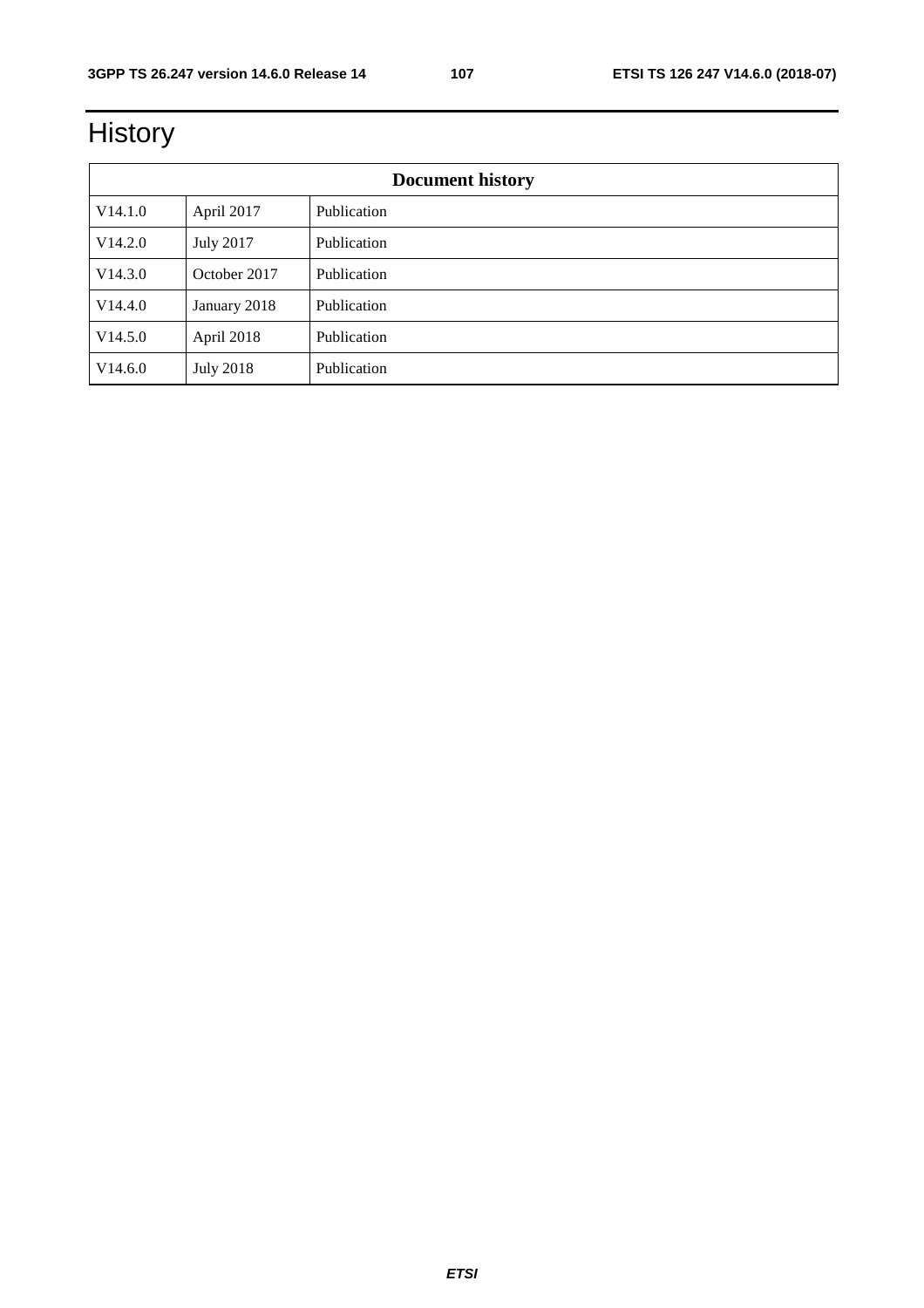# History

| Document history | | |
|---|---|---|
| V14.1.0 | April 2017 | Publication |
| V14.2.0 | July 2017 | Publication |
| V14.3.0 | October 2017 | Publication |
| V14.4.0 | January 2018 | Publication |
| V14.5.0 | April 2018 | Publication |
| V14.6.0 | July 2018 | Publication |